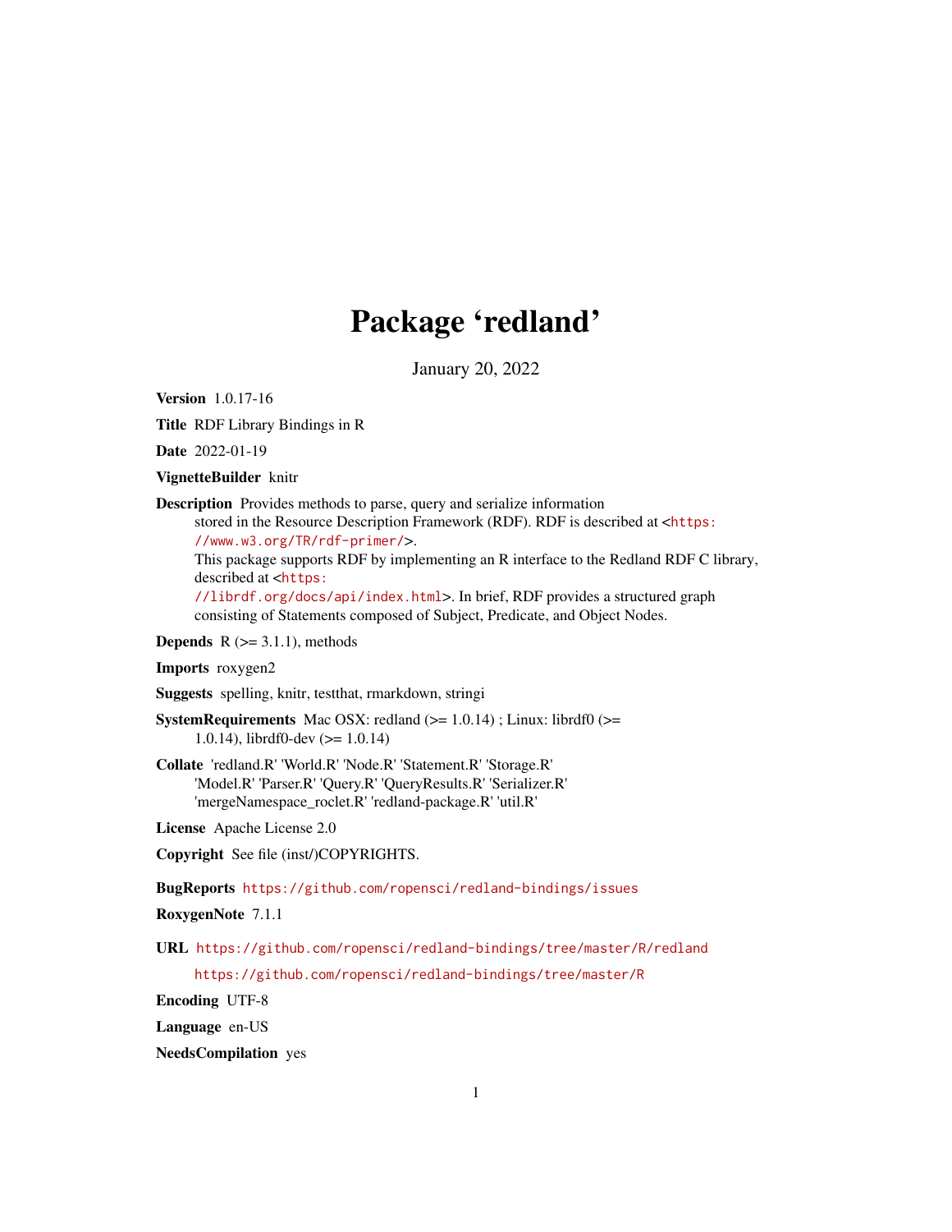# Package 'redland'

January 20, 2022

**Version** 1.0.17-16

**Title** RDF Library Bindings in R

**Date** 2022-01-19

**VignetteBuilder** knitr

**Description** Provides methods to parse, query and serialize information stored in the Resource Description Framework (RDF). RDF is described at <https://www.w3.org/TR/rdf-primer/>. This package supports RDF by implementing an R interface to the Redland RDF C library, described at <https://librdf.org/docs/api/index.html>. In brief, RDF provides a structured graph consisting of Statements composed of Subject, Predicate, and Object Nodes.

**Depends** R (>= 3.1.1), methods

**Imports** roxygen2

**Suggests** spelling, knitr, testthat, rmarkdown, stringi

**SystemRequirements** Mac OSX: redland (>= 1.0.14) ; Linux: librdf0 (>= 1.0.14), librdf0-dev (>= 1.0.14)

**Collate** 'redland.R' 'World.R' 'Node.R' 'Statement.R' 'Storage.R' 'Model.R' 'Parser.R' 'Query.R' 'QueryResults.R' 'Serializer.R' 'mergeNamespace_roclet.R' 'redland-package.R' 'util.R'

**License** Apache License 2.0

**Copyright** See file (inst/)COPYRIGHTS.

**BugReports** https://github.com/ropensci/redland-bindings/issues

**RoxygenNote** 7.1.1

**URL** https://github.com/ropensci/redland-bindings/tree/master/R/redland

https://github.com/ropensci/redland-bindings/tree/master/R

**Encoding** UTF-8

**Language** en-US

**NeedsCompilation** yes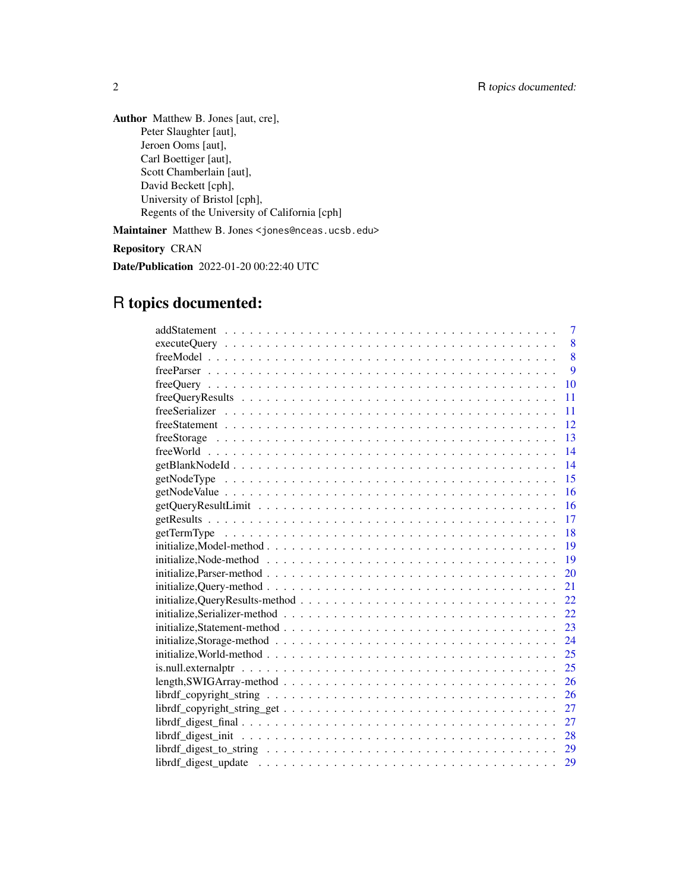**Author** Matthew B. Jones [aut, cre],
Peter Slaughter [aut],
Jeroen Ooms [aut],
Carl Boettiger [aut],
Scott Chamberlain [aut],
David Beckett [cph],
University of Bristol [cph],
Regents of the University of California [cph]

**Maintainer** Matthew B. Jones <jones@nceas.ucsb.edu>

**Repository** CRAN

**Date/Publication** 2022-01-20 00:22:40 UTC

# R topics documented:

| | |
|---|---|
| addStatement | 7 |
| executeQuery | 8 |
| freeModel | 8 |
| freeParser | 9 |
| freeQuery | 10 |
| freeQueryResults | 11 |
| freeSerializer | 11 |
| freeStatement | 12 |
| freeStorage | 13 |
| freeWorld | 14 |
| getBlankNodeId | 14 |
| getNodeType | 15 |
| getNodeValue | 16 |
| getQueryResultLimit | 16 |
| getResults | 17 |
| getTermType | 18 |
| initialize,Model-method | 19 |
| initialize,Node-method | 19 |
| initialize,Parser-method | 20 |
| initialize,Query-method | 21 |
| initialize,QueryResults-method | 22 |
| initialize,Serializer-method | 22 |
| initialize,Statement-method | 23 |
| initialize,Storage-method | 24 |
| initialize,World-method | 25 |
| is.null.externalptr | 25 |
| length,SWIGArray-method | 26 |
| librdf_copyright_string | 26 |
| librdf_copyright_string_get | 27 |
| librdf_digest_final | 27 |
| librdf_digest_init | 28 |
| librdf_digest_to_string | 29 |
| librdf_digest_update | 29 |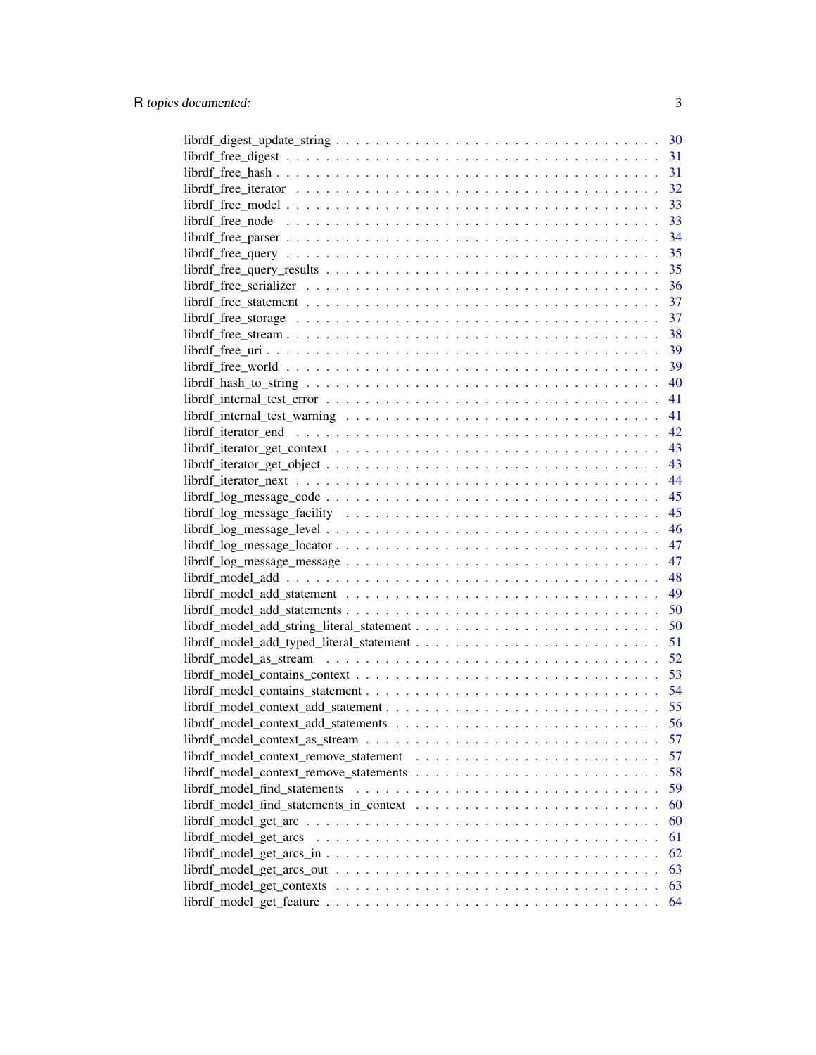librdf_digest_update_string . . . . . . . . . . . . . . . . . . . . . . . . . . . . . . 30
librdf_free_digest . . . . . . . . . . . . . . . . . . . . . . . . . . . . . . . . . . . 31
librdf_free_hash . . . . . . . . . . . . . . . . . . . . . . . . . . . . . . . . . . . . 31
librdf_free_iterator . . . . . . . . . . . . . . . . . . . . . . . . . . . . . . . . . . 32
librdf_free_model . . . . . . . . . . . . . . . . . . . . . . . . . . . . . . . . . . . 33
librdf_free_node . . . . . . . . . . . . . . . . . . . . . . . . . . . . . . . . . . . . 33
librdf_free_parser . . . . . . . . . . . . . . . . . . . . . . . . . . . . . . . . . . . 34
librdf_free_query . . . . . . . . . . . . . . . . . . . . . . . . . . . . . . . . . . . 35
librdf_free_query_results . . . . . . . . . . . . . . . . . . . . . . . . . . . . . . . 35
librdf_free_serializer . . . . . . . . . . . . . . . . . . . . . . . . . . . . . . . . . 36
librdf_free_statement . . . . . . . . . . . . . . . . . . . . . . . . . . . . . . . . . 37
librdf_free_storage . . . . . . . . . . . . . . . . . . . . . . . . . . . . . . . . . . 37
librdf_free_stream . . . . . . . . . . . . . . . . . . . . . . . . . . . . . . . . . . . 38
librdf_free_uri . . . . . . . . . . . . . . . . . . . . . . . . . . . . . . . . . . . . . 39
librdf_free_world . . . . . . . . . . . . . . . . . . . . . . . . . . . . . . . . . . . 39
librdf_hash_to_string . . . . . . . . . . . . . . . . . . . . . . . . . . . . . . . . . 40
librdf_internal_test_error . . . . . . . . . . . . . . . . . . . . . . . . . . . . . . . 41
librdf_internal_test_warning . . . . . . . . . . . . . . . . . . . . . . . . . . . . . . 41
librdf_iterator_end . . . . . . . . . . . . . . . . . . . . . . . . . . . . . . . . . . 42
librdf_iterator_get_context . . . . . . . . . . . . . . . . . . . . . . . . . . . . . . 43
librdf_iterator_get_object . . . . . . . . . . . . . . . . . . . . . . . . . . . . . . . 43
librdf_iterator_next . . . . . . . . . . . . . . . . . . . . . . . . . . . . . . . . . . 44
librdf_log_message_code . . . . . . . . . . . . . . . . . . . . . . . . . . . . . . . . 45
librdf_log_message_facility . . . . . . . . . . . . . . . . . . . . . . . . . . . . . . . 45
librdf_log_message_level . . . . . . . . . . . . . . . . . . . . . . . . . . . . . . . . 46
librdf_log_message_locator . . . . . . . . . . . . . . . . . . . . . . . . . . . . . . . 47
librdf_log_message_message . . . . . . . . . . . . . . . . . . . . . . . . . . . . . . . 47
librdf_model_add . . . . . . . . . . . . . . . . . . . . . . . . . . . . . . . . . . . . 48
librdf_model_add_statement . . . . . . . . . . . . . . . . . . . . . . . . . . . . . . . 49
librdf_model_add_statements . . . . . . . . . . . . . . . . . . . . . . . . . . . . . . . 50
librdf_model_add_string_literal_statement . . . . . . . . . . . . . . . . . . . . . . . 50
librdf_model_add_typed_literal_statement . . . . . . . . . . . . . . . . . . . . . . . . 51
librdf_model_as_stream . . . . . . . . . . . . . . . . . . . . . . . . . . . . . . . . . 52
librdf_model_contains_context . . . . . . . . . . . . . . . . . . . . . . . . . . . . . . 53
librdf_model_contains_statement . . . . . . . . . . . . . . . . . . . . . . . . . . . . . 54
librdf_model_context_add_statement . . . . . . . . . . . . . . . . . . . . . . . . . . . 55
librdf_model_context_add_statements . . . . . . . . . . . . . . . . . . . . . . . . . . . 56
librdf_model_context_as_stream . . . . . . . . . . . . . . . . . . . . . . . . . . . . . 57
librdf_model_context_remove_statement . . . . . . . . . . . . . . . . . . . . . . . . . . 57
librdf_model_context_remove_statements . . . . . . . . . . . . . . . . . . . . . . . . . 58
librdf_model_find_statements . . . . . . . . . . . . . . . . . . . . . . . . . . . . . . 59
librdf_model_find_statements_in_context . . . . . . . . . . . . . . . . . . . . . . . . 60
librdf_model_get_arc . . . . . . . . . . . . . . . . . . . . . . . . . . . . . . . . . . 60
librdf_model_get_arcs . . . . . . . . . . . . . . . . . . . . . . . . . . . . . . . . . . 61
librdf_model_get_arcs_in . . . . . . . . . . . . . . . . . . . . . . . . . . . . . . . . 62
librdf_model_get_arcs_out . . . . . . . . . . . . . . . . . . . . . . . . . . . . . . . . 63
librdf_model_get_contexts . . . . . . . . . . . . . . . . . . . . . . . . . . . . . . . . 63
librdf_model_get_feature . . . . . . . . . . . . . . . . . . . . . . . . . . . . . . . . 64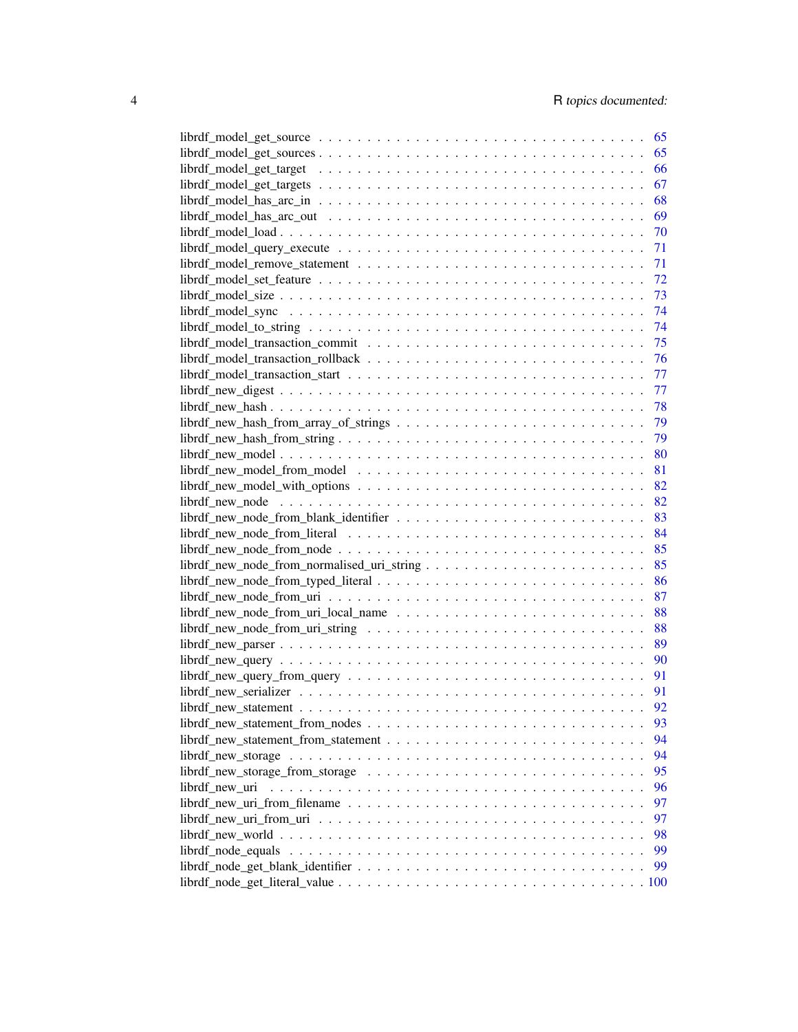librdf_model_get_source . . . . . . . . . . . . . . . . . . . . . . . . . . . . . . . 65
librdf_model_get_sources . . . . . . . . . . . . . . . . . . . . . . . . . . . . . . . 65
librdf_model_get_target . . . . . . . . . . . . . . . . . . . . . . . . . . . . . . . 66
librdf_model_get_targets . . . . . . . . . . . . . . . . . . . . . . . . . . . . . . . 67
librdf_model_has_arc_in . . . . . . . . . . . . . . . . . . . . . . . . . . . . . . . 68
librdf_model_has_arc_out . . . . . . . . . . . . . . . . . . . . . . . . . . . . . . . 69
librdf_model_load . . . . . . . . . . . . . . . . . . . . . . . . . . . . . . . 70
librdf_model_query_execute . . . . . . . . . . . . . . . . . . . . . . . . . . . . . . . 71
librdf_model_remove_statement . . . . . . . . . . . . . . . . . . . . . . . . . . . . . . . 71
librdf_model_set_feature . . . . . . . . . . . . . . . . . . . . . . . . . . . . . . . 72
librdf_model_size . . . . . . . . . . . . . . . . . . . . . . . . . . . . . . . 73
librdf_model_sync . . . . . . . . . . . . . . . . . . . . . . . . . . . . . . . 74
librdf_model_to_string . . . . . . . . . . . . . . . . . . . . . . . . . . . . . . . 74
librdf_model_transaction_commit . . . . . . . . . . . . . . . . . . . . . . . . . . . . . . . 75
librdf_model_transaction_rollback . . . . . . . . . . . . . . . . . . . . . . . . . . . . . . . 76
librdf_model_transaction_start . . . . . . . . . . . . . . . . . . . . . . . . . . . . . . . 77
librdf_new_digest . . . . . . . . . . . . . . . . . . . . . . . . . . . . . . . 77
librdf_new_hash . . . . . . . . . . . . . . . . . . . . . . . . . . . . . . . 78
librdf_new_hash_from_array_of_strings . . . . . . . . . . . . . . . . . . . . . . . . . . . . . . . 79
librdf_new_hash_from_string . . . . . . . . . . . . . . . . . . . . . . . . . . . . . . . 79
librdf_new_model . . . . . . . . . . . . . . . . . . . . . . . . . . . . . . . 80
librdf_new_model_from_model . . . . . . . . . . . . . . . . . . . . . . . . . . . . . . . 81
librdf_new_model_with_options . . . . . . . . . . . . . . . . . . . . . . . . . . . . . . . 82
librdf_new_node . . . . . . . . . . . . . . . . . . . . . . . . . . . . . . . 82
librdf_new_node_from_blank_identifier . . . . . . . . . . . . . . . . . . . . . . . . . . . . . . . 83
librdf_new_node_from_literal . . . . . . . . . . . . . . . . . . . . . . . . . . . . . . . 84
librdf_new_node_from_node . . . . . . . . . . . . . . . . . . . . . . . . . . . . . . . 85
librdf_new_node_from_normalised_uri_string . . . . . . . . . . . . . . . . . . . . . . . . . . . . . . . 85
librdf_new_node_from_typed_literal . . . . . . . . . . . . . . . . . . . . . . . . . . . . . . . 86
librdf_new_node_from_uri . . . . . . . . . . . . . . . . . . . . . . . . . . . . . . . 87
librdf_new_node_from_uri_local_name . . . . . . . . . . . . . . . . . . . . . . . . . . . . . . . 88
librdf_new_node_from_uri_string . . . . . . . . . . . . . . . . . . . . . . . . . . . . . . . 88
librdf_new_parser . . . . . . . . . . . . . . . . . . . . . . . . . . . . . . . 89
librdf_new_query . . . . . . . . . . . . . . . . . . . . . . . . . . . . . . . 90
librdf_new_query_from_query . . . . . . . . . . . . . . . . . . . . . . . . . . . . . . . 91
librdf_new_serializer . . . . . . . . . . . . . . . . . . . . . . . . . . . . . . . 91
librdf_new_statement . . . . . . . . . . . . . . . . . . . . . . . . . . . . . . . 92
librdf_new_statement_from_nodes . . . . . . . . . . . . . . . . . . . . . . . . . . . . . . . 93
librdf_new_statement_from_statement . . . . . . . . . . . . . . . . . . . . . . . . . . . . . . . 94
librdf_new_storage . . . . . . . . . . . . . . . . . . . . . . . . . . . . . . . 94
librdf_new_storage_from_storage . . . . . . . . . . . . . . . . . . . . . . . . . . . . . . . 95
librdf_new_uri . . . . . . . . . . . . . . . . . . . . . . . . . . . . . . . 96
librdf_new_uri_from_filename . . . . . . . . . . . . . . . . . . . . . . . . . . . . . . . 97
librdf_new_uri_from_uri . . . . . . . . . . . . . . . . . . . . . . . . . . . . . . . 97
librdf_new_world . . . . . . . . . . . . . . . . . . . . . . . . . . . . . . . 98
librdf_node_equals . . . . . . . . . . . . . . . . . . . . . . . . . . . . . . . 99
librdf_node_get_blank_identifier . . . . . . . . . . . . . . . . . . . . . . . . . . . . . . . 99
librdf_node_get_literal_value . . . . . . . . . . . . . . . . . . . . . . . . . . . . . . . 100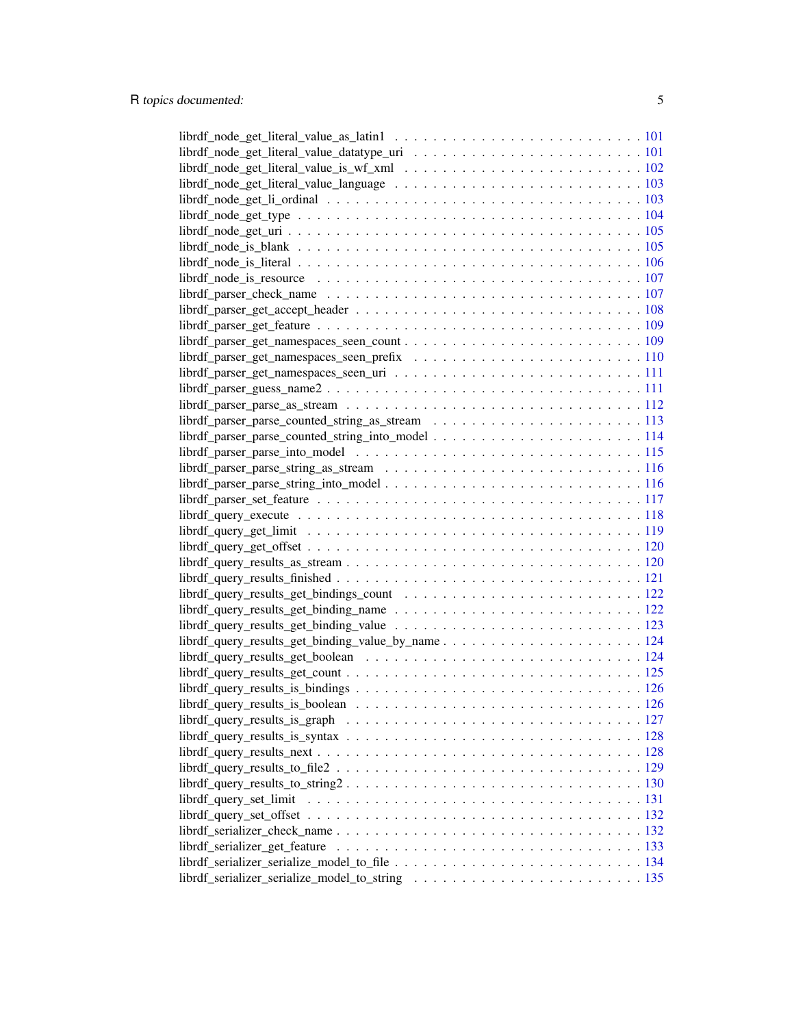librdf_node_get_literal_value_as_latin1 . . . . . . . . . . . . . . . . . . . . . . . . . 101
librdf_node_get_literal_value_datatype_uri . . . . . . . . . . . . . . . . . . . . . . . . 101
librdf_node_get_literal_value_is_wf_xml . . . . . . . . . . . . . . . . . . . . . . . . . 102
librdf_node_get_literal_value_language . . . . . . . . . . . . . . . . . . . . . . . . . 103
librdf_node_get_li_ordinal . . . . . . . . . . . . . . . . . . . . . . . . . . . . . . . 103
librdf_node_get_type . . . . . . . . . . . . . . . . . . . . . . . . . . . . . . . . . . 104
librdf_node_get_uri . . . . . . . . . . . . . . . . . . . . . . . . . . . . . . . . . . . 105
librdf_node_is_blank . . . . . . . . . . . . . . . . . . . . . . . . . . . . . . . . . . 105
librdf_node_is_literal . . . . . . . . . . . . . . . . . . . . . . . . . . . . . . . . . . 106
librdf_node_is_resource . . . . . . . . . . . . . . . . . . . . . . . . . . . . . . . . . 107
librdf_parser_check_name . . . . . . . . . . . . . . . . . . . . . . . . . . . . . . . . 107
librdf_parser_get_accept_header . . . . . . . . . . . . . . . . . . . . . . . . . . . . . 108
librdf_parser_get_feature . . . . . . . . . . . . . . . . . . . . . . . . . . . . . . . . 109
librdf_parser_get_namespaces_seen_count . . . . . . . . . . . . . . . . . . . . . . . . . 109
librdf_parser_get_namespaces_seen_prefix . . . . . . . . . . . . . . . . . . . . . . . . 110
librdf_parser_get_namespaces_seen_uri . . . . . . . . . . . . . . . . . . . . . . . . . . 111
librdf_parser_guess_name2 . . . . . . . . . . . . . . . . . . . . . . . . . . . . . . . . 111
librdf_parser_parse_as_stream . . . . . . . . . . . . . . . . . . . . . . . . . . . . . . 112
librdf_parser_parse_counted_string_as_stream . . . . . . . . . . . . . . . . . . . . . . 113
librdf_parser_parse_counted_string_into_model . . . . . . . . . . . . . . . . . . . . . . 114
librdf_parser_parse_into_model . . . . . . . . . . . . . . . . . . . . . . . . . . . . . . 115
librdf_parser_parse_string_as_stream . . . . . . . . . . . . . . . . . . . . . . . . . . 116
librdf_parser_parse_string_into_model . . . . . . . . . . . . . . . . . . . . . . . . . . 116
librdf_parser_set_feature . . . . . . . . . . . . . . . . . . . . . . . . . . . . . . . . 117
librdf_query_execute . . . . . . . . . . . . . . . . . . . . . . . . . . . . . . . . . . . 118
librdf_query_get_limit . . . . . . . . . . . . . . . . . . . . . . . . . . . . . . . . . . 119
librdf_query_get_offset . . . . . . . . . . . . . . . . . . . . . . . . . . . . . . . . . 120
librdf_query_results_as_stream . . . . . . . . . . . . . . . . . . . . . . . . . . . . . . 120
librdf_query_results_finished . . . . . . . . . . . . . . . . . . . . . . . . . . . . . . 121
librdf_query_results_get_bindings_count . . . . . . . . . . . . . . . . . . . . . . . . . 122
librdf_query_results_get_binding_name . . . . . . . . . . . . . . . . . . . . . . . . . . 122
librdf_query_results_get_binding_value . . . . . . . . . . . . . . . . . . . . . . . . . . 123
librdf_query_results_get_binding_value_by_name . . . . . . . . . . . . . . . . . . . . . . 124
librdf_query_results_get_boolean . . . . . . . . . . . . . . . . . . . . . . . . . . . . . 124
librdf_query_results_get_count . . . . . . . . . . . . . . . . . . . . . . . . . . . . . . 125
librdf_query_results_is_bindings . . . . . . . . . . . . . . . . . . . . . . . . . . . . . 126
librdf_query_results_is_boolean . . . . . . . . . . . . . . . . . . . . . . . . . . . . . 126
librdf_query_results_is_graph . . . . . . . . . . . . . . . . . . . . . . . . . . . . . . 127
librdf_query_results_is_syntax . . . . . . . . . . . . . . . . . . . . . . . . . . . . . . 128
librdf_query_results_next . . . . . . . . . . . . . . . . . . . . . . . . . . . . . . . . 128
librdf_query_results_to_file2 . . . . . . . . . . . . . . . . . . . . . . . . . . . . . . 129
librdf_query_results_to_string2 . . . . . . . . . . . . . . . . . . . . . . . . . . . . . 130
librdf_query_set_limit . . . . . . . . . . . . . . . . . . . . . . . . . . . . . . . . . . 131
librdf_query_set_offset . . . . . . . . . . . . . . . . . . . . . . . . . . . . . . . . . 132
librdf_serializer_check_name . . . . . . . . . . . . . . . . . . . . . . . . . . . . . . . 132
librdf_serializer_get_feature . . . . . . . . . . . . . . . . . . . . . . . . . . . . . . 133
librdf_serializer_serialize_model_to_file . . . . . . . . . . . . . . . . . . . . . . . . 134
librdf_serializer_serialize_model_to_string . . . . . . . . . . . . . . . . . . . . . . . 135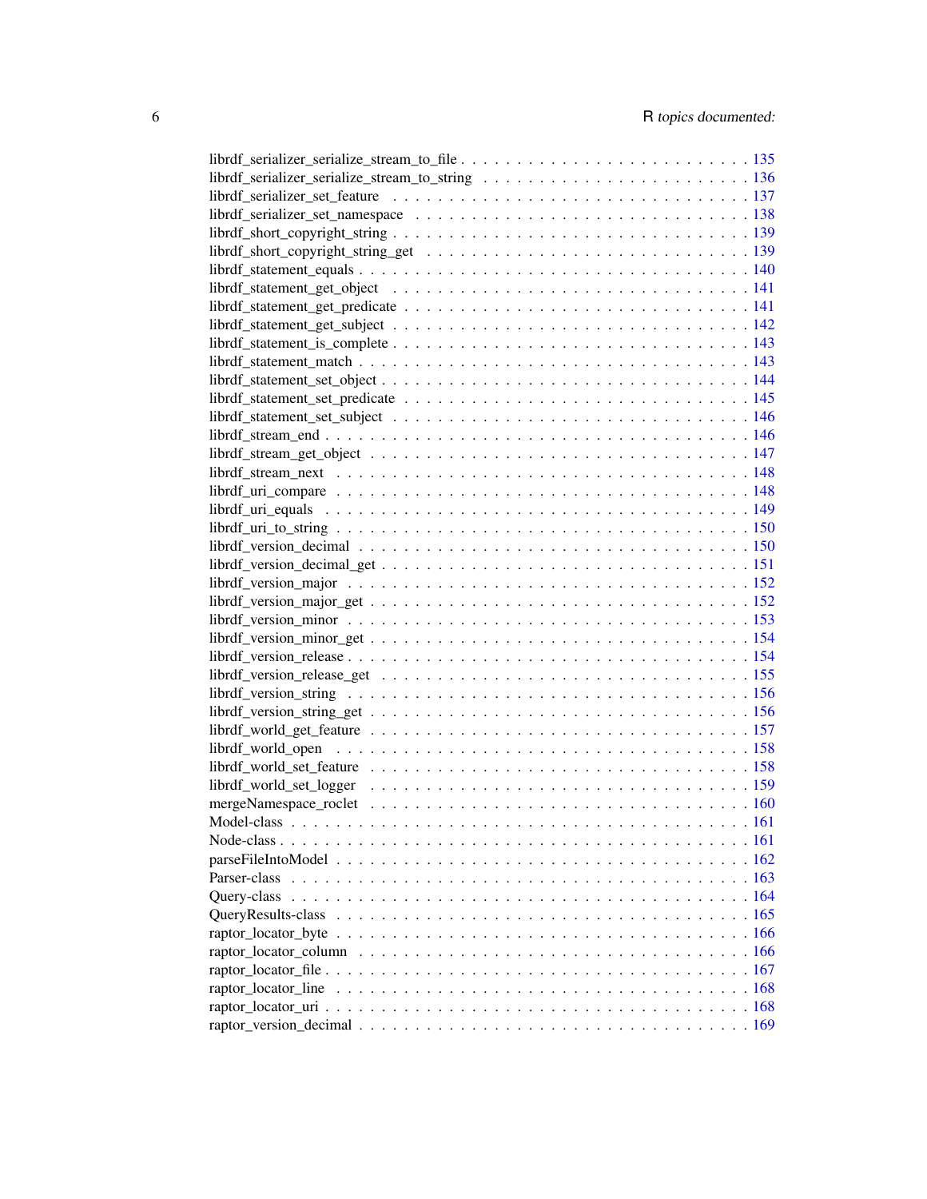librdf_serializer_serialize_stream_to_file . . . . . . . . . . . . . . . . . . . . . . . . . . 135
librdf_serializer_serialize_stream_to_string . . . . . . . . . . . . . . . . . . . . . . . . . 136
librdf_serializer_set_feature . . . . . . . . . . . . . . . . . . . . . . . . . . . . . . . . 137
librdf_serializer_set_namespace . . . . . . . . . . . . . . . . . . . . . . . . . . . . . . . 138
librdf_short_copyright_string . . . . . . . . . . . . . . . . . . . . . . . . . . . . . . . . 139
librdf_short_copyright_string_get . . . . . . . . . . . . . . . . . . . . . . . . . . . . . . 139
librdf_statement_equals . . . . . . . . . . . . . . . . . . . . . . . . . . . . . . . . . . . 140
librdf_statement_get_object . . . . . . . . . . . . . . . . . . . . . . . . . . . . . . . . . 141
librdf_statement_get_predicate . . . . . . . . . . . . . . . . . . . . . . . . . . . . . . . 141
librdf_statement_get_subject . . . . . . . . . . . . . . . . . . . . . . . . . . . . . . . . 142
librdf_statement_is_complete . . . . . . . . . . . . . . . . . . . . . . . . . . . . . . . . 143
librdf_statement_match . . . . . . . . . . . . . . . . . . . . . . . . . . . . . . . . . . . 143
librdf_statement_set_object . . . . . . . . . . . . . . . . . . . . . . . . . . . . . . . . . 144
librdf_statement_set_predicate . . . . . . . . . . . . . . . . . . . . . . . . . . . . . . . 145
librdf_statement_set_subject . . . . . . . . . . . . . . . . . . . . . . . . . . . . . . . . 146
librdf_stream_end . . . . . . . . . . . . . . . . . . . . . . . . . . . . . . . . . . . . . . 146
librdf_stream_get_object . . . . . . . . . . . . . . . . . . . . . . . . . . . . . . . . . . 147
librdf_stream_next . . . . . . . . . . . . . . . . . . . . . . . . . . . . . . . . . . . . . 148
librdf_uri_compare . . . . . . . . . . . . . . . . . . . . . . . . . . . . . . . . . . . . . 148
librdf_uri_equals . . . . . . . . . . . . . . . . . . . . . . . . . . . . . . . . . . . . . . 149
librdf_uri_to_string . . . . . . . . . . . . . . . . . . . . . . . . . . . . . . . . . . . . 150
librdf_version_decimal . . . . . . . . . . . . . . . . . . . . . . . . . . . . . . . . . . . 150
librdf_version_decimal_get . . . . . . . . . . . . . . . . . . . . . . . . . . . . . . . . . 151
librdf_version_major . . . . . . . . . . . . . . . . . . . . . . . . . . . . . . . . . . . . 152
librdf_version_major_get . . . . . . . . . . . . . . . . . . . . . . . . . . . . . . . . . . 152
librdf_version_minor . . . . . . . . . . . . . . . . . . . . . . . . . . . . . . . . . . . . 153
librdf_version_minor_get . . . . . . . . . . . . . . . . . . . . . . . . . . . . . . . . . . 154
librdf_version_release . . . . . . . . . . . . . . . . . . . . . . . . . . . . . . . . . . . 154
librdf_version_release_get . . . . . . . . . . . . . . . . . . . . . . . . . . . . . . . . . 155
librdf_version_string . . . . . . . . . . . . . . . . . . . . . . . . . . . . . . . . . . . . 156
librdf_version_string_get . . . . . . . . . . . . . . . . . . . . . . . . . . . . . . . . . . 156
librdf_world_get_feature . . . . . . . . . . . . . . . . . . . . . . . . . . . . . . . . . . 157
librdf_world_open . . . . . . . . . . . . . . . . . . . . . . . . . . . . . . . . . . . . . . 158
librdf_world_set_feature . . . . . . . . . . . . . . . . . . . . . . . . . . . . . . . . . . 158
librdf_world_set_logger . . . . . . . . . . . . . . . . . . . . . . . . . . . . . . . . . . . 159
mergeNamespace_roclet . . . . . . . . . . . . . . . . . . . . . . . . . . . . . . . . . . . 160
Model-class . . . . . . . . . . . . . . . . . . . . . . . . . . . . . . . . . . . . . . . . . 161
Node-class . . . . . . . . . . . . . . . . . . . . . . . . . . . . . . . . . . . . . . . . . . 161
parseFileIntoModel . . . . . . . . . . . . . . . . . . . . . . . . . . . . . . . . . . . . . 162
Parser-class . . . . . . . . . . . . . . . . . . . . . . . . . . . . . . . . . . . . . . . . . 163
Query-class . . . . . . . . . . . . . . . . . . . . . . . . . . . . . . . . . . . . . . . . . 164
QueryResults-class . . . . . . . . . . . . . . . . . . . . . . . . . . . . . . . . . . . . . 165
raptor_locator_byte . . . . . . . . . . . . . . . . . . . . . . . . . . . . . . . . . . . . . 166
raptor_locator_column . . . . . . . . . . . . . . . . . . . . . . . . . . . . . . . . . . . . 166
raptor_locator_file . . . . . . . . . . . . . . . . . . . . . . . . . . . . . . . . . . . . . 167
raptor_locator_line . . . . . . . . . . . . . . . . . . . . . . . . . . . . . . . . . . . . . 168
raptor_locator_uri . . . . . . . . . . . . . . . . . . . . . . . . . . . . . . . . . . . . . . 168
raptor_version_decimal . . . . . . . . . . . . . . . . . . . . . . . . . . . . . . . . . . . 169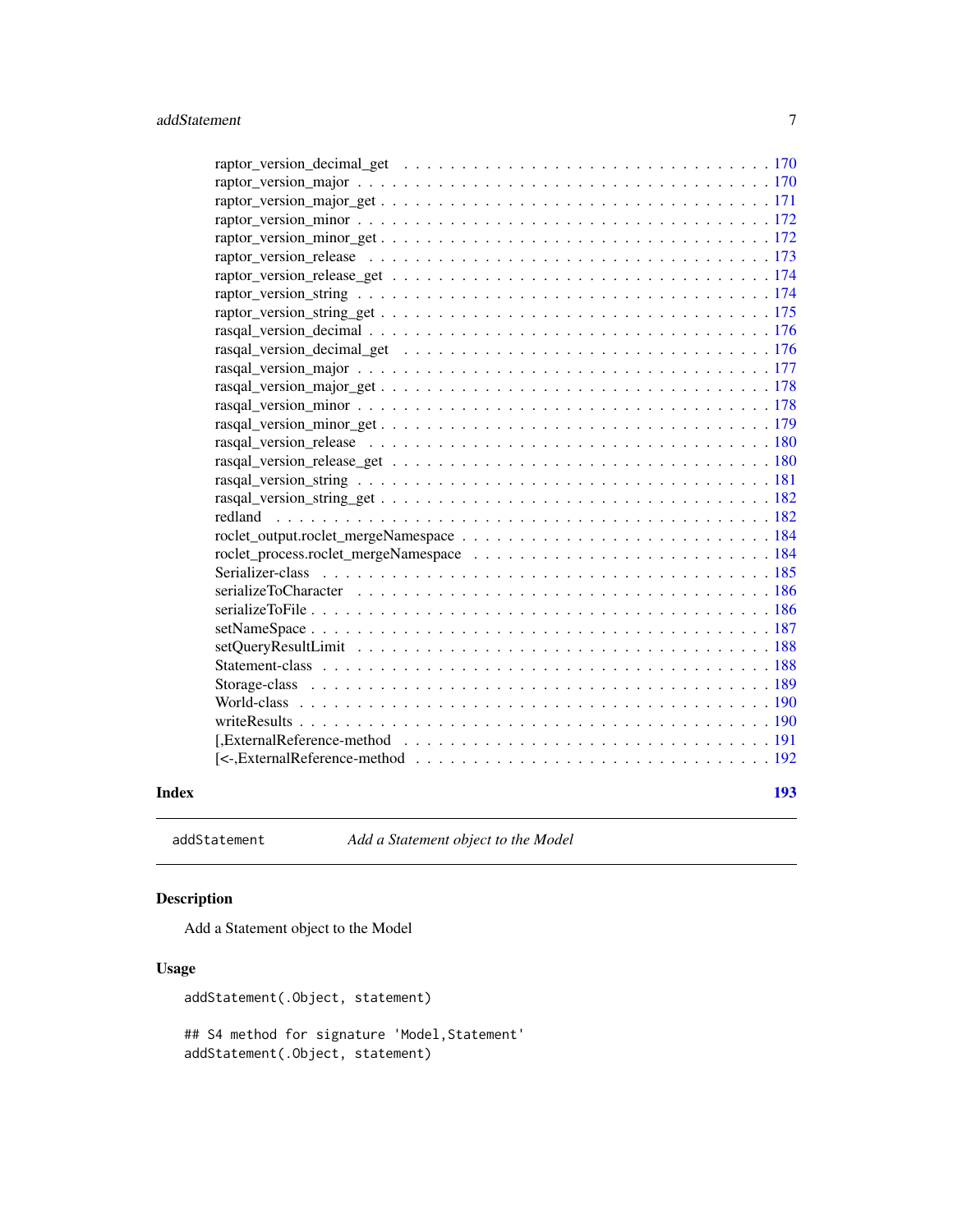raptor_version_decimal_get . . . . . . . . . . . . . . . . . . . . . . . . . . . . . . 170
raptor_version_major . . . . . . . . . . . . . . . . . . . . . . . . . . . . . . . . . . 170
raptor_version_major_get . . . . . . . . . . . . . . . . . . . . . . . . . . . . . . . . 171
raptor_version_minor . . . . . . . . . . . . . . . . . . . . . . . . . . . . . . . . . . 172
raptor_version_minor_get . . . . . . . . . . . . . . . . . . . . . . . . . . . . . . . . 172
raptor_version_release . . . . . . . . . . . . . . . . . . . . . . . . . . . . . . . . . 173
raptor_version_release_get . . . . . . . . . . . . . . . . . . . . . . . . . . . . . . . 174
raptor_version_string . . . . . . . . . . . . . . . . . . . . . . . . . . . . . . . . . . 174
raptor_version_string_get . . . . . . . . . . . . . . . . . . . . . . . . . . . . . . . . 175
rasqal_version_decimal . . . . . . . . . . . . . . . . . . . . . . . . . . . . . . . . . 176
rasqal_version_decimal_get . . . . . . . . . . . . . . . . . . . . . . . . . . . . . . . 176
rasqal_version_major . . . . . . . . . . . . . . . . . . . . . . . . . . . . . . . . . . 177
rasqal_version_major_get . . . . . . . . . . . . . . . . . . . . . . . . . . . . . . . . 178
rasqal_version_minor . . . . . . . . . . . . . . . . . . . . . . . . . . . . . . . . . . 178
rasqal_version_minor_get . . . . . . . . . . . . . . . . . . . . . . . . . . . . . . . . 179
rasqal_version_release . . . . . . . . . . . . . . . . . . . . . . . . . . . . . . . . . 180
rasqal_version_release_get . . . . . . . . . . . . . . . . . . . . . . . . . . . . . . . 180
rasqal_version_string . . . . . . . . . . . . . . . . . . . . . . . . . . . . . . . . . . 181
rasqal_version_string_get . . . . . . . . . . . . . . . . . . . . . . . . . . . . . . . . 182
redland . . . . . . . . . . . . . . . . . . . . . . . . . . . . . . . . . . . . . . . . . . 182
roclet_output.roclet_mergeNamespace . . . . . . . . . . . . . . . . . . . . . . . . . . 184
roclet_process.roclet_mergeNamespace . . . . . . . . . . . . . . . . . . . . . . . . . 184
Serializer-class . . . . . . . . . . . . . . . . . . . . . . . . . . . . . . . . . . . . . 185
serializeToCharacter . . . . . . . . . . . . . . . . . . . . . . . . . . . . . . . . . . 186
serializeToFile . . . . . . . . . . . . . . . . . . . . . . . . . . . . . . . . . . . . . 186
setNameSpace . . . . . . . . . . . . . . . . . . . . . . . . . . . . . . . . . . . . . . 187
setQueryResultLimit . . . . . . . . . . . . . . . . . . . . . . . . . . . . . . . . . . 188
Statement-class . . . . . . . . . . . . . . . . . . . . . . . . . . . . . . . . . . . . . 188
Storage-class . . . . . . . . . . . . . . . . . . . . . . . . . . . . . . . . . . . . . . 189
World-class . . . . . . . . . . . . . . . . . . . . . . . . . . . . . . . . . . . . . . . 190
writeResults . . . . . . . . . . . . . . . . . . . . . . . . . . . . . . . . . . . . . . 190
[,ExternalReference-method . . . . . . . . . . . . . . . . . . . . . . . . . . . . . . 191
[<-,ExternalReference-method . . . . . . . . . . . . . . . . . . . . . . . . . . . . . 192

**Index** **193**

---

`addStatement` *Add a Statement object to the Model*

---

## Description

Add a Statement object to the Model

## Usage

```
addStatement(.Object, statement)

## S4 method for signature 'Model,Statement'
addStatement(.Object, statement)
```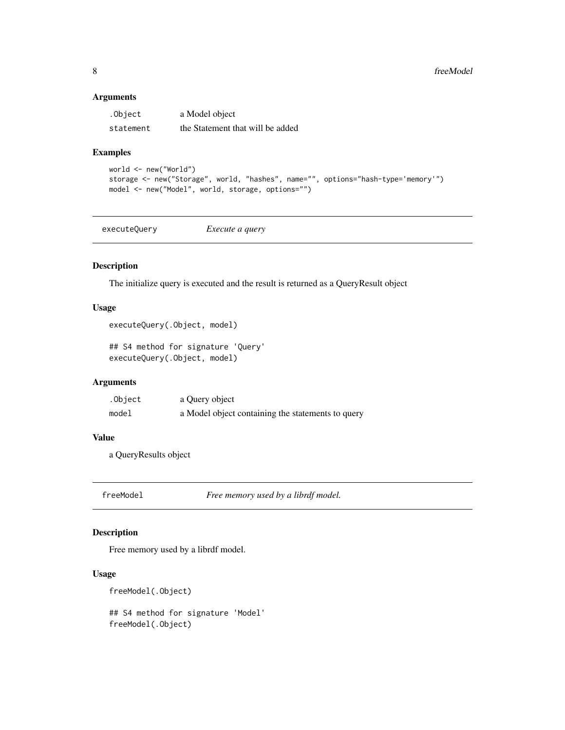### Arguments

| | |
|---|---|
| `.Object` | a Model object |
| `statement` | the Statement that will be added |

### Examples

```
world <- new("World")
storage <- new("Storage", world, "hashes", name="", options="hash-type='memory'")
model <- new("Model", world, storage, options="")
```

---

## `executeQuery` *Execute a query*

### Description

The initialize query is executed and the result is returned as a QueryResult object

### Usage

```
executeQuery(.Object, model)

## S4 method for signature 'Query'
executeQuery(.Object, model)
```

### Arguments

| | |
|---|---|
| `.Object` | a Query object |
| `model` | a Model object containing the statements to query |

### Value

a QueryResults object

---

## `freeModel` *Free memory used by a librdf model.*

### Description

Free memory used by a librdf model.

### Usage

```
freeModel(.Object)

## S4 method for signature 'Model'
freeModel(.Object)
```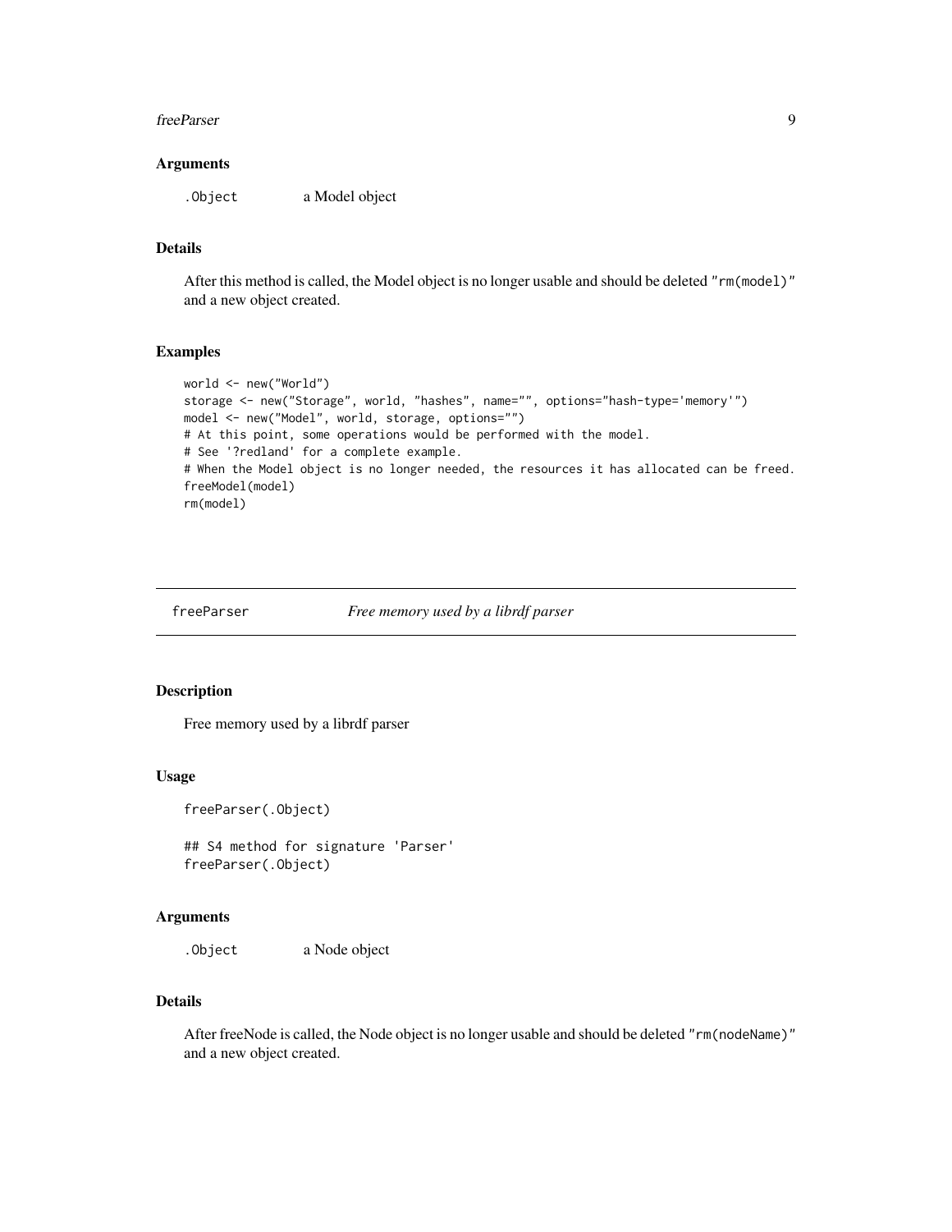### Arguments

.Object	a Model object

### Details

After this method is called, the Model object is no longer usable and should be deleted "rm(model)" and a new object created.

### Examples

```
world <- new("World")
storage <- new("Storage", world, "hashes", name="", options="hash-type='memory'")
model <- new("Model", world, storage, options="")
# At this point, some operations would be performed with the model.
# See '?redland' for a complete example.
# When the Model object is no longer needed, the resources it has allocated can be freed.
freeModel(model)
rm(model)
```

---

## freeParser	*Free memory used by a librdf parser*

---

### Description

Free memory used by a librdf parser

### Usage

```
freeParser(.Object)

## S4 method for signature 'Parser'
freeParser(.Object)
```

### Arguments

.Object	a Node object

### Details

After freeNode is called, the Node object is no longer usable and should be deleted "rm(nodeName)" and a new object created.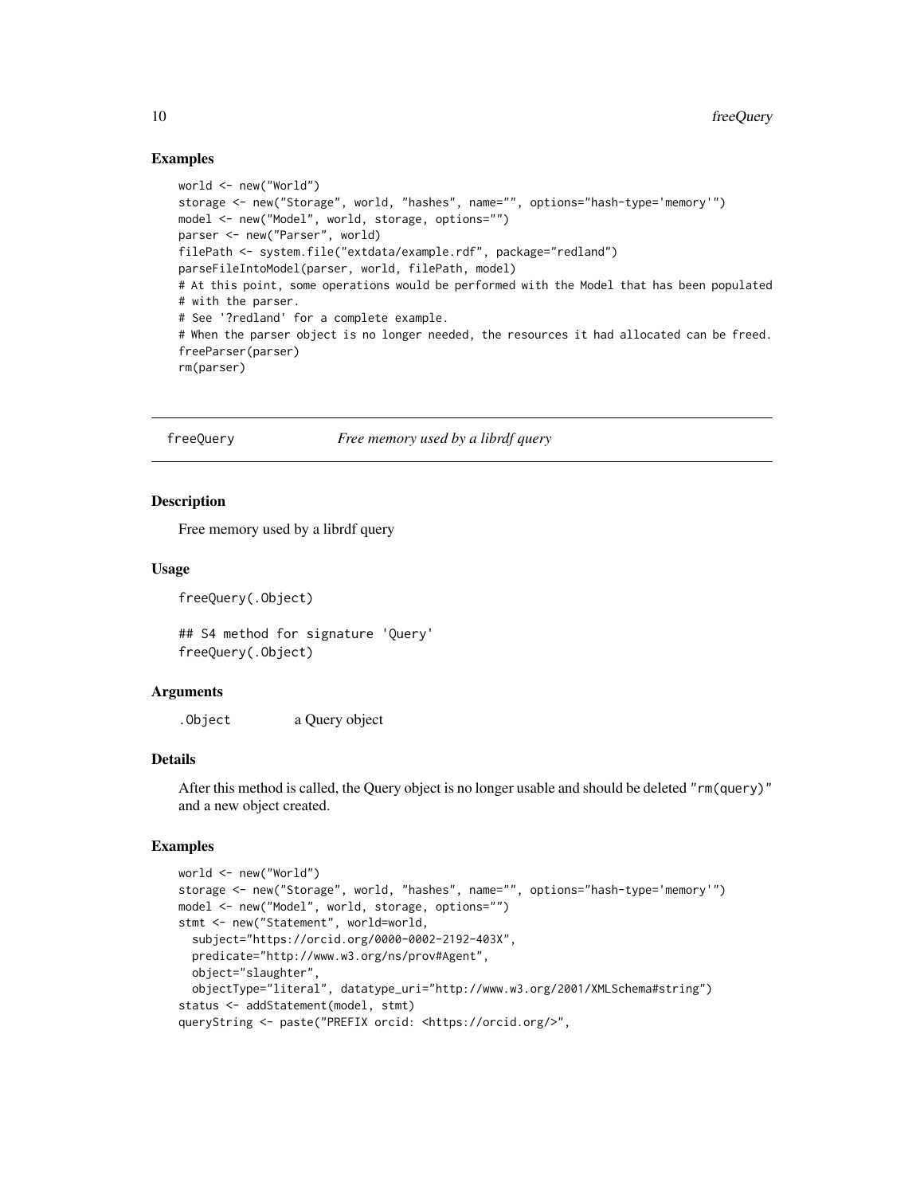### Examples

```
world <- new("World")
storage <- new("Storage", world, "hashes", name="", options="hash-type='memory'")
model <- new("Model", world, storage, options="")
parser <- new("Parser", world)
filePath <- system.file("extdata/example.rdf", package="redland")
parseFileIntoModel(parser, world, filePath, model)
# At this point, some operations would be performed with the Model that has been populated
# with the parser.
# See '?redland' for a complete example.
# When the parser object is no longer needed, the resources it had allocated can be freed.
freeParser(parser)
rm(parser)
```

---

## freeQuery *Free memory used by a librdf query*

### Description

Free memory used by a librdf query

### Usage

```
freeQuery(.Object)

## S4 method for signature 'Query'
freeQuery(.Object)
```

### Arguments

| | |
|---|---|
| `.Object` | a Query object |

### Details

After this method is called, the Query object is no longer usable and should be deleted "`rm(query)`" and a new object created.

### Examples

```
world <- new("World")
storage <- new("Storage", world, "hashes", name="", options="hash-type='memory'")
model <- new("Model", world, storage, options="")
stmt <- new("Statement", world=world,
  subject="https://orcid.org/0000-0002-2192-403X",
  predicate="http://www.w3.org/ns/prov#Agent",
  object="slaughter",
  objectType="literal", datatype_uri="http://www.w3.org/2001/XMLSchema#string")
status <- addStatement(model, stmt)
queryString <- paste("PREFIX orcid: <https://orcid.org/>",
```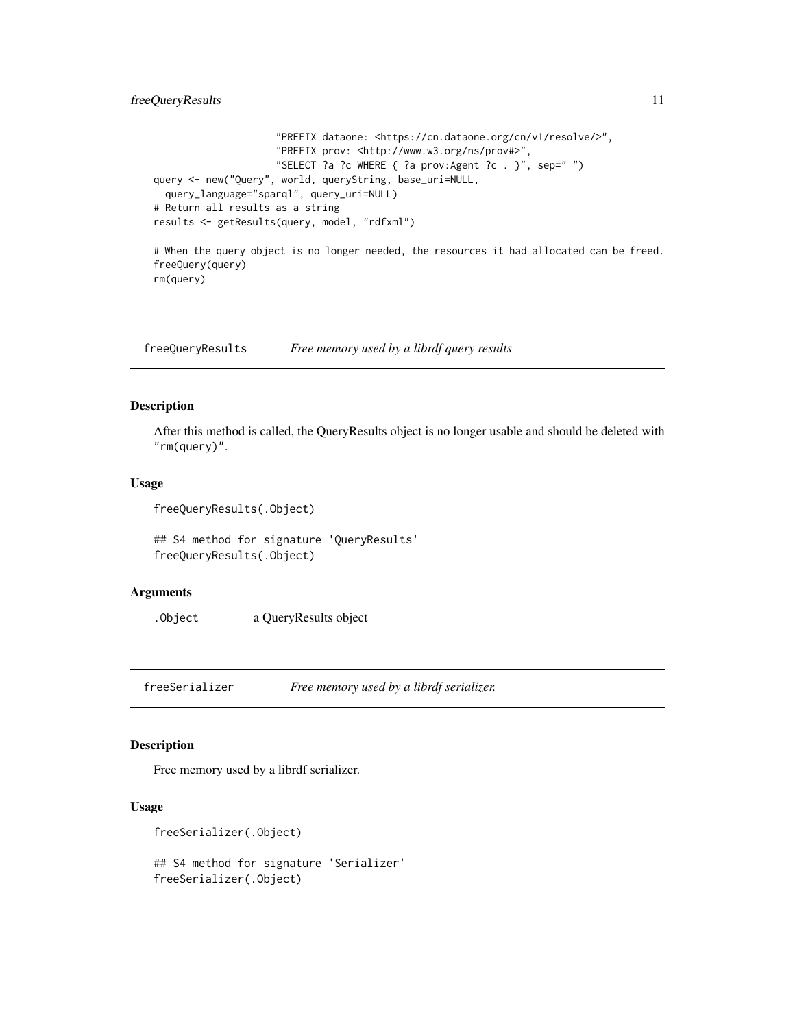```
                    "PREFIX dataone: <https://cn.dataone.org/cn/v1/resolve/>",
                    "PREFIX prov: <http://www.w3.org/ns/prov#>",
                    "SELECT ?a ?c WHERE { ?a prov:Agent ?c . }", sep=" ")
query <- new("Query", world, queryString, base_uri=NULL,
  query_language="sparql", query_uri=NULL)
# Return all results as a string
results <- getResults(query, model, "rdfxml")

# When the query object is no longer needed, the resources it had allocated can be freed.
freeQuery(query)
rm(query)
```

---

## freeQueryResults — *Free memory used by a librdf query results*

### Description

After this method is called, the QueryResults object is no longer usable and should be deleted with `"rm(query)"`.

### Usage

```
freeQueryResults(.Object)

## S4 method for signature 'QueryResults'
freeQueryResults(.Object)
```

### Arguments

| | |
|---|---|
| `.Object` | a QueryResults object |

---

## freeSerializer — *Free memory used by a librdf serializer.*

### Description

Free memory used by a librdf serializer.

### Usage

```
freeSerializer(.Object)

## S4 method for signature 'Serializer'
freeSerializer(.Object)
```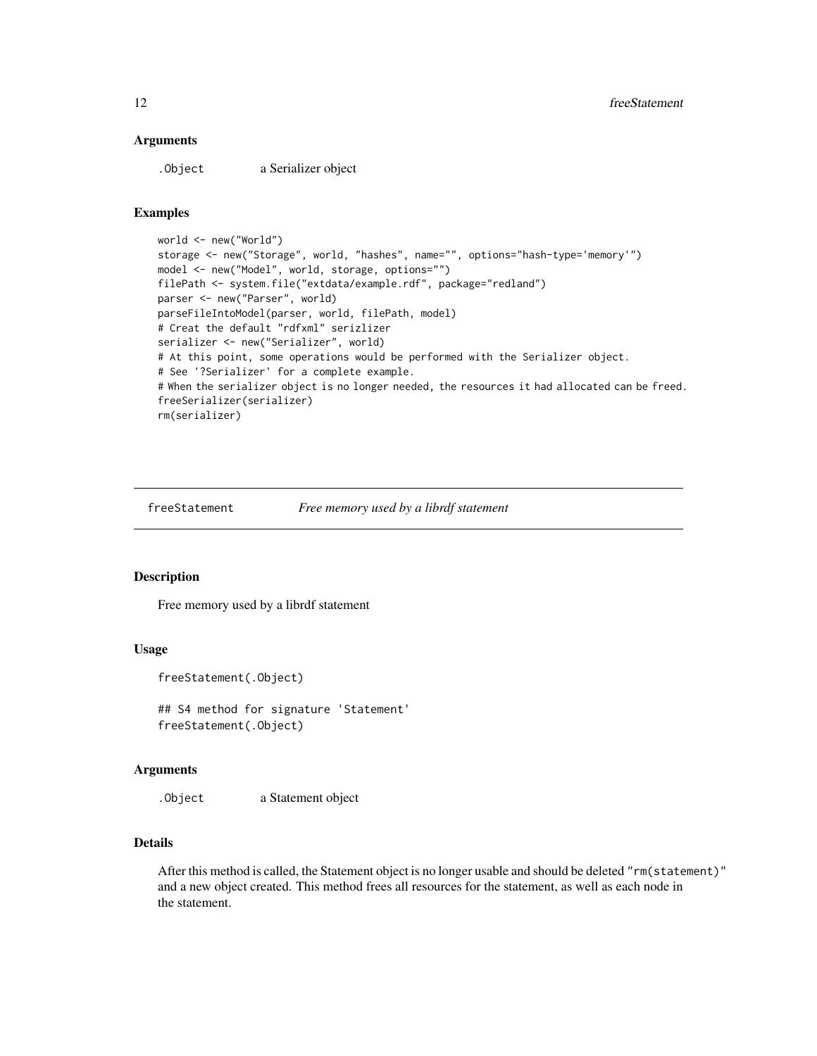### Arguments

.Object    a Serializer object

### Examples

```
world <- new("World")
storage <- new("Storage", world, "hashes", name="", options="hash-type='memory'")
model <- new("Model", world, storage, options="")
filePath <- system.file("extdata/example.rdf", package="redland")
parser <- new("Parser", world)
parseFileIntoModel(parser, world, filePath, model)
# Creat the default "rdfxml" serizlizer
serializer <- new("Serializer", world)
# At this point, some operations would be performed with the Serializer object.
# See '?Serializer' for a complete example.
# When the serializer object is no longer needed, the resources it had allocated can be freed.
freeSerializer(serializer)
rm(serializer)
```

---

## freeStatement    *Free memory used by a librdf statement*

---

### Description

Free memory used by a librdf statement

### Usage

```
freeStatement(.Object)

## S4 method for signature 'Statement'
freeStatement(.Object)
```

### Arguments

.Object    a Statement object

### Details

After this method is called, the Statement object is no longer usable and should be deleted "rm(statement)" and a new object created. This method frees all resources for the statement, as well as each node in the statement.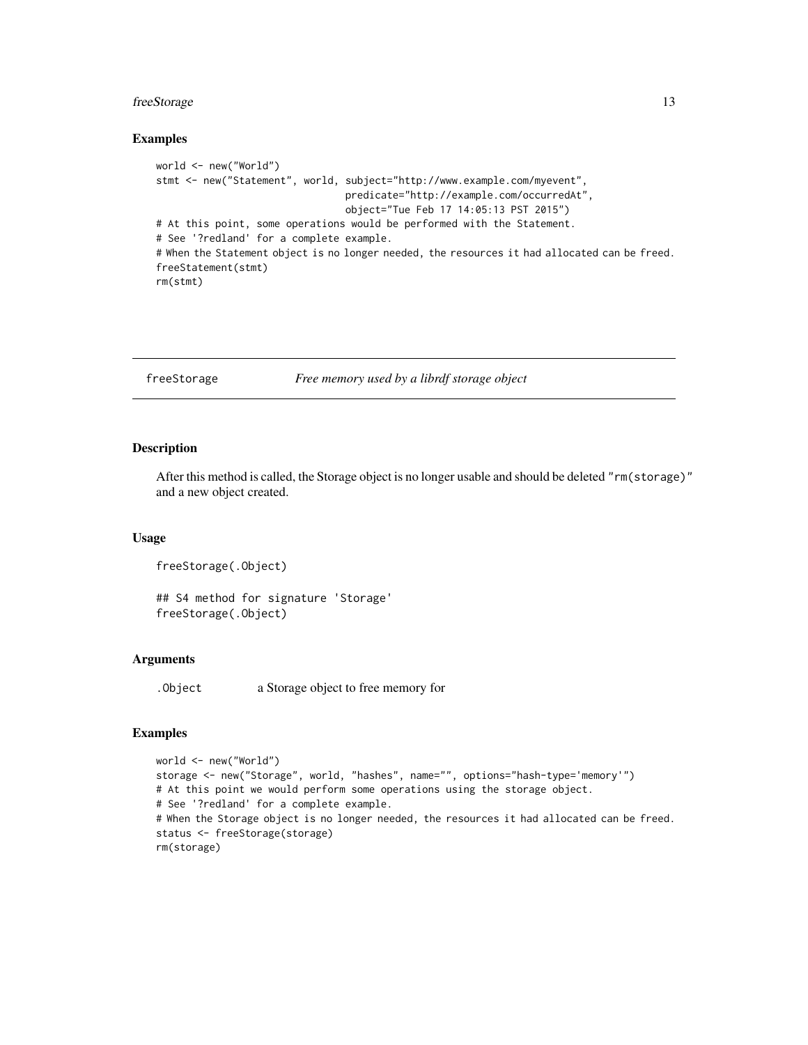## Examples

```
world <- new("World")
stmt <- new("Statement", world, subject="http://www.example.com/myevent",
                                predicate="http://example.com/occurredAt",
                                object="Tue Feb 17 14:05:13 PST 2015")
# At this point, some operations would be performed with the Statement.
# See '?redland' for a complete example.
# When the Statement object is no longer needed, the resources it had allocated can be freed.
freeStatement(stmt)
rm(stmt)
```

---

# freeStorage — *Free memory used by a librdf storage object*

---

## Description

After this method is called, the Storage object is no longer usable and should be deleted "`rm(storage)`" and a new object created.

## Usage

```
freeStorage(.Object)

## S4 method for signature 'Storage'
freeStorage(.Object)
```

## Arguments

| | |
|---|---|
| `.Object` | a Storage object to free memory for |

## Examples

```
world <- new("World")
storage <- new("Storage", world, "hashes", name="", options="hash-type='memory'")
# At this point we would perform some operations using the storage object.
# See '?redland' for a complete example.
# When the Storage object is no longer needed, the resources it had allocated can be freed.
status <- freeStorage(storage)
rm(storage)
```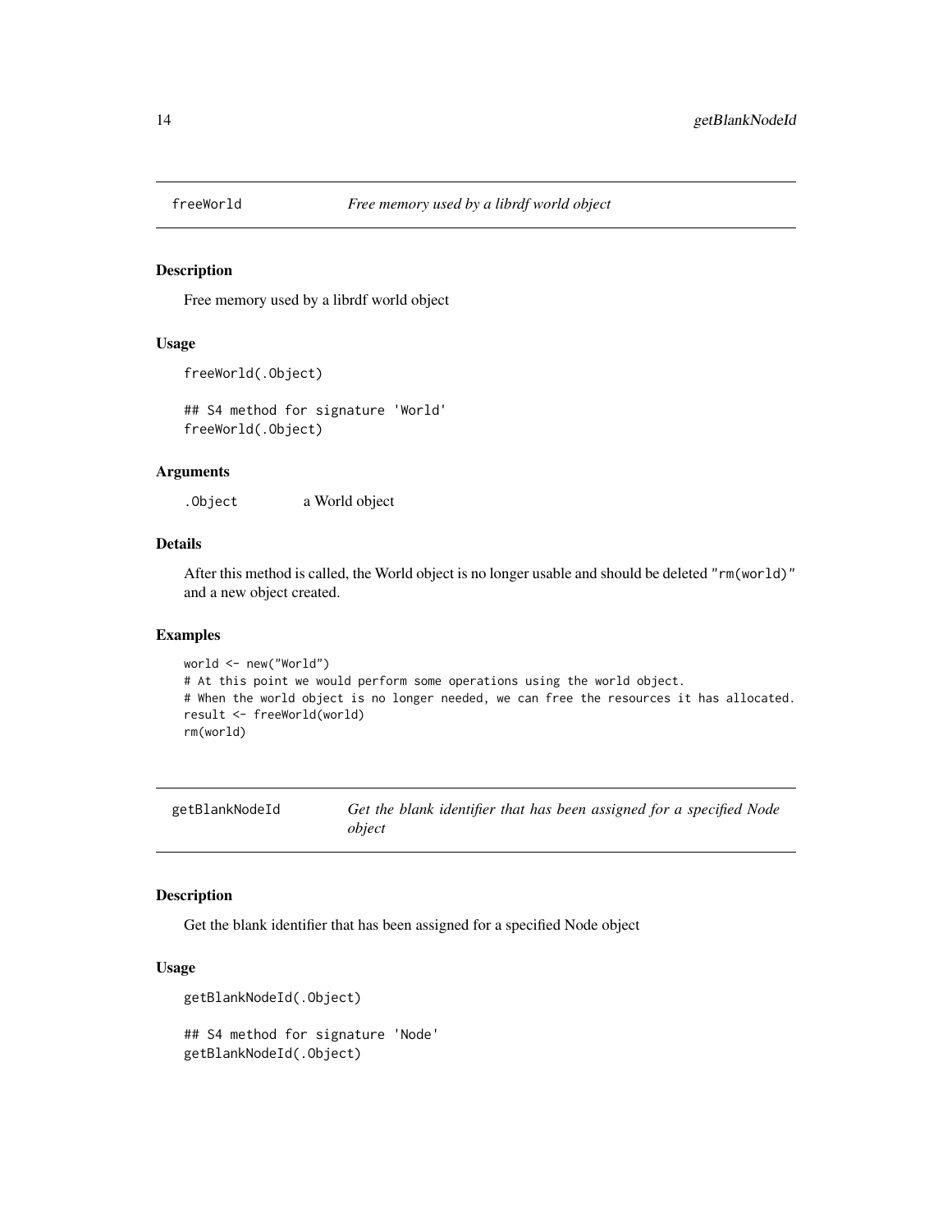## freeWorld — *Free memory used by a librdf world object*

### Description

Free memory used by a librdf world object

### Usage

```
freeWorld(.Object)

## S4 method for signature 'World'
freeWorld(.Object)
```

### Arguments

| | |
|---|---|
| `.Object` | a World object |

### Details

After this method is called, the World object is no longer usable and should be deleted "`rm(world)`" and a new object created.

### Examples

```
world <- new("World")
# At this point we would perform some operations using the world object.
# When the world object is no longer needed, we can free the resources it has allocated.
result <- freeWorld(world)
rm(world)
```

## getBlankNodeId — *Get the blank identifier that has been assigned for a specified Node object*

### Description

Get the blank identifier that has been assigned for a specified Node object

### Usage

```
getBlankNodeId(.Object)

## S4 method for signature 'Node'
getBlankNodeId(.Object)
```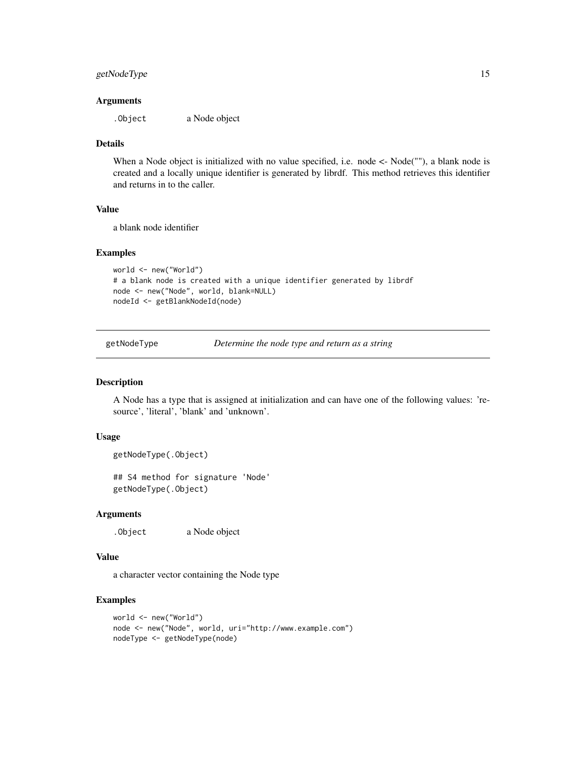### Arguments

.Object  a Node object

### Details

When a Node object is initialized with no value specified, i.e. node <- Node(""), a blank node is created and a locally unique identifier is generated by librdf. This method retrieves this identifier and returns in to the caller.

### Value

a blank node identifier

### Examples

```
world <- new("World")
# a blank node is created with a unique identifier generated by librdf
node <- new("Node", world, blank=NULL)
nodeId <- getBlankNodeId(node)
```

---

## getNodeType    *Determine the node type and return as a string*

---

### Description

A Node has a type that is assigned at initialization and can have one of the following values: 'resource', 'literal', 'blank' and 'unknown'.

### Usage

```
getNodeType(.Object)

## S4 method for signature 'Node'
getNodeType(.Object)
```

### Arguments

.Object  a Node object

### Value

a character vector containing the Node type

### Examples

```
world <- new("World")
node <- new("Node", world, uri="http://www.example.com")
nodeType <- getNodeType(node)
```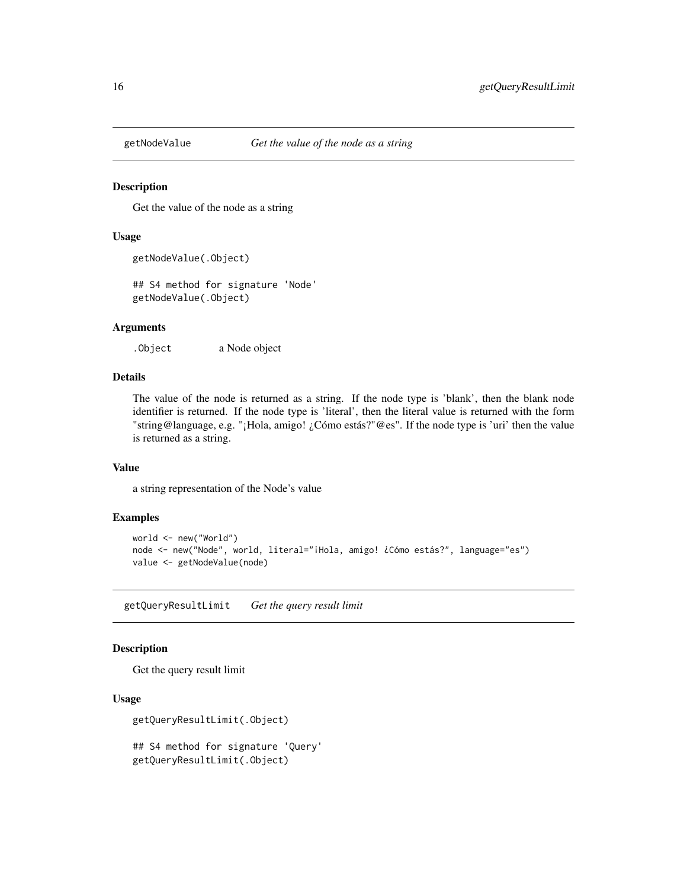## getNodeValue *Get the value of the node as a string*

### Description

Get the value of the node as a string

### Usage

```
getNodeValue(.Object)

## S4 method for signature 'Node'
getNodeValue(.Object)
```

### Arguments

| | |
|---|---|
| `.Object` | a Node object |

### Details

The value of the node is returned as a string. If the node type is 'blank', then the blank node identifier is returned. If the node type is 'literal', then the literal value is returned with the form "string@language, e.g. "¡Hola, amigo! ¿Cómo estás?"@es". If the node type is 'uri' then the value is returned as a string.

### Value

a string representation of the Node's value

### Examples

```
world <- new("World")
node <- new("Node", world, literal="¡Hola, amigo! ¿Cómo estás?", language="es")
value <- getNodeValue(node)
```

## getQueryResultLimit *Get the query result limit*

### Description

Get the query result limit

### Usage

```
getQueryResultLimit(.Object)

## S4 method for signature 'Query'
getQueryResultLimit(.Object)
```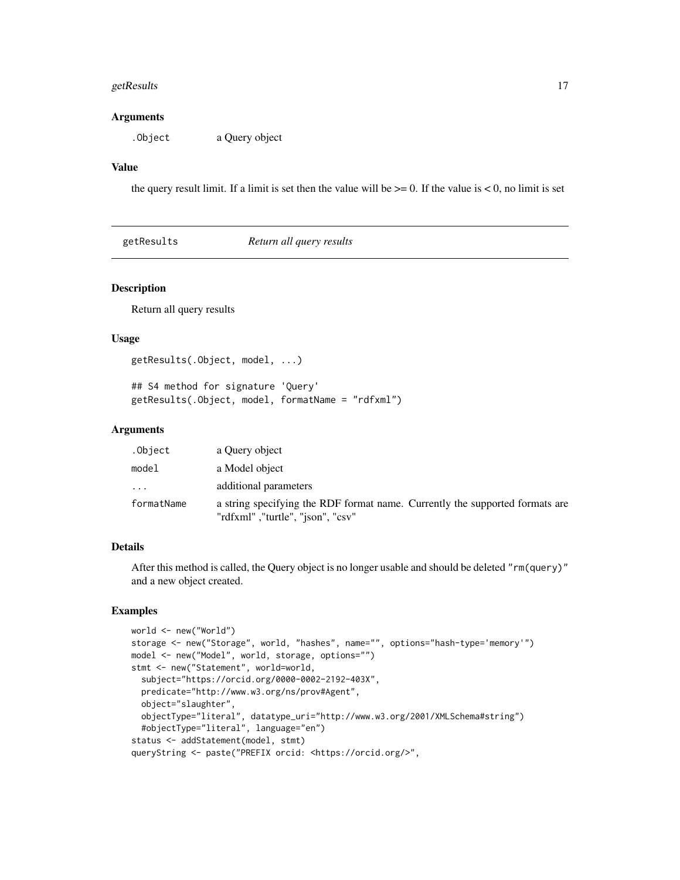### Arguments

| | |
|---|---|
| .Object | a Query object |

### Value

the query result limit. If a limit is set then the value will be >= 0. If the value is < 0, no limit is set

---

## getResults *Return all query results*

---

### Description

Return all query results

### Usage

```
getResults(.Object, model, ...)

## S4 method for signature 'Query'
getResults(.Object, model, formatName = "rdfxml")
```

### Arguments

| | |
|---|---|
| .Object | a Query object |
| model | a Model object |
| ... | additional parameters |
| formatName | a string specifying the RDF format name. Currently the supported formats are "rdfxml" ,"turtle", "json", "csv" |

### Details

After this method is called, the Query object is no longer usable and should be deleted "rm(query)" and a new object created.

### Examples

```
world <- new("World")
storage <- new("Storage", world, "hashes", name="", options="hash-type='memory'")
model <- new("Model", world, storage, options="")
stmt <- new("Statement", world=world,
  subject="https://orcid.org/0000-0002-2192-403X",
  predicate="http://www.w3.org/ns/prov#Agent",
  object="slaughter",
  objectType="literal", datatype_uri="http://www.w3.org/2001/XMLSchema#string")
  #objectType="literal", language="en")
status <- addStatement(model, stmt)
queryString <- paste("PREFIX orcid: <https://orcid.org/>",
```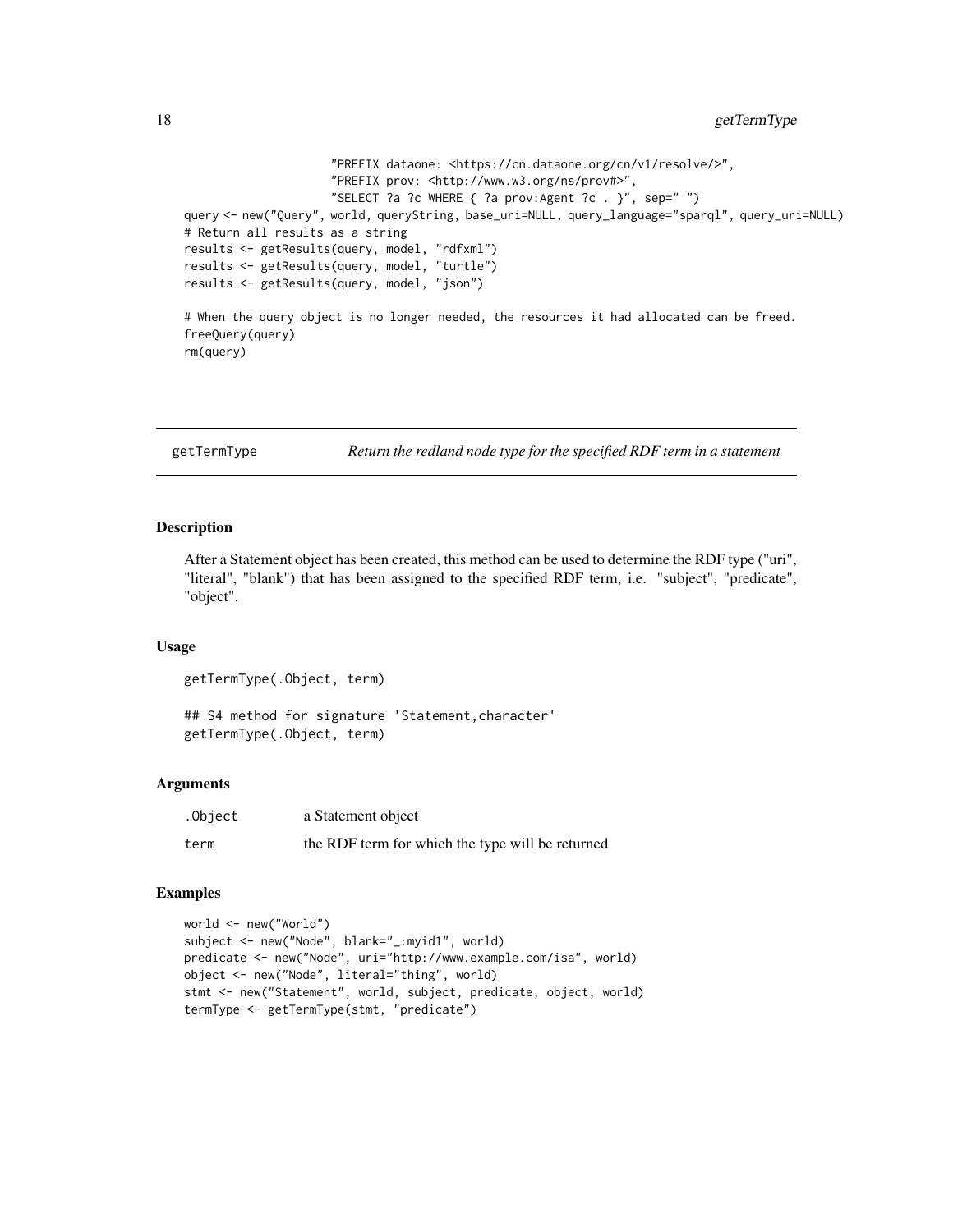```
                    "PREFIX dataone: <https://cn.dataone.org/cn/v1/resolve/>",
                    "PREFIX prov: <http://www.w3.org/ns/prov#>",
                    "SELECT ?a ?c WHERE { ?a prov:Agent ?c . }", sep=" ")
query <- new("Query", world, queryString, base_uri=NULL, query_language="sparql", query_uri=NULL)
# Return all results as a string
results <- getResults(query, model, "rdfxml")
results <- getResults(query, model, "turtle")
results <- getResults(query, model, "json")

# When the query object is no longer needed, the resources it had allocated can be freed.
freeQuery(query)
rm(query)
```

## getTermType    *Return the redland node type for the specified RDF term in a statement*

### Description

After a Statement object has been created, this method can be used to determine the RDF type ("uri", "literal", "blank") that has been assigned to the specified RDF term, i.e. "subject", "predicate", "object".

### Usage

```
getTermType(.Object, term)

## S4 method for signature 'Statement,character'
getTermType(.Object, term)
```

### Arguments

| | |
|---|---|
| .Object | a Statement object |
| term | the RDF term for which the type will be returned |

### Examples

```
world <- new("World")
subject <- new("Node", blank="_:myid1", world)
predicate <- new("Node", uri="http://www.example.com/isa", world)
object <- new("Node", literal="thing", world)
stmt <- new("Statement", world, subject, predicate, object, world)
termType <- getTermType(stmt, "predicate")
```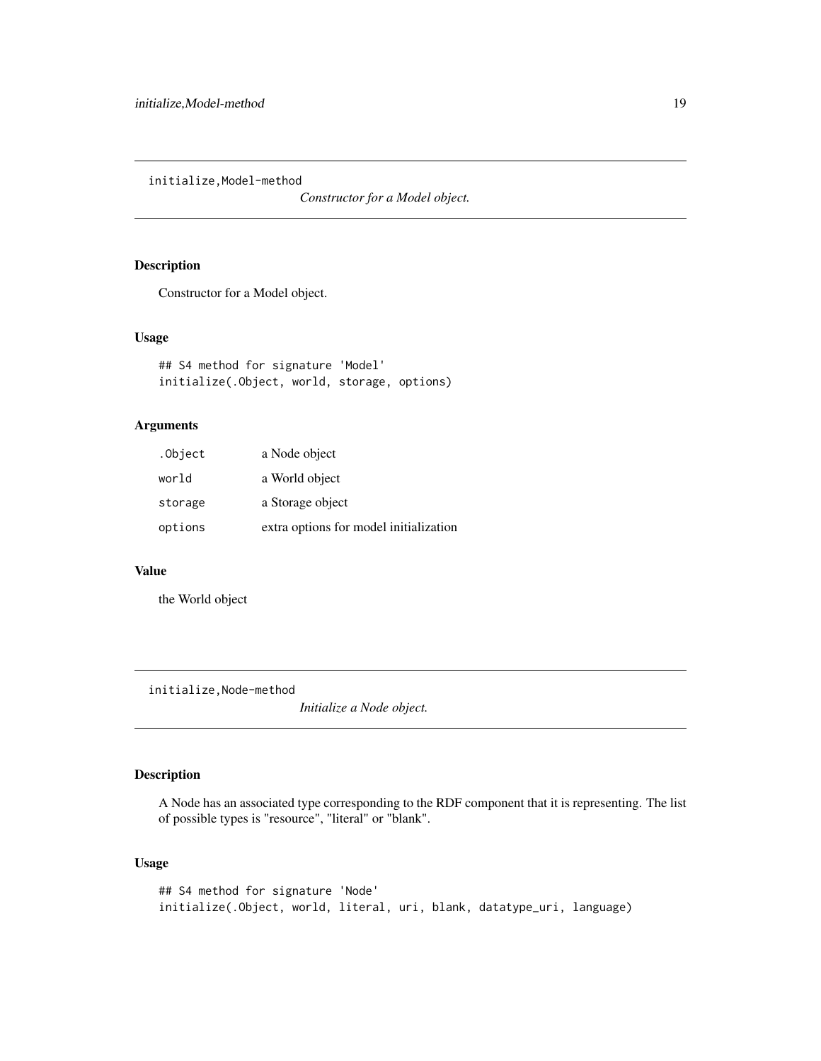## initialize,Model-method

*Constructor for a Model object.*

### Description

Constructor for a Model object.

### Usage

```
## S4 method for signature 'Model'
initialize(.Object, world, storage, options)
```

### Arguments

| | |
|---|---|
| `.Object` | a Node object |
| `world` | a World object |
| `storage` | a Storage object |
| `options` | extra options for model initialization |

### Value

the World object

## initialize,Node-method

*Initialize a Node object.*

### Description

A Node has an associated type corresponding to the RDF component that it is representing. The list of possible types is "resource", "literal" or "blank".

### Usage

```
## S4 method for signature 'Node'
initialize(.Object, world, literal, uri, blank, datatype_uri, language)
```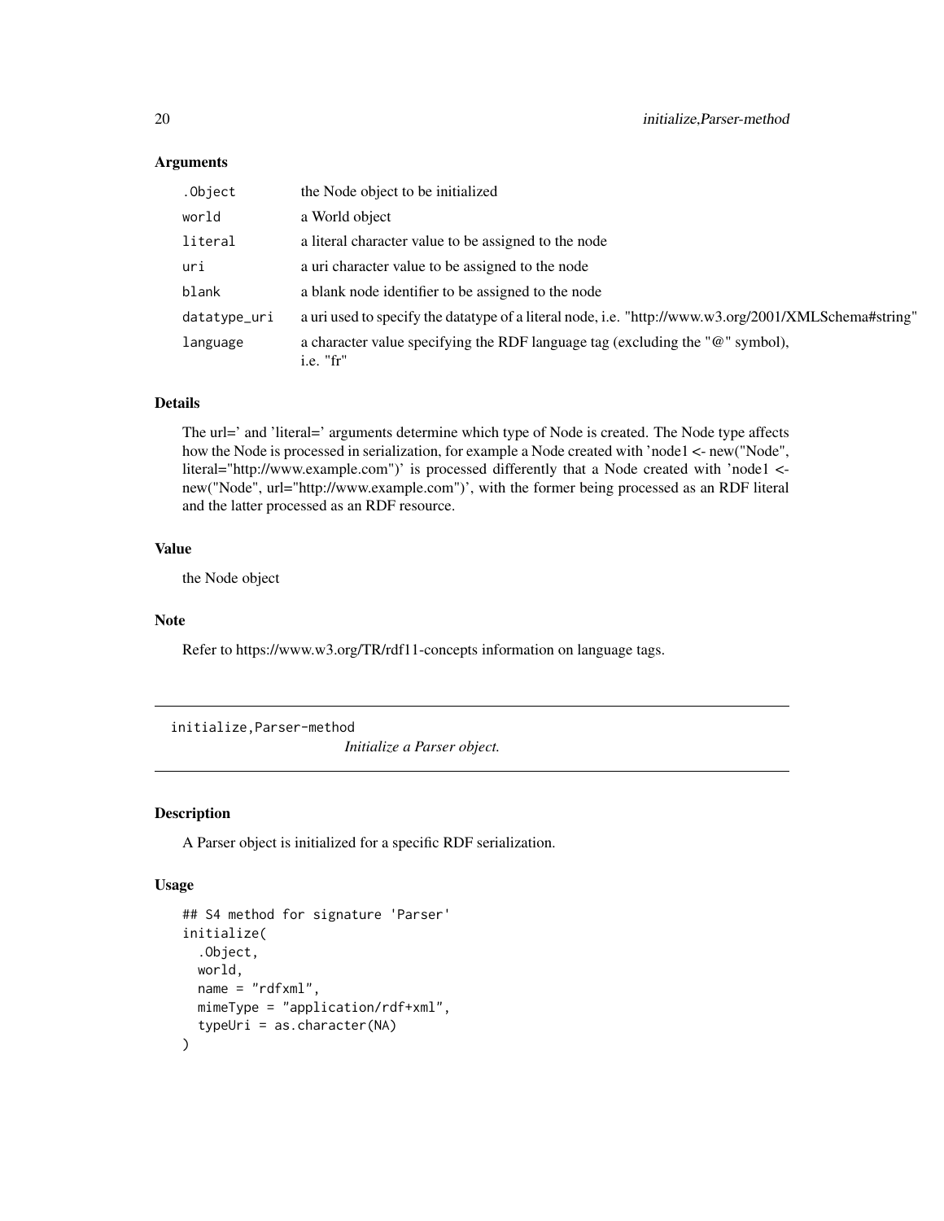### Arguments

| | |
|---|---|
| .Object | the Node object to be initialized |
| world | a World object |
| literal | a literal character value to be assigned to the node |
| uri | a uri character value to be assigned to the node |
| blank | a blank node identifier to be assigned to the node |
| datatype_uri | a uri used to specify the datatype of a literal node, i.e. "http://www.w3.org/2001/XMLSchema#string" |
| language | a character value specifying the RDF language tag (excluding the "@" symbol), i.e. "fr" |

### Details

The url=' and 'literal=' arguments determine which type of Node is created. The Node type affects how the Node is processed in serialization, for example a Node created with 'node1 <- new("Node", literal="http://www.example.com")' is processed differently that a Node created with 'node1 <- new("Node", url="http://www.example.com")', with the former being processed as an RDF literal and the latter processed as an RDF resource.

### Value

the Node object

### Note

Refer to https://www.w3.org/TR/rdf11-concepts information on language tags.

## initialize,Parser-method

*Initialize a Parser object.*

### Description

A Parser object is initialized for a specific RDF serialization.

### Usage

```
## S4 method for signature 'Parser'
initialize(
  .Object,
  world,
  name = "rdfxml",
  mimeType = "application/rdf+xml",
  typeUri = as.character(NA)
)
```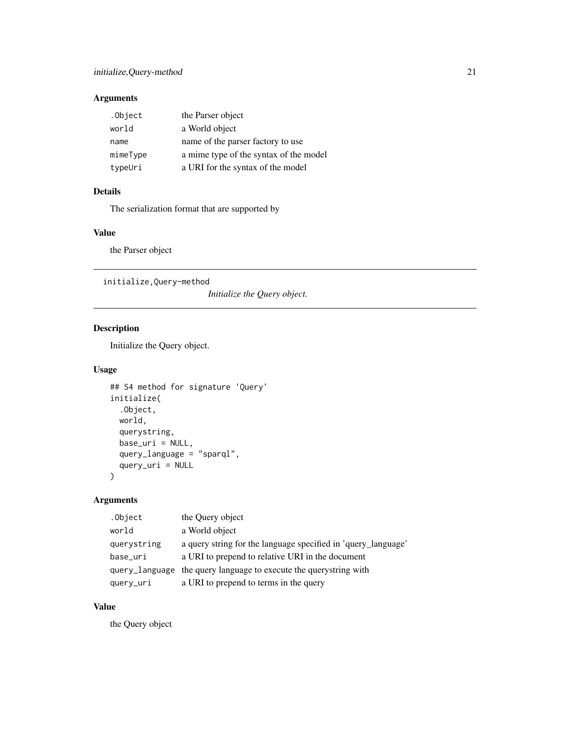### Arguments

| | |
|---|---|
| `.Object` | the Parser object |
| `world` | a World object |
| `name` | name of the parser factory to use |
| `mimeType` | a mime type of the syntax of the model |
| `typeUri` | a URI for the syntax of the model |

### Details

The serialization format that are supported by

### Value

the Parser object

---

## initialize,Query-method

*Initialize the Query object.*

---

### Description

Initialize the Query object.

### Usage

```
## S4 method for signature 'Query'
initialize(
  .Object,
  world,
  querystring,
  base_uri = NULL,
  query_language = "sparql",
  query_uri = NULL
)
```

### Arguments

| | |
|---|---|
| `.Object` | the Query object |
| `world` | a World object |
| `querystring` | a query string for the language specified in 'query_language' |
| `base_uri` | a URI to prepend to relative URI in the document |
| `query_language` | the query language to execute the querystring with |
| `query_uri` | a URI to prepend to terms in the query |

### Value

the Query object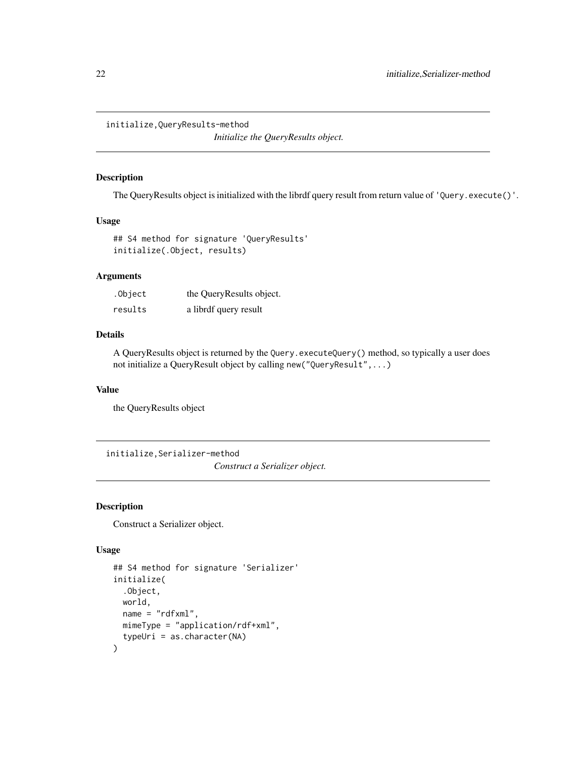## initialize,QueryResults-method

*Initialize the QueryResults object.*

### Description

The QueryResults object is initialized with the librdf query result from return value of `'Query.execute()'`.

### Usage

```
## S4 method for signature 'QueryResults'
initialize(.Object, results)
```

### Arguments

| | |
|---|---|
| `.Object` | the QueryResults object. |
| `results` | a librdf query result |

### Details

A QueryResults object is returned by the `Query.executeQuery()` method, so typically a user does not initialize a QueryResult object by calling `new("QueryResult",...)`

### Value

the QueryResults object

## initialize,Serializer-method

*Construct a Serializer object.*

### Description

Construct a Serializer object.

### Usage

```
## S4 method for signature 'Serializer'
initialize(
  .Object,
  world,
  name = "rdfxml",
  mimeType = "application/rdf+xml",
  typeUri = as.character(NA)
)
```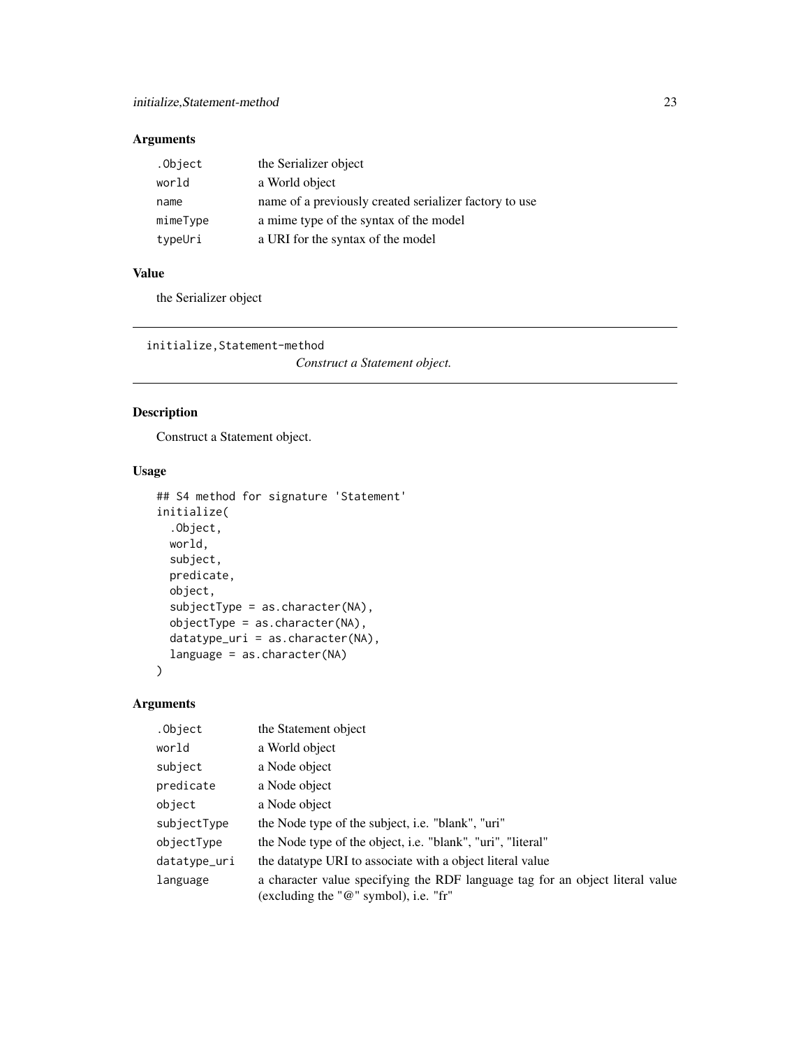## Arguments

| | |
|---|---|
| .Object | the Serializer object |
| world | a World object |
| name | name of a previously created serializer factory to use |
| mimeType | a mime type of the syntax of the model |
| typeUri | a URI for the syntax of the model |

## Value

the Serializer object

---

# initialize,Statement-method

*Construct a Statement object.*

---

## Description

Construct a Statement object.

## Usage

```
## S4 method for signature 'Statement'
initialize(
  .Object,
  world,
  subject,
  predicate,
  object,
  subjectType = as.character(NA),
  objectType = as.character(NA),
  datatype_uri = as.character(NA),
  language = as.character(NA)
)
```

## Arguments

| | |
|---|---|
| .Object | the Statement object |
| world | a World object |
| subject | a Node object |
| predicate | a Node object |
| object | a Node object |
| subjectType | the Node type of the subject, i.e. "blank", "uri" |
| objectType | the Node type of the object, i.e. "blank", "uri", "literal" |
| datatype_uri | the datatype URI to associate with a object literal value |
| language | a character value specifying the RDF language tag for an object literal value (excluding the "@" symbol), i.e. "fr" |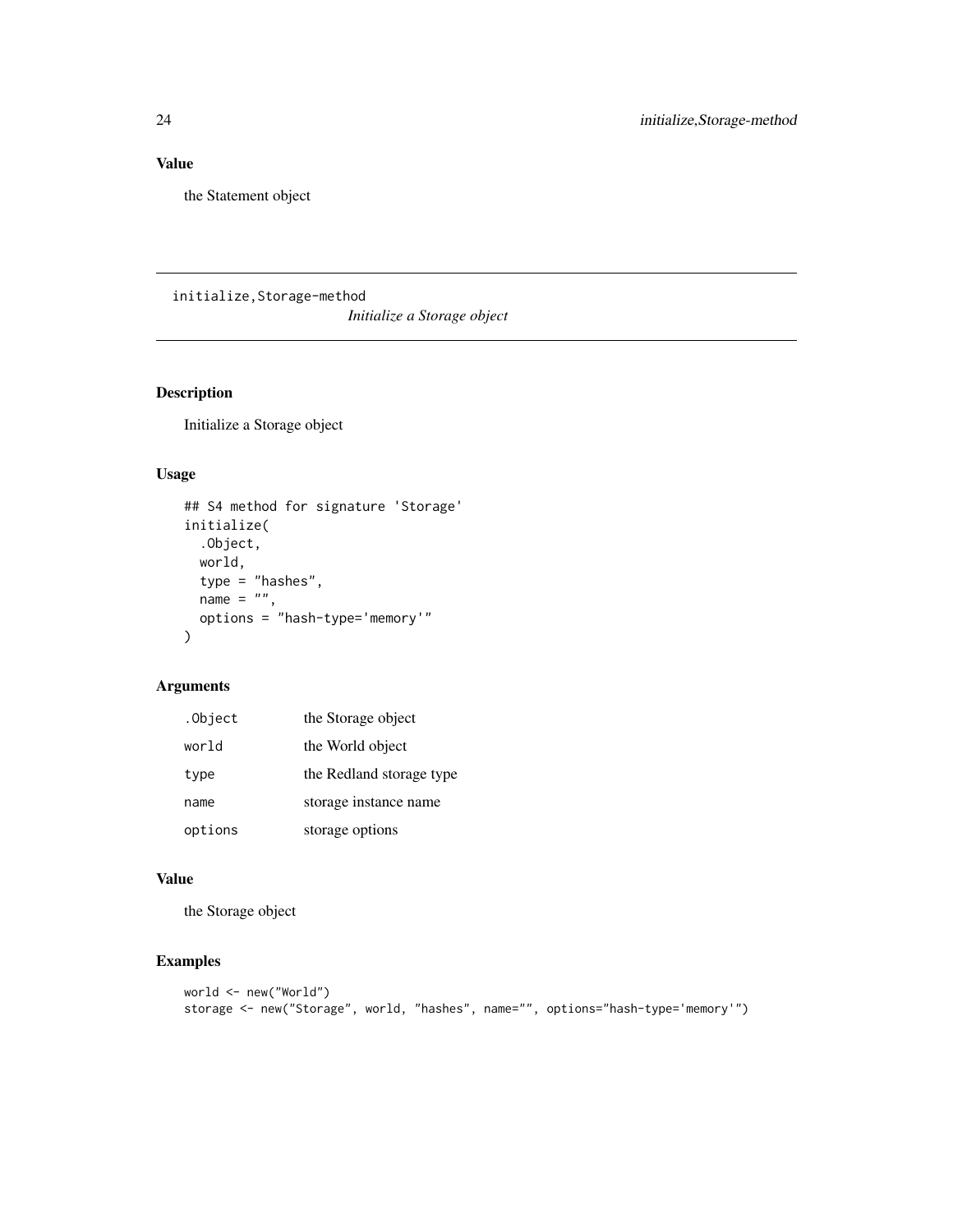### Value

the Statement object

---

## initialize,Storage-method

*Initialize a Storage object*

---

### Description

Initialize a Storage object

### Usage

```
## S4 method for signature 'Storage'
initialize(
  .Object,
  world,
  type = "hashes",
  name = "",
  options = "hash-type='memory'"
)
```

### Arguments

| | |
|---|---|
| .Object | the Storage object |
| world | the World object |
| type | the Redland storage type |
| name | storage instance name |
| options | storage options |

### Value

the Storage object

### Examples

```
world <- new("World")
storage <- new("Storage", world, "hashes", name="", options="hash-type='memory'")
```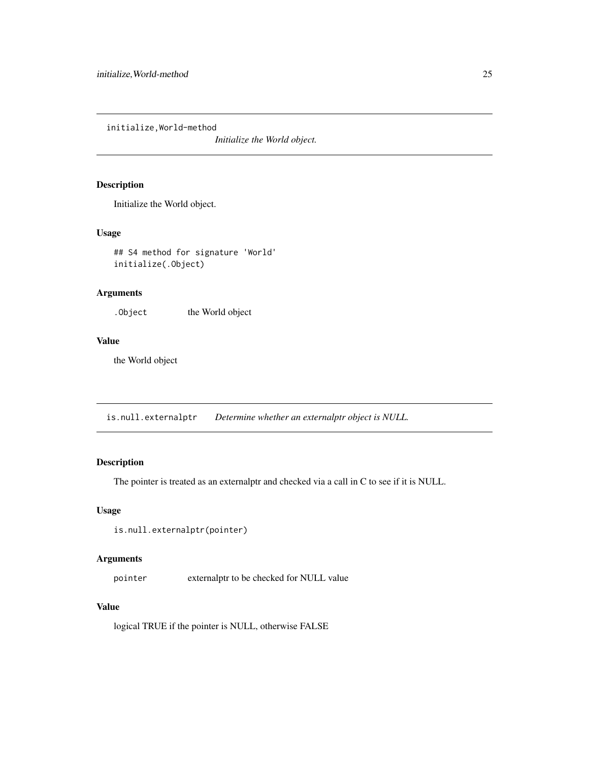## initialize,World-method

*Initialize the World object.*

### Description

Initialize the World object.

### Usage

```
## S4 method for signature 'World'
initialize(.Object)
```

### Arguments

| | |
|---|---|
| `.Object` | the World object |

### Value

the World object

## is.null.externalptr

*Determine whether an externalptr object is NULL.*

### Description

The pointer is treated as an externalptr and checked via a call in C to see if it is NULL.

### Usage

```
is.null.externalptr(pointer)
```

### Arguments

| | |
|---|---|
| `pointer` | externalptr to be checked for NULL value |

### Value

logical TRUE if the pointer is NULL, otherwise FALSE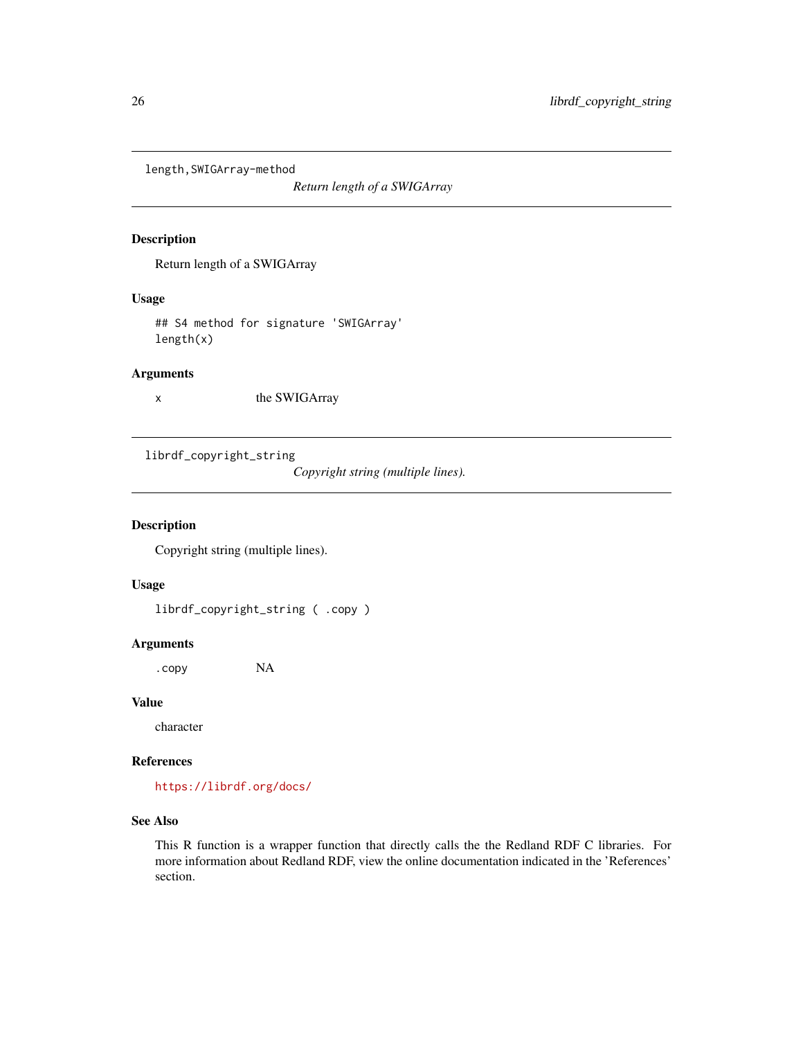## length,SWIGArray-method

*Return length of a SWIGArray*

### Description

Return length of a SWIGArray

### Usage

```
## S4 method for signature 'SWIGArray'
length(x)
```

### Arguments

| | |
|---|---|
| x | the SWIGArray |

## librdf_copyright_string

*Copyright string (multiple lines).*

### Description

Copyright string (multiple lines).

### Usage

```
librdf_copyright_string ( .copy )
```

### Arguments

| | |
|---|---|
| .copy | NA |

### Value

character

### References

https://librdf.org/docs/

### See Also

This R function is a wrapper function that directly calls the the Redland RDF C libraries. For more information about Redland RDF, view the online documentation indicated in the 'References' section.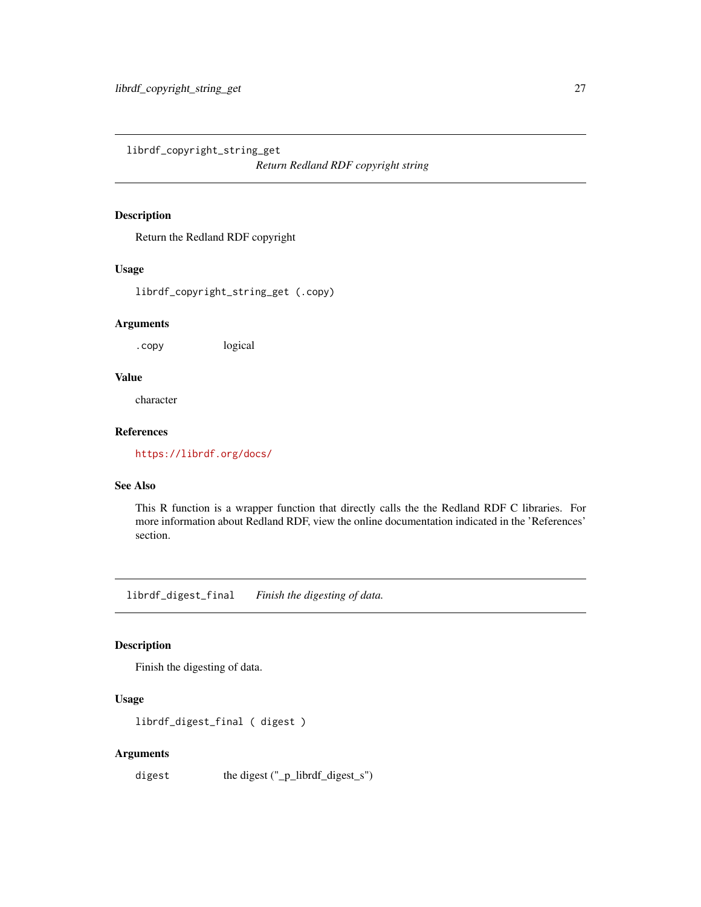## librdf_copyright_string_get

*Return Redland RDF copyright string*

### Description

Return the Redland RDF copyright

### Usage

```
librdf_copyright_string_get (.copy)
```

### Arguments

| | |
|---|---|
| `.copy` | logical |

### Value

character

### References

https://librdf.org/docs/

### See Also

This R function is a wrapper function that directly calls the the Redland RDF C libraries. For more information about Redland RDF, view the online documentation indicated in the 'References' section.

## librdf_digest_final

*Finish the digesting of data.*

### Description

Finish the digesting of data.

### Usage

```
librdf_digest_final ( digest )
```

### Arguments

| | |
|---|---|
| `digest` | the digest ("_p_librdf_digest_s") |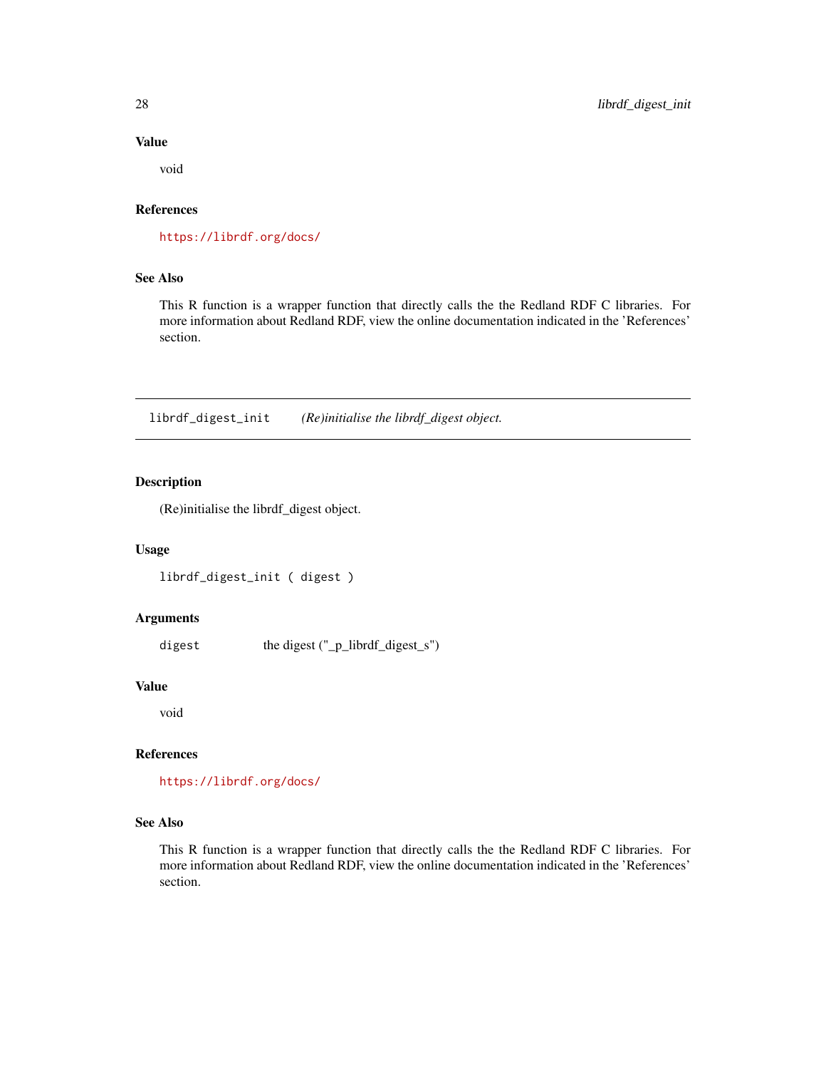### Value

void

### References

https://librdf.org/docs/

### See Also

This R function is a wrapper function that directly calls the the Redland RDF C libraries. For more information about Redland RDF, view the online documentation indicated in the 'References' section.

---

## librdf_digest_init — *(Re)initialise the librdf_digest object.*

---

### Description

(Re)initialise the librdf_digest object.

### Usage

```
librdf_digest_init ( digest )
```

### Arguments

| | |
|---|---|
| `digest` | the digest ("_p_librdf_digest_s") |

### Value

void

### References

https://librdf.org/docs/

### See Also

This R function is a wrapper function that directly calls the the Redland RDF C libraries. For more information about Redland RDF, view the online documentation indicated in the 'References' section.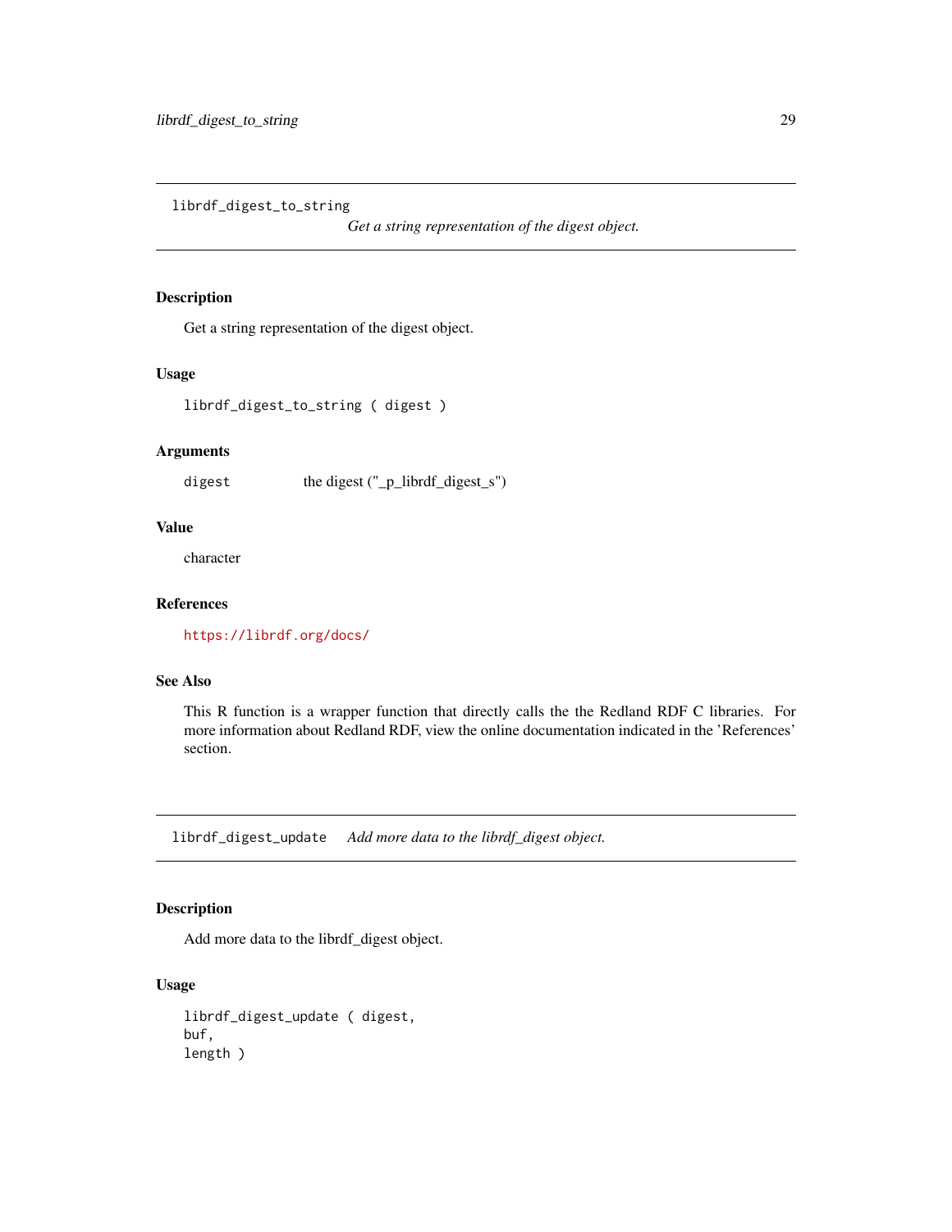## librdf_digest_to_string

*Get a string representation of the digest object.*

### Description

Get a string representation of the digest object.

### Usage

```
librdf_digest_to_string ( digest )
```

### Arguments

| | |
|---|---|
| digest | the digest ("_p_librdf_digest_s") |

### Value

character

### References

https://librdf.org/docs/

### See Also

This R function is a wrapper function that directly calls the the Redland RDF C libraries. For more information about Redland RDF, view the online documentation indicated in the 'References' section.

## librdf_digest_update

*Add more data to the librdf_digest object.*

### Description

Add more data to the librdf_digest object.

### Usage

```
librdf_digest_update ( digest,
buf,
length )
```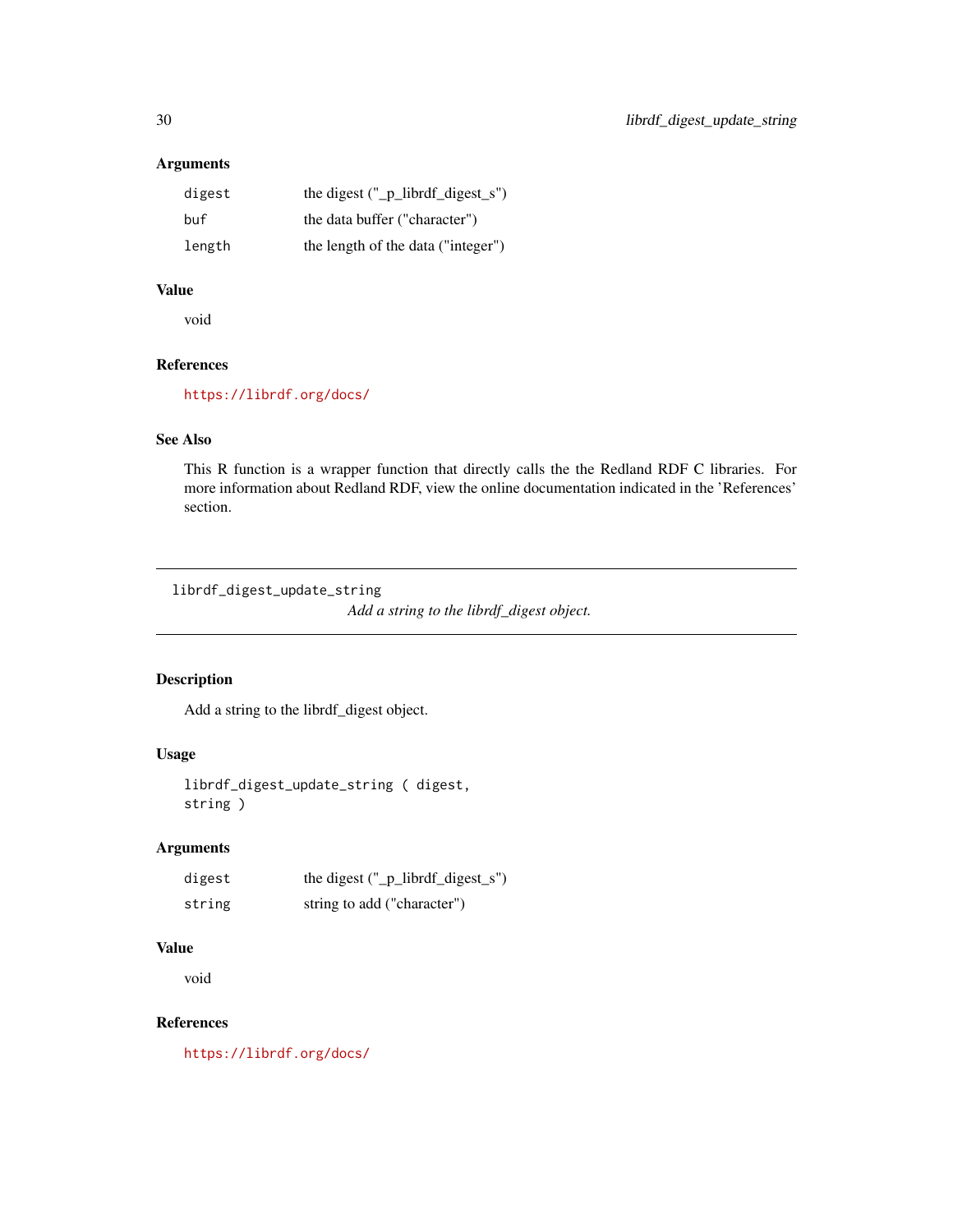### Arguments

| | |
|---|---|
| `digest` | the digest ("_p_librdf_digest_s") |
| `buf` | the data buffer ("character") |
| `length` | the length of the data ("integer") |

### Value

void

### References

https://librdf.org/docs/

### See Also

This R function is a wrapper function that directly calls the the Redland RDF C libraries. For more information about Redland RDF, view the online documentation indicated in the 'References' section.

---

## librdf_digest_update_string

*Add a string to the librdf_digest object.*

---

### Description

Add a string to the librdf_digest object.

### Usage

```
librdf_digest_update_string ( digest,
string )
```

### Arguments

| | |
|---|---|
| `digest` | the digest ("_p_librdf_digest_s") |
| `string` | string to add ("character") |

### Value

void

### References

https://librdf.org/docs/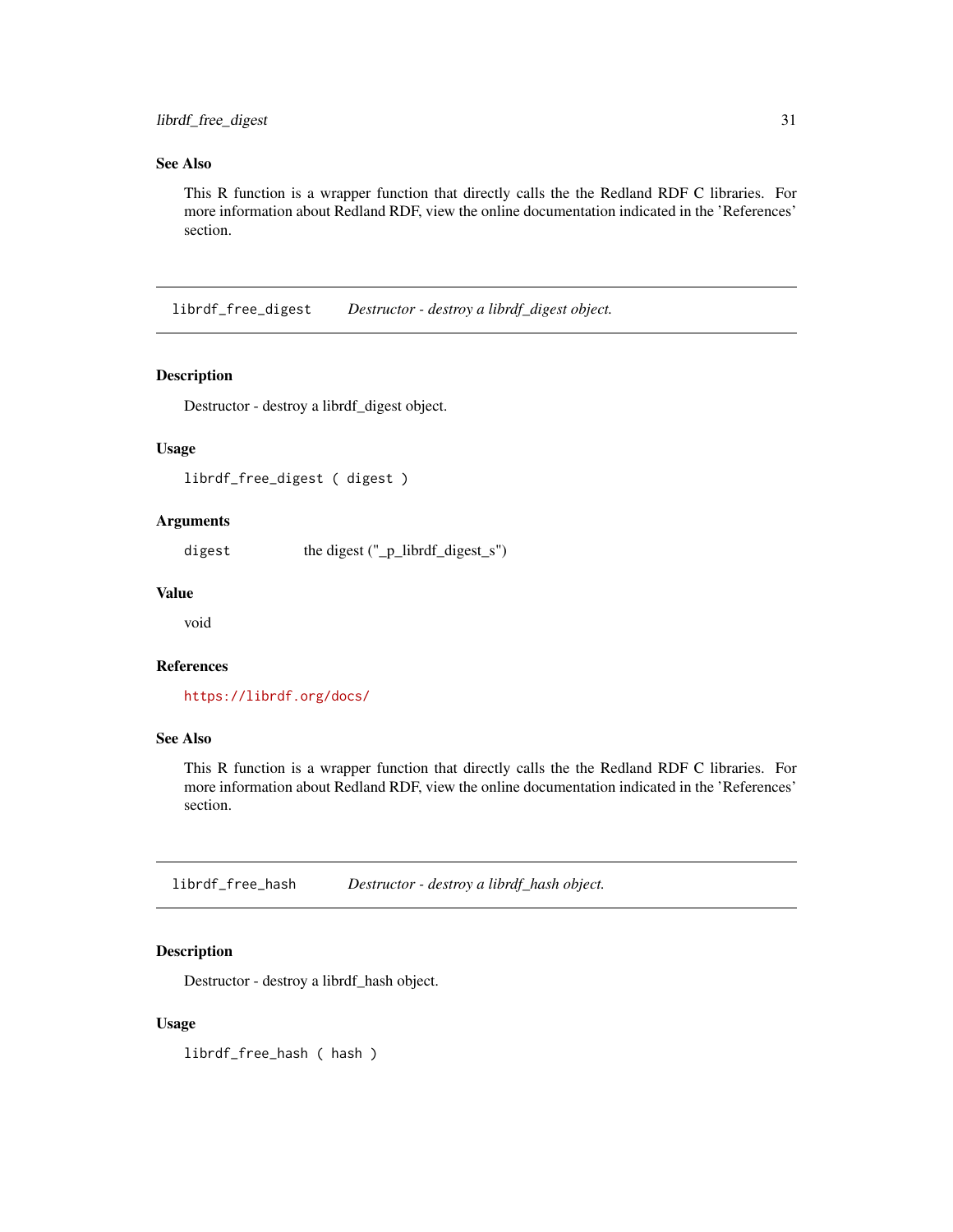### See Also

This R function is a wrapper function that directly calls the the Redland RDF C libraries. For more information about Redland RDF, view the online documentation indicated in the 'References' section.

---

## librdf_free_digest    *Destructor - destroy a librdf_digest object.*

---

### Description

Destructor - destroy a librdf_digest object.

### Usage

```
librdf_free_digest ( digest )
```

### Arguments

| | |
|---|---|
| `digest` | the digest ("_p_librdf_digest_s") |

### Value

void

### References

https://librdf.org/docs/

### See Also

This R function is a wrapper function that directly calls the the Redland RDF C libraries. For more information about Redland RDF, view the online documentation indicated in the 'References' section.

---

## librdf_free_hash    *Destructor - destroy a librdf_hash object.*

---

### Description

Destructor - destroy a librdf_hash object.

### Usage

```
librdf_free_hash ( hash )
```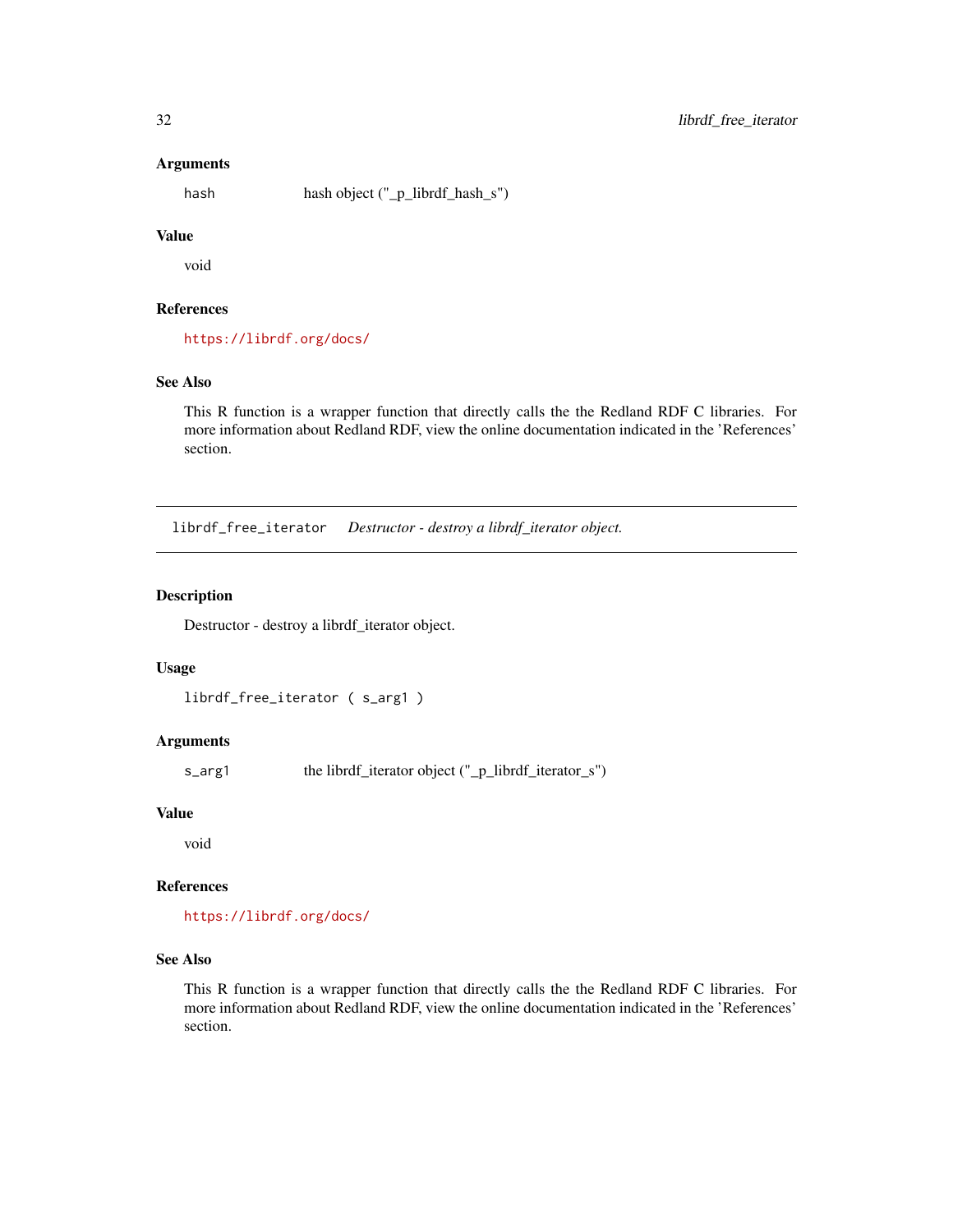### Arguments

| | |
|---|---|
| hash | hash object ("_p_librdf_hash_s") |

### Value

void

### References

https://librdf.org/docs/

### See Also

This R function is a wrapper function that directly calls the the Redland RDF C libraries. For more information about Redland RDF, view the online documentation indicated in the 'References' section.

---

## librdf_free_iterator *Destructor - destroy a librdf_iterator object.*

---

### Description

Destructor - destroy a librdf_iterator object.

### Usage

```
librdf_free_iterator ( s_arg1 )
```

### Arguments

| | |
|---|---|
| s_arg1 | the librdf_iterator object ("_p_librdf_iterator_s") |

### Value

void

### References

https://librdf.org/docs/

### See Also

This R function is a wrapper function that directly calls the the Redland RDF C libraries. For more information about Redland RDF, view the online documentation indicated in the 'References' section.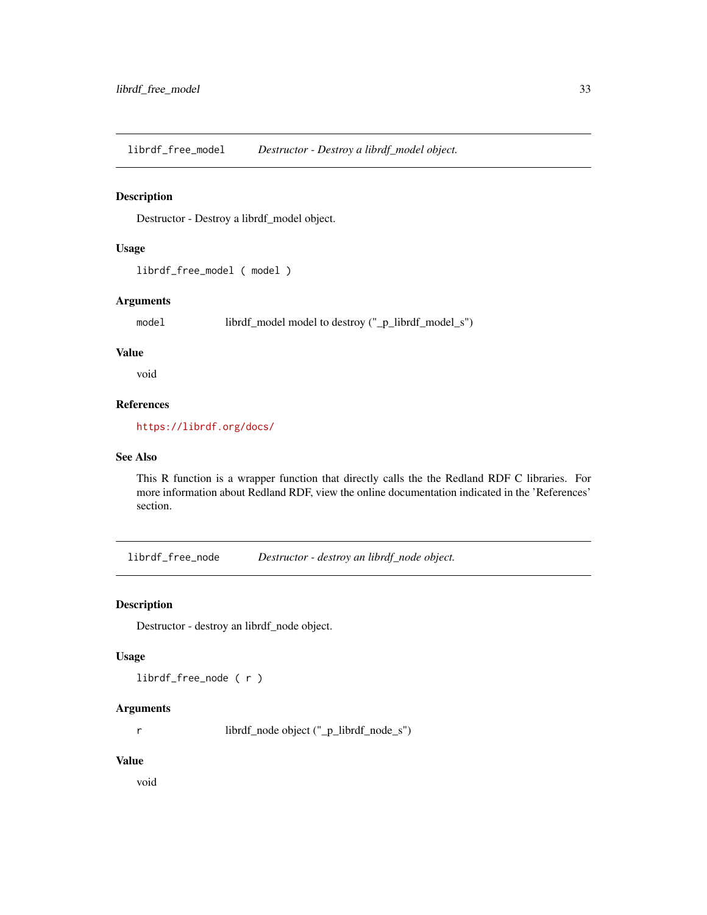## librdf_free_model *Destructor - Destroy a librdf_model object.*

### Description

Destructor - Destroy a librdf_model object.

### Usage

```
librdf_free_model ( model )
```

### Arguments

| | |
|---|---|
| model | librdf_model model to destroy ("_p_librdf_model_s") |

### Value

void

### References

https://librdf.org/docs/

### See Also

This R function is a wrapper function that directly calls the the Redland RDF C libraries. For more information about Redland RDF, view the online documentation indicated in the 'References' section.

## librdf_free_node *Destructor - destroy an librdf_node object.*

### Description

Destructor - destroy an librdf_node object.

### Usage

```
librdf_free_node ( r )
```

### Arguments

| | |
|---|---|
| r | librdf_node object ("_p_librdf_node_s") |

### Value

void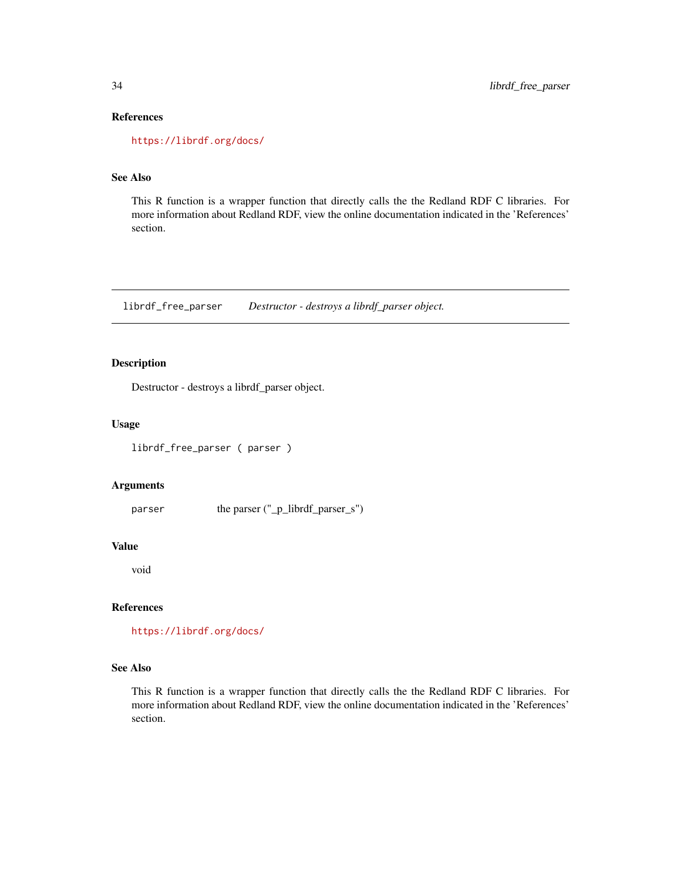### References

https://librdf.org/docs/

### See Also

This R function is a wrapper function that directly calls the the Redland RDF C libraries. For more information about Redland RDF, view the online documentation indicated in the 'References' section.

---

## librdf_free_parser    *Destructor - destroys a librdf_parser object.*

---

### Description

Destructor - destroys a librdf_parser object.

### Usage

```
librdf_free_parser ( parser )
```

### Arguments

| | |
|---|---|
| parser | the parser ("_p_librdf_parser_s") |

### Value

void

### References

https://librdf.org/docs/

### See Also

This R function is a wrapper function that directly calls the the Redland RDF C libraries. For more information about Redland RDF, view the online documentation indicated in the 'References' section.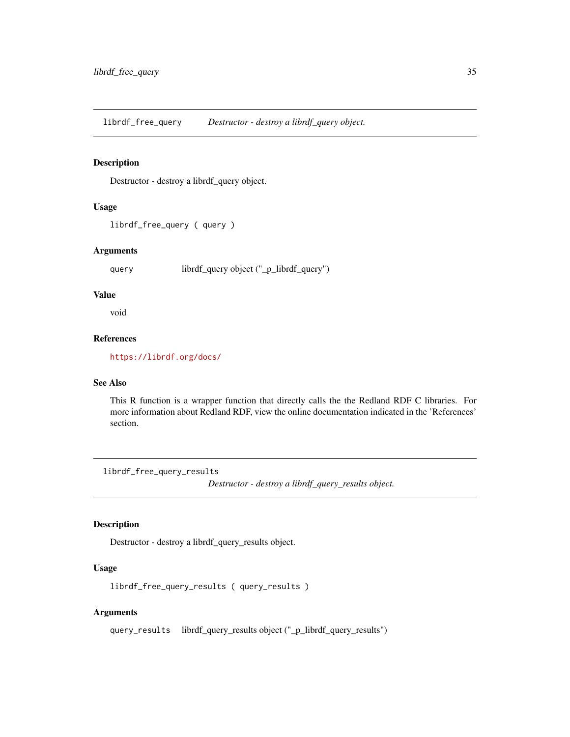## librdf_free_query — *Destructor - destroy a librdf_query object.*

### Description

Destructor - destroy a librdf_query object.

### Usage

```
librdf_free_query ( query )
```

### Arguments

| | |
|---|---|
| query | librdf_query object ("_p_librdf_query") |

### Value

void

### References

https://librdf.org/docs/

### See Also

This R function is a wrapper function that directly calls the the Redland RDF C libraries. For more information about Redland RDF, view the online documentation indicated in the 'References' section.

## librdf_free_query_results — *Destructor - destroy a librdf_query_results object.*

### Description

Destructor - destroy a librdf_query_results object.

### Usage

```
librdf_free_query_results ( query_results )
```

### Arguments

| | |
|---|---|
| query_results | librdf_query_results object ("_p_librdf_query_results") |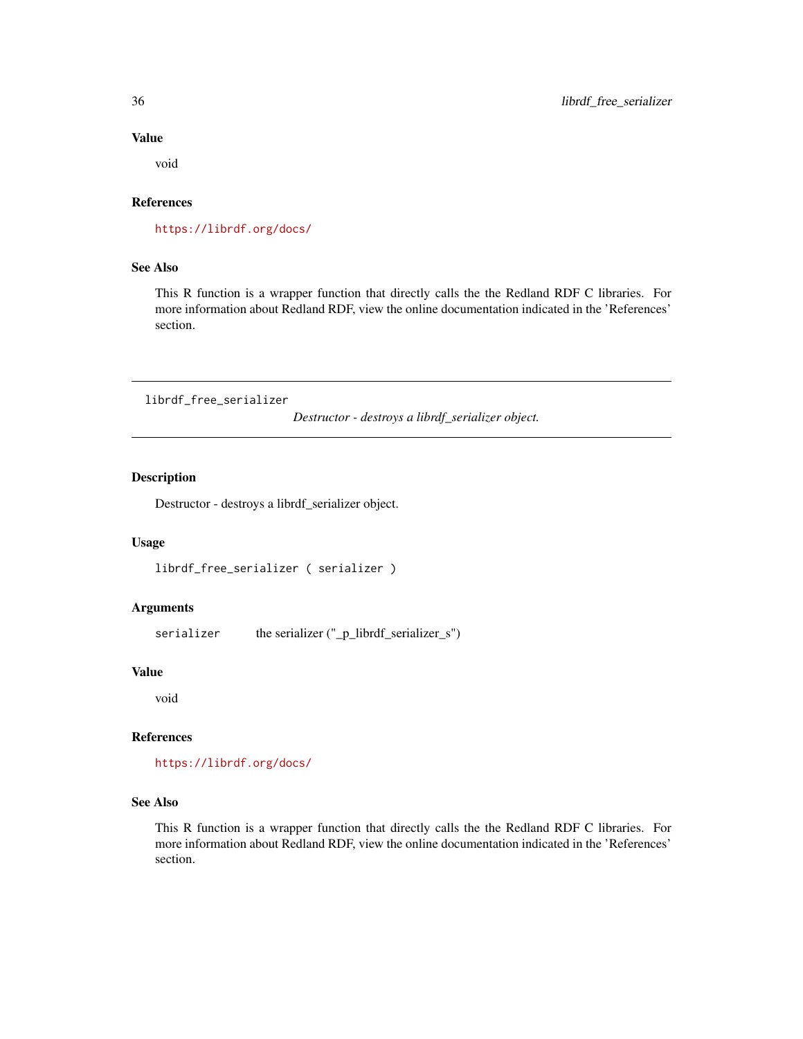### Value

void

### References

https://librdf.org/docs/

### See Also

This R function is a wrapper function that directly calls the the Redland RDF C libraries. For more information about Redland RDF, view the online documentation indicated in the 'References' section.

---

## librdf_free_serializer

*Destructor - destroys a librdf_serializer object.*

---

### Description

Destructor - destroys a librdf_serializer object.

### Usage

```
librdf_free_serializer ( serializer )
```

### Arguments

| | |
|---|---|
| serializer | the serializer ("_p_librdf_serializer_s") |

### Value

void

### References

https://librdf.org/docs/

### See Also

This R function is a wrapper function that directly calls the the Redland RDF C libraries. For more information about Redland RDF, view the online documentation indicated in the 'References' section.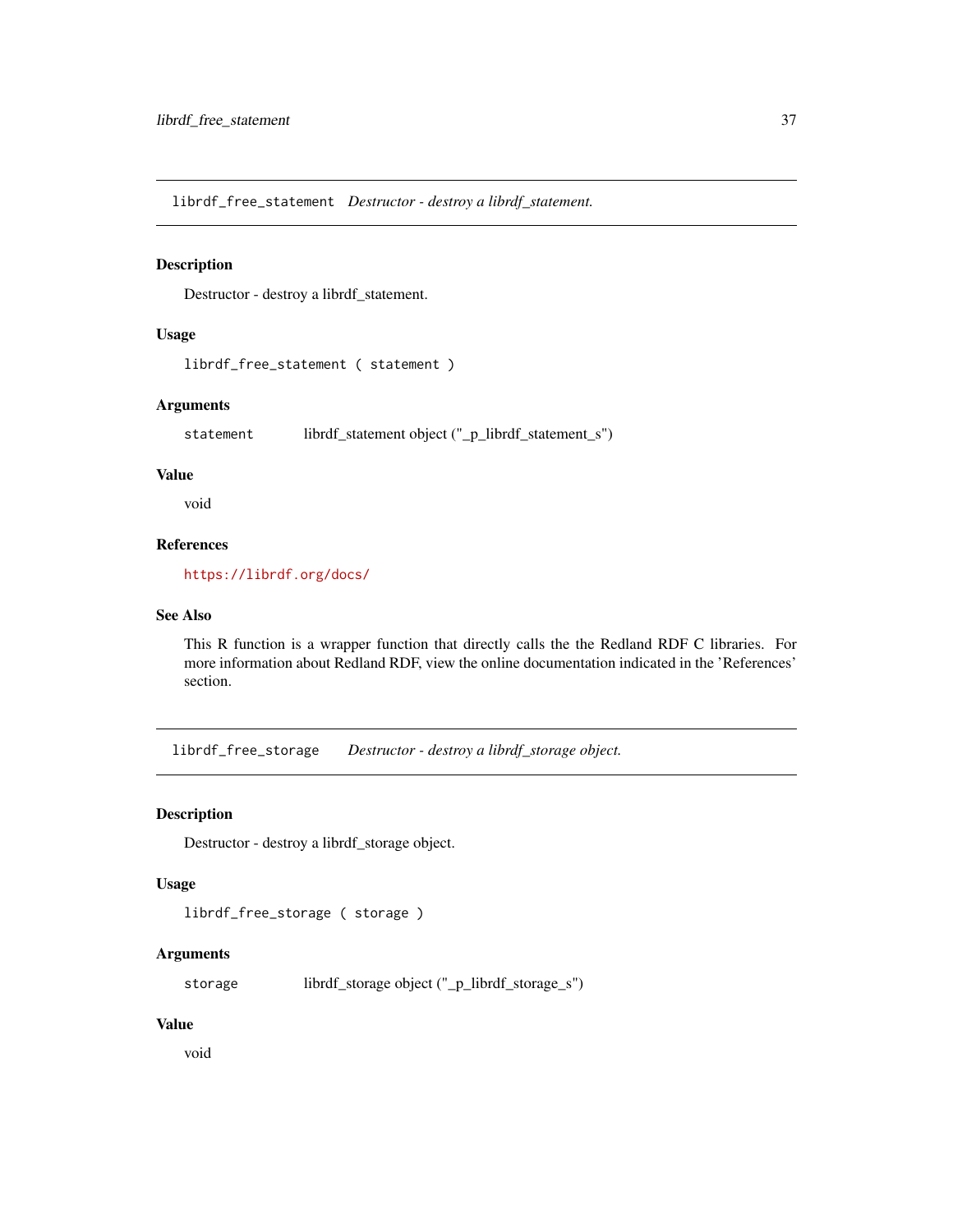## librdf_free_statement *Destructor - destroy a librdf_statement.*

### Description

Destructor - destroy a librdf_statement.

### Usage

```
librdf_free_statement ( statement )
```

### Arguments

| | |
|---|---|
| statement | librdf_statement object ("_p_librdf_statement_s") |

### Value

void

### References

https://librdf.org/docs/

### See Also

This R function is a wrapper function that directly calls the the Redland RDF C libraries. For more information about Redland RDF, view the online documentation indicated in the 'References' section.

## librdf_free_storage *Destructor - destroy a librdf_storage object.*

### Description

Destructor - destroy a librdf_storage object.

### Usage

```
librdf_free_storage ( storage )
```

### Arguments

| | |
|---|---|
| storage | librdf_storage object ("_p_librdf_storage_s") |

### Value

void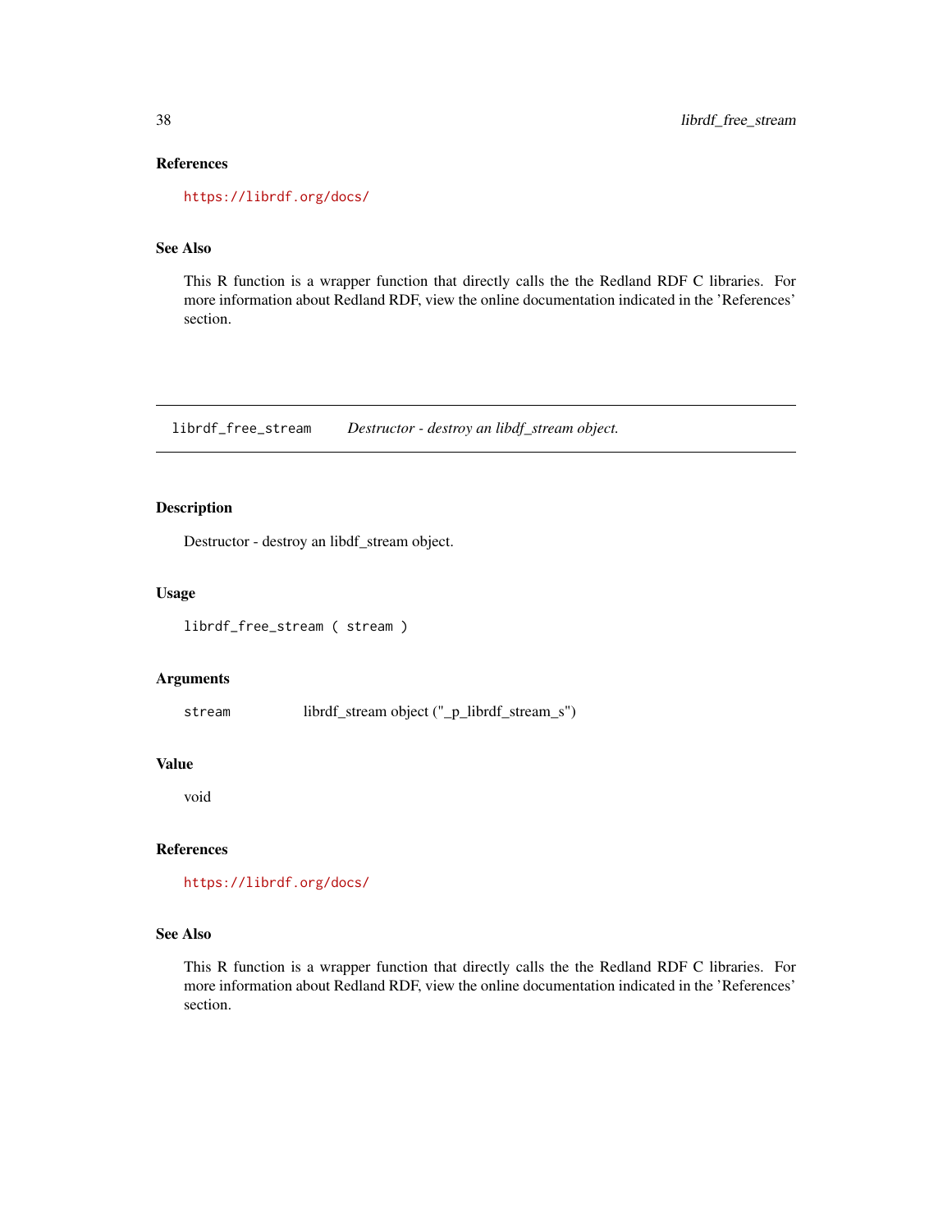### References

https://librdf.org/docs/

### See Also

This R function is a wrapper function that directly calls the the Redland RDF C libraries. For more information about Redland RDF, view the online documentation indicated in the 'References' section.

---

## librdf_free_stream — *Destructor - destroy an libdf_stream object.*

---

### Description

Destructor - destroy an libdf_stream object.

### Usage

```
librdf_free_stream ( stream )
```

### Arguments

| | |
|---|---|
| stream | librdf_stream object ("_p_librdf_stream_s") |

### Value

void

### References

https://librdf.org/docs/

### See Also

This R function is a wrapper function that directly calls the the Redland RDF C libraries. For more information about Redland RDF, view the online documentation indicated in the 'References' section.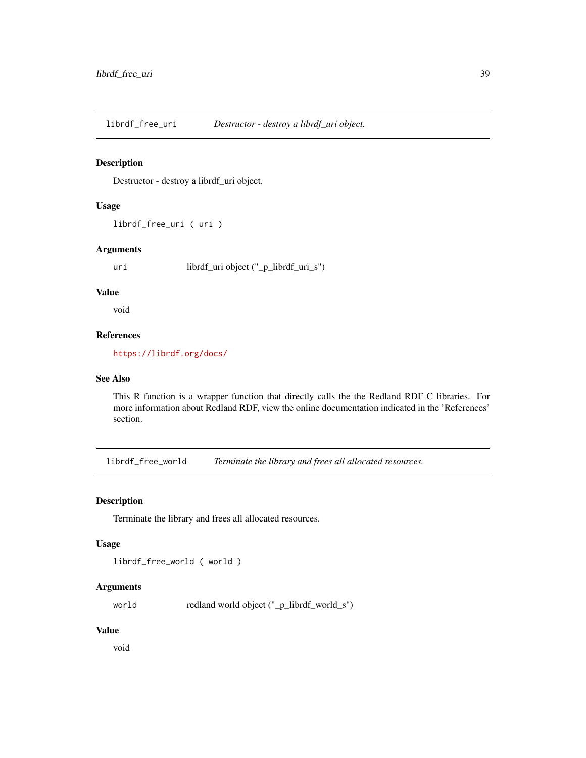## librdf_free_uri — *Destructor - destroy a librdf_uri object.*

### Description

Destructor - destroy a librdf_uri object.

### Usage

```
librdf_free_uri ( uri )
```

### Arguments

| | |
|---|---|
| `uri` | librdf_uri object ("_p_librdf_uri_s") |

### Value

void

### References

https://librdf.org/docs/

### See Also

This R function is a wrapper function that directly calls the the Redland RDF C libraries. For more information about Redland RDF, view the online documentation indicated in the 'References' section.

## librdf_free_world — *Terminate the library and frees all allocated resources.*

### Description

Terminate the library and frees all allocated resources.

### Usage

```
librdf_free_world ( world )
```

### Arguments

| | |
|---|---|
| `world` | redland world object ("_p_librdf_world_s") |

### Value

void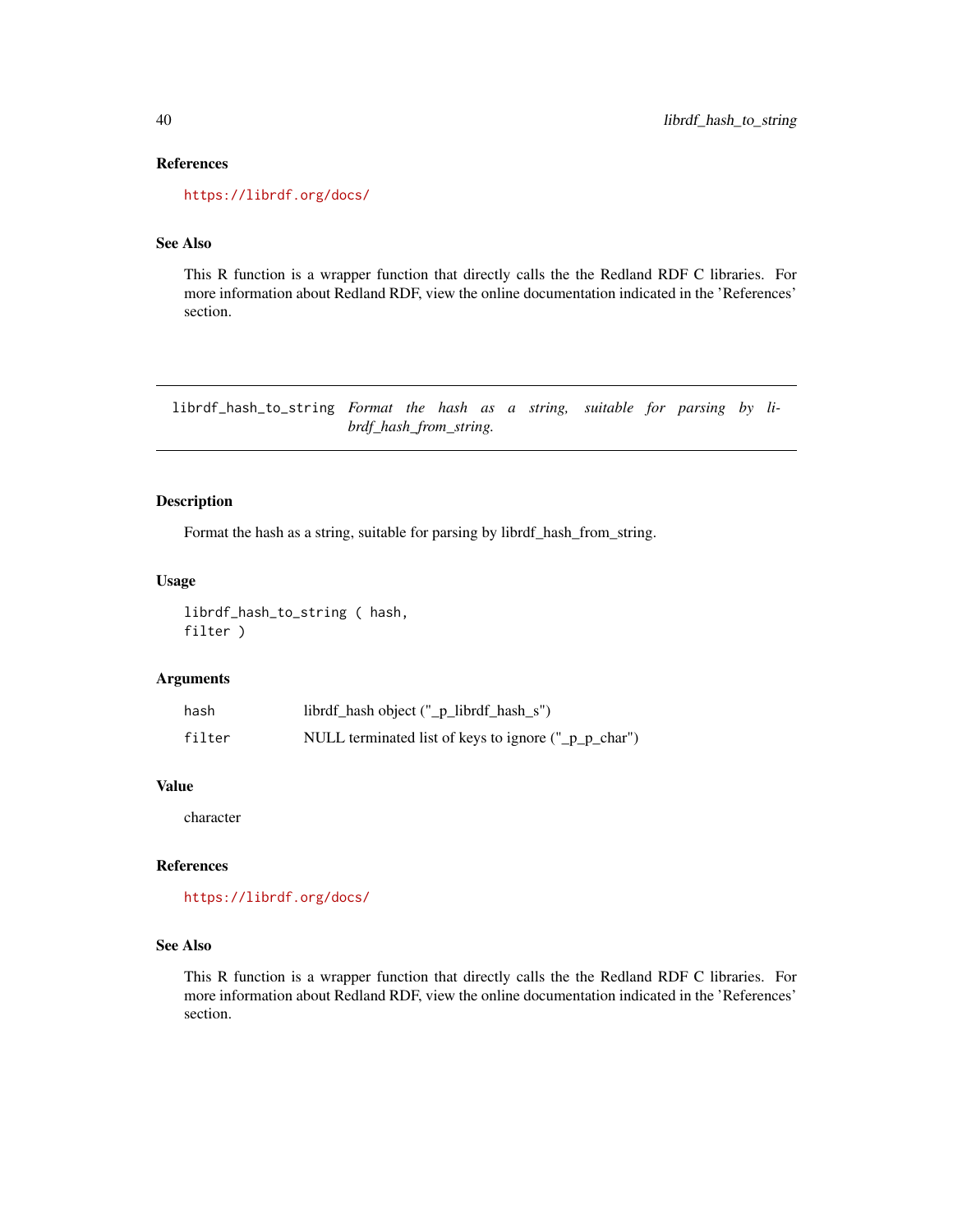### References

https://librdf.org/docs/

### See Also

This R function is a wrapper function that directly calls the the Redland RDF C libraries. For more information about Redland RDF, view the online documentation indicated in the 'References' section.

---

## librdf_hash_to_string — *Format the hash as a string, suitable for parsing by librdf_hash_from_string.*

---

### Description

Format the hash as a string, suitable for parsing by librdf_hash_from_string.

### Usage

```
librdf_hash_to_string ( hash,
filter )
```

### Arguments

| | |
|---|---|
| `hash` | librdf_hash object ("_p_librdf_hash_s") |
| `filter` | NULL terminated list of keys to ignore ("_p_p_char") |

### Value

character

### References

https://librdf.org/docs/

### See Also

This R function is a wrapper function that directly calls the the Redland RDF C libraries. For more information about Redland RDF, view the online documentation indicated in the 'References' section.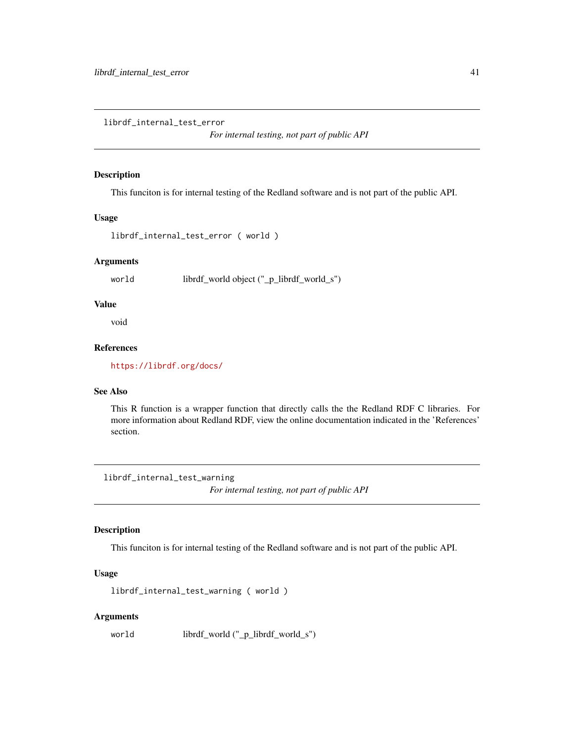## librdf_internal_test_error

*For internal testing, not part of public API*

### Description

This funciton is for internal testing of the Redland software and is not part of the public API.

### Usage

```
librdf_internal_test_error ( world )
```

### Arguments

| | |
|---|---|
| world | librdf_world object ("_p_librdf_world_s") |

### Value

void

### References

https://librdf.org/docs/

### See Also

This R function is a wrapper function that directly calls the the Redland RDF C libraries. For more information about Redland RDF, view the online documentation indicated in the 'References' section.

## librdf_internal_test_warning

*For internal testing, not part of public API*

### Description

This funciton is for internal testing of the Redland software and is not part of the public API.

### Usage

```
librdf_internal_test_warning ( world )
```

### Arguments

| | |
|---|---|
| world | librdf_world ("_p_librdf_world_s") |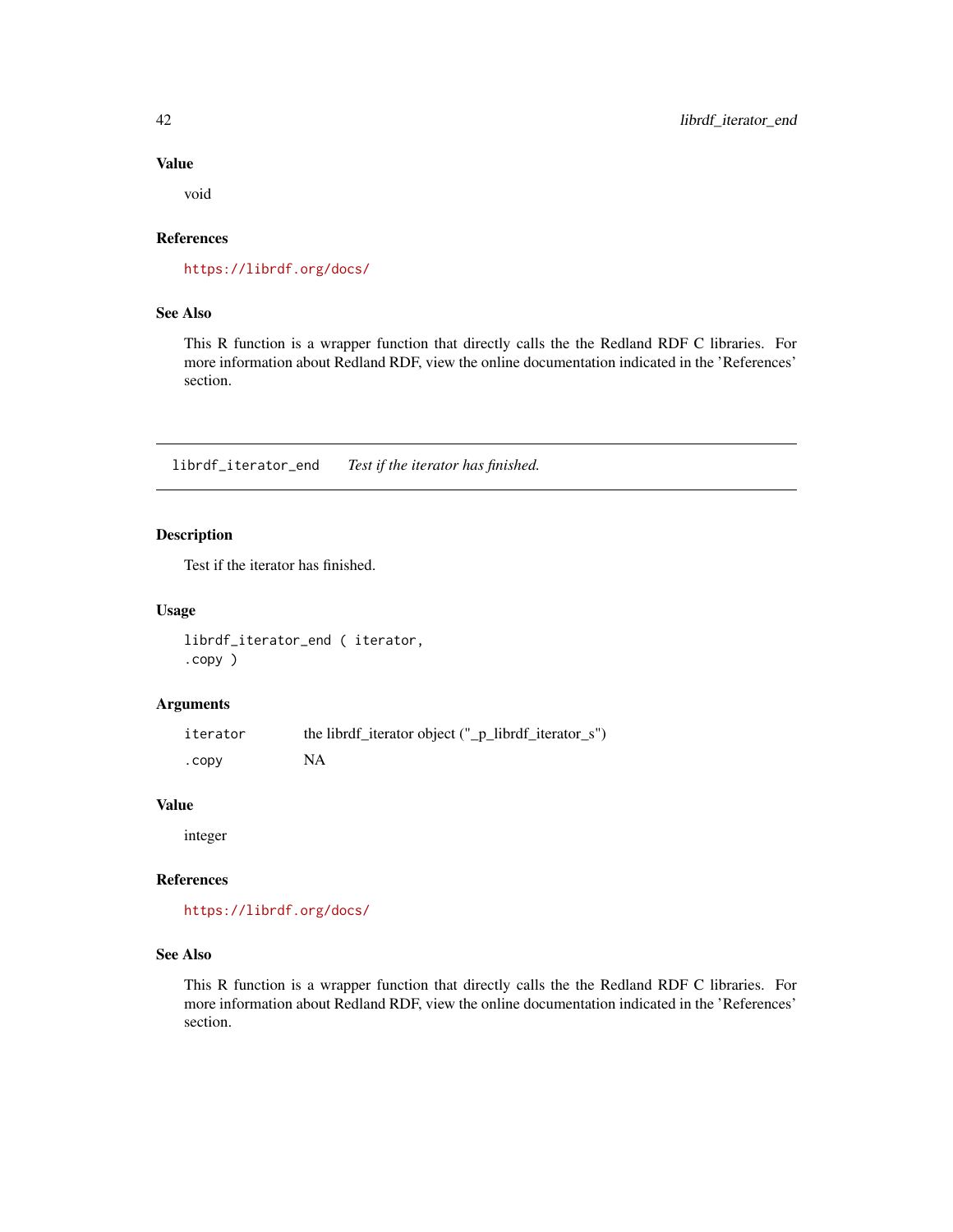## Value

void

## References

https://librdf.org/docs/

## See Also

This R function is a wrapper function that directly calls the the Redland RDF C libraries. For more information about Redland RDF, view the online documentation indicated in the 'References' section.

---

# librdf_iterator_end — *Test if the iterator has finished.*

---

## Description

Test if the iterator has finished.

## Usage

```
librdf_iterator_end ( iterator,
.copy )
```

## Arguments

| | |
|---|---|
| iterator | the librdf_iterator object ("_p_librdf_iterator_s") |
| .copy | NA |

## Value

integer

## References

https://librdf.org/docs/

## See Also

This R function is a wrapper function that directly calls the the Redland RDF C libraries. For more information about Redland RDF, view the online documentation indicated in the 'References' section.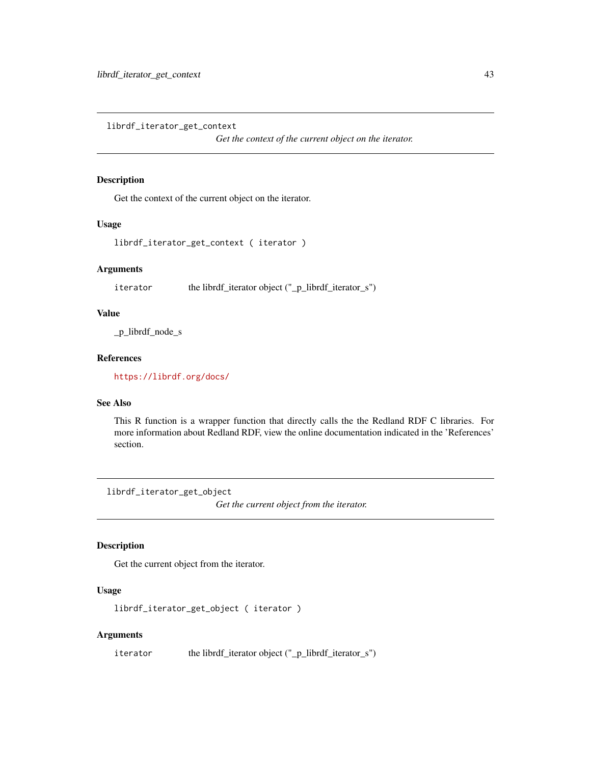## librdf_iterator_get_context

*Get the context of the current object on the iterator.*

### Description

Get the context of the current object on the iterator.

### Usage

```
librdf_iterator_get_context ( iterator )
```

### Arguments

| | |
|---|---|
| iterator | the librdf_iterator object ("_p_librdf_iterator_s") |

### Value

_p_librdf_node_s

### References

https://librdf.org/docs/

### See Also

This R function is a wrapper function that directly calls the the Redland RDF C libraries. For more information about Redland RDF, view the online documentation indicated in the 'References' section.

## librdf_iterator_get_object

*Get the current object from the iterator.*

### Description

Get the current object from the iterator.

### Usage

```
librdf_iterator_get_object ( iterator )
```

### Arguments

| | |
|---|---|
| iterator | the librdf_iterator object ("_p_librdf_iterator_s") |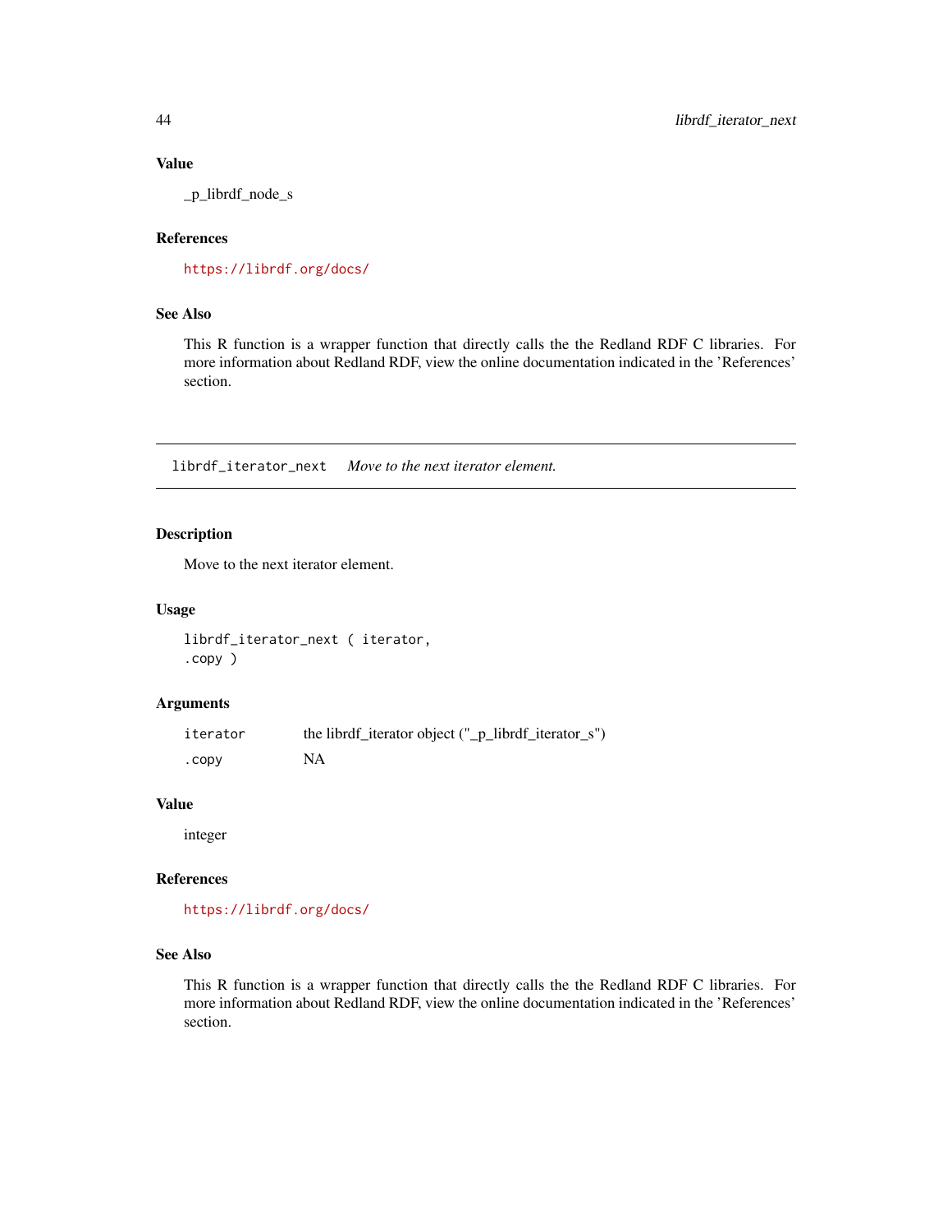### Value

_p_librdf_node_s

### References

https://librdf.org/docs/

### See Also

This R function is a wrapper function that directly calls the the Redland RDF C libraries. For more information about Redland RDF, view the online documentation indicated in the 'References' section.

---

## librdf_iterator_next — *Move to the next iterator element.*

---

### Description

Move to the next iterator element.

### Usage

```
librdf_iterator_next ( iterator,
.copy )
```

### Arguments

| | |
|---|---|
| iterator | the librdf_iterator object ("_p_librdf_iterator_s") |
| .copy | NA |

### Value

integer

### References

https://librdf.org/docs/

### See Also

This R function is a wrapper function that directly calls the the Redland RDF C libraries. For more information about Redland RDF, view the online documentation indicated in the 'References' section.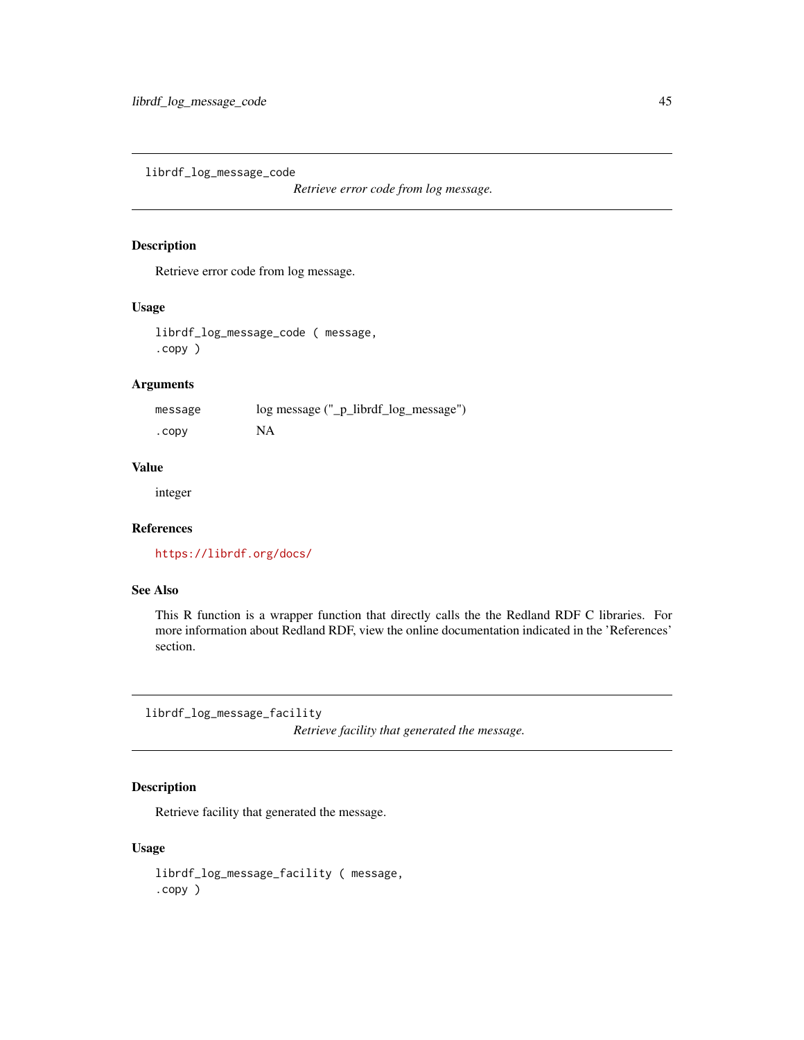## librdf_log_message_code

*Retrieve error code from log message.*

### Description

Retrieve error code from log message.

### Usage

```
librdf_log_message_code ( message,
.copy )
```

### Arguments

| | |
|---|---|
| message | log message ("_p_librdf_log_message") |
| .copy | NA |

### Value

integer

### References

https://librdf.org/docs/

### See Also

This R function is a wrapper function that directly calls the the Redland RDF C libraries. For more information about Redland RDF, view the online documentation indicated in the 'References' section.

## librdf_log_message_facility

*Retrieve facility that generated the message.*

### Description

Retrieve facility that generated the message.

### Usage

```
librdf_log_message_facility ( message,
.copy )
```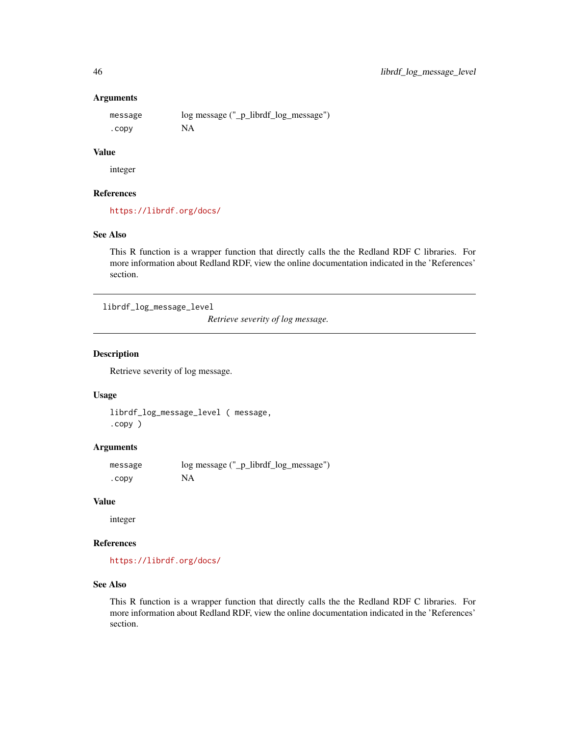### Arguments

| | |
|---|---|
| message | log message ("_p_librdf_log_message") |
| .copy | NA |

### Value

integer

### References

https://librdf.org/docs/

### See Also

This R function is a wrapper function that directly calls the the Redland RDF C libraries. For more information about Redland RDF, view the online documentation indicated in the 'References' section.

---

## librdf_log_message_level

*Retrieve severity of log message.*

---

### Description

Retrieve severity of log message.

### Usage

```
librdf_log_message_level ( message,
.copy )
```

### Arguments

| | |
|---|---|
| message | log message ("_p_librdf_log_message") |
| .copy | NA |

### Value

integer

### References

https://librdf.org/docs/

### See Also

This R function is a wrapper function that directly calls the the Redland RDF C libraries. For more information about Redland RDF, view the online documentation indicated in the 'References' section.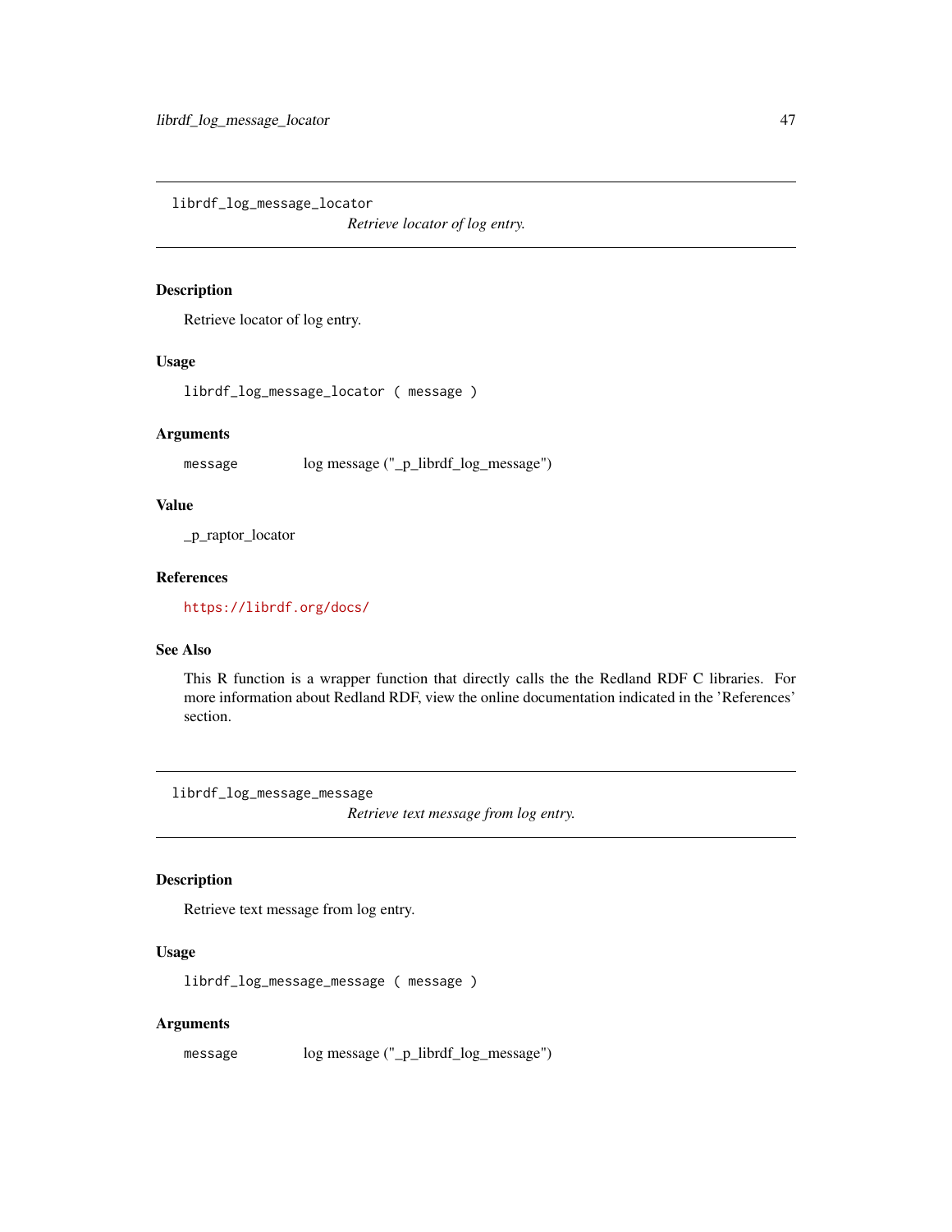## librdf_log_message_locator

*Retrieve locator of log entry.*

### Description

Retrieve locator of log entry.

### Usage

```
librdf_log_message_locator ( message )
```

### Arguments

| | |
|---|---|
| message | log message ("_p_librdf_log_message") |

### Value

_p_raptor_locator

### References

https://librdf.org/docs/

### See Also

This R function is a wrapper function that directly calls the the Redland RDF C libraries. For more information about Redland RDF, view the online documentation indicated in the 'References' section.

## librdf_log_message_message

*Retrieve text message from log entry.*

### Description

Retrieve text message from log entry.

### Usage

```
librdf_log_message_message ( message )
```

### Arguments

| | |
|---|---|
| message | log message ("_p_librdf_log_message") |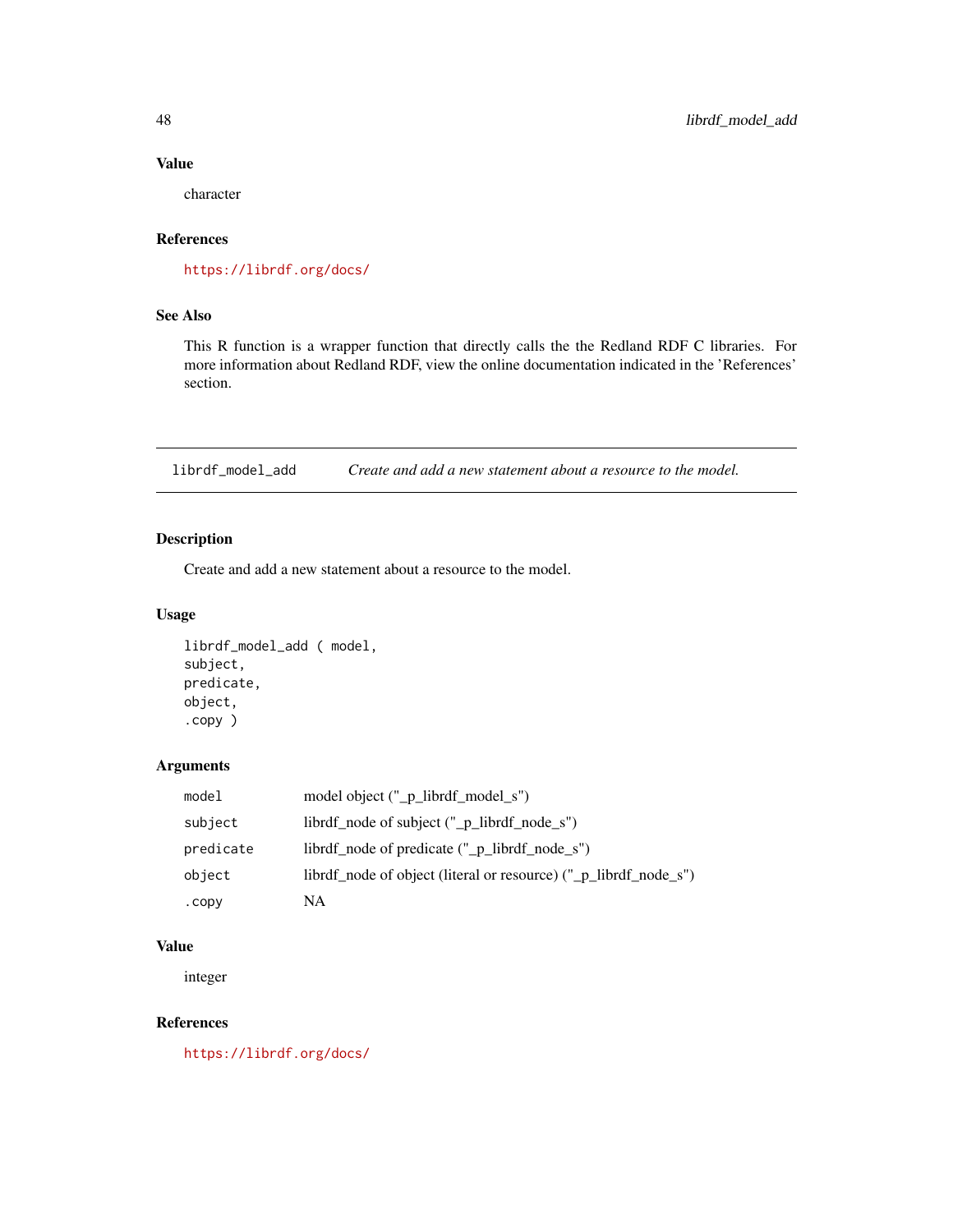### Value

character

### References

https://librdf.org/docs/

### See Also

This R function is a wrapper function that directly calls the the Redland RDF C libraries. For more information about Redland RDF, view the online documentation indicated in the 'References' section.

---

## librdf_model_add — *Create and add a new statement about a resource to the model.*

### Description

Create and add a new statement about a resource to the model.

### Usage

```
librdf_model_add ( model,
subject,
predicate,
object,
.copy )
```

### Arguments

| | |
|---|---|
| `model` | model object ("_p_librdf_model_s") |
| `subject` | librdf_node of subject ("_p_librdf_node_s") |
| `predicate` | librdf_node of predicate ("_p_librdf_node_s") |
| `object` | librdf_node of object (literal or resource) ("_p_librdf_node_s") |
| `.copy` | NA |

### Value

integer

### References

https://librdf.org/docs/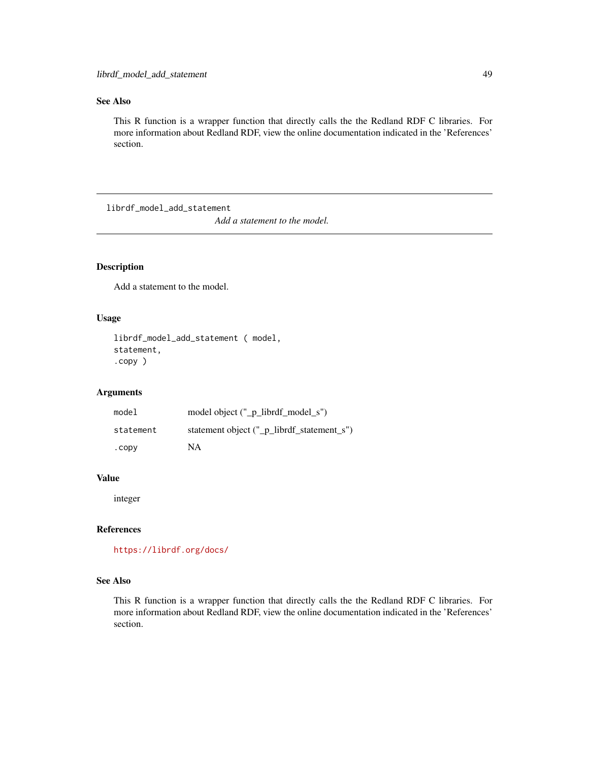## See Also

This R function is a wrapper function that directly calls the the Redland RDF C libraries. For more information about Redland RDF, view the online documentation indicated in the 'References' section.

---

# librdf_model_add_statement

*Add a statement to the model.*

---

## Description

Add a statement to the model.

## Usage

```
librdf_model_add_statement ( model,
statement,
.copy )
```

## Arguments

| | |
|---|---|
| model | model object ("_p_librdf_model_s") |
| statement | statement object ("_p_librdf_statement_s") |
| .copy | NA |

## Value

integer

## References

https://librdf.org/docs/

## See Also

This R function is a wrapper function that directly calls the the Redland RDF C libraries. For more information about Redland RDF, view the online documentation indicated in the 'References' section.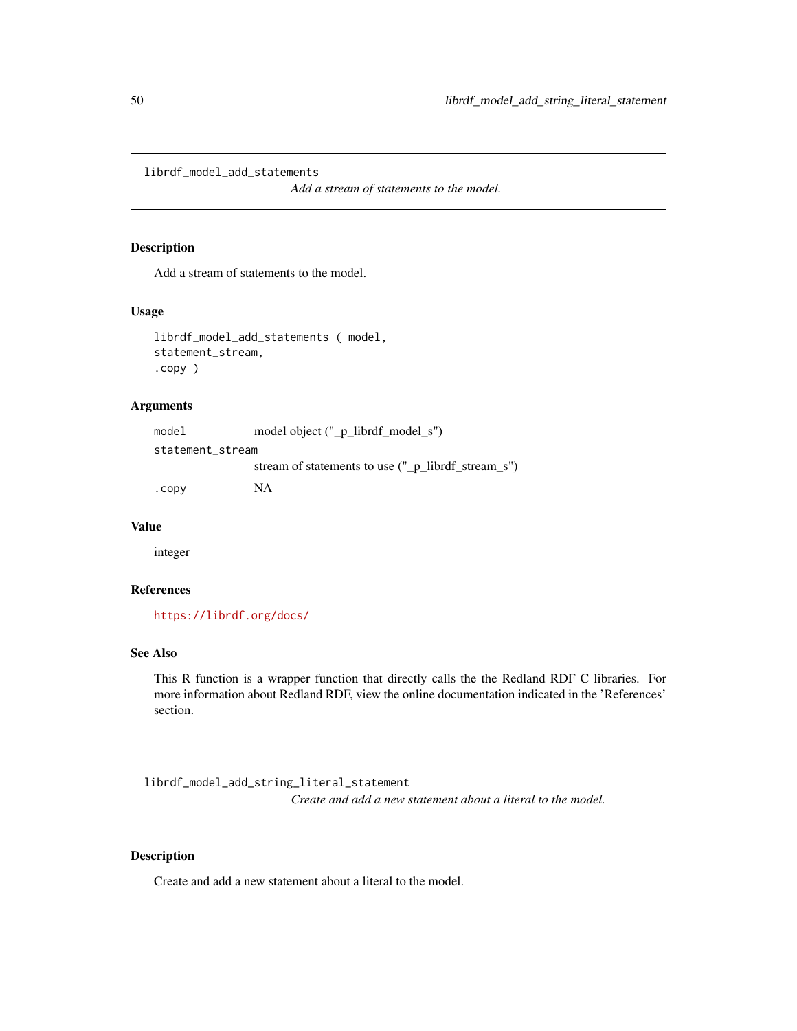## librdf_model_add_statements

*Add a stream of statements to the model.*

### Description

Add a stream of statements to the model.

### Usage

```
librdf_model_add_statements ( model,
statement_stream,
.copy )
```

### Arguments

| | |
|---|---|
| model | model object ("_p_librdf_model_s") |
| statement_stream | stream of statements to use ("_p_librdf_stream_s") |
| .copy | NA |

### Value

integer

### References

https://librdf.org/docs/

### See Also

This R function is a wrapper function that directly calls the the Redland RDF C libraries. For more information about Redland RDF, view the online documentation indicated in the 'References' section.

## librdf_model_add_string_literal_statement

*Create and add a new statement about a literal to the model.*

### Description

Create and add a new statement about a literal to the model.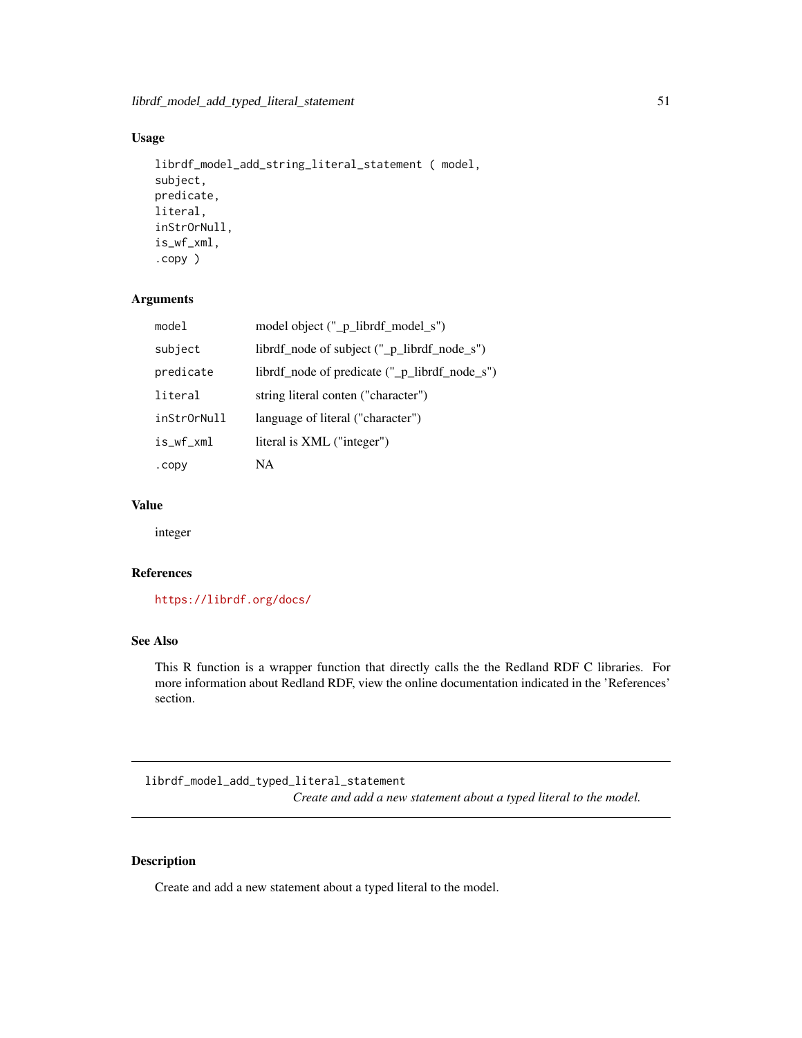### Usage

```
librdf_model_add_string_literal_statement ( model,
subject,
predicate,
literal,
inStrOrNull,
is_wf_xml,
.copy )
```

### Arguments

| | |
|---|---|
| model | model object ("_p_librdf_model_s") |
| subject | librdf_node of subject ("_p_librdf_node_s") |
| predicate | librdf_node of predicate ("_p_librdf_node_s") |
| literal | string literal conten ("character") |
| inStrOrNull | language of literal ("character") |
| is_wf_xml | literal is XML ("integer") |
| .copy | NA |

### Value

integer

### References

https://librdf.org/docs/

### See Also

This R function is a wrapper function that directly calls the the Redland RDF C libraries. For more information about Redland RDF, view the online documentation indicated in the 'References' section.

---

## librdf_model_add_typed_literal_statement

*Create and add a new statement about a typed literal to the model.*

---

### Description

Create and add a new statement about a typed literal to the model.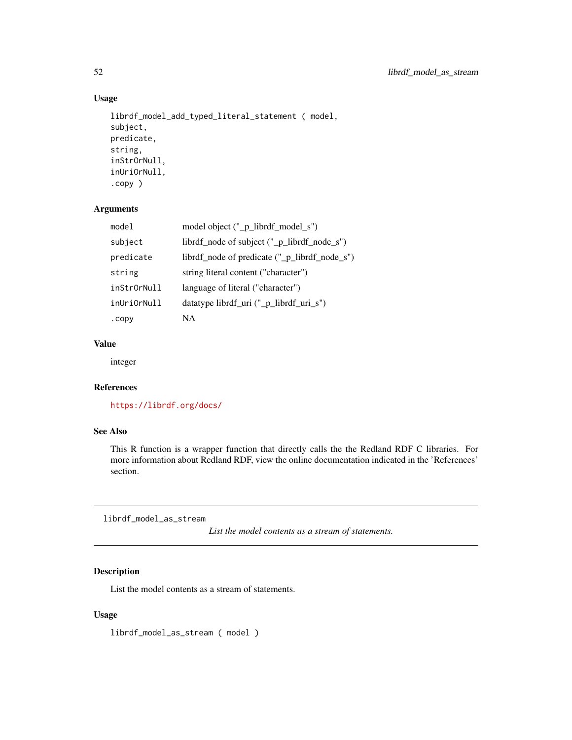### Usage

```
librdf_model_add_typed_literal_statement ( model,
subject,
predicate,
string,
inStrOrNull,
inUriOrNull,
.copy )
```

### Arguments

| | |
|---|---|
| model | model object ("_p_librdf_model_s") |
| subject | librdf_node of subject ("_p_librdf_node_s") |
| predicate | librdf_node of predicate ("_p_librdf_node_s") |
| string | string literal content ("character") |
| inStrOrNull | language of literal ("character") |
| inUriOrNull | datatype librdf_uri ("_p_librdf_uri_s") |
| .copy | NA |

### Value

integer

### References

https://librdf.org/docs/

### See Also

This R function is a wrapper function that directly calls the the Redland RDF C libraries. For more information about Redland RDF, view the online documentation indicated in the 'References' section.

---

## librdf_model_as_stream

*List the model contents as a stream of statements.*

---

### Description

List the model contents as a stream of statements.

### Usage

```
librdf_model_as_stream ( model )
```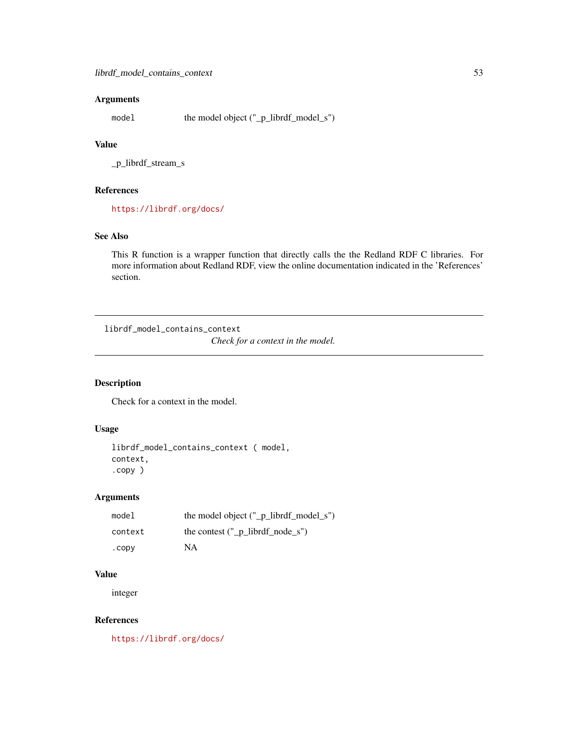### Arguments

| | |
|---|---|
| model | the model object ("_p_librdf_model_s") |

### Value

_p_librdf_stream_s

### References

https://librdf.org/docs/

### See Also

This R function is a wrapper function that directly calls the the Redland RDF C libraries. For more information about Redland RDF, view the online documentation indicated in the 'References' section.

---

## librdf_model_contains_context

*Check for a context in the model.*

---

### Description

Check for a context in the model.

### Usage

```
librdf_model_contains_context ( model,
context,
.copy )
```

### Arguments

| | |
|---|---|
| model | the model object ("_p_librdf_model_s") |
| context | the contest ("_p_librdf_node_s") |
| .copy | NA |

### Value

integer

### References

https://librdf.org/docs/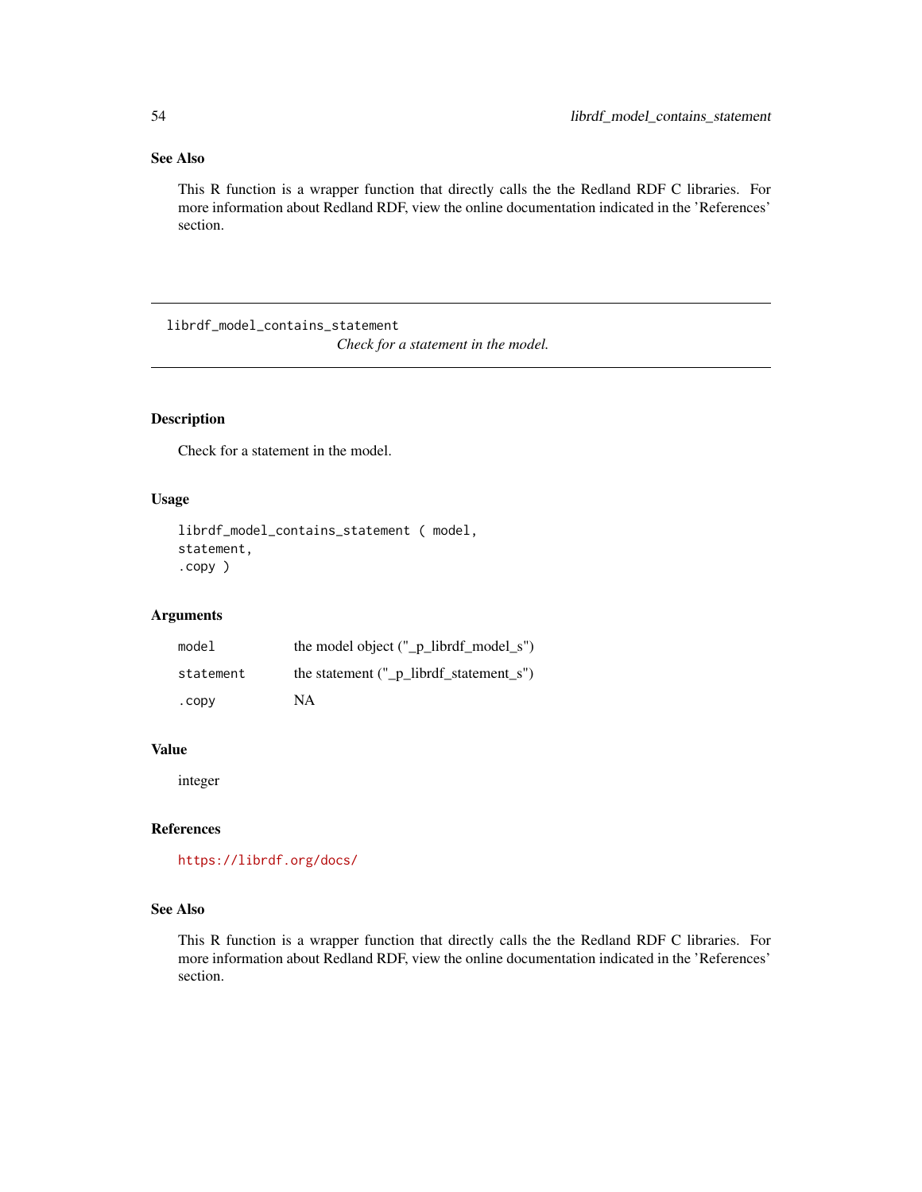## See Also

This R function is a wrapper function that directly calls the the Redland RDF C libraries. For more information about Redland RDF, view the online documentation indicated in the 'References' section.

---

librdf_model_contains_statement
*Check for a statement in the model.*

---

### Description

Check for a statement in the model.

### Usage

```
librdf_model_contains_statement ( model,
statement,
.copy )
```

### Arguments

| | |
|---|---|
| model | the model object ("_p_librdf_model_s") |
| statement | the statement ("_p_librdf_statement_s") |
| .copy | NA |

### Value

integer

### References

https://librdf.org/docs/

### See Also

This R function is a wrapper function that directly calls the the Redland RDF C libraries. For more information about Redland RDF, view the online documentation indicated in the 'References' section.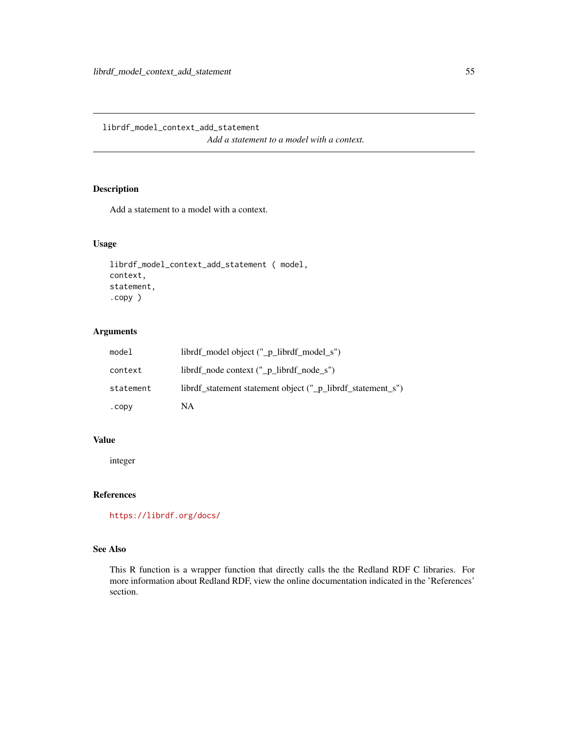librdf_model_context_add_statement

*Add a statement to a model with a context.*

### Description

Add a statement to a model with a context.

### Usage

```
librdf_model_context_add_statement ( model,
context,
statement,
.copy )
```

### Arguments

| | |
|---|---|
| model | librdf_model object ("_p_librdf_model_s") |
| context | librdf_node context ("_p_librdf_node_s") |
| statement | librdf_statement statement object ("_p_librdf_statement_s") |
| .copy | NA |

### Value

integer

### References

https://librdf.org/docs/

### See Also

This R function is a wrapper function that directly calls the the Redland RDF C libraries. For more information about Redland RDF, view the online documentation indicated in the 'References' section.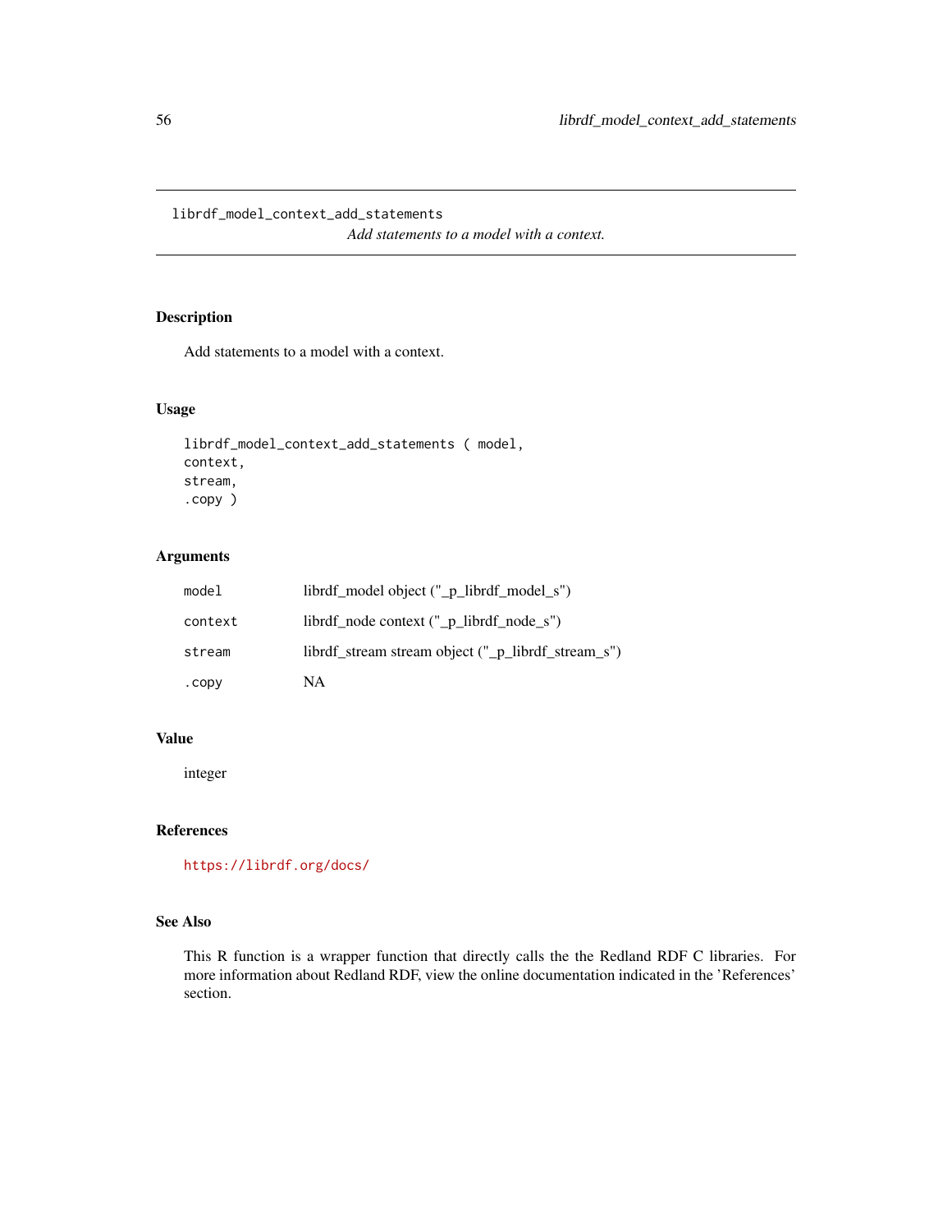`librdf_model_context_add_statements`

*Add statements to a model with a context.*

## Description

Add statements to a model with a context.

## Usage

```
librdf_model_context_add_statements ( model,
context,
stream,
.copy )
```

## Arguments

| | |
|---|---|
| `model` | librdf_model object ("_p_librdf_model_s") |
| `context` | librdf_node context ("_p_librdf_node_s") |
| `stream` | librdf_stream stream object ("_p_librdf_stream_s") |
| `.copy` | NA |

## Value

integer

## References

https://librdf.org/docs/

## See Also

This R function is a wrapper function that directly calls the the Redland RDF C libraries. For more information about Redland RDF, view the online documentation indicated in the 'References' section.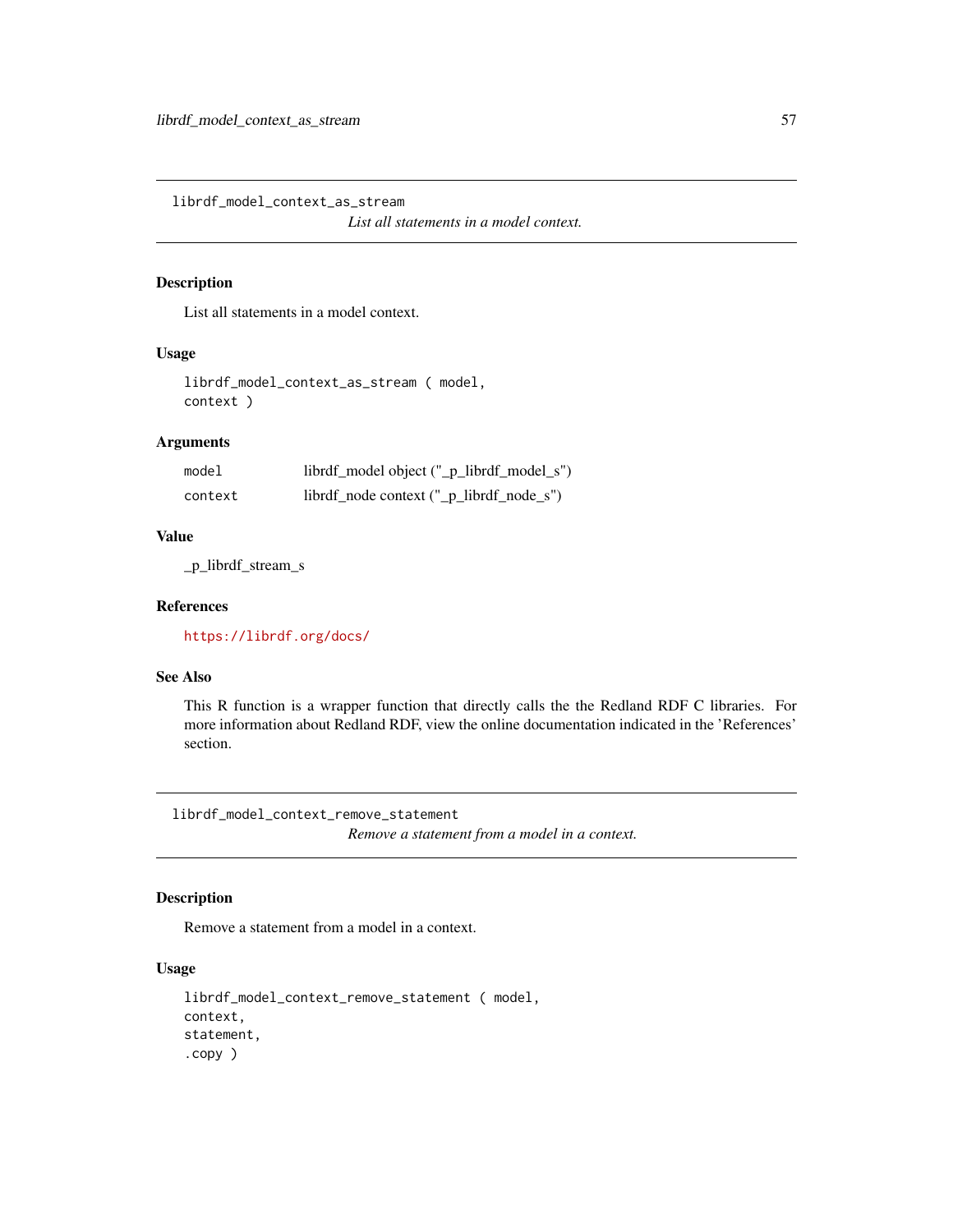## librdf_model_context_as_stream

*List all statements in a model context.*

### Description

List all statements in a model context.

### Usage

```
librdf_model_context_as_stream ( model,
context )
```

### Arguments

| | |
|---|---|
| model | librdf_model object ("_p_librdf_model_s") |
| context | librdf_node context ("_p_librdf_node_s") |

### Value

_p_librdf_stream_s

### References

https://librdf.org/docs/

### See Also

This R function is a wrapper function that directly calls the the Redland RDF C libraries. For more information about Redland RDF, view the online documentation indicated in the 'References' section.

## librdf_model_context_remove_statement

*Remove a statement from a model in a context.*

### Description

Remove a statement from a model in a context.

### Usage

```
librdf_model_context_remove_statement ( model,
context,
statement,
.copy )
```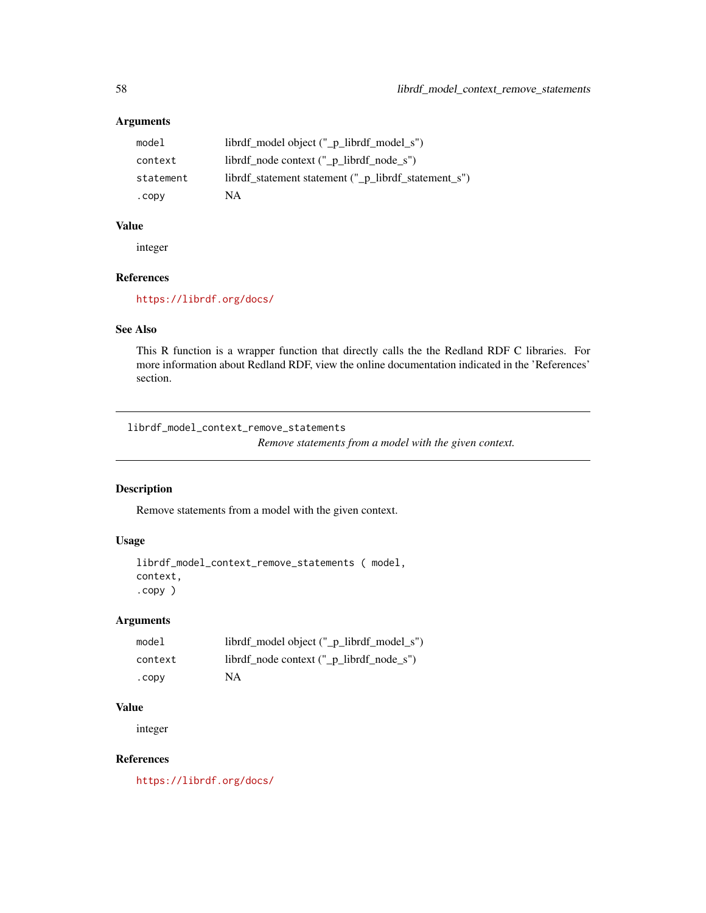### Arguments

| | |
|---|---|
| model | librdf_model object ("_p_librdf_model_s") |
| context | librdf_node context ("_p_librdf_node_s") |
| statement | librdf_statement statement ("_p_librdf_statement_s") |
| .copy | NA |

### Value

integer

### References

https://librdf.org/docs/

### See Also

This R function is a wrapper function that directly calls the the Redland RDF C libraries. For more information about Redland RDF, view the online documentation indicated in the 'References' section.

---

## librdf_model_context_remove_statements

*Remove statements from a model with the given context.*

---

### Description

Remove statements from a model with the given context.

### Usage

```
librdf_model_context_remove_statements ( model,
context,
.copy )
```

### Arguments

| | |
|---|---|
| model | librdf_model object ("_p_librdf_model_s") |
| context | librdf_node context ("_p_librdf_node_s") |
| .copy | NA |

### Value

integer

### References

https://librdf.org/docs/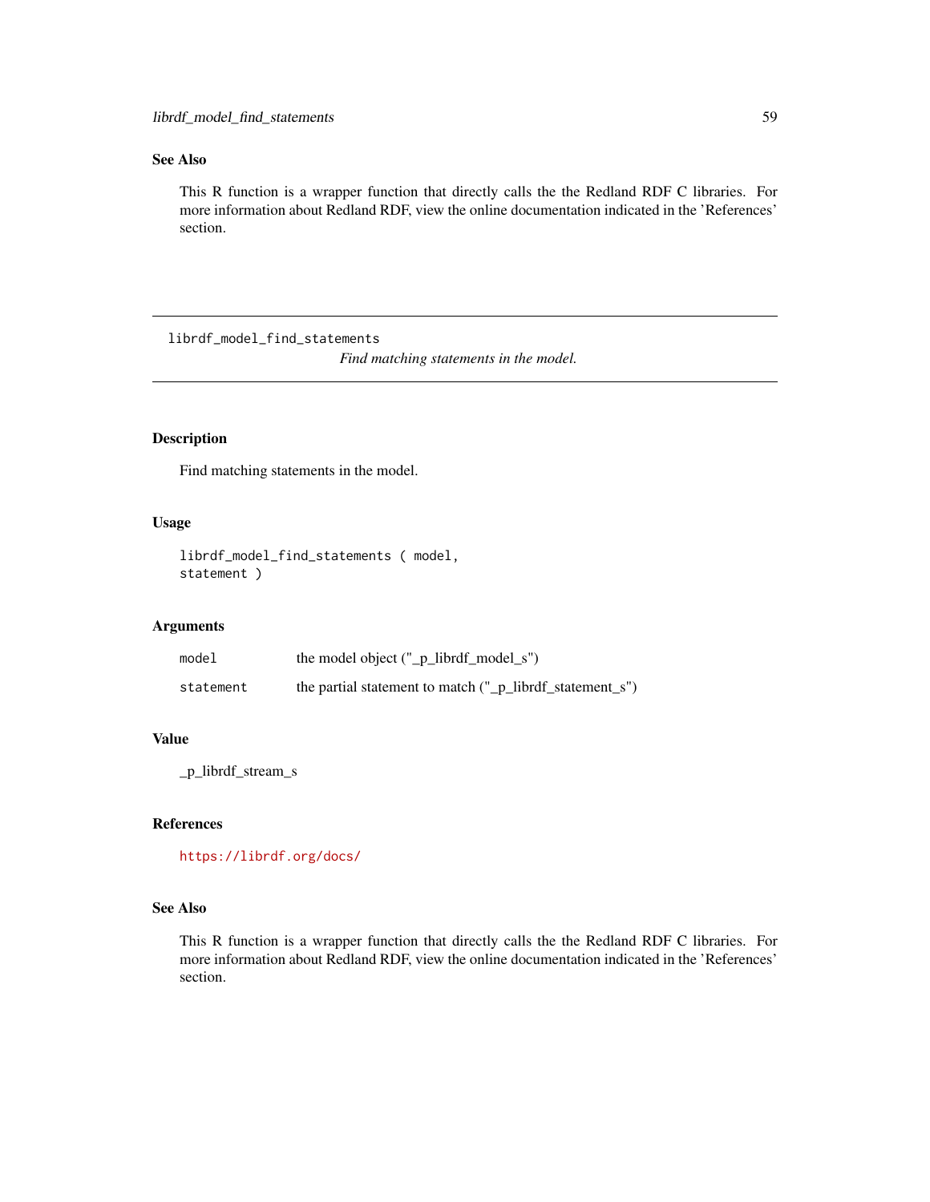## See Also

This R function is a wrapper function that directly calls the the Redland RDF C libraries. For more information about Redland RDF, view the online documentation indicated in the 'References' section.

---

# librdf_model_find_statements

*Find matching statements in the model.*

---

## Description

Find matching statements in the model.

## Usage

```
librdf_model_find_statements ( model,
statement )
```

## Arguments

| | |
|---|---|
| model | the model object ("_p_librdf_model_s") |
| statement | the partial statement to match ("_p_librdf_statement_s") |

## Value

_p_librdf_stream_s

## References

https://librdf.org/docs/

## See Also

This R function is a wrapper function that directly calls the the Redland RDF C libraries. For more information about Redland RDF, view the online documentation indicated in the 'References' section.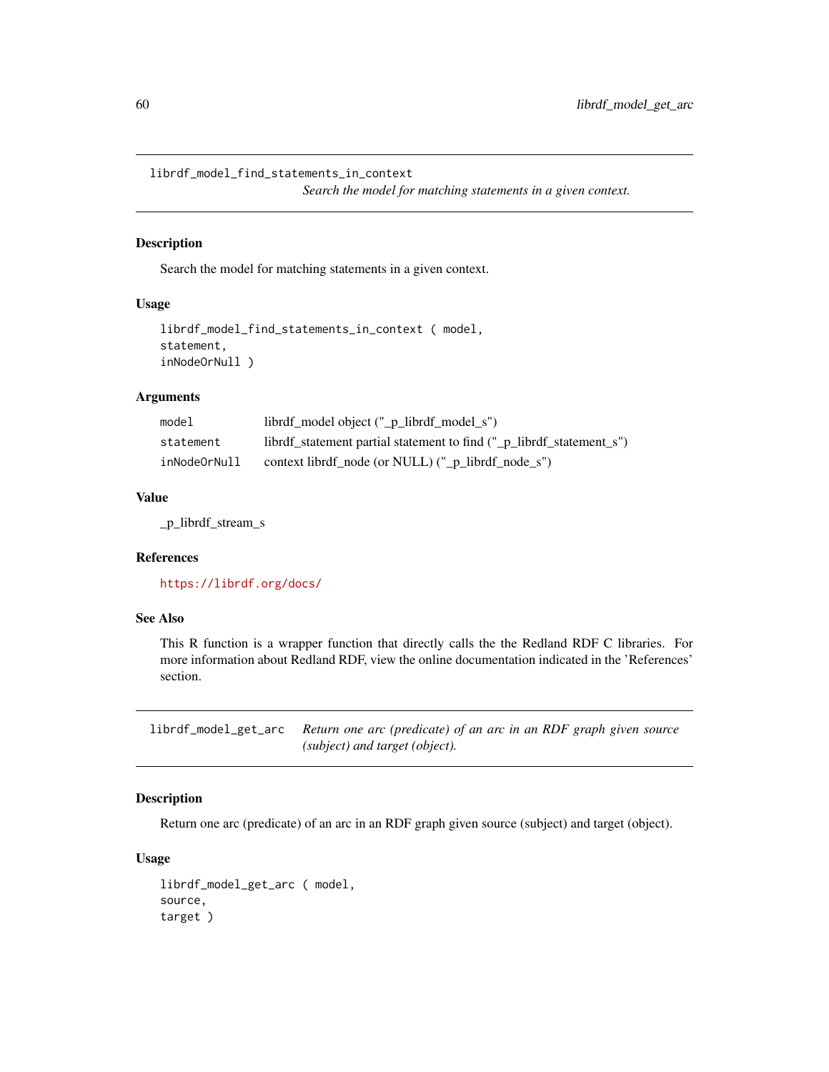## librdf_model_find_statements_in_context

*Search the model for matching statements in a given context.*

### Description

Search the model for matching statements in a given context.

### Usage

```
librdf_model_find_statements_in_context ( model,
statement,
inNodeOrNull )
```

### Arguments

| | |
|---|---|
| model | librdf_model object ("_p_librdf_model_s") |
| statement | librdf_statement partial statement to find ("_p_librdf_statement_s") |
| inNodeOrNull | context librdf_node (or NULL) ("_p_librdf_node_s") |

### Value

_p_librdf_stream_s

### References

https://librdf.org/docs/

### See Also

This R function is a wrapper function that directly calls the the Redland RDF C libraries. For more information about Redland RDF, view the online documentation indicated in the 'References' section.

## librdf_model_get_arc

*Return one arc (predicate) of an arc in an RDF graph given source (subject) and target (object).*

### Description

Return one arc (predicate) of an arc in an RDF graph given source (subject) and target (object).

### Usage

```
librdf_model_get_arc ( model,
source,
target )
```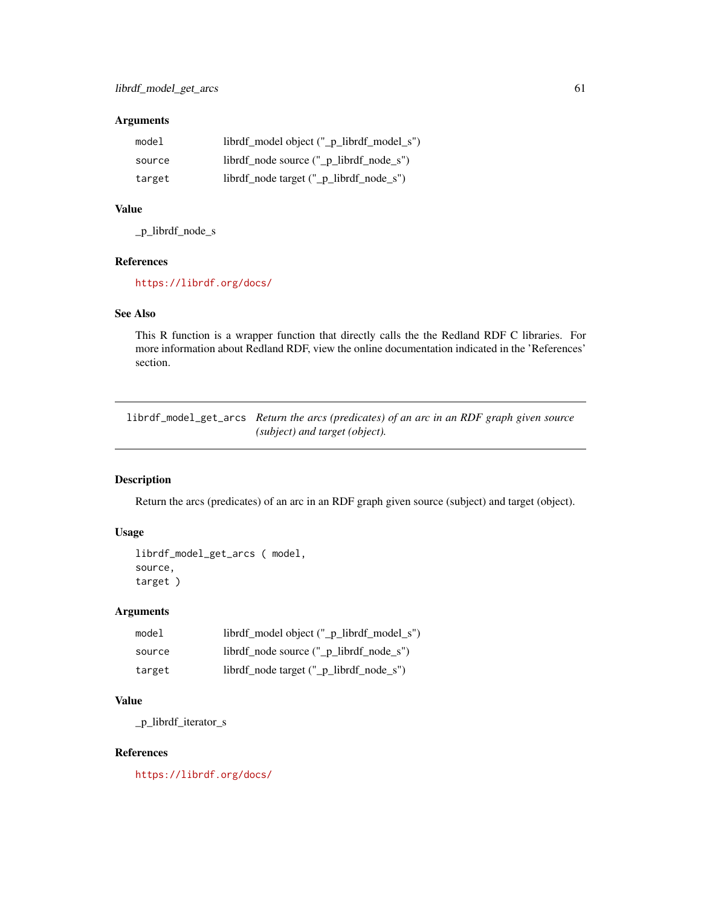### Arguments

| | |
|---|---|
| `model` | librdf_model object ("_p_librdf_model_s") |
| `source` | librdf_node source ("_p_librdf_node_s") |
| `target` | librdf_node target ("_p_librdf_node_s") |

### Value

_p_librdf_node_s

### References

https://librdf.org/docs/

### See Also

This R function is a wrapper function that directly calls the the Redland RDF C libraries. For more information about Redland RDF, view the online documentation indicated in the 'References' section.

---

## `librdf_model_get_arcs` *Return the arcs (predicates) of an arc in an RDF graph given source (subject) and target (object).*

---

### Description

Return the arcs (predicates) of an arc in an RDF graph given source (subject) and target (object).

### Usage

```
librdf_model_get_arcs ( model,
source,
target )
```

### Arguments

| | |
|---|---|
| `model` | librdf_model object ("_p_librdf_model_s") |
| `source` | librdf_node source ("_p_librdf_node_s") |
| `target` | librdf_node target ("_p_librdf_node_s") |

### Value

_p_librdf_iterator_s

### References

https://librdf.org/docs/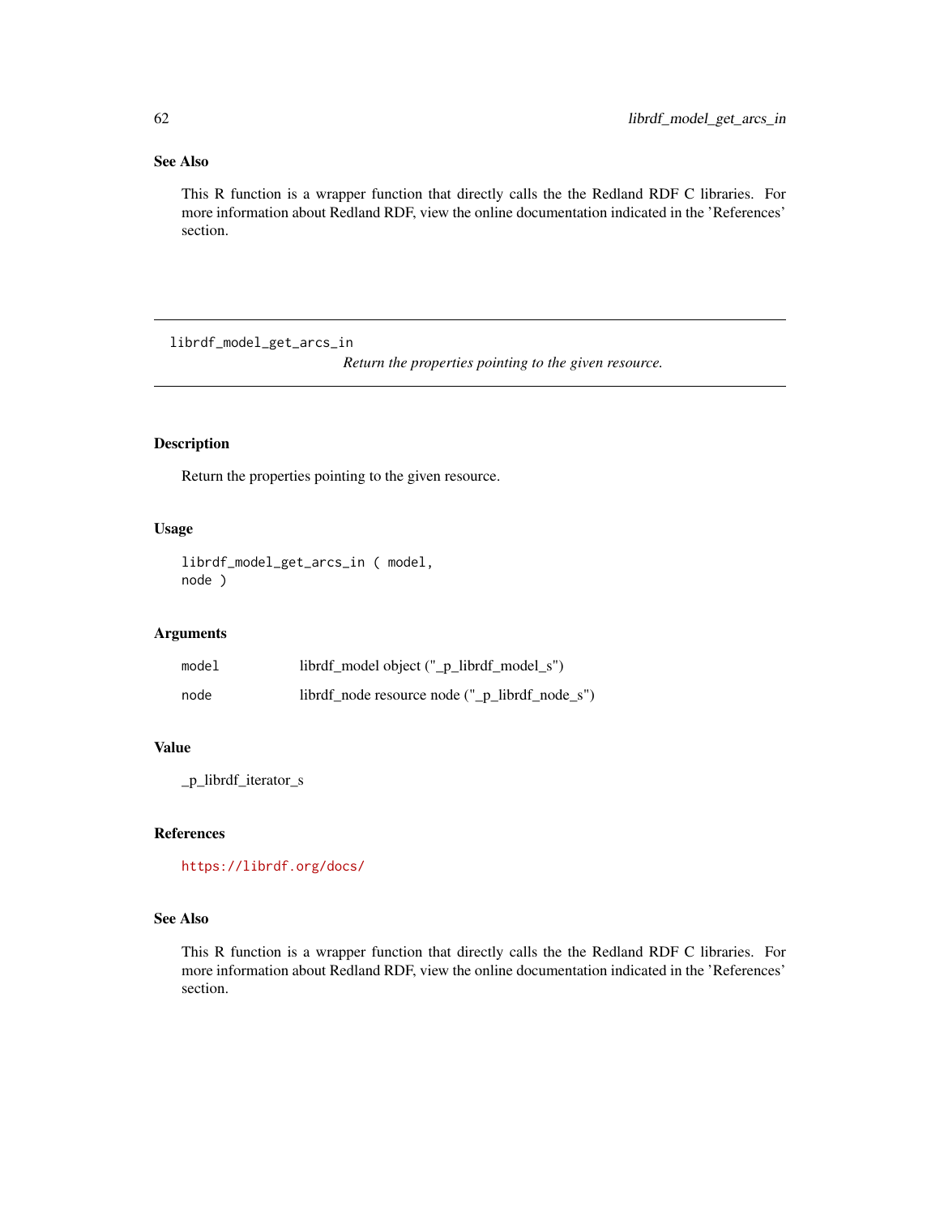## See Also

This R function is a wrapper function that directly calls the the Redland RDF C libraries. For more information about Redland RDF, view the online documentation indicated in the 'References' section.

---

`librdf_model_get_arcs_in`

*Return the properties pointing to the given resource.*

---

### Description

Return the properties pointing to the given resource.

### Usage

```
librdf_model_get_arcs_in ( model,
node )
```

### Arguments

| | |
|---|---|
| `model` | librdf_model object ("_p_librdf_model_s") |
| `node` | librdf_node resource node ("_p_librdf_node_s") |

### Value

_p_librdf_iterator_s

### References

https://librdf.org/docs/

### See Also

This R function is a wrapper function that directly calls the the Redland RDF C libraries. For more information about Redland RDF, view the online documentation indicated in the 'References' section.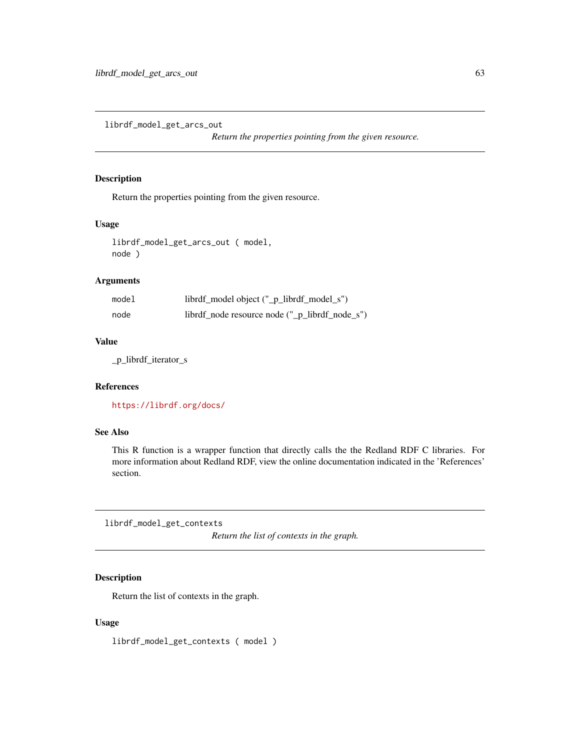## librdf_model_get_arcs_out

*Return the properties pointing from the given resource.*

### Description

Return the properties pointing from the given resource.

### Usage

```
librdf_model_get_arcs_out ( model,
node )
```

### Arguments

| | |
|---|---|
| model | librdf_model object ("_p_librdf_model_s") |
| node | librdf_node resource node ("_p_librdf_node_s") |

### Value

_p_librdf_iterator_s

### References

https://librdf.org/docs/

### See Also

This R function is a wrapper function that directly calls the the Redland RDF C libraries. For more information about Redland RDF, view the online documentation indicated in the 'References' section.

## librdf_model_get_contexts

*Return the list of contexts in the graph.*

### Description

Return the list of contexts in the graph.

### Usage

```
librdf_model_get_contexts ( model )
```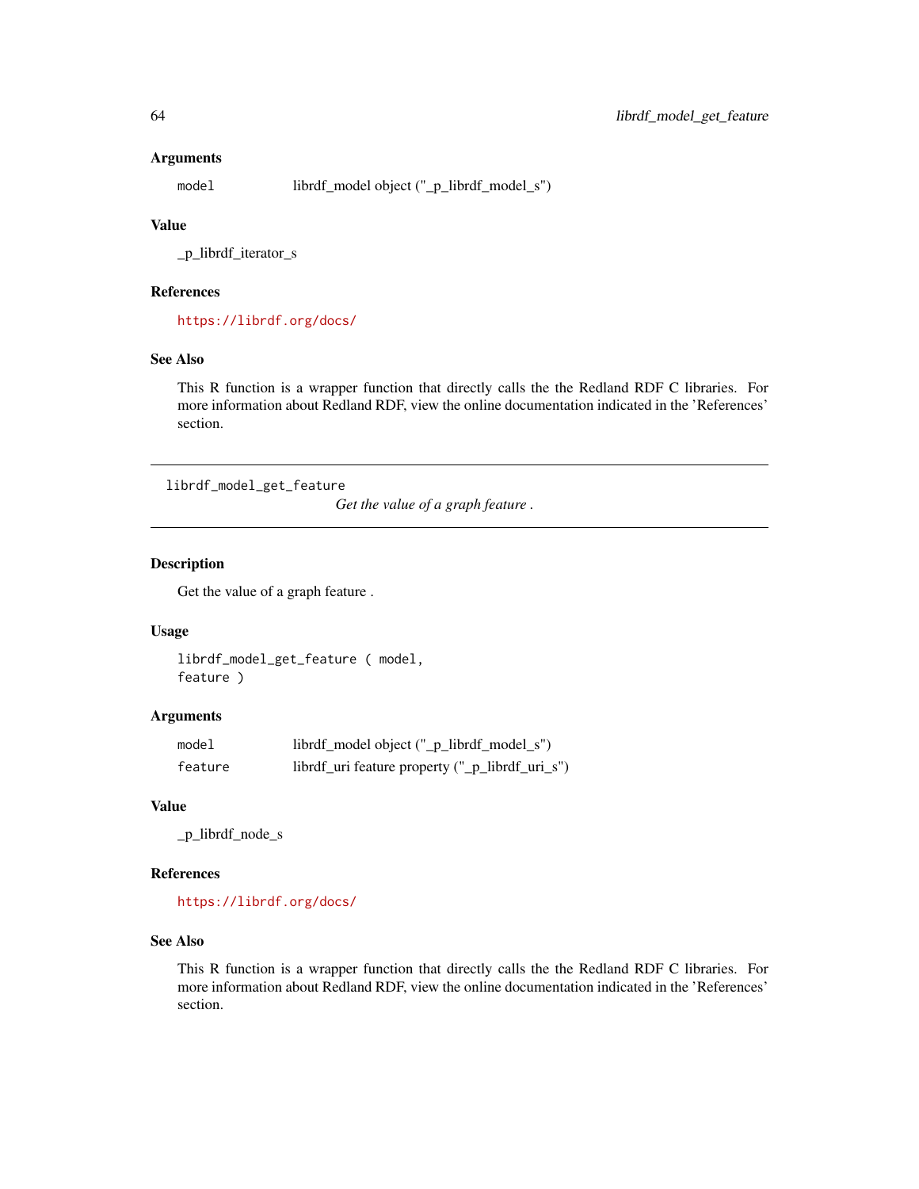### Arguments

| | |
|---|---|
| model | librdf_model object ("_p_librdf_model_s") |

### Value

_p_librdf_iterator_s

### References

https://librdf.org/docs/

### See Also

This R function is a wrapper function that directly calls the the Redland RDF C libraries. For more information about Redland RDF, view the online documentation indicated in the 'References' section.

---

## librdf_model_get_feature

*Get the value of a graph feature .*

### Description

Get the value of a graph feature .

### Usage

```
librdf_model_get_feature ( model,
feature )
```

### Arguments

| | |
|---|---|
| model | librdf_model object ("_p_librdf_model_s") |
| feature | librdf_uri feature property ("_p_librdf_uri_s") |

### Value

_p_librdf_node_s

### References

https://librdf.org/docs/

### See Also

This R function is a wrapper function that directly calls the the Redland RDF C libraries. For more information about Redland RDF, view the online documentation indicated in the 'References' section.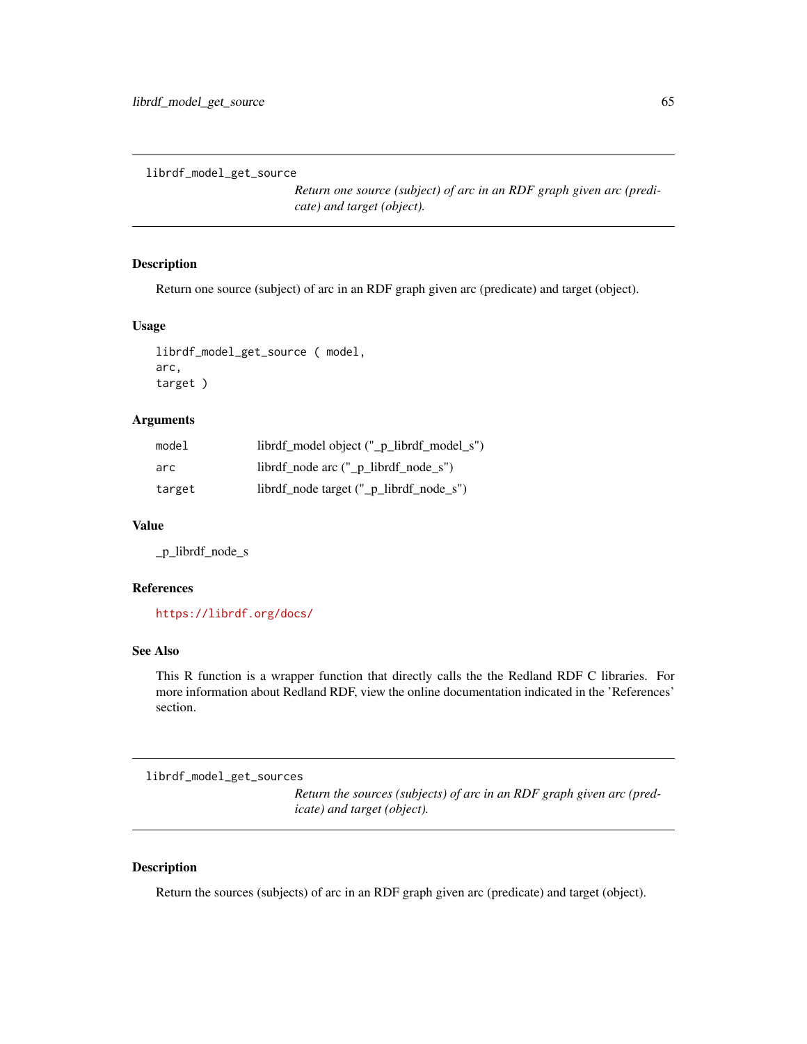## librdf_model_get_source

*Return one source (subject) of arc in an RDF graph given arc (predicate) and target (object).*

### Description

Return one source (subject) of arc in an RDF graph given arc (predicate) and target (object).

### Usage

```
librdf_model_get_source ( model,
arc,
target )
```

### Arguments

| | |
|---|---|
| model | librdf_model object ("_p_librdf_model_s") |
| arc | librdf_node arc ("_p_librdf_node_s") |
| target | librdf_node target ("_p_librdf_node_s") |

### Value

_p_librdf_node_s

### References

https://librdf.org/docs/

### See Also

This R function is a wrapper function that directly calls the the Redland RDF C libraries. For more information about Redland RDF, view the online documentation indicated in the 'References' section.

## librdf_model_get_sources

*Return the sources (subjects) of arc in an RDF graph given arc (predicate) and target (object).*

### Description

Return the sources (subjects) of arc in an RDF graph given arc (predicate) and target (object).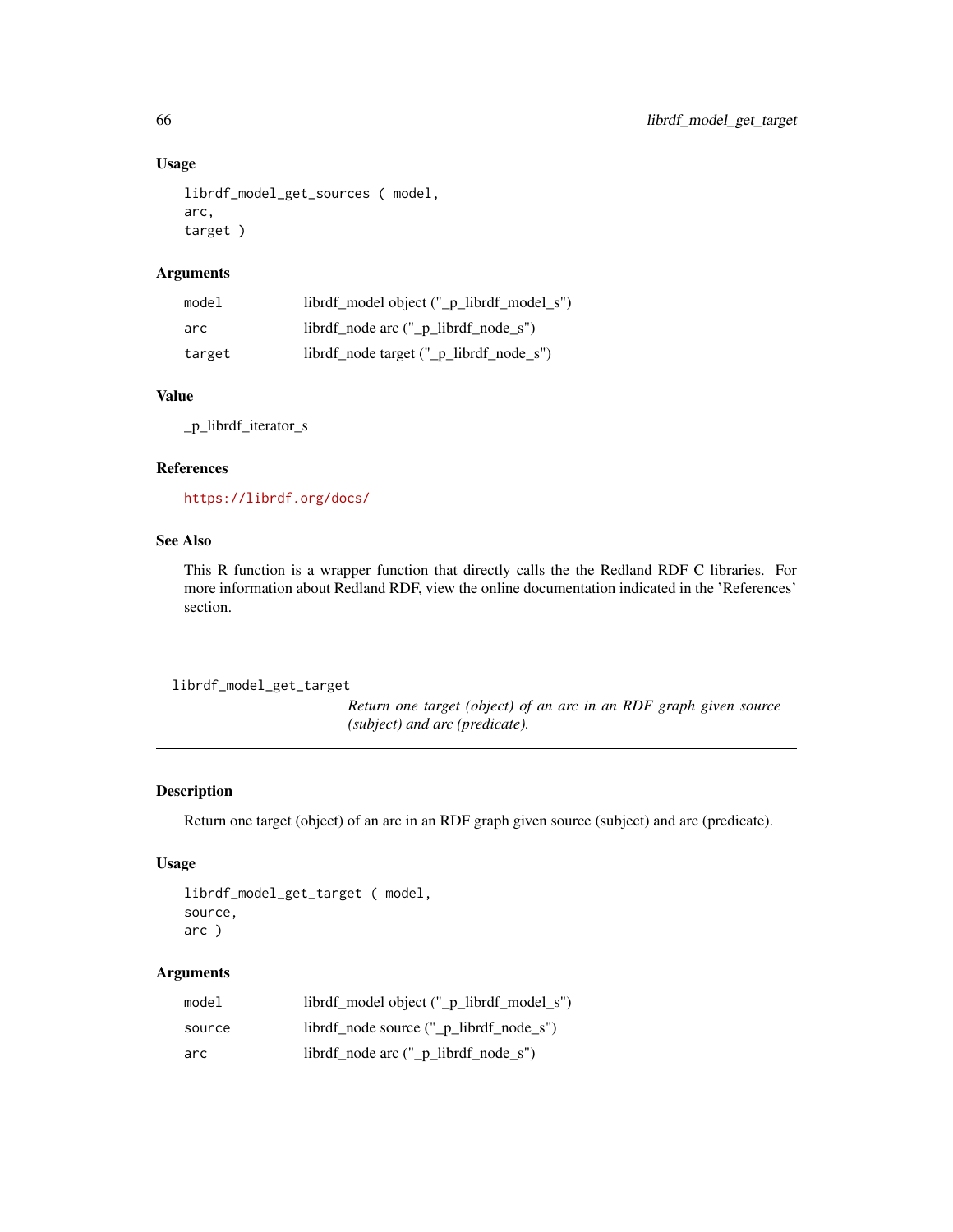### Usage

```
librdf_model_get_sources ( model,
arc,
target )
```

### Arguments

| | |
|---|---|
| model | librdf_model object ("_p_librdf_model_s") |
| arc | librdf_node arc ("_p_librdf_node_s") |
| target | librdf_node target ("_p_librdf_node_s") |

### Value

_p_librdf_iterator_s

### References

https://librdf.org/docs/

### See Also

This R function is a wrapper function that directly calls the the Redland RDF C libraries. For more information about Redland RDF, view the online documentation indicated in the 'References' section.

---

## librdf_model_get_target

*Return one target (object) of an arc in an RDF graph given source (subject) and arc (predicate).*

---

### Description

Return one target (object) of an arc in an RDF graph given source (subject) and arc (predicate).

### Usage

```
librdf_model_get_target ( model,
source,
arc )
```

### Arguments

| | |
|---|---|
| model | librdf_model object ("_p_librdf_model_s") |
| source | librdf_node source ("_p_librdf_node_s") |
| arc | librdf_node arc ("_p_librdf_node_s") |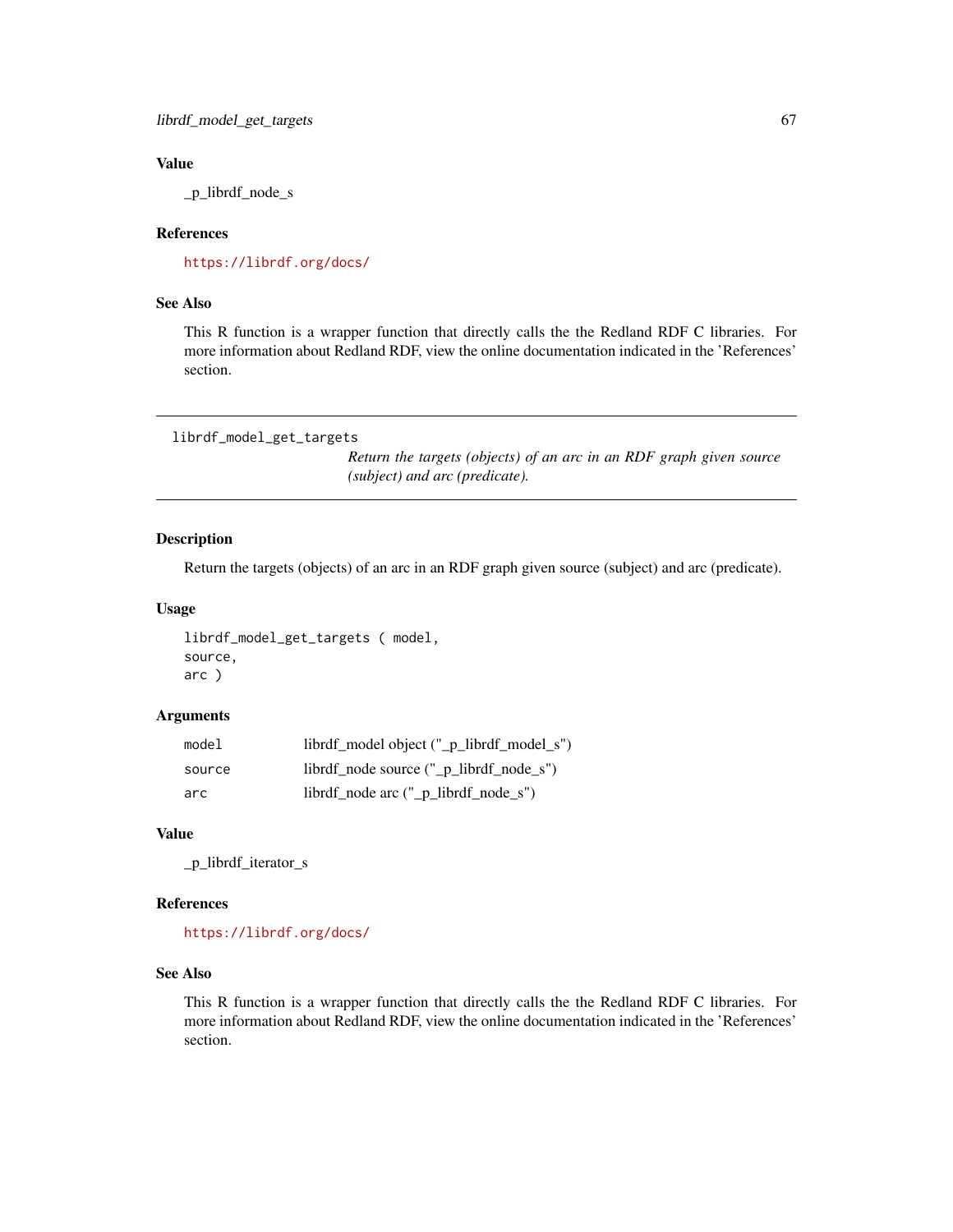## Value

_p_librdf_node_s

## References

https://librdf.org/docs/

## See Also

This R function is a wrapper function that directly calls the the Redland RDF C libraries. For more information about Redland RDF, view the online documentation indicated in the 'References' section.

---

# librdf_model_get_targets

*Return the targets (objects) of an arc in an RDF graph given source (subject) and arc (predicate).*

## Description

Return the targets (objects) of an arc in an RDF graph given source (subject) and arc (predicate).

## Usage

```
librdf_model_get_targets ( model,
source,
arc )
```

## Arguments

| | |
|---|---|
| `model` | librdf_model object ("_p_librdf_model_s") |
| `source` | librdf_node source ("_p_librdf_node_s") |
| `arc` | librdf_node arc ("_p_librdf_node_s") |

## Value

_p_librdf_iterator_s

## References

https://librdf.org/docs/

## See Also

This R function is a wrapper function that directly calls the the Redland RDF C libraries. For more information about Redland RDF, view the online documentation indicated in the 'References' section.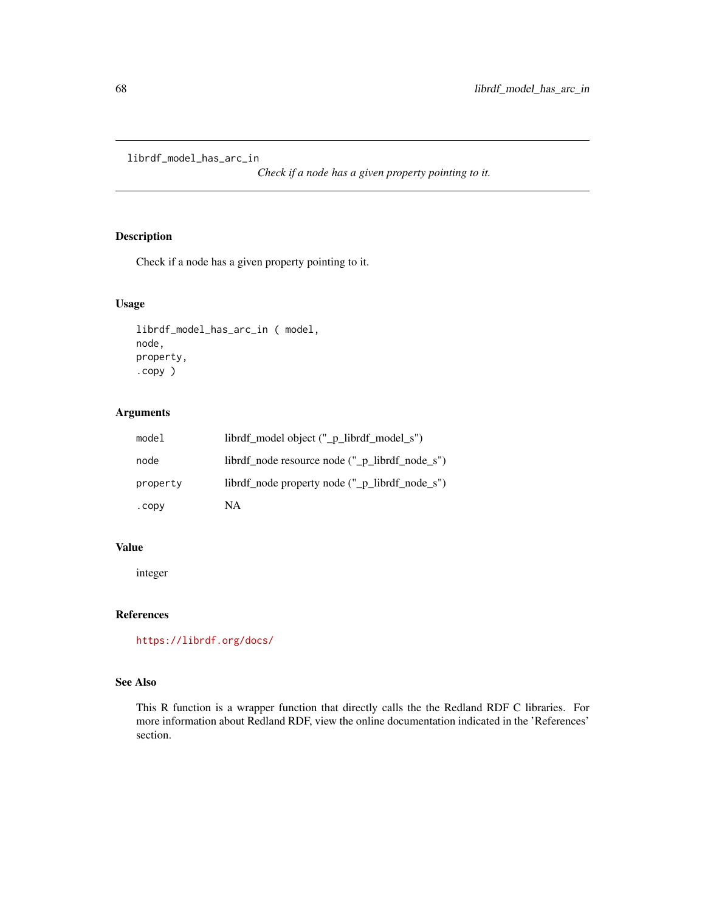```
librdf_model_has_arc_in
```

*Check if a node has a given property pointing to it.*

## Description

Check if a node has a given property pointing to it.

## Usage

```
librdf_model_has_arc_in ( model,
node,
property,
.copy )
```

## Arguments

| | |
|---|---|
| model | librdf_model object ("_p_librdf_model_s") |
| node | librdf_node resource node ("_p_librdf_node_s") |
| property | librdf_node property node ("_p_librdf_node_s") |
| .copy | NA |

## Value

integer

## References

https://librdf.org/docs/

## See Also

This R function is a wrapper function that directly calls the the Redland RDF C libraries. For more information about Redland RDF, view the online documentation indicated in the 'References' section.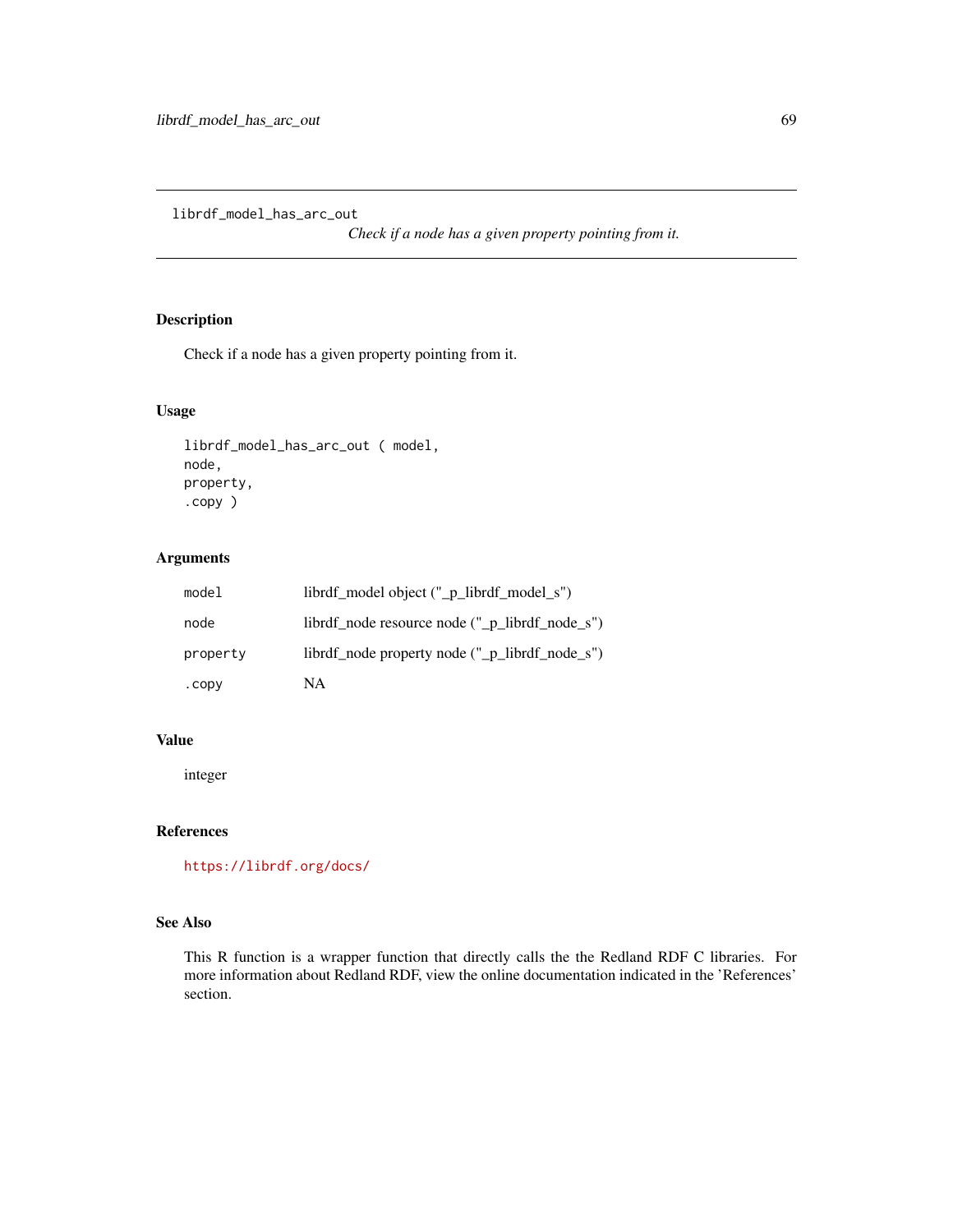librdf_model_has_arc_out

*Check if a node has a given property pointing from it.*

## Description

Check if a node has a given property pointing from it.

## Usage

```
librdf_model_has_arc_out ( model,
node,
property,
.copy )
```

## Arguments

| | |
|---|---|
| model | librdf_model object ("_p_librdf_model_s") |
| node | librdf_node resource node ("_p_librdf_node_s") |
| property | librdf_node property node ("_p_librdf_node_s") |
| .copy | NA |

## Value

integer

## References

https://librdf.org/docs/

## See Also

This R function is a wrapper function that directly calls the the Redland RDF C libraries. For more information about Redland RDF, view the online documentation indicated in the 'References' section.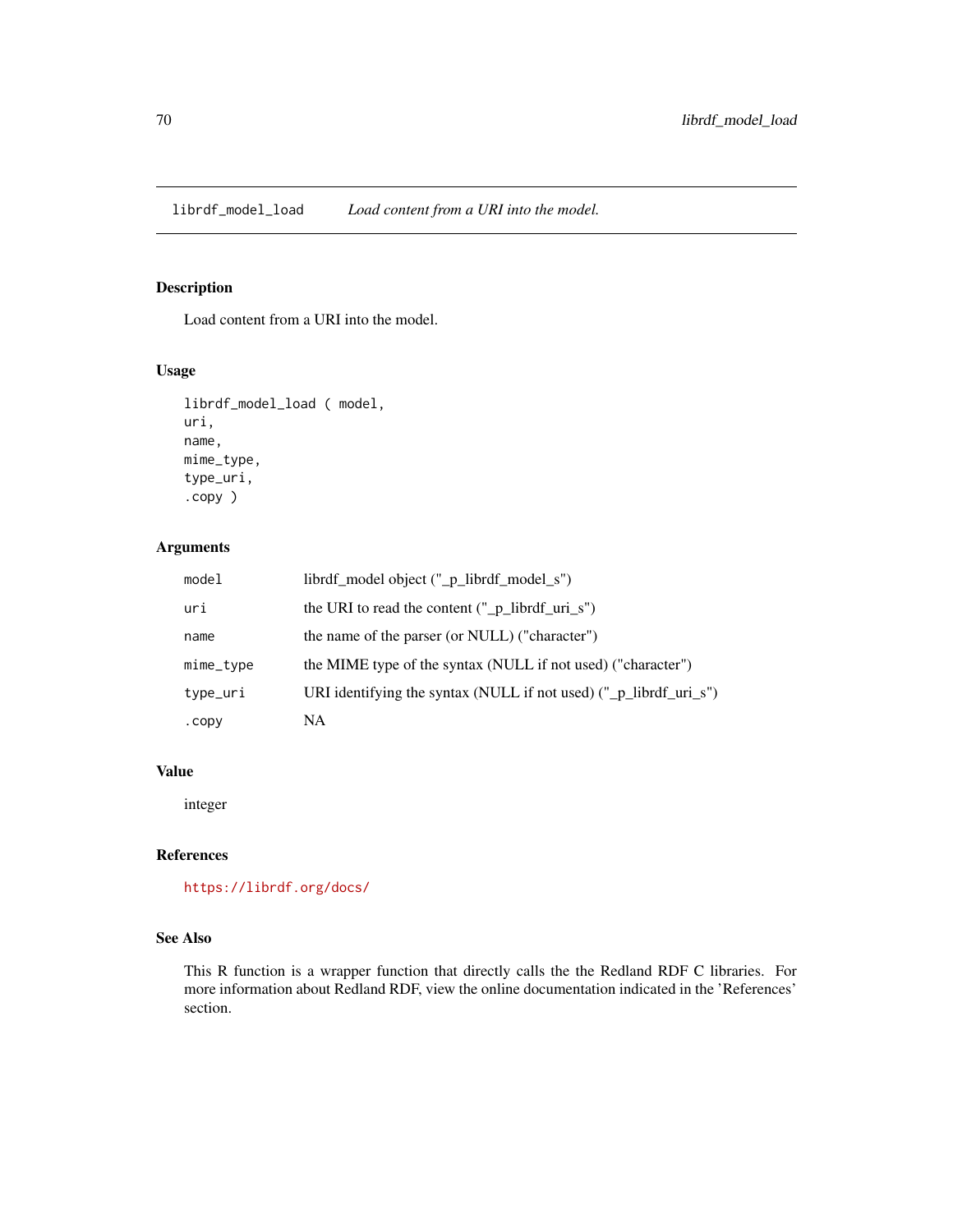# librdf_model_load — *Load content from a URI into the model.*

## Description

Load content from a URI into the model.

## Usage

```
librdf_model_load ( model,
uri,
name,
mime_type,
type_uri,
.copy )
```

## Arguments

| | |
|---|---|
| model | librdf_model object ("_p_librdf_model_s") |
| uri | the URI to read the content ("_p_librdf_uri_s") |
| name | the name of the parser (or NULL) ("character") |
| mime_type | the MIME type of the syntax (NULL if not used) ("character") |
| type_uri | URI identifying the syntax (NULL if not used) ("_p_librdf_uri_s") |
| .copy | NA |

## Value

integer

## References

https://librdf.org/docs/

## See Also

This R function is a wrapper function that directly calls the the Redland RDF C libraries. For more information about Redland RDF, view the online documentation indicated in the 'References' section.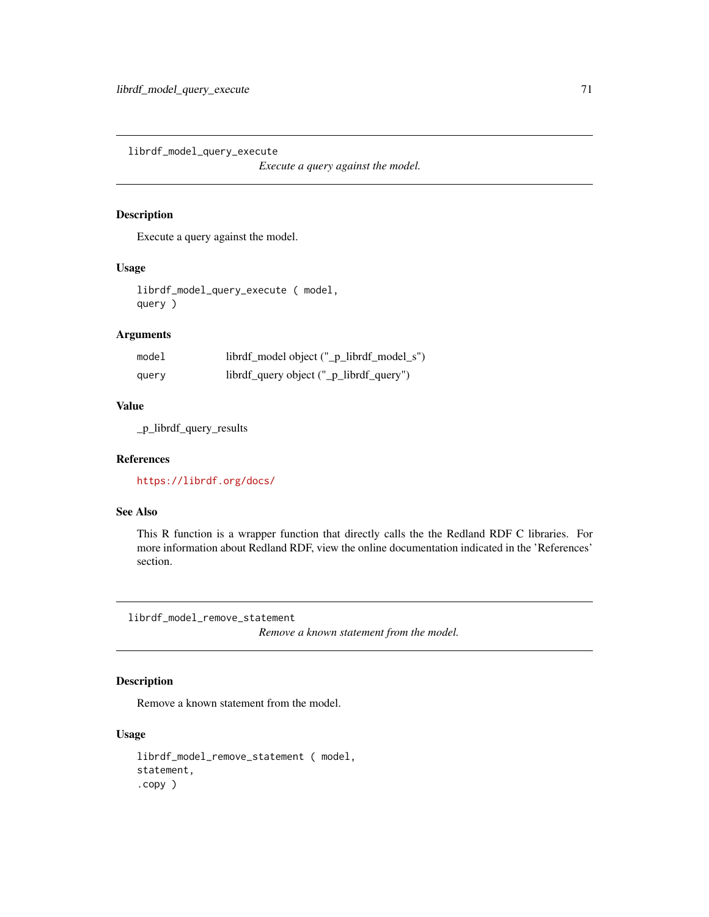## librdf_model_query_execute

*Execute a query against the model.*

### Description

Execute a query against the model.

### Usage

```
librdf_model_query_execute ( model,
query )
```

### Arguments

| | |
|---|---|
| model | librdf_model object ("_p_librdf_model_s") |
| query | librdf_query object ("_p_librdf_query") |

### Value

_p_librdf_query_results

### References

https://librdf.org/docs/

### See Also

This R function is a wrapper function that directly calls the the Redland RDF C libraries. For more information about Redland RDF, view the online documentation indicated in the 'References' section.

## librdf_model_remove_statement

*Remove a known statement from the model.*

### Description

Remove a known statement from the model.

### Usage

```
librdf_model_remove_statement ( model,
statement,
.copy )
```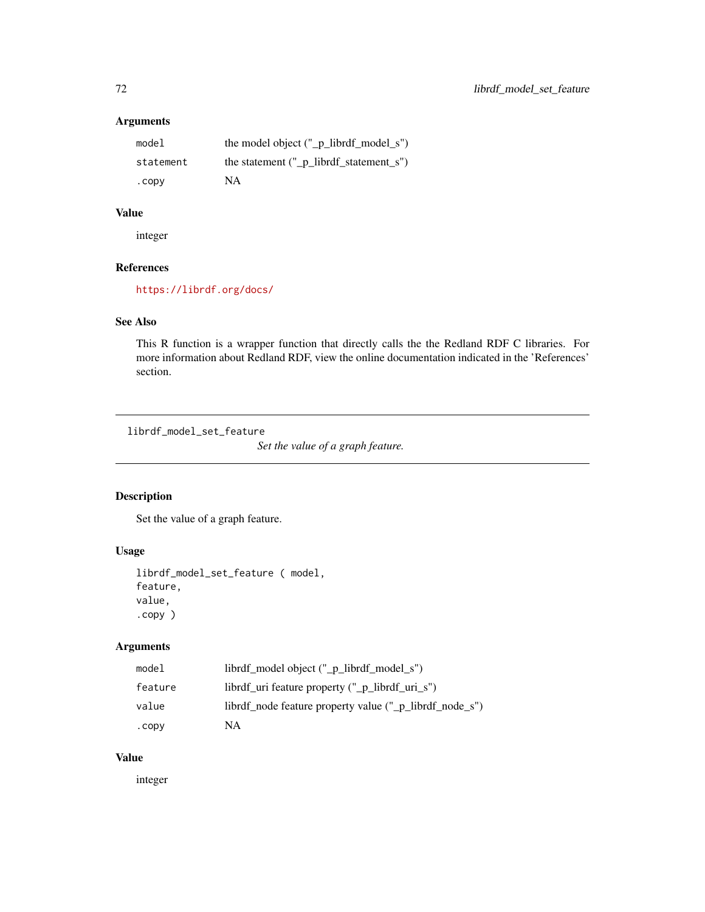### Arguments

| | |
|---|---|
| model | the model object ("_p_librdf_model_s") |
| statement | the statement ("_p_librdf_statement_s") |
| .copy | NA |

### Value

integer

### References

https://librdf.org/docs/

### See Also

This R function is a wrapper function that directly calls the the Redland RDF C libraries. For more information about Redland RDF, view the online documentation indicated in the 'References' section.

---

## librdf_model_set_feature

*Set the value of a graph feature.*

---

### Description

Set the value of a graph feature.

### Usage

```
librdf_model_set_feature ( model,
feature,
value,
.copy )
```

### Arguments

| | |
|---|---|
| model | librdf_model object ("_p_librdf_model_s") |
| feature | librdf_uri feature property ("_p_librdf_uri_s") |
| value | librdf_node feature property value ("_p_librdf_node_s") |
| .copy | NA |

### Value

integer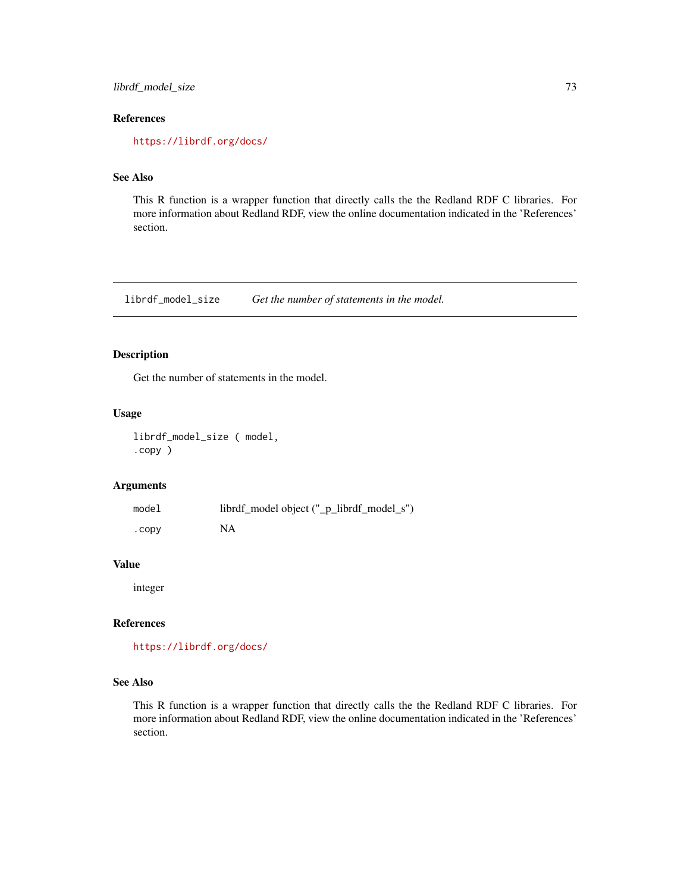## References

https://librdf.org/docs/

## See Also

This R function is a wrapper function that directly calls the the Redland RDF C libraries. For more information about Redland RDF, view the online documentation indicated in the 'References' section.

---

# librdf_model_size — *Get the number of statements in the model.*

---

## Description

Get the number of statements in the model.

## Usage

```
librdf_model_size ( model,
.copy )
```

## Arguments

| | |
|---|---|
| model | librdf_model object ("_p_librdf_model_s") |
| .copy | NA |

## Value

integer

## References

https://librdf.org/docs/

## See Also

This R function is a wrapper function that directly calls the the Redland RDF C libraries. For more information about Redland RDF, view the online documentation indicated in the 'References' section.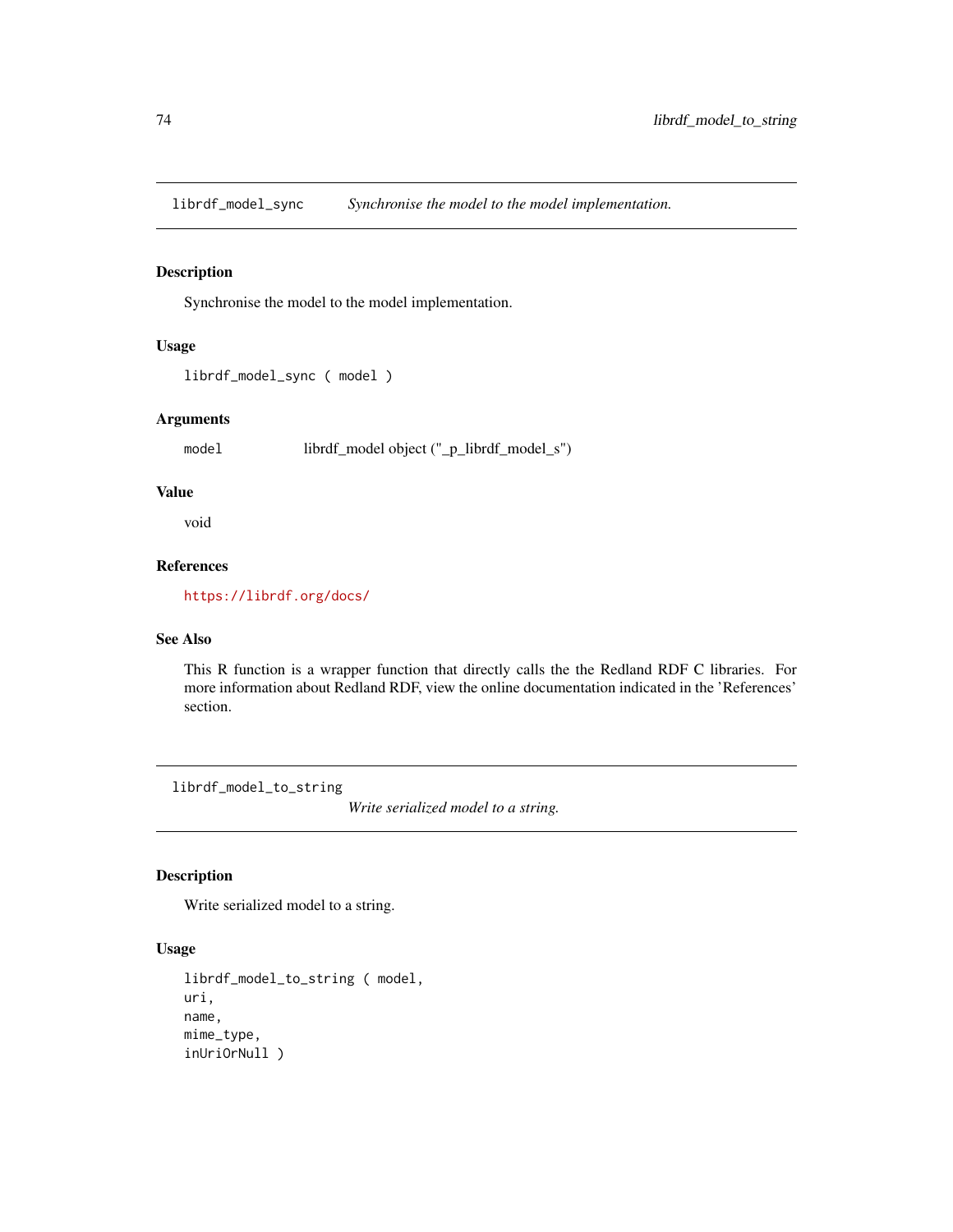## librdf_model_sync *Synchronise the model to the model implementation.*

### Description

Synchronise the model to the model implementation.

### Usage

```
librdf_model_sync ( model )
```

### Arguments

| | |
|---|---|
| model | librdf_model object ("_p_librdf_model_s") |

### Value

void

### References

https://librdf.org/docs/

### See Also

This R function is a wrapper function that directly calls the the Redland RDF C libraries. For more information about Redland RDF, view the online documentation indicated in the 'References' section.

## librdf_model_to_string *Write serialized model to a string.*

### Description

Write serialized model to a string.

### Usage

```
librdf_model_to_string ( model,
uri,
name,
mime_type,
inUriOrNull )
```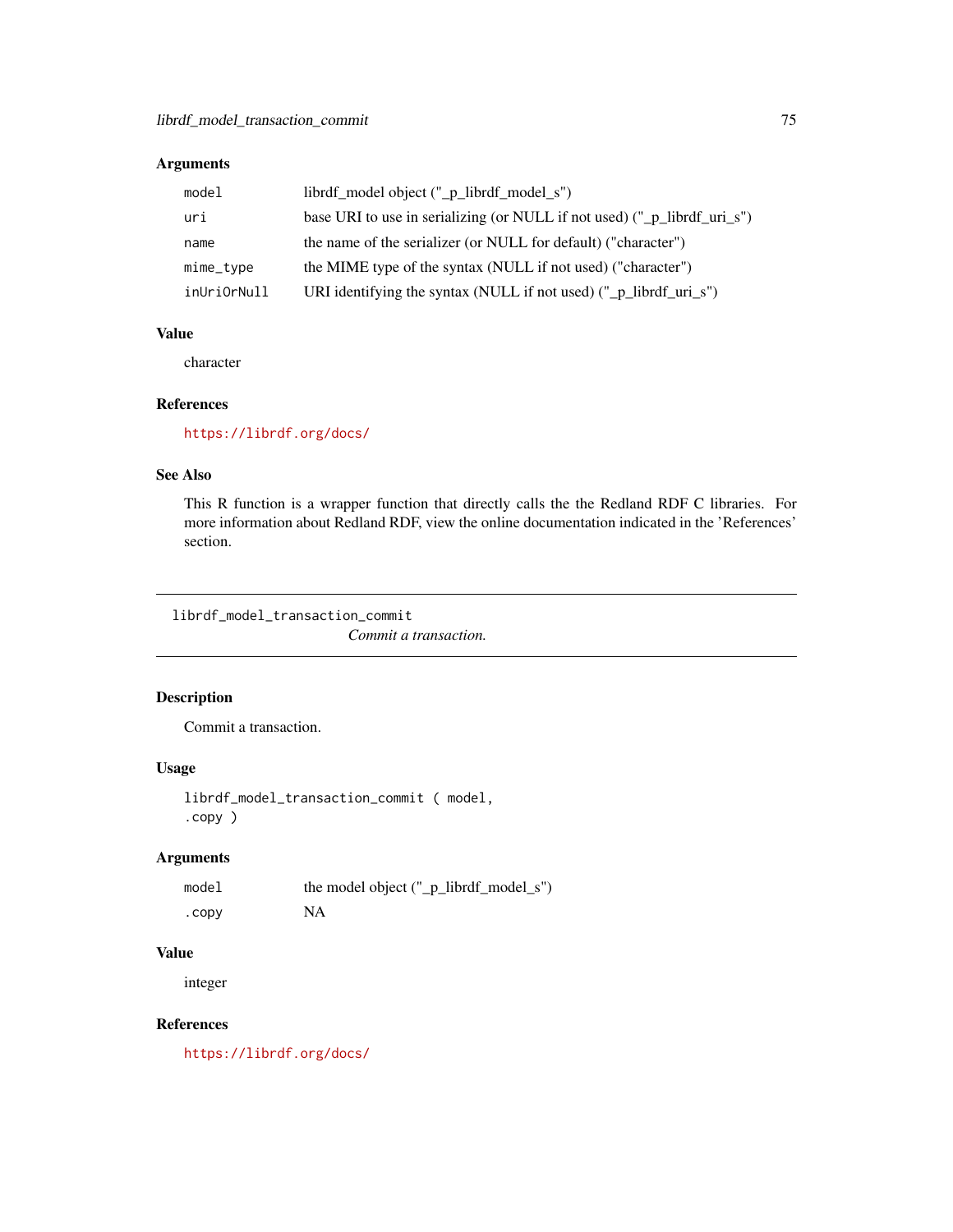### Arguments

| | |
|---|---|
| model | librdf_model object ("_p_librdf_model_s") |
| uri | base URI to use in serializing (or NULL if not used) ("_p_librdf_uri_s") |
| name | the name of the serializer (or NULL for default) ("character") |
| mime_type | the MIME type of the syntax (NULL if not used) ("character") |
| inUriOrNull | URI identifying the syntax (NULL if not used) ("_p_librdf_uri_s") |

### Value

character

### References

https://librdf.org/docs/

### See Also

This R function is a wrapper function that directly calls the the Redland RDF C libraries. For more information about Redland RDF, view the online documentation indicated in the 'References' section.

---

## librdf_model_transaction_commit

*Commit a transaction.*

---

### Description

Commit a transaction.

### Usage

```
librdf_model_transaction_commit ( model,
.copy )
```

### Arguments

| | |
|---|---|
| model | the model object ("_p_librdf_model_s") |
| .copy | NA |

### Value

integer

### References

https://librdf.org/docs/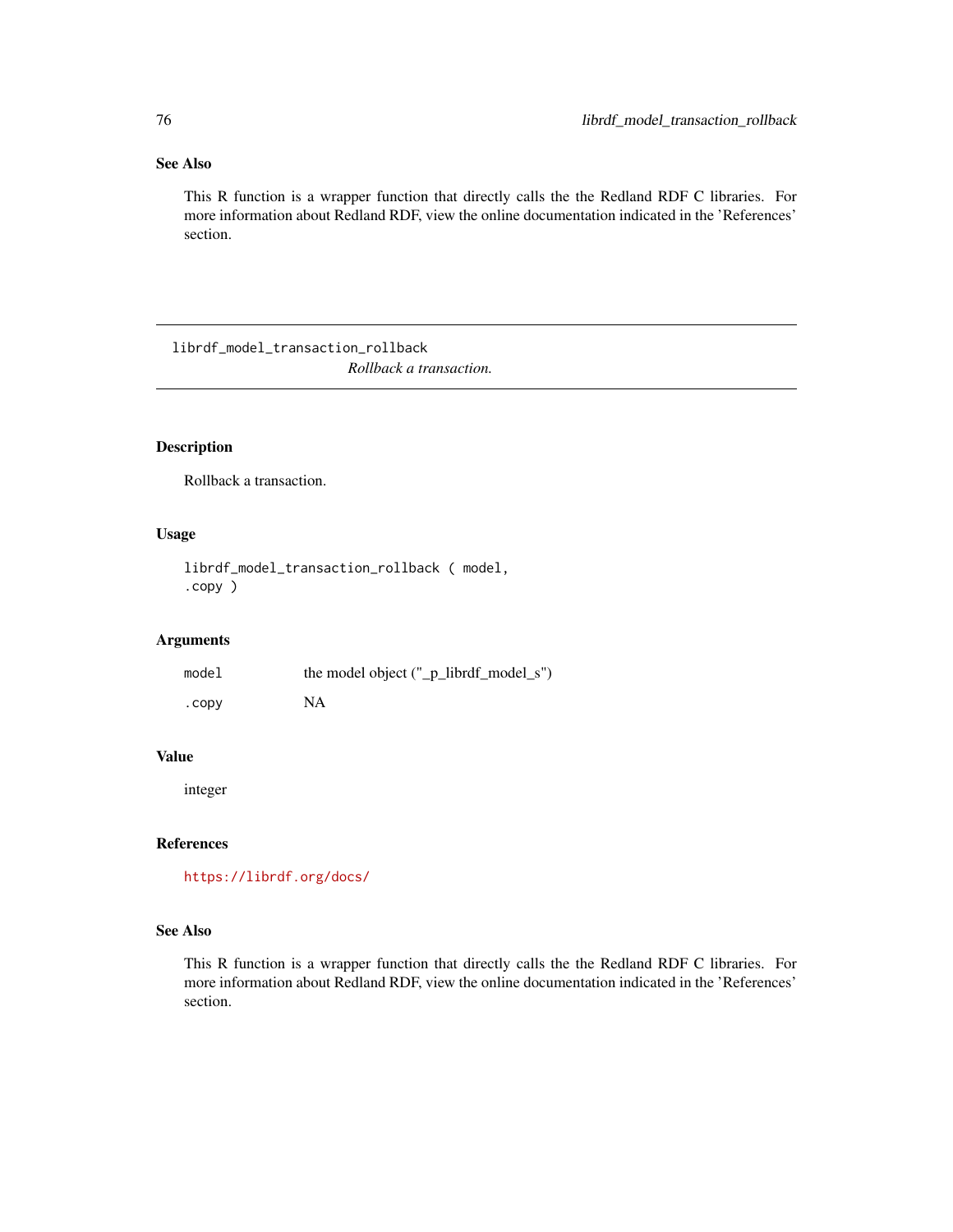## See Also

This R function is a wrapper function that directly calls the the Redland RDF C libraries. For more information about Redland RDF, view the online documentation indicated in the 'References' section.

---

# librdf_model_transaction_rollback

*Rollback a transaction.*

---

## Description

Rollback a transaction.

## Usage

```
librdf_model_transaction_rollback ( model,
.copy )
```

## Arguments

| | |
|---|---|
| model | the model object ("_p_librdf_model_s") |
| .copy | NA |

## Value

integer

## References

https://librdf.org/docs/

## See Also

This R function is a wrapper function that directly calls the the Redland RDF C libraries. For more information about Redland RDF, view the online documentation indicated in the 'References' section.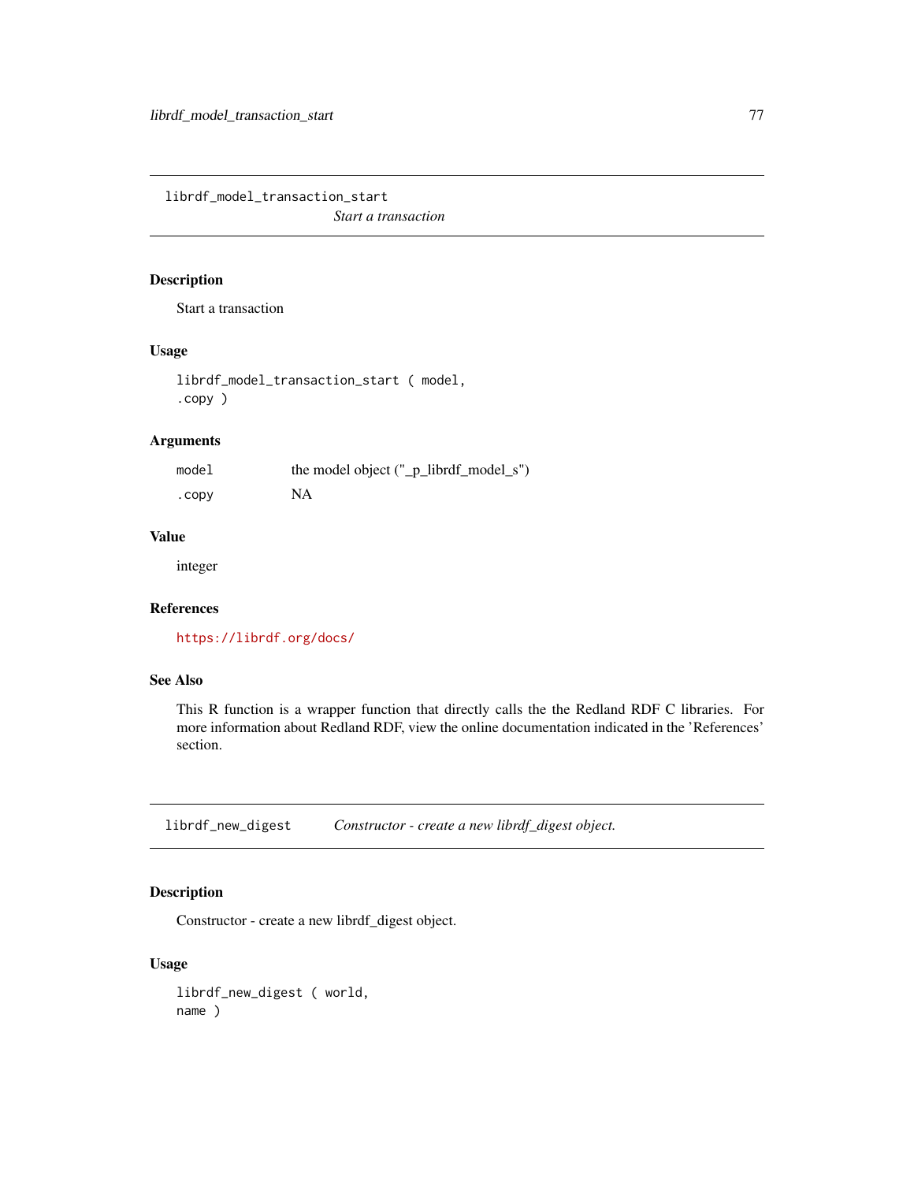## librdf_model_transaction_start — *Start a transaction*

### Description

Start a transaction

### Usage

```
librdf_model_transaction_start ( model,
.copy )
```

### Arguments

| | |
|---|---|
| model | the model object ("_p_librdf_model_s") |
| .copy | NA |

### Value

integer

### References

https://librdf.org/docs/

### See Also

This R function is a wrapper function that directly calls the the Redland RDF C libraries. For more information about Redland RDF, view the online documentation indicated in the 'References' section.

## librdf_new_digest — *Constructor - create a new librdf_digest object.*

### Description

Constructor - create a new librdf_digest object.

### Usage

```
librdf_new_digest ( world,
name )
```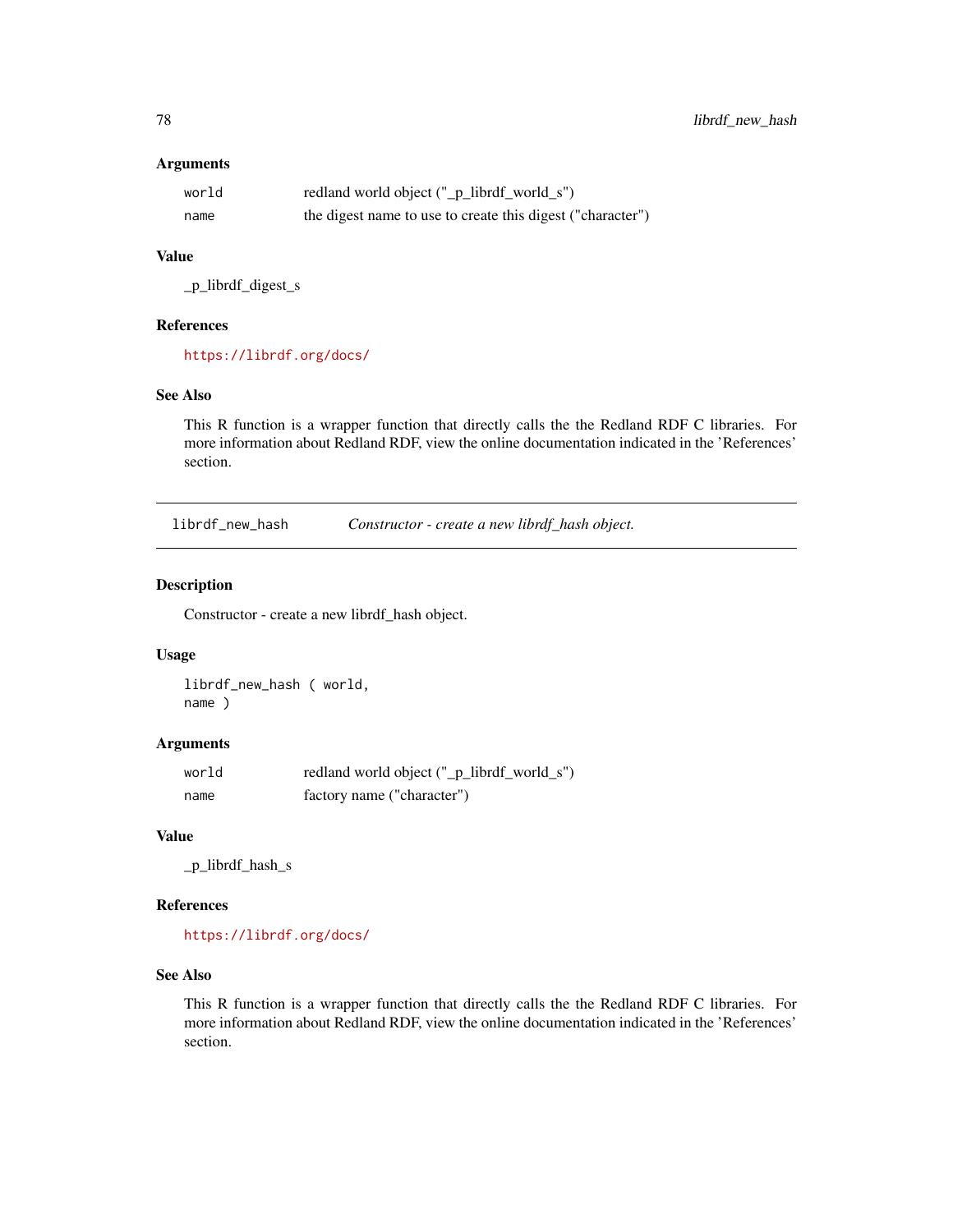### Arguments

| | |
|---|---|
| world | redland world object ("_p_librdf_world_s") |
| name | the digest name to use to create this digest ("character") |

### Value

_p_librdf_digest_s

### References

https://librdf.org/docs/

### See Also

This R function is a wrapper function that directly calls the the Redland RDF C libraries. For more information about Redland RDF, view the online documentation indicated in the 'References' section.

---

## librdf_new_hash — *Constructor - create a new librdf_hash object.*

### Description

Constructor - create a new librdf_hash object.

### Usage

```
librdf_new_hash ( world,
name )
```

### Arguments

| | |
|---|---|
| world | redland world object ("_p_librdf_world_s") |
| name | factory name ("character") |

### Value

_p_librdf_hash_s

### References

https://librdf.org/docs/

### See Also

This R function is a wrapper function that directly calls the the Redland RDF C libraries. For more information about Redland RDF, view the online documentation indicated in the 'References' section.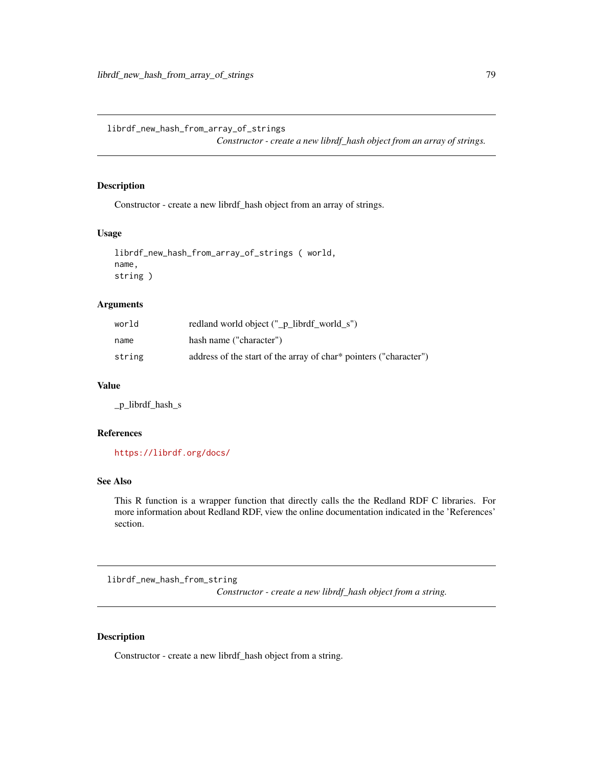## librdf_new_hash_from_array_of_strings

*Constructor - create a new librdf_hash object from an array of strings.*

### Description

Constructor - create a new librdf_hash object from an array of strings.

### Usage

```
librdf_new_hash_from_array_of_strings ( world,
name,
string )
```

### Arguments

| | |
|---|---|
| world | redland world object ("_p_librdf_world_s") |
| name | hash name ("character") |
| string | address of the start of the array of char* pointers ("character") |

### Value

_p_librdf_hash_s

### References

https://librdf.org/docs/

### See Also

This R function is a wrapper function that directly calls the the Redland RDF C libraries. For more information about Redland RDF, view the online documentation indicated in the 'References' section.

## librdf_new_hash_from_string

*Constructor - create a new librdf_hash object from a string.*

### Description

Constructor - create a new librdf_hash object from a string.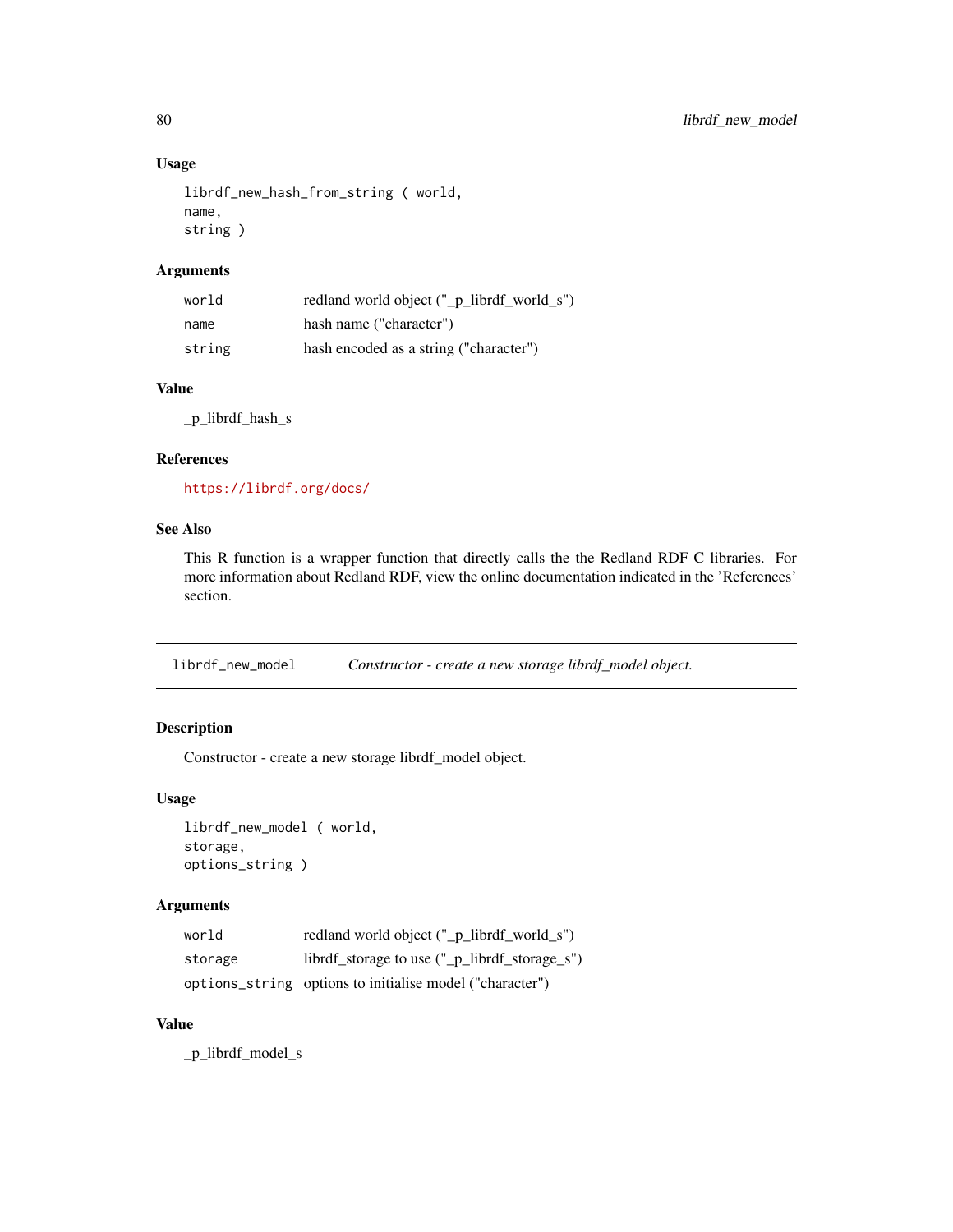### Usage

```
librdf_new_hash_from_string ( world,
name,
string )
```

### Arguments

| | |
|---|---|
| world | redland world object ("_p_librdf_world_s") |
| name | hash name ("character") |
| string | hash encoded as a string ("character") |

### Value

_p_librdf_hash_s

### References

https://librdf.org/docs/

### See Also

This R function is a wrapper function that directly calls the the Redland RDF C libraries. For more information about Redland RDF, view the online documentation indicated in the 'References' section.

---

## librdf_new_model *Constructor - create a new storage librdf_model object.*

### Description

Constructor - create a new storage librdf_model object.

### Usage

```
librdf_new_model ( world,
storage,
options_string )
```

### Arguments

| | |
|---|---|
| world | redland world object ("_p_librdf_world_s") |
| storage | librdf_storage to use ("_p_librdf_storage_s") |
| options_string | options to initialise model ("character") |

### Value

_p_librdf_model_s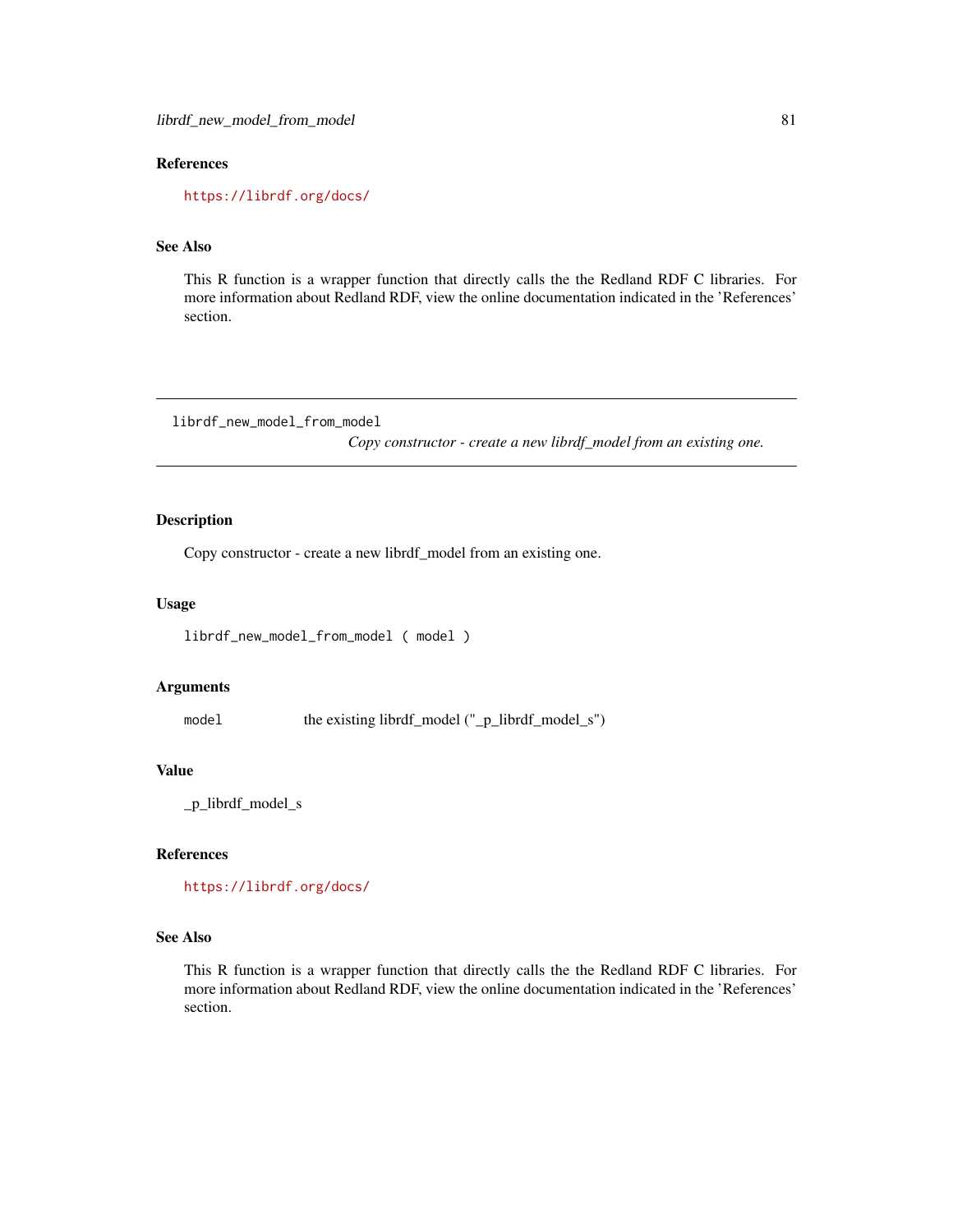### References

https://librdf.org/docs/

### See Also

This R function is a wrapper function that directly calls the the Redland RDF C libraries. For more information about Redland RDF, view the online documentation indicated in the 'References' section.

---

## librdf_new_model_from_model

*Copy constructor - create a new librdf_model from an existing one.*

---

### Description

Copy constructor - create a new librdf_model from an existing one.

### Usage

```
librdf_new_model_from_model ( model )
```

### Arguments

| | |
|---|---|
| `model` | the existing librdf_model ("_p_librdf_model_s") |

### Value

_p_librdf_model_s

### References

https://librdf.org/docs/

### See Also

This R function is a wrapper function that directly calls the the Redland RDF C libraries. For more information about Redland RDF, view the online documentation indicated in the 'References' section.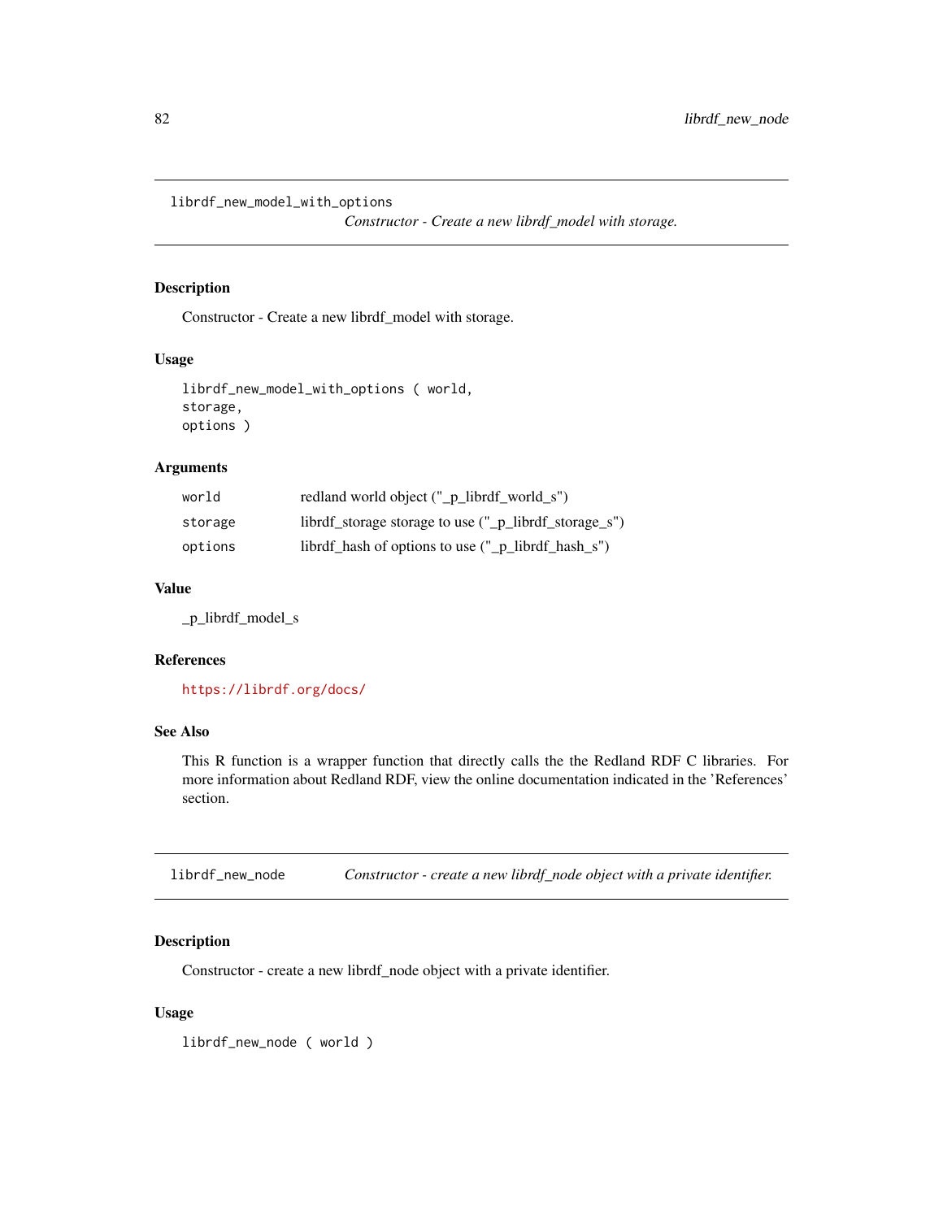## librdf_new_model_with_options

*Constructor - Create a new librdf_model with storage.*

### Description

Constructor - Create a new librdf_model with storage.

### Usage

```
librdf_new_model_with_options ( world,
storage,
options )
```

### Arguments

| | |
|---|---|
| world | redland world object ("_p_librdf_world_s") |
| storage | librdf_storage storage to use ("_p_librdf_storage_s") |
| options | librdf_hash of options to use ("_p_librdf_hash_s") |

### Value

_p_librdf_model_s

### References

https://librdf.org/docs/

### See Also

This R function is a wrapper function that directly calls the the Redland RDF C libraries. For more information about Redland RDF, view the online documentation indicated in the 'References' section.

## librdf_new_node

*Constructor - create a new librdf_node object with a private identifier.*

### Description

Constructor - create a new librdf_node object with a private identifier.

### Usage

```
librdf_new_node ( world )
```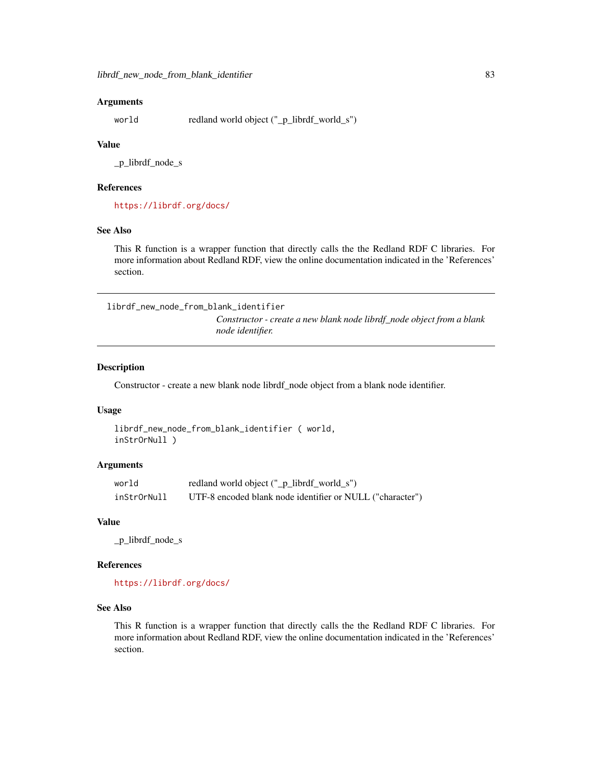### Arguments

| | |
|---|---|
| `world` | redland world object ("_p_librdf_world_s") |

### Value

_p_librdf_node_s

### References

https://librdf.org/docs/

### See Also

This R function is a wrapper function that directly calls the the Redland RDF C libraries. For more information about Redland RDF, view the online documentation indicated in the 'References' section.

---

## librdf_new_node_from_blank_identifier

*Constructor - create a new blank node librdf_node object from a blank node identifier.*

---

### Description

Constructor - create a new blank node librdf_node object from a blank node identifier.

### Usage

```
librdf_new_node_from_blank_identifier ( world,
inStrOrNull )
```

### Arguments

| | |
|---|---|
| `world` | redland world object ("_p_librdf_world_s") |
| `inStrOrNull` | UTF-8 encoded blank node identifier or NULL ("character") |

### Value

_p_librdf_node_s

### References

https://librdf.org/docs/

### See Also

This R function is a wrapper function that directly calls the the Redland RDF C libraries. For more information about Redland RDF, view the online documentation indicated in the 'References' section.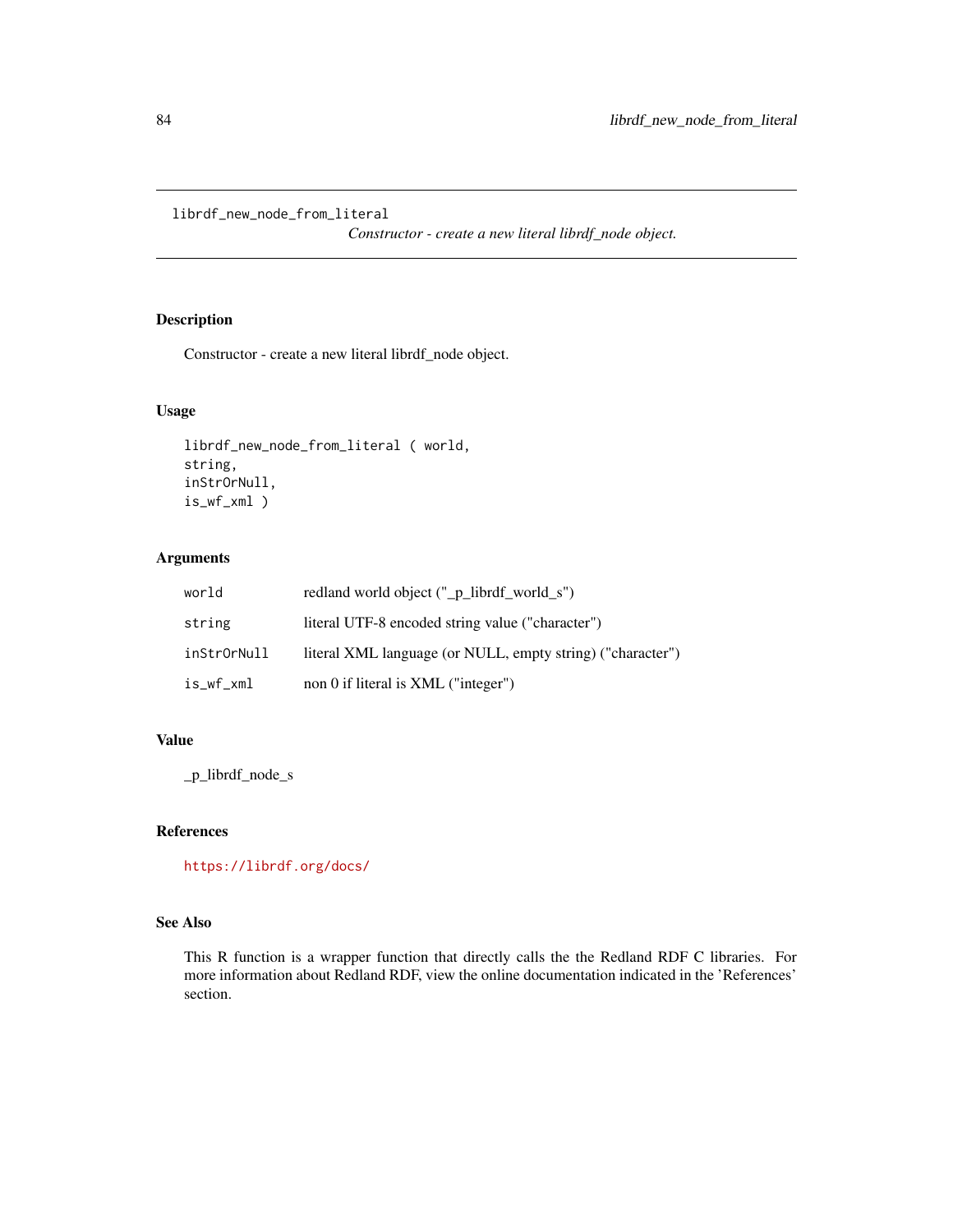# librdf_new_node_from_literal

*Constructor - create a new literal librdf_node object.*

## Description

Constructor - create a new literal librdf_node object.

## Usage

```
librdf_new_node_from_literal ( world,
string,
inStrOrNull,
is_wf_xml )
```

## Arguments

| | |
|---|---|
| world | redland world object ("_p_librdf_world_s") |
| string | literal UTF-8 encoded string value ("character") |
| inStrOrNull | literal XML language (or NULL, empty string) ("character") |
| is_wf_xml | non 0 if literal is XML ("integer") |

## Value

_p_librdf_node_s

## References

https://librdf.org/docs/

## See Also

This R function is a wrapper function that directly calls the the Redland RDF C libraries. For more information about Redland RDF, view the online documentation indicated in the 'References' section.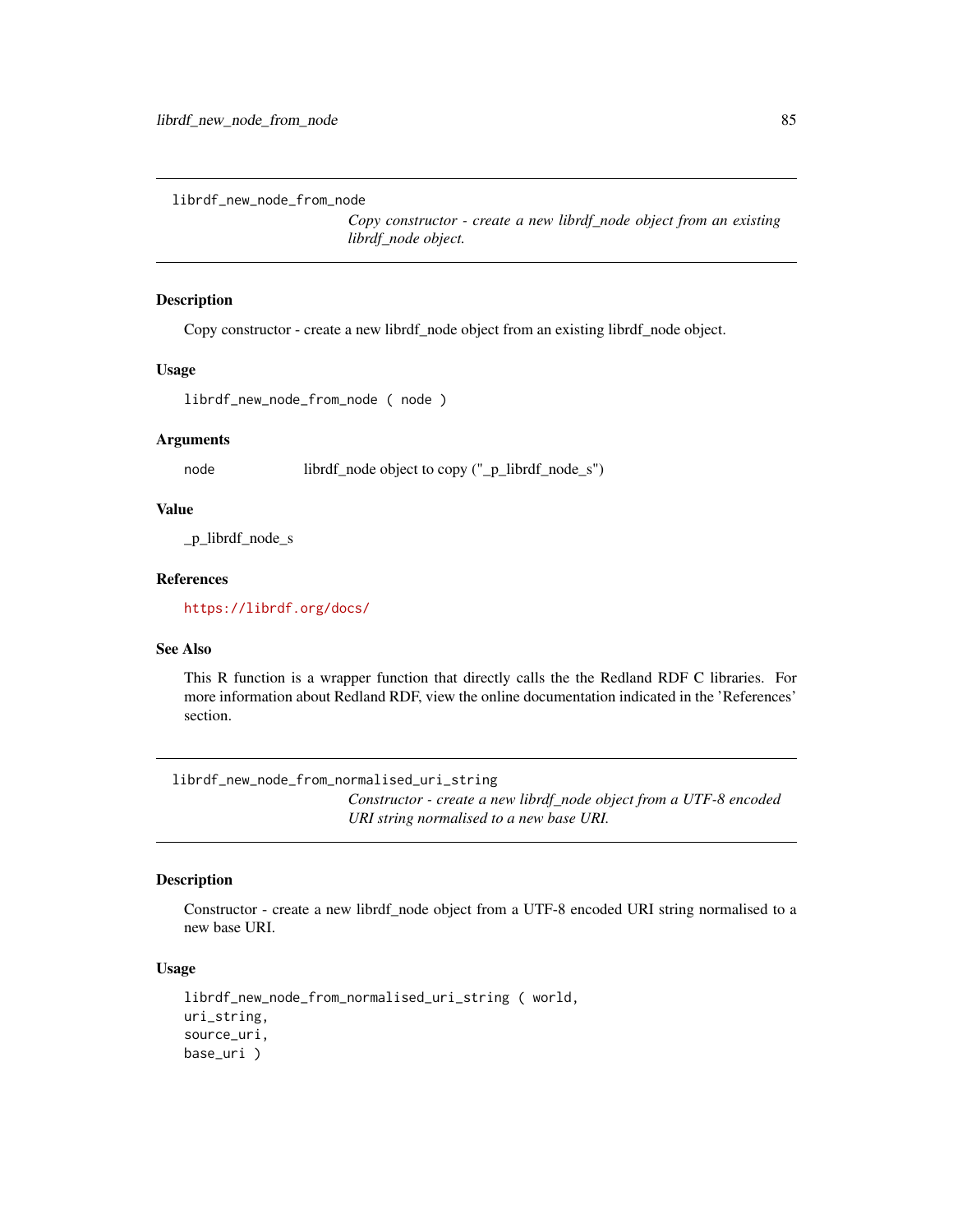## librdf_new_node_from_node

*Copy constructor - create a new librdf_node object from an existing librdf_node object.*

### Description

Copy constructor - create a new librdf_node object from an existing librdf_node object.

### Usage

```
librdf_new_node_from_node ( node )
```

### Arguments

| | |
|---|---|
| node | librdf_node object to copy ("_p_librdf_node_s") |

### Value

_p_librdf_node_s

### References

https://librdf.org/docs/

### See Also

This R function is a wrapper function that directly calls the the Redland RDF C libraries. For more information about Redland RDF, view the online documentation indicated in the 'References' section.

## librdf_new_node_from_normalised_uri_string

*Constructor - create a new librdf_node object from a UTF-8 encoded URI string normalised to a new base URI.*

### Description

Constructor - create a new librdf_node object from a UTF-8 encoded URI string normalised to a new base URI.

### Usage

```
librdf_new_node_from_normalised_uri_string ( world,
uri_string,
source_uri,
base_uri )
```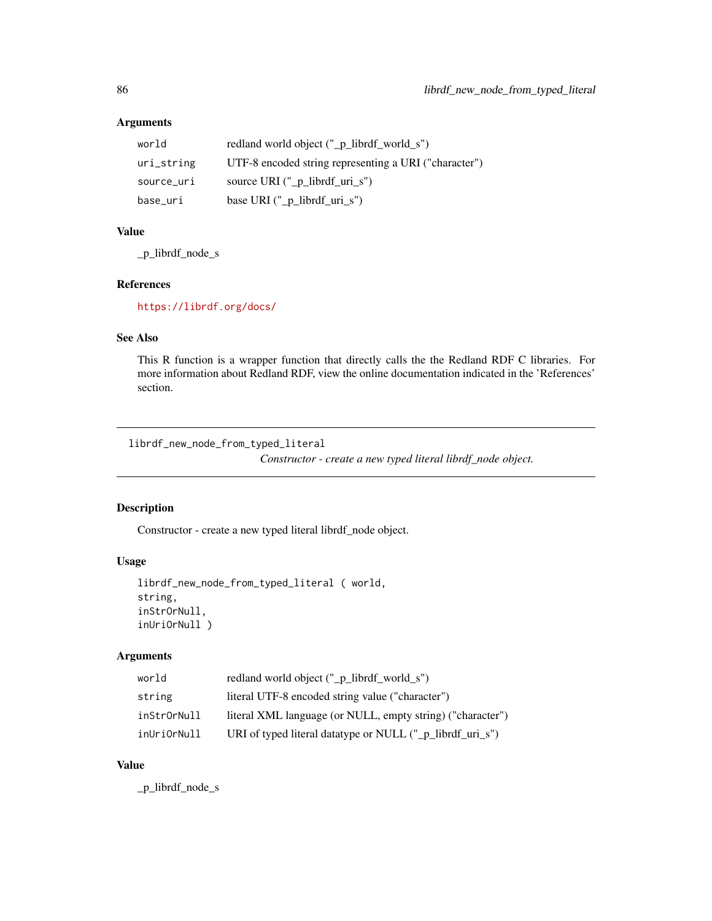### Arguments

| | |
|---|---|
| world | redland world object ("_p_librdf_world_s") |
| uri_string | UTF-8 encoded string representing a URI ("character") |
| source_uri | source URI ("_p_librdf_uri_s") |
| base_uri | base URI ("_p_librdf_uri_s") |

### Value

_p_librdf_node_s

### References

https://librdf.org/docs/

### See Also

This R function is a wrapper function that directly calls the the Redland RDF C libraries. For more information about Redland RDF, view the online documentation indicated in the 'References' section.

---

## librdf_new_node_from_typed_literal

*Constructor - create a new typed literal librdf_node object.*

---

### Description

Constructor - create a new typed literal librdf_node object.

### Usage

```
librdf_new_node_from_typed_literal ( world,
string,
inStrOrNull,
inUriOrNull )
```

### Arguments

| | |
|---|---|
| world | redland world object ("_p_librdf_world_s") |
| string | literal UTF-8 encoded string value ("character") |
| inStrOrNull | literal XML language (or NULL, empty string) ("character") |
| inUriOrNull | URI of typed literal datatype or NULL ("_p_librdf_uri_s") |

### Value

_p_librdf_node_s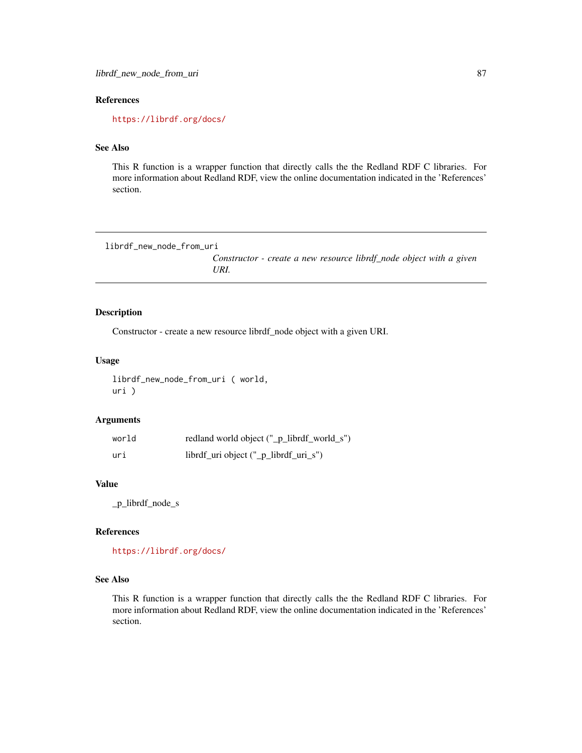### References

https://librdf.org/docs/

### See Also

This R function is a wrapper function that directly calls the the Redland RDF C libraries. For more information about Redland RDF, view the online documentation indicated in the 'References' section.

---

## librdf_new_node_from_uri

*Constructor - create a new resource librdf_node object with a given URI.*

---

### Description

Constructor - create a new resource librdf_node object with a given URI.

### Usage

```
librdf_new_node_from_uri ( world,
uri )
```

### Arguments

| | |
|---|---|
| world | redland world object ("_p_librdf_world_s") |
| uri | librdf_uri object ("_p_librdf_uri_s") |

### Value

_p_librdf_node_s

### References

https://librdf.org/docs/

### See Also

This R function is a wrapper function that directly calls the the Redland RDF C libraries. For more information about Redland RDF, view the online documentation indicated in the 'References' section.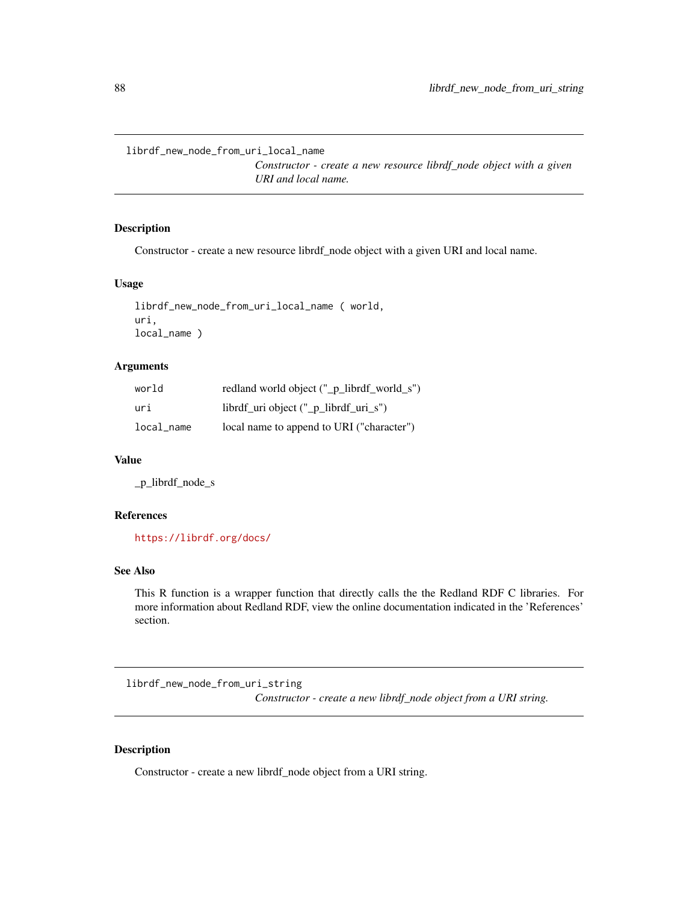## librdf_new_node_from_uri_local_name

*Constructor - create a new resource librdf_node object with a given URI and local name.*

### Description

Constructor - create a new resource librdf_node object with a given URI and local name.

### Usage

```
librdf_new_node_from_uri_local_name ( world,
uri,
local_name )
```

### Arguments

| | |
|---|---|
| world | redland world object ("_p_librdf_world_s") |
| uri | librdf_uri object ("_p_librdf_uri_s") |
| local_name | local name to append to URI ("character") |

### Value

_p_librdf_node_s

### References

https://librdf.org/docs/

### See Also

This R function is a wrapper function that directly calls the the Redland RDF C libraries. For more information about Redland RDF, view the online documentation indicated in the 'References' section.

## librdf_new_node_from_uri_string

*Constructor - create a new librdf_node object from a URI string.*

### Description

Constructor - create a new librdf_node object from a URI string.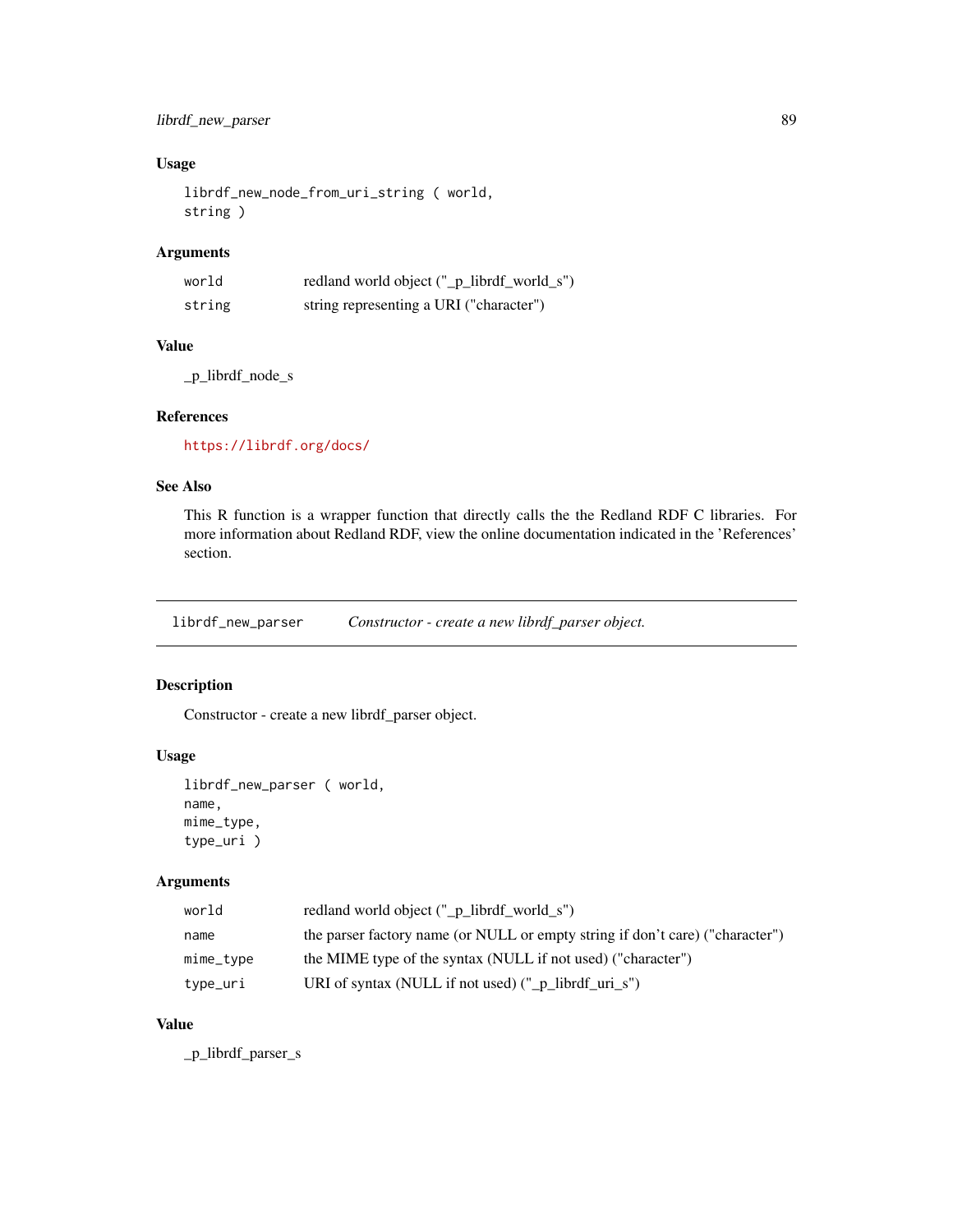### Usage

```
librdf_new_node_from_uri_string ( world,
string )
```

### Arguments

| | |
|---|---|
| world | redland world object ("_p_librdf_world_s") |
| string | string representing a URI ("character") |

### Value

_p_librdf_node_s

### References

https://librdf.org/docs/

### See Also

This R function is a wrapper function that directly calls the the Redland RDF C libraries. For more information about Redland RDF, view the online documentation indicated in the 'References' section.

---

## librdf_new_parser *Constructor - create a new librdf_parser object.*

---

### Description

Constructor - create a new librdf_parser object.

### Usage

```
librdf_new_parser ( world,
name,
mime_type,
type_uri )
```

### Arguments

| | |
|---|---|
| world | redland world object ("_p_librdf_world_s") |
| name | the parser factory name (or NULL or empty string if don't care) ("character") |
| mime_type | the MIME type of the syntax (NULL if not used) ("character") |
| type_uri | URI of syntax (NULL if not used) ("_p_librdf_uri_s") |

### Value

_p_librdf_parser_s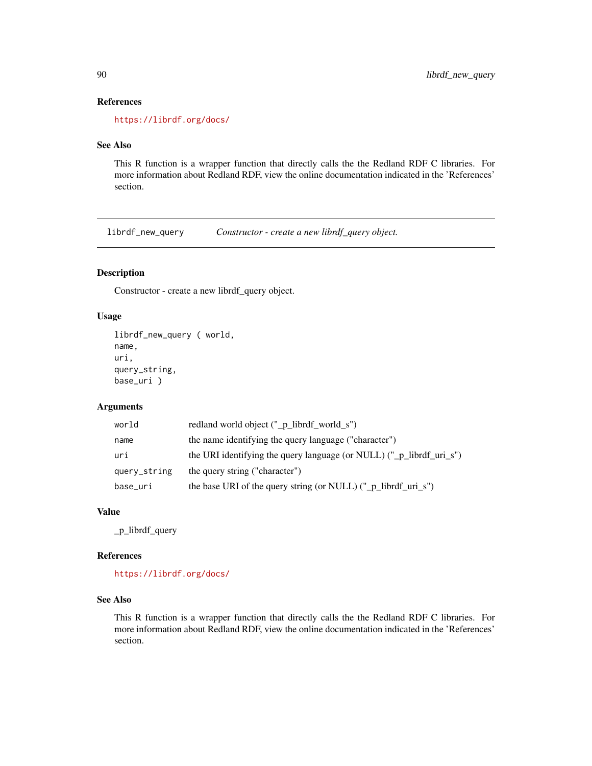### References

https://librdf.org/docs/

### See Also

This R function is a wrapper function that directly calls the the Redland RDF C libraries. For more information about Redland RDF, view the online documentation indicated in the 'References' section.

---

## librdf_new_query *Constructor - create a new librdf_query object.*

---

### Description

Constructor - create a new librdf_query object.

### Usage

```
librdf_new_query ( world,
name,
uri,
query_string,
base_uri )
```

### Arguments

| | |
|---|---|
| world | redland world object ("_p_librdf_world_s") |
| name | the name identifying the query language ("character") |
| uri | the URI identifying the query language (or NULL) ("_p_librdf_uri_s") |
| query_string | the query string ("character") |
| base_uri | the base URI of the query string (or NULL) ("_p_librdf_uri_s") |

### Value

_p_librdf_query

### References

https://librdf.org/docs/

### See Also

This R function is a wrapper function that directly calls the the Redland RDF C libraries. For more information about Redland RDF, view the online documentation indicated in the 'References' section.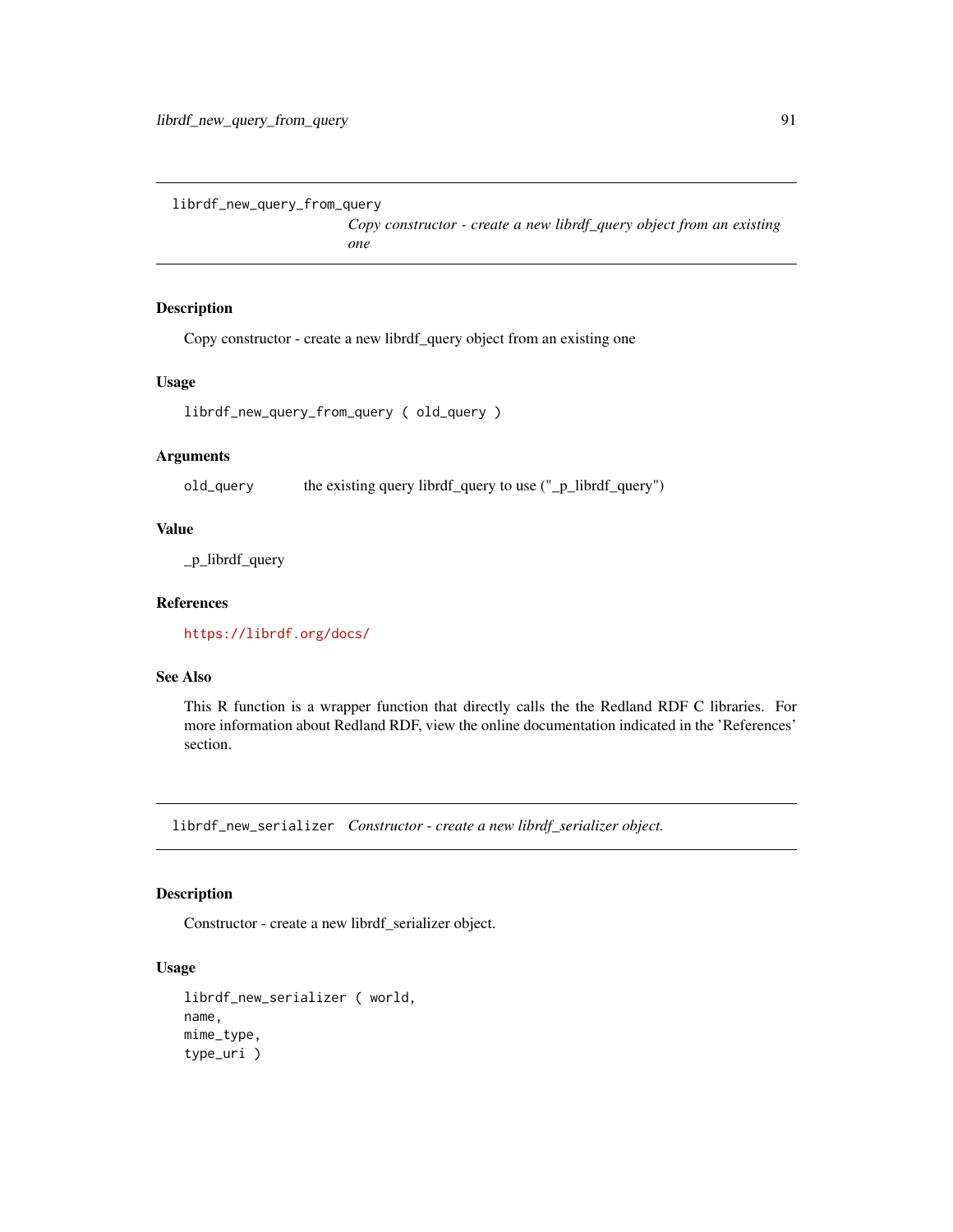## librdf_new_query_from_query

*Copy constructor - create a new librdf_query object from an existing one*

### Description

Copy constructor - create a new librdf_query object from an existing one

### Usage

```
librdf_new_query_from_query ( old_query )
```

### Arguments

old_query	the existing query librdf_query to use ("_p_librdf_query")

### Value

_p_librdf_query

### References

https://librdf.org/docs/

### See Also

This R function is a wrapper function that directly calls the the Redland RDF C libraries. For more information about Redland RDF, view the online documentation indicated in the 'References' section.

## librdf_new_serializer

*Constructor - create a new librdf_serializer object.*

### Description

Constructor - create a new librdf_serializer object.

### Usage

```
librdf_new_serializer ( world,
name,
mime_type,
type_uri )
```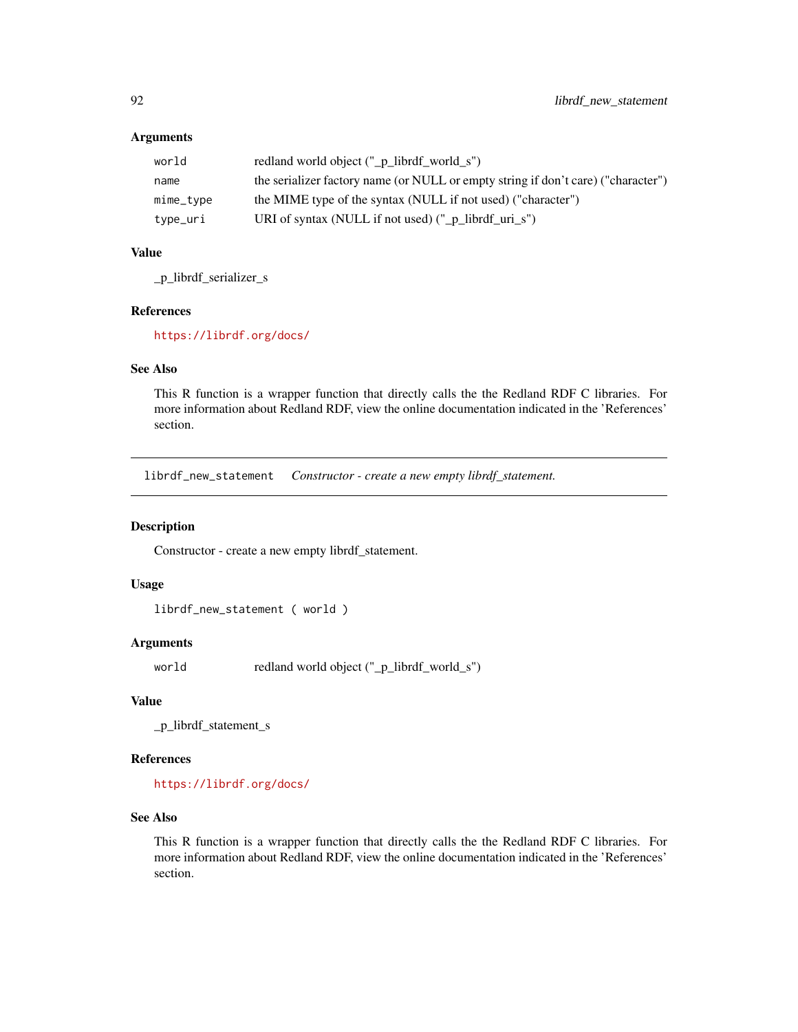### Arguments

| | |
|---|---|
| world | redland world object ("_p_librdf_world_s") |
| name | the serializer factory name (or NULL or empty string if don't care) ("character") |
| mime_type | the MIME type of the syntax (NULL if not used) ("character") |
| type_uri | URI of syntax (NULL if not used) ("_p_librdf_uri_s") |

### Value

_p_librdf_serializer_s

### References

https://librdf.org/docs/

### See Also

This R function is a wrapper function that directly calls the the Redland RDF C libraries. For more information about Redland RDF, view the online documentation indicated in the 'References' section.

---

## librdf_new_statement    *Constructor - create a new empty librdf_statement.*

### Description

Constructor - create a new empty librdf_statement.

### Usage

```
librdf_new_statement ( world )
```

### Arguments

| | |
|---|---|
| world | redland world object ("_p_librdf_world_s") |

### Value

_p_librdf_statement_s

### References

https://librdf.org/docs/

### See Also

This R function is a wrapper function that directly calls the the Redland RDF C libraries. For more information about Redland RDF, view the online documentation indicated in the 'References' section.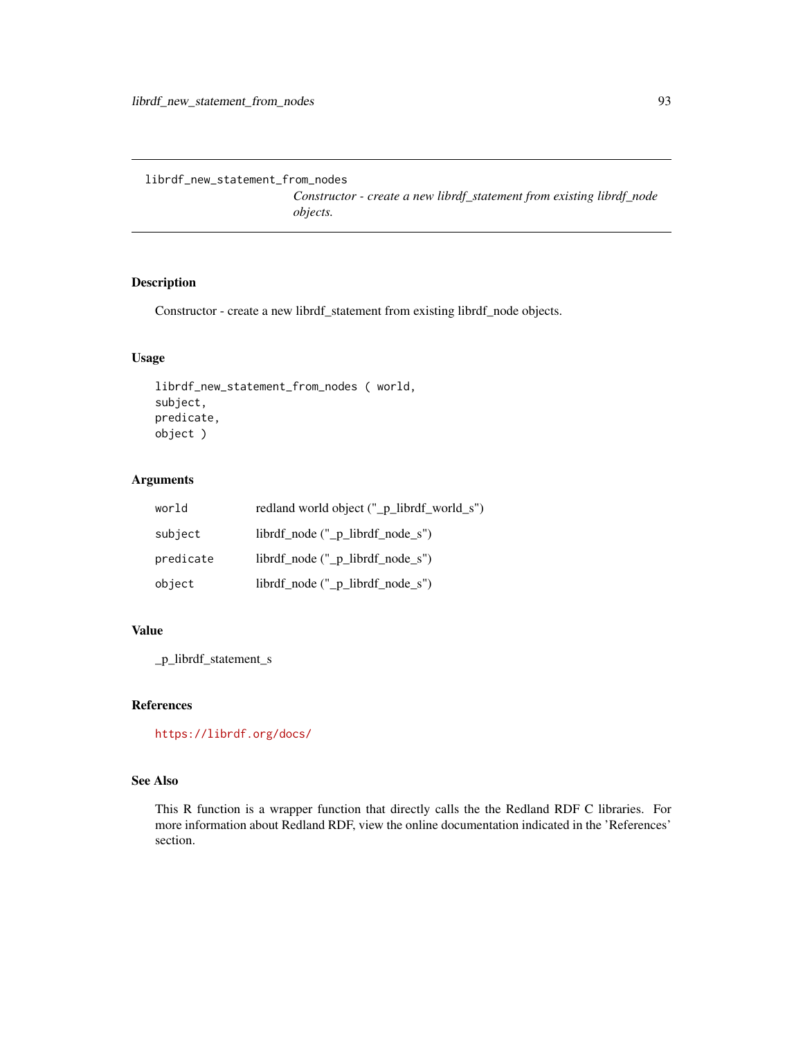librdf_new_statement_from_nodes

*Constructor - create a new librdf_statement from existing librdf_node objects.*

## Description

Constructor - create a new librdf_statement from existing librdf_node objects.

## Usage

```
librdf_new_statement_from_nodes ( world,
subject,
predicate,
object )
```

## Arguments

| | |
|---|---|
| world | redland world object ("_p_librdf_world_s") |
| subject | librdf_node ("_p_librdf_node_s") |
| predicate | librdf_node ("_p_librdf_node_s") |
| object | librdf_node ("_p_librdf_node_s") |

## Value

_p_librdf_statement_s

## References

https://librdf.org/docs/

## See Also

This R function is a wrapper function that directly calls the the Redland RDF C libraries. For more information about Redland RDF, view the online documentation indicated in the 'References' section.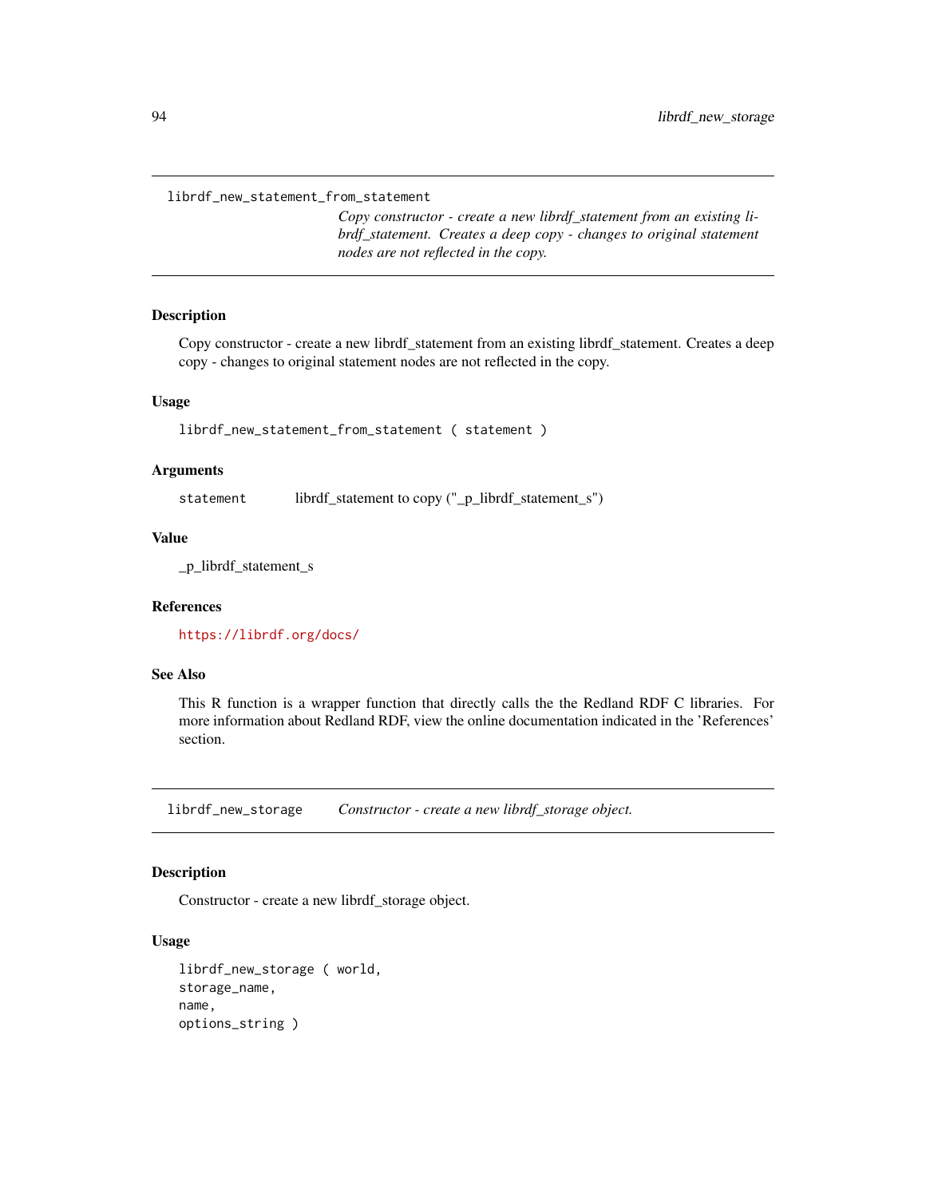## librdf_new_statement_from_statement

*Copy constructor - create a new librdf_statement from an existing librdf_statement. Creates a deep copy - changes to original statement nodes are not reflected in the copy.*

### Description

Copy constructor - create a new librdf_statement from an existing librdf_statement. Creates a deep copy - changes to original statement nodes are not reflected in the copy.

### Usage

```
librdf_new_statement_from_statement ( statement )
```

### Arguments

| | |
|---|---|
| statement | librdf_statement to copy ("_p_librdf_statement_s") |

### Value

_p_librdf_statement_s

### References

https://librdf.org/docs/

### See Also

This R function is a wrapper function that directly calls the the Redland RDF C libraries. For more information about Redland RDF, view the online documentation indicated in the 'References' section.

## librdf_new_storage

*Constructor - create a new librdf_storage object.*

### Description

Constructor - create a new librdf_storage object.

### Usage

```
librdf_new_storage ( world,
storage_name,
name,
options_string )
```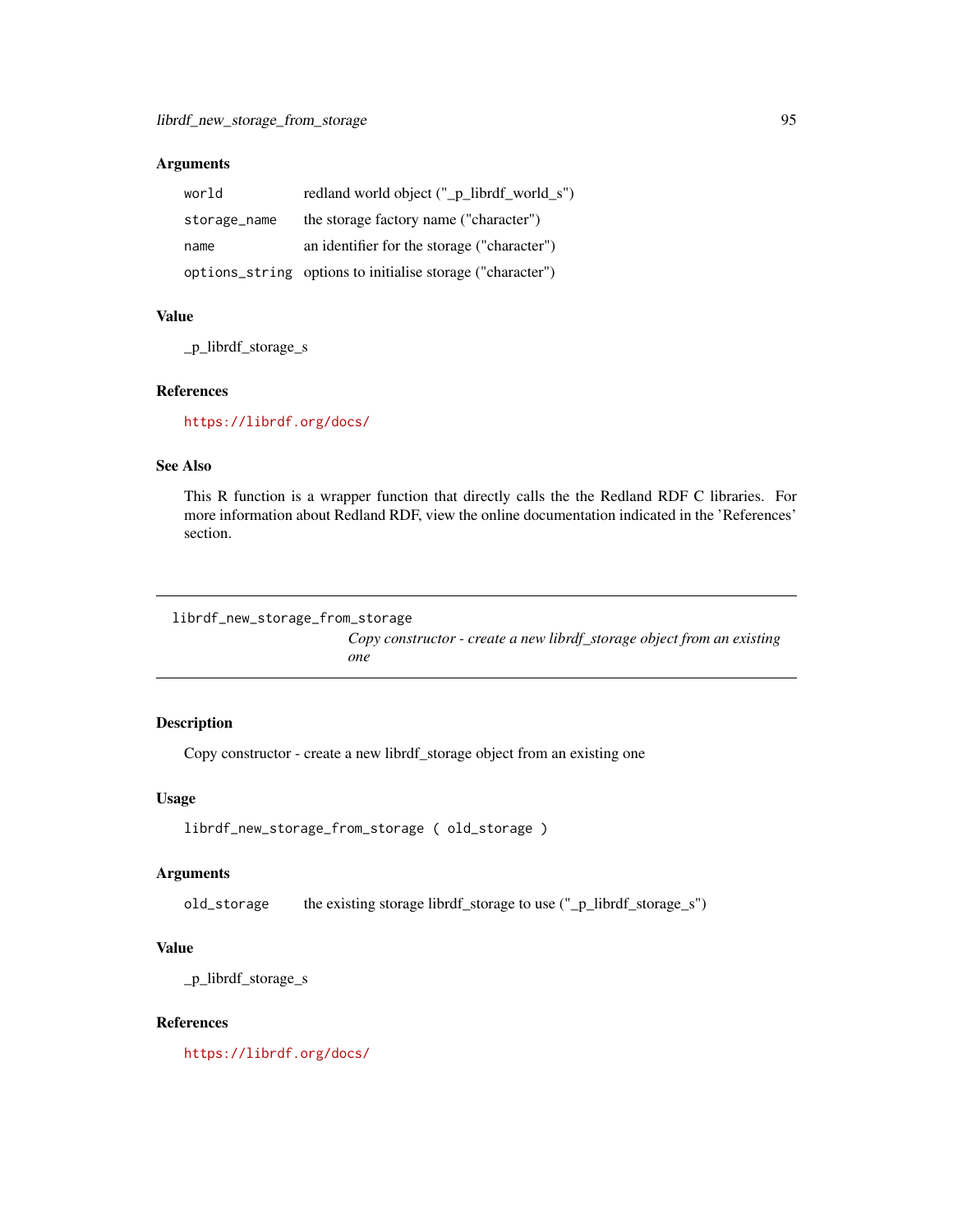## Arguments

| | |
|---|---|
| world | redland world object ("_p_librdf_world_s") |
| storage_name | the storage factory name ("character") |
| name | an identifier for the storage ("character") |
| options_string | options to initialise storage ("character") |

## Value

_p_librdf_storage_s

## References

https://librdf.org/docs/

## See Also

This R function is a wrapper function that directly calls the the Redland RDF C libraries. For more information about Redland RDF, view the online documentation indicated in the 'References' section.

---

# librdf_new_storage_from_storage

*Copy constructor - create a new librdf_storage object from an existing one*

## Description

Copy constructor - create a new librdf_storage object from an existing one

## Usage

```
librdf_new_storage_from_storage ( old_storage )
```

## Arguments

| | |
|---|---|
| old_storage | the existing storage librdf_storage to use ("_p_librdf_storage_s") |

## Value

_p_librdf_storage_s

## References

https://librdf.org/docs/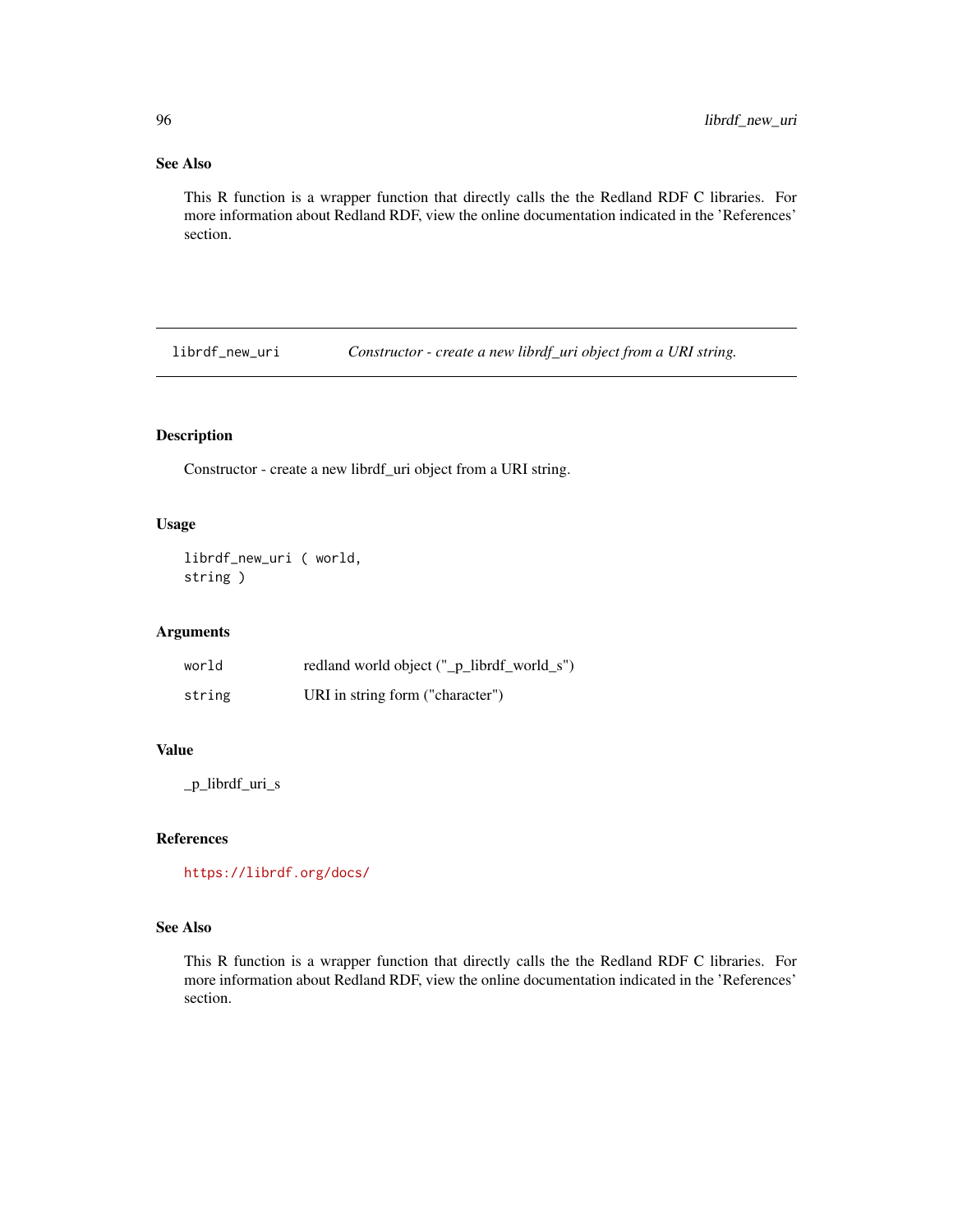### See Also

This R function is a wrapper function that directly calls the the Redland RDF C libraries. For more information about Redland RDF, view the online documentation indicated in the 'References' section.

---

## librdf_new_uri — *Constructor - create a new librdf_uri object from a URI string.*

---

### Description

Constructor - create a new librdf_uri object from a URI string.

### Usage

```
librdf_new_uri ( world,
string )
```

### Arguments

| | |
|---|---|
| `world` | redland world object ("_p_librdf_world_s") |
| `string` | URI in string form ("character") |

### Value

_p_librdf_uri_s

### References

https://librdf.org/docs/

### See Also

This R function is a wrapper function that directly calls the the Redland RDF C libraries. For more information about Redland RDF, view the online documentation indicated in the 'References' section.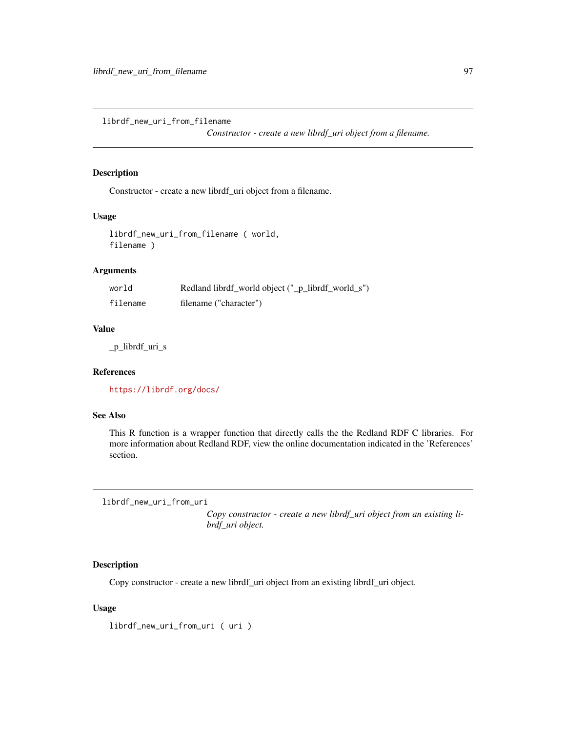## librdf_new_uri_from_filename

*Constructor - create a new librdf_uri object from a filename.*

### Description

Constructor - create a new librdf_uri object from a filename.

### Usage

```
librdf_new_uri_from_filename ( world,
filename )
```

### Arguments

| | |
|---|---|
| world | Redland librdf_world object ("_p_librdf_world_s") |
| filename | filename ("character") |

### Value

_p_librdf_uri_s

### References

https://librdf.org/docs/

### See Also

This R function is a wrapper function that directly calls the the Redland RDF C libraries. For more information about Redland RDF, view the online documentation indicated in the 'References' section.

## librdf_new_uri_from_uri

*Copy constructor - create a new librdf_uri object from an existing librdf_uri object.*

### Description

Copy constructor - create a new librdf_uri object from an existing librdf_uri object.

### Usage

```
librdf_new_uri_from_uri ( uri )
```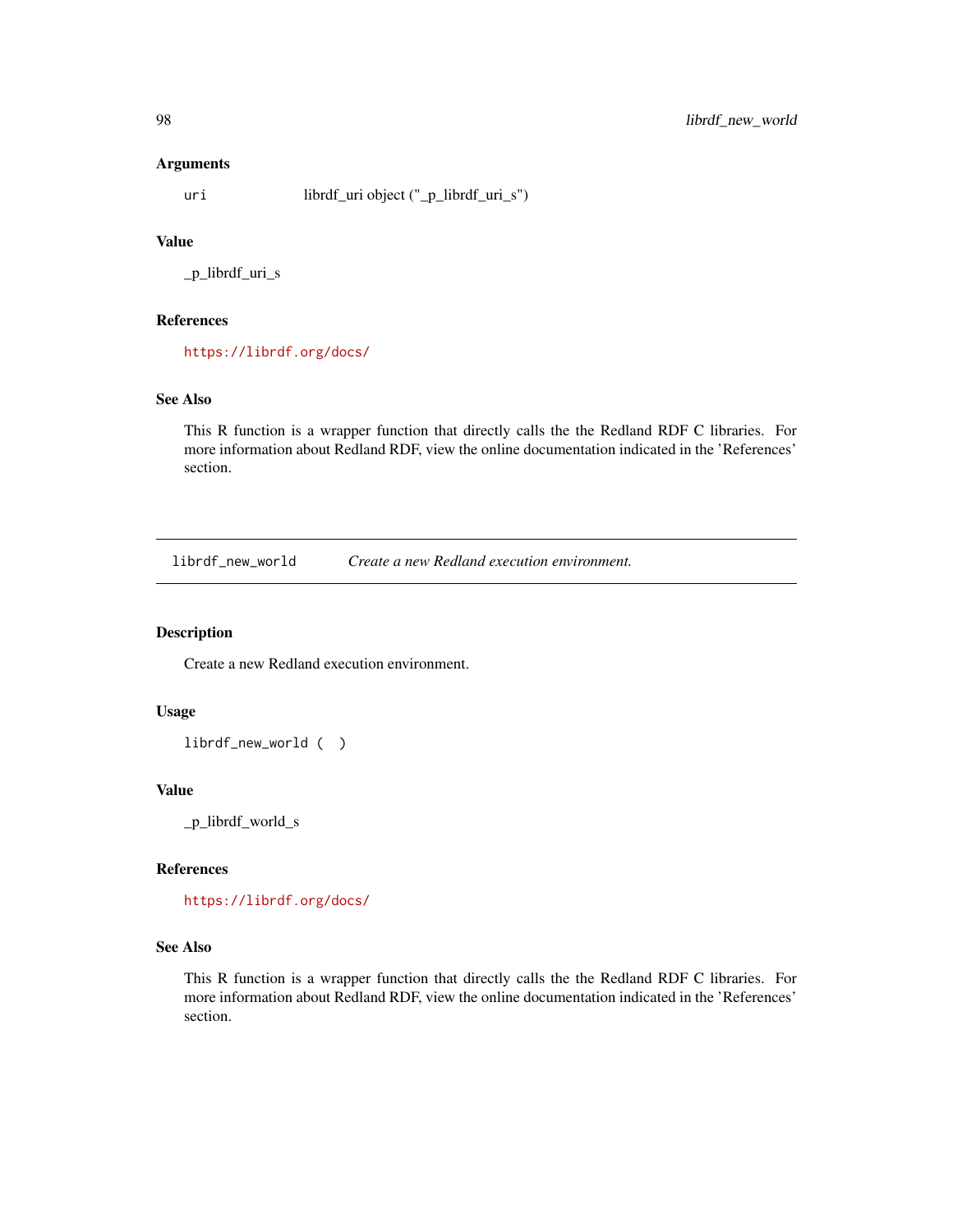### Arguments

| | |
|---|---|
| `uri` | librdf_uri object ("_p_librdf_uri_s") |

### Value

_p_librdf_uri_s

### References

https://librdf.org/docs/

### See Also

This R function is a wrapper function that directly calls the the Redland RDF C libraries. For more information about Redland RDF, view the online documentation indicated in the 'References' section.

---

## librdf_new_world — *Create a new Redland execution environment.*

### Description

Create a new Redland execution environment.

### Usage

```
librdf_new_world (  )
```

### Value

_p_librdf_world_s

### References

https://librdf.org/docs/

### See Also

This R function is a wrapper function that directly calls the the Redland RDF C libraries. For more information about Redland RDF, view the online documentation indicated in the 'References' section.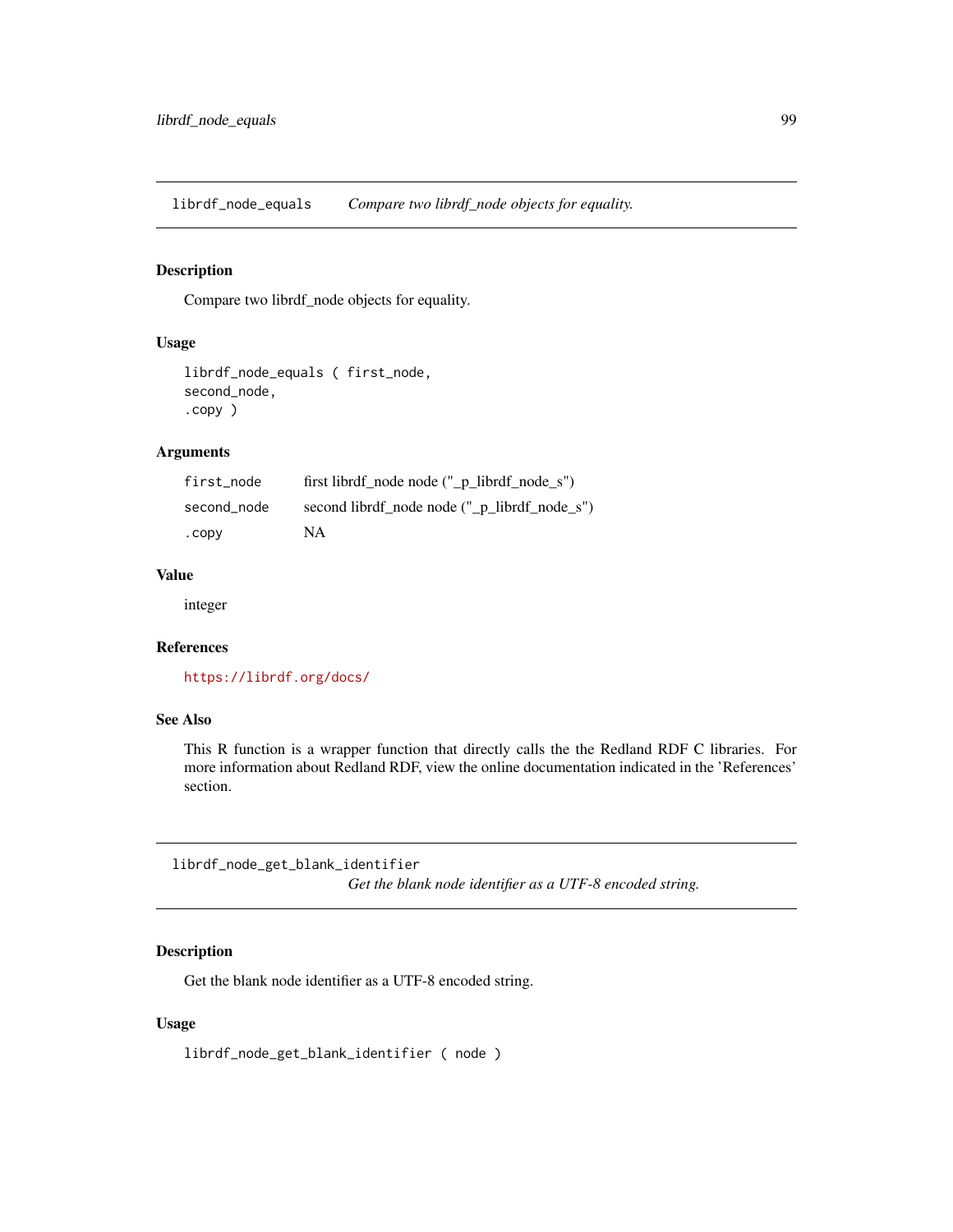## librdf_node_equals — *Compare two librdf_node objects for equality.*

### Description

Compare two librdf_node objects for equality.

### Usage

```
librdf_node_equals ( first_node,
second_node,
.copy )
```

### Arguments

| | |
|---|---|
| `first_node` | first librdf_node node ("_p_librdf_node_s") |
| `second_node` | second librdf_node node ("_p_librdf_node_s") |
| `.copy` | NA |

### Value

integer

### References

https://librdf.org/docs/

### See Also

This R function is a wrapper function that directly calls the the Redland RDF C libraries. For more information about Redland RDF, view the online documentation indicated in the 'References' section.

## librdf_node_get_blank_identifier — *Get the blank node identifier as a UTF-8 encoded string.*

### Description

Get the blank node identifier as a UTF-8 encoded string.

### Usage

```
librdf_node_get_blank_identifier ( node )
```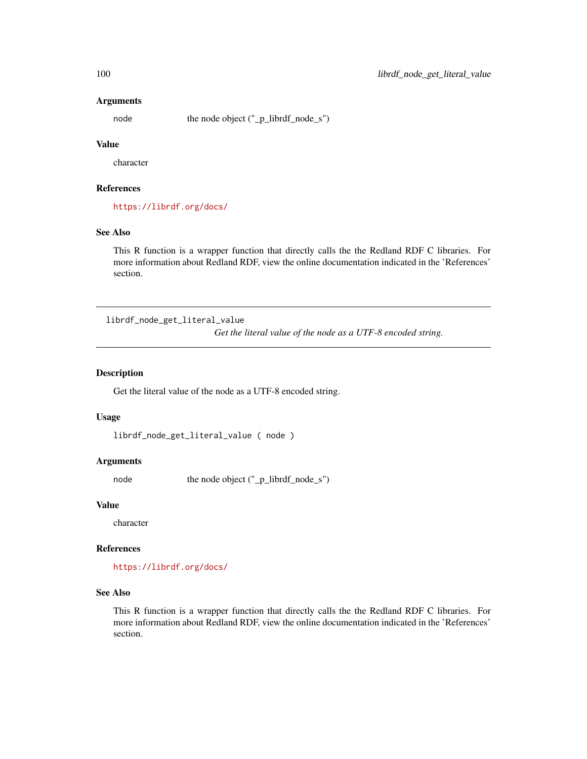### Arguments

| | |
|---|---|
| node | the node object ("_p_librdf_node_s") |

### Value

character

### References

https://librdf.org/docs/

### See Also

This R function is a wrapper function that directly calls the the Redland RDF C libraries. For more information about Redland RDF, view the online documentation indicated in the 'References' section.

---

## librdf_node_get_literal_value

*Get the literal value of the node as a UTF-8 encoded string.*

---

### Description

Get the literal value of the node as a UTF-8 encoded string.

### Usage

```
librdf_node_get_literal_value ( node )
```

### Arguments

| | |
|---|---|
| node | the node object ("_p_librdf_node_s") |

### Value

character

### References

https://librdf.org/docs/

### See Also

This R function is a wrapper function that directly calls the the Redland RDF C libraries. For more information about Redland RDF, view the online documentation indicated in the 'References' section.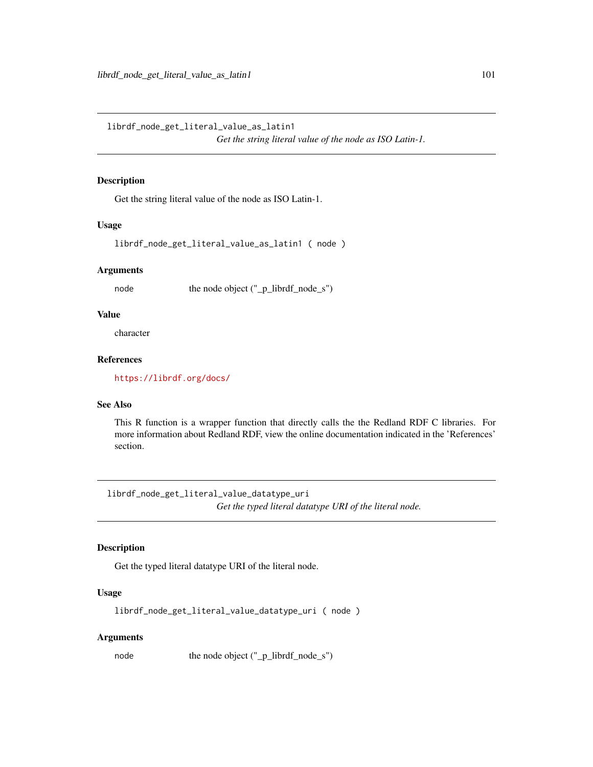## librdf_node_get_literal_value_as_latin1

*Get the string literal value of the node as ISO Latin-1.*

### Description

Get the string literal value of the node as ISO Latin-1.

### Usage

```
librdf_node_get_literal_value_as_latin1 ( node )
```

### Arguments

| | |
|---|---|
| node | the node object ("_p_librdf_node_s") |

### Value

character

### References

https://librdf.org/docs/

### See Also

This R function is a wrapper function that directly calls the the Redland RDF C libraries. For more information about Redland RDF, view the online documentation indicated in the 'References' section.

## librdf_node_get_literal_value_datatype_uri

*Get the typed literal datatype URI of the literal node.*

### Description

Get the typed literal datatype URI of the literal node.

### Usage

```
librdf_node_get_literal_value_datatype_uri ( node )
```

### Arguments

| | |
|---|---|
| node | the node object ("_p_librdf_node_s") |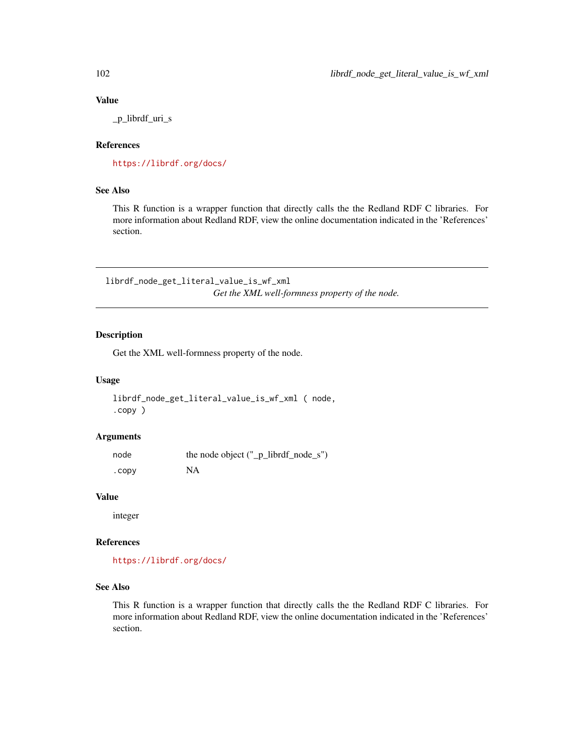### Value

_p_librdf_uri_s

### References

https://librdf.org/docs/

### See Also

This R function is a wrapper function that directly calls the the Redland RDF C libraries. For more information about Redland RDF, view the online documentation indicated in the 'References' section.

---

## librdf_node_get_literal_value_is_wf_xml

*Get the XML well-formness property of the node.*

---

### Description

Get the XML well-formness property of the node.

### Usage

```
librdf_node_get_literal_value_is_wf_xml ( node,
.copy )
```

### Arguments

| | |
|---|---|
| node | the node object ("_p_librdf_node_s") |
| .copy | NA |

### Value

integer

### References

https://librdf.org/docs/

### See Also

This R function is a wrapper function that directly calls the the Redland RDF C libraries. For more information about Redland RDF, view the online documentation indicated in the 'References' section.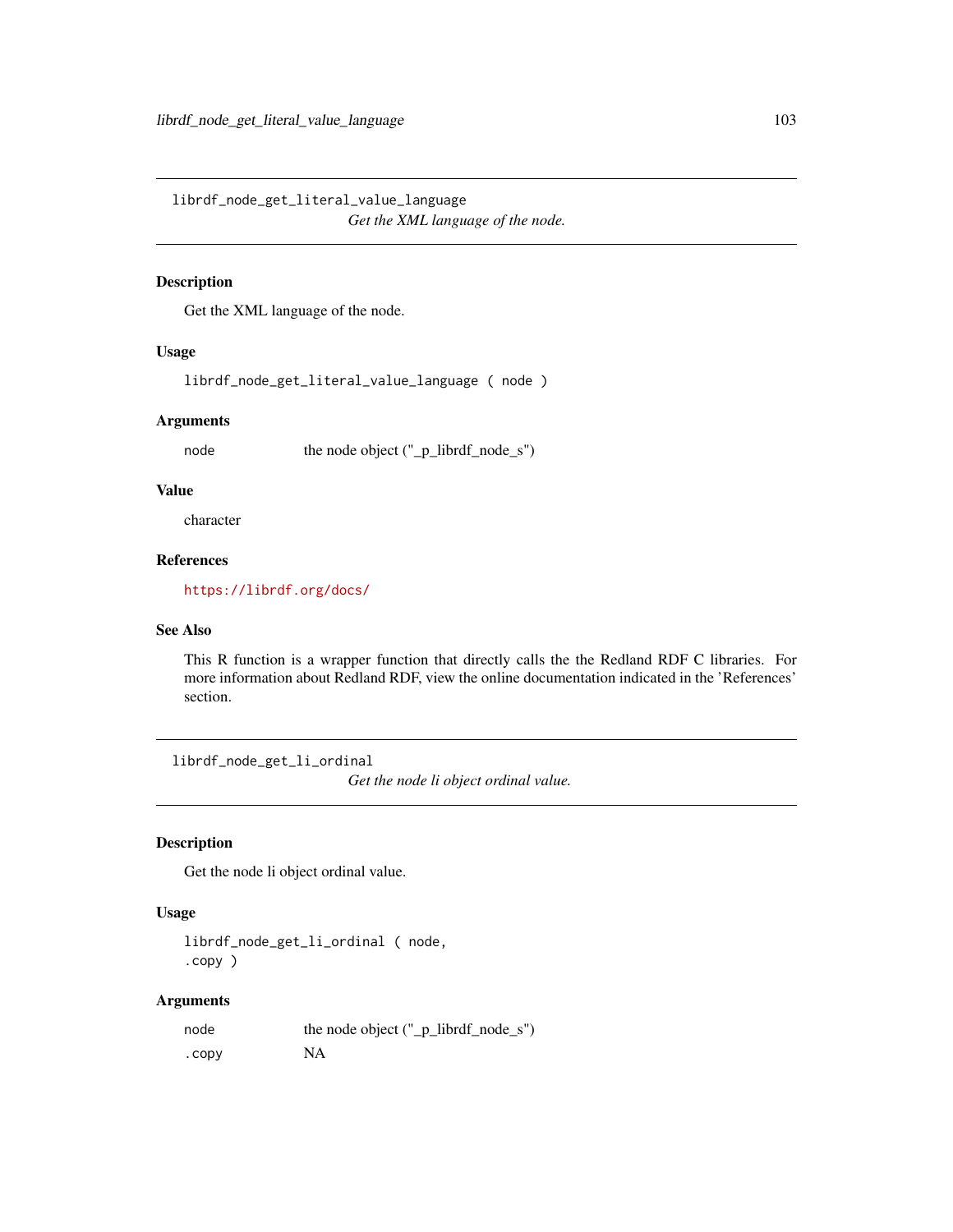## librdf_node_get_literal_value_language

*Get the XML language of the node.*

### Description

Get the XML language of the node.

### Usage

```
librdf_node_get_literal_value_language ( node )
```

### Arguments

| | |
|---|---|
| node | the node object ("_p_librdf_node_s") |

### Value

character

### References

https://librdf.org/docs/

### See Also

This R function is a wrapper function that directly calls the the Redland RDF C libraries. For more information about Redland RDF, view the online documentation indicated in the 'References' section.

## librdf_node_get_li_ordinal

*Get the node li object ordinal value.*

### Description

Get the node li object ordinal value.

### Usage

```
librdf_node_get_li_ordinal ( node,
.copy )
```

### Arguments

| | |
|---|---|
| node | the node object ("_p_librdf_node_s") |
| .copy | NA |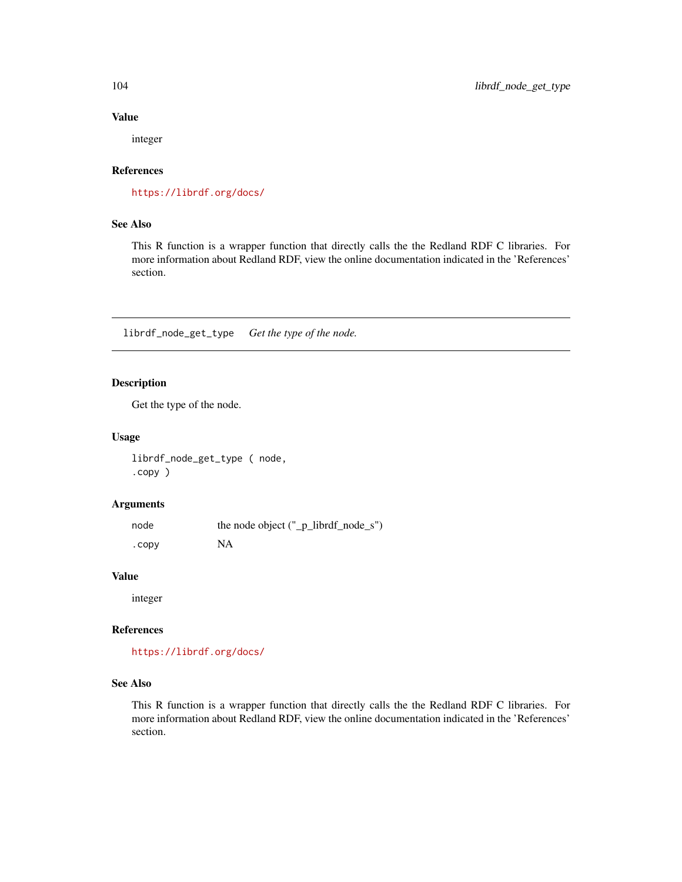### Value

integer

### References

https://librdf.org/docs/

### See Also

This R function is a wrapper function that directly calls the the Redland RDF C libraries. For more information about Redland RDF, view the online documentation indicated in the 'References' section.

---

## librdf_node_get_type    *Get the type of the node.*

---

### Description

Get the type of the node.

### Usage

```
librdf_node_get_type ( node,
.copy )
```

### Arguments

| | |
|---|---|
| node | the node object ("_p_librdf_node_s") |
| .copy | NA |

### Value

integer

### References

https://librdf.org/docs/

### See Also

This R function is a wrapper function that directly calls the the Redland RDF C libraries. For more information about Redland RDF, view the online documentation indicated in the 'References' section.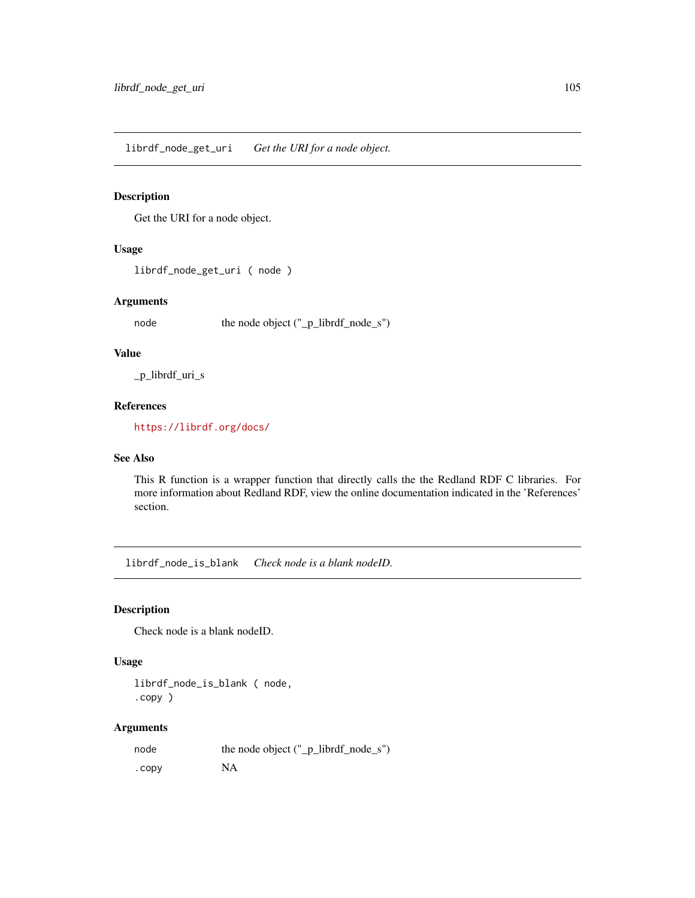## librdf_node_get_uri    *Get the URI for a node object.*

### Description

Get the URI for a node object.

### Usage

```
librdf_node_get_uri ( node )
```

### Arguments

| | |
|---|---|
| node | the node object ("_p_librdf_node_s") |

### Value

_p_librdf_uri_s

### References

https://librdf.org/docs/

### See Also

This R function is a wrapper function that directly calls the the Redland RDF C libraries. For more information about Redland RDF, view the online documentation indicated in the 'References' section.

## librdf_node_is_blank    *Check node is a blank nodeID.*

### Description

Check node is a blank nodeID.

### Usage

```
librdf_node_is_blank ( node,
.copy )
```

### Arguments

| | |
|---|---|
| node | the node object ("_p_librdf_node_s") |
| .copy | NA |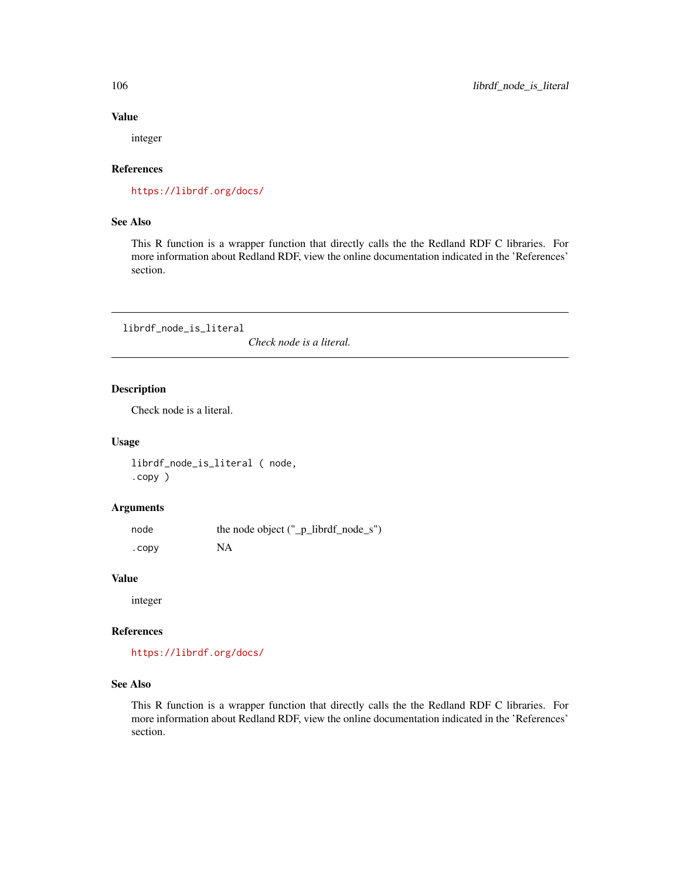## Value

integer

## References

https://librdf.org/docs/

## See Also

This R function is a wrapper function that directly calls the the Redland RDF C libraries. For more information about Redland RDF, view the online documentation indicated in the 'References' section.

---

`librdf_node_is_literal` *Check node is a literal.*

---

## Description

Check node is a literal.

## Usage

```
librdf_node_is_literal ( node,
.copy )
```

## Arguments

| | |
|---|---|
| node | the node object ("_p_librdf_node_s") |
| .copy | NA |

## Value

integer

## References

https://librdf.org/docs/

## See Also

This R function is a wrapper function that directly calls the the Redland RDF C libraries. For more information about Redland RDF, view the online documentation indicated in the 'References' section.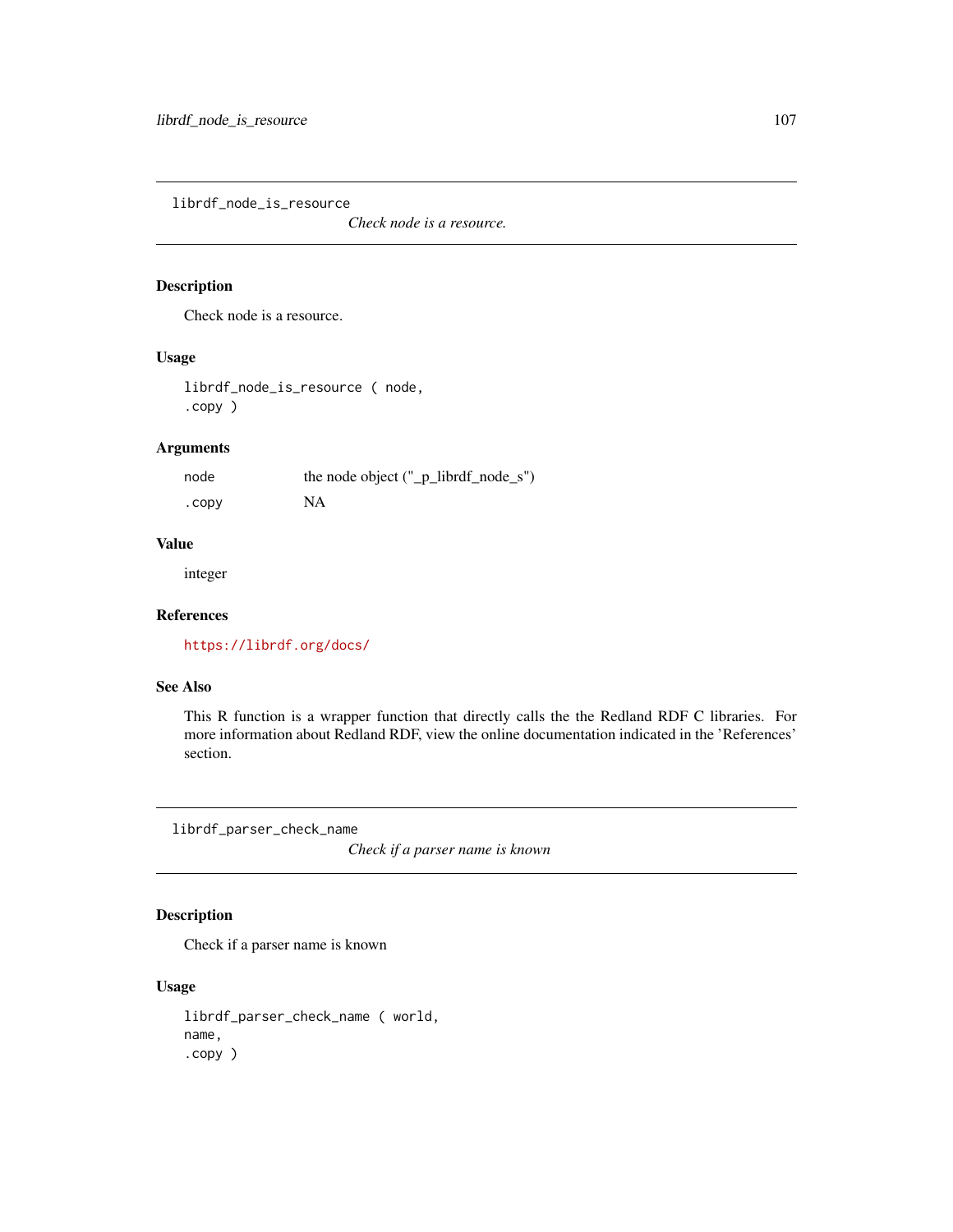## librdf_node_is_resource

*Check node is a resource.*

### Description

Check node is a resource.

### Usage

```
librdf_node_is_resource ( node,
.copy )
```

### Arguments

| | |
|---|---|
| node | the node object ("_p_librdf_node_s") |
| .copy | NA |

### Value

integer

### References

https://librdf.org/docs/

### See Also

This R function is a wrapper function that directly calls the the Redland RDF C libraries. For more information about Redland RDF, view the online documentation indicated in the 'References' section.

## librdf_parser_check_name

*Check if a parser name is known*

### Description

Check if a parser name is known

### Usage

```
librdf_parser_check_name ( world,
name,
.copy )
```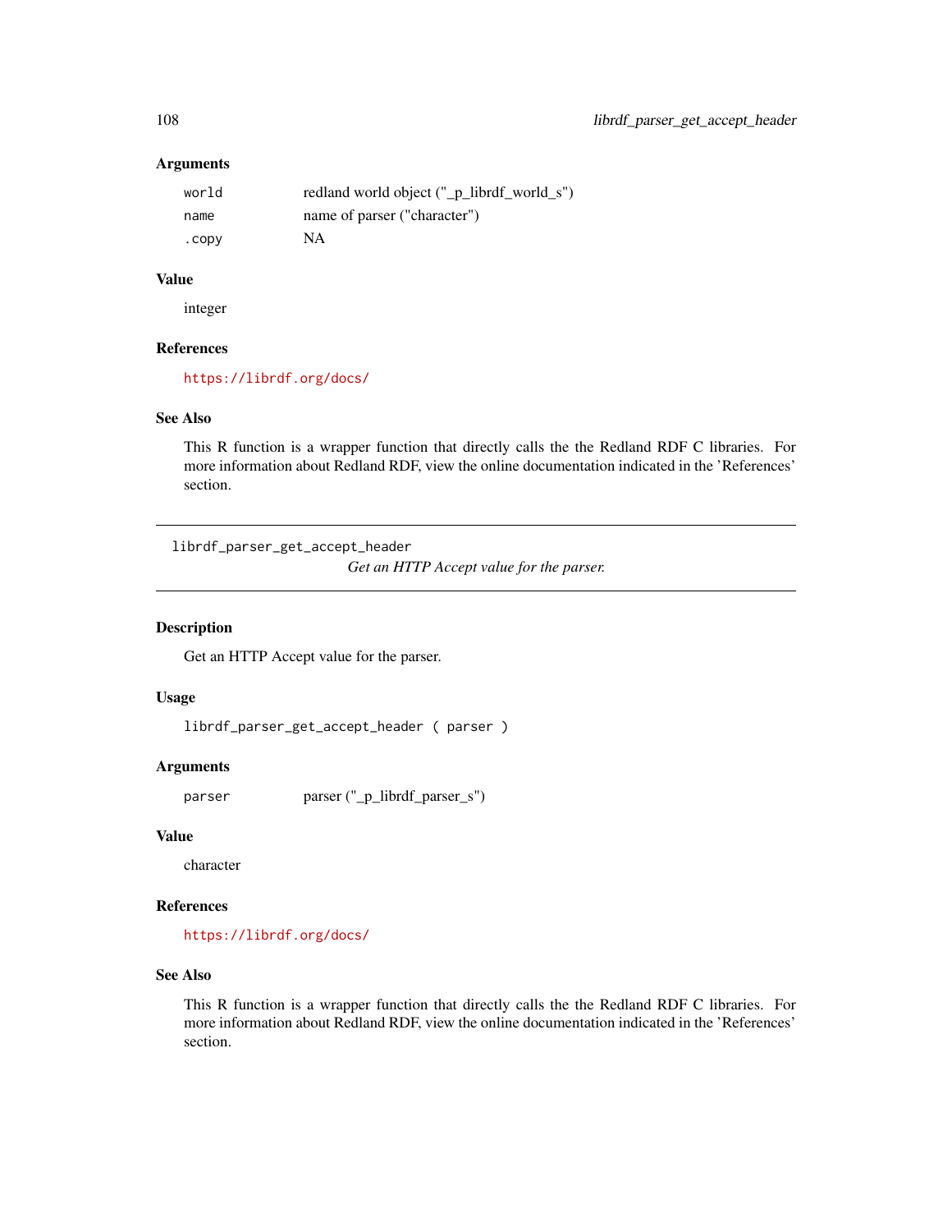### Arguments

| | |
|---|---|
| world | redland world object ("_p_librdf_world_s") |
| name | name of parser ("character") |
| .copy | NA |

### Value

integer

### References

https://librdf.org/docs/

### See Also

This R function is a wrapper function that directly calls the the Redland RDF C libraries. For more information about Redland RDF, view the online documentation indicated in the 'References' section.

---

## librdf_parser_get_accept_header

*Get an HTTP Accept value for the parser.*

---

### Description

Get an HTTP Accept value for the parser.

### Usage

```
librdf_parser_get_accept_header ( parser )
```

### Arguments

| | |
|---|---|
| parser | parser ("_p_librdf_parser_s") |

### Value

character

### References

https://librdf.org/docs/

### See Also

This R function is a wrapper function that directly calls the the Redland RDF C libraries. For more information about Redland RDF, view the online documentation indicated in the 'References' section.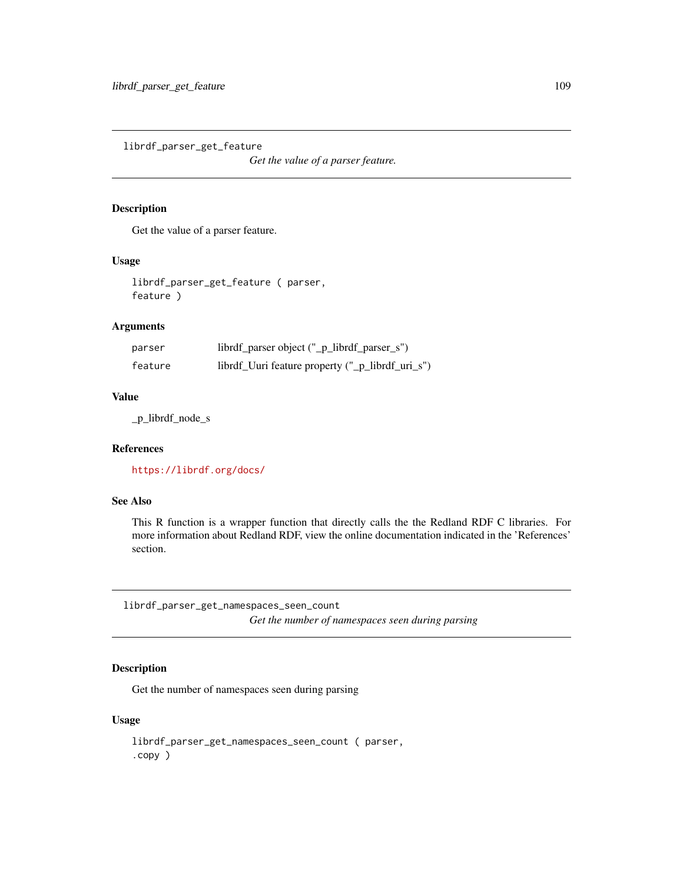## librdf_parser_get_feature

*Get the value of a parser feature.*

### Description

Get the value of a parser feature.

### Usage

```
librdf_parser_get_feature ( parser,
feature )
```

### Arguments

| | |
|---|---|
| `parser` | librdf_parser object ("_p_librdf_parser_s") |
| `feature` | librdf_Uuri feature property ("_p_librdf_uri_s") |

### Value

_p_librdf_node_s

### References

https://librdf.org/docs/

### See Also

This R function is a wrapper function that directly calls the the Redland RDF C libraries. For more information about Redland RDF, view the online documentation indicated in the 'References' section.

## librdf_parser_get_namespaces_seen_count

*Get the number of namespaces seen during parsing*

### Description

Get the number of namespaces seen during parsing

### Usage

```
librdf_parser_get_namespaces_seen_count ( parser,
.copy )
```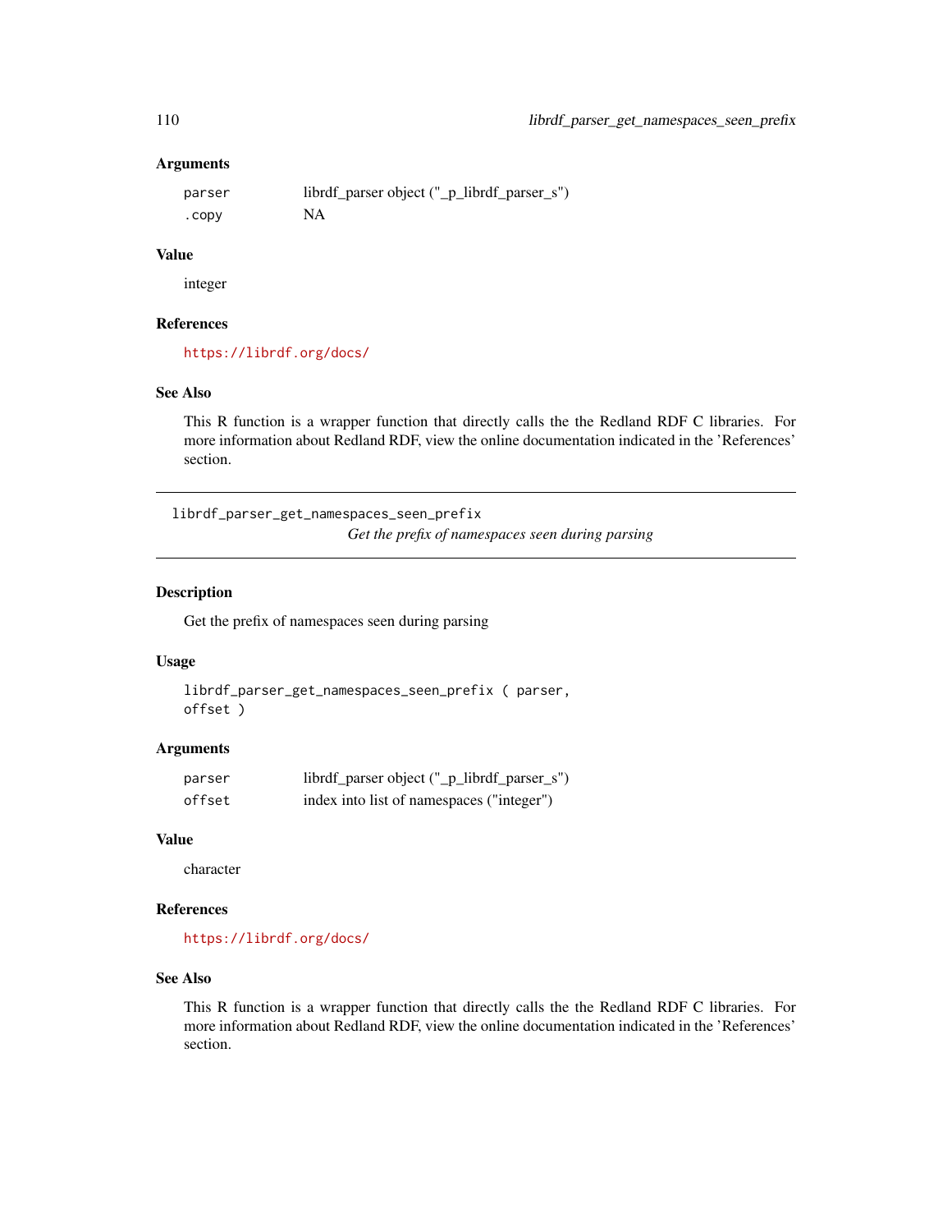### Arguments

| | |
|---|---|
| parser | librdf_parser object ("_p_librdf_parser_s") |
| .copy | NA |

### Value

integer

### References

https://librdf.org/docs/

### See Also

This R function is a wrapper function that directly calls the the Redland RDF C libraries. For more information about Redland RDF, view the online documentation indicated in the 'References' section.

---

## librdf_parser_get_namespaces_seen_prefix

*Get the prefix of namespaces seen during parsing*

---

### Description

Get the prefix of namespaces seen during parsing

### Usage

```
librdf_parser_get_namespaces_seen_prefix ( parser,
offset )
```

### Arguments

| | |
|---|---|
| parser | librdf_parser object ("_p_librdf_parser_s") |
| offset | index into list of namespaces ("integer") |

### Value

character

### References

https://librdf.org/docs/

### See Also

This R function is a wrapper function that directly calls the the Redland RDF C libraries. For more information about Redland RDF, view the online documentation indicated in the 'References' section.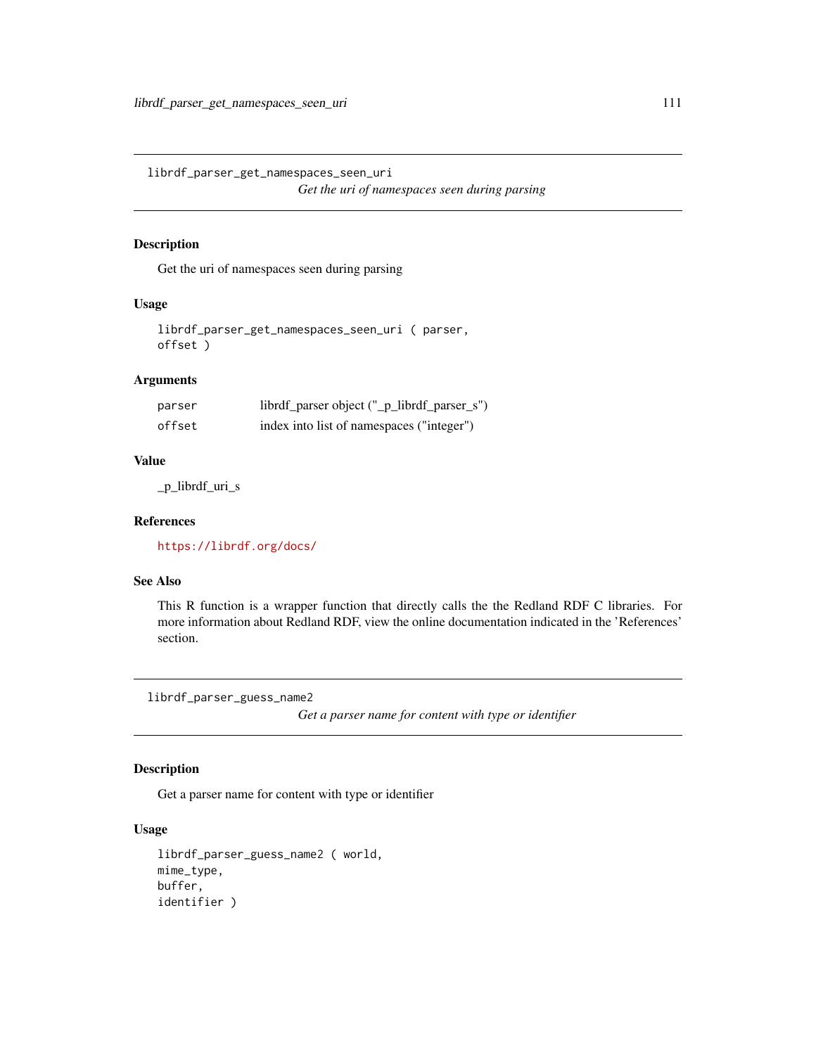## librdf_parser_get_namespaces_seen_uri

*Get the uri of namespaces seen during parsing*

### Description

Get the uri of namespaces seen during parsing

### Usage

```
librdf_parser_get_namespaces_seen_uri ( parser,
offset )
```

### Arguments

| | |
|---|---|
| parser | librdf_parser object ("_p_librdf_parser_s") |
| offset | index into list of namespaces ("integer") |

### Value

_p_librdf_uri_s

### References

https://librdf.org/docs/

### See Also

This R function is a wrapper function that directly calls the the Redland RDF C libraries. For more information about Redland RDF, view the online documentation indicated in the 'References' section.

## librdf_parser_guess_name2

*Get a parser name for content with type or identifier*

### Description

Get a parser name for content with type or identifier

### Usage

```
librdf_parser_guess_name2 ( world,
mime_type,
buffer,
identifier )
```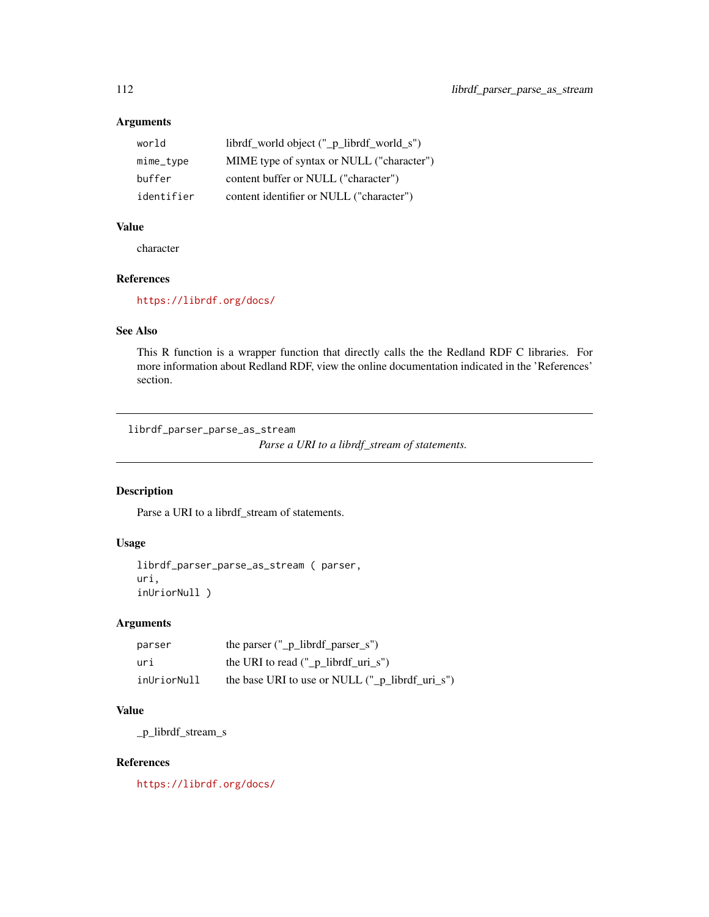### Arguments

| | |
|---|---|
| world | librdf_world object ("_p_librdf_world_s") |
| mime_type | MIME type of syntax or NULL ("character") |
| buffer | content buffer or NULL ("character") |
| identifier | content identifier or NULL ("character") |

### Value

character

### References

https://librdf.org/docs/

### See Also

This R function is a wrapper function that directly calls the the Redland RDF C libraries. For more information about Redland RDF, view the online documentation indicated in the 'References' section.

---

## librdf_parser_parse_as_stream

*Parse a URI to a librdf_stream of statements.*

---

### Description

Parse a URI to a librdf_stream of statements.

### Usage

```
librdf_parser_parse_as_stream ( parser,
uri,
inUriorNull )
```

### Arguments

| | |
|---|---|
| parser | the parser ("_p_librdf_parser_s") |
| uri | the URI to read ("_p_librdf_uri_s") |
| inUriorNull | the base URI to use or NULL ("_p_librdf_uri_s") |

### Value

_p_librdf_stream_s

### References

https://librdf.org/docs/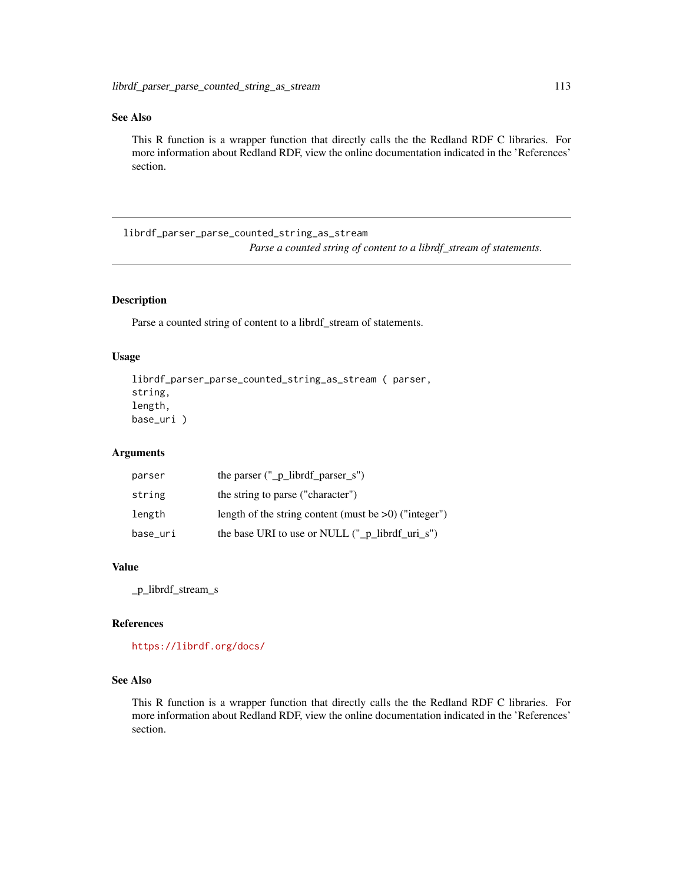### See Also

This R function is a wrapper function that directly calls the the Redland RDF C libraries. For more information about Redland RDF, view the online documentation indicated in the 'References' section.

---

## librdf_parser_parse_counted_string_as_stream

*Parse a counted string of content to a librdf_stream of statements.*

---

### Description

Parse a counted string of content to a librdf_stream of statements.

### Usage

```
librdf_parser_parse_counted_string_as_stream ( parser,
string,
length,
base_uri )
```

### Arguments

| | |
|---|---|
| parser | the parser ("_p_librdf_parser_s") |
| string | the string to parse ("character") |
| length | length of the string content (must be >0) ("integer") |
| base_uri | the base URI to use or NULL ("_p_librdf_uri_s") |

### Value

_p_librdf_stream_s

### References

https://librdf.org/docs/

### See Also

This R function is a wrapper function that directly calls the the Redland RDF C libraries. For more information about Redland RDF, view the online documentation indicated in the 'References' section.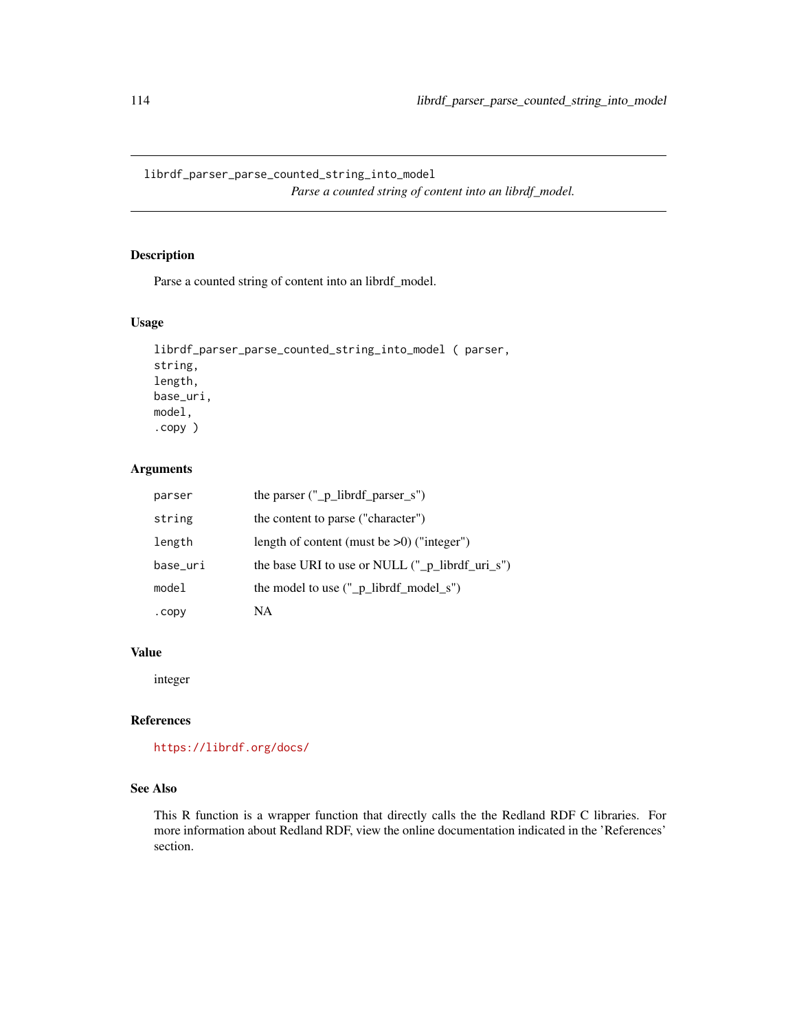# librdf_parser_parse_counted_string_into_model

*Parse a counted string of content into an librdf_model.*

## Description

Parse a counted string of content into an librdf_model.

## Usage

```
librdf_parser_parse_counted_string_into_model ( parser,
string,
length,
base_uri,
model,
.copy )
```

## Arguments

| | |
|---|---|
| parser | the parser ("_p_librdf_parser_s") |
| string | the content to parse ("character") |
| length | length of content (must be >0) ("integer") |
| base_uri | the base URI to use or NULL ("_p_librdf_uri_s") |
| model | the model to use ("_p_librdf_model_s") |
| .copy | NA |

## Value

integer

## References

https://librdf.org/docs/

## See Also

This R function is a wrapper function that directly calls the the Redland RDF C libraries. For more information about Redland RDF, view the online documentation indicated in the 'References' section.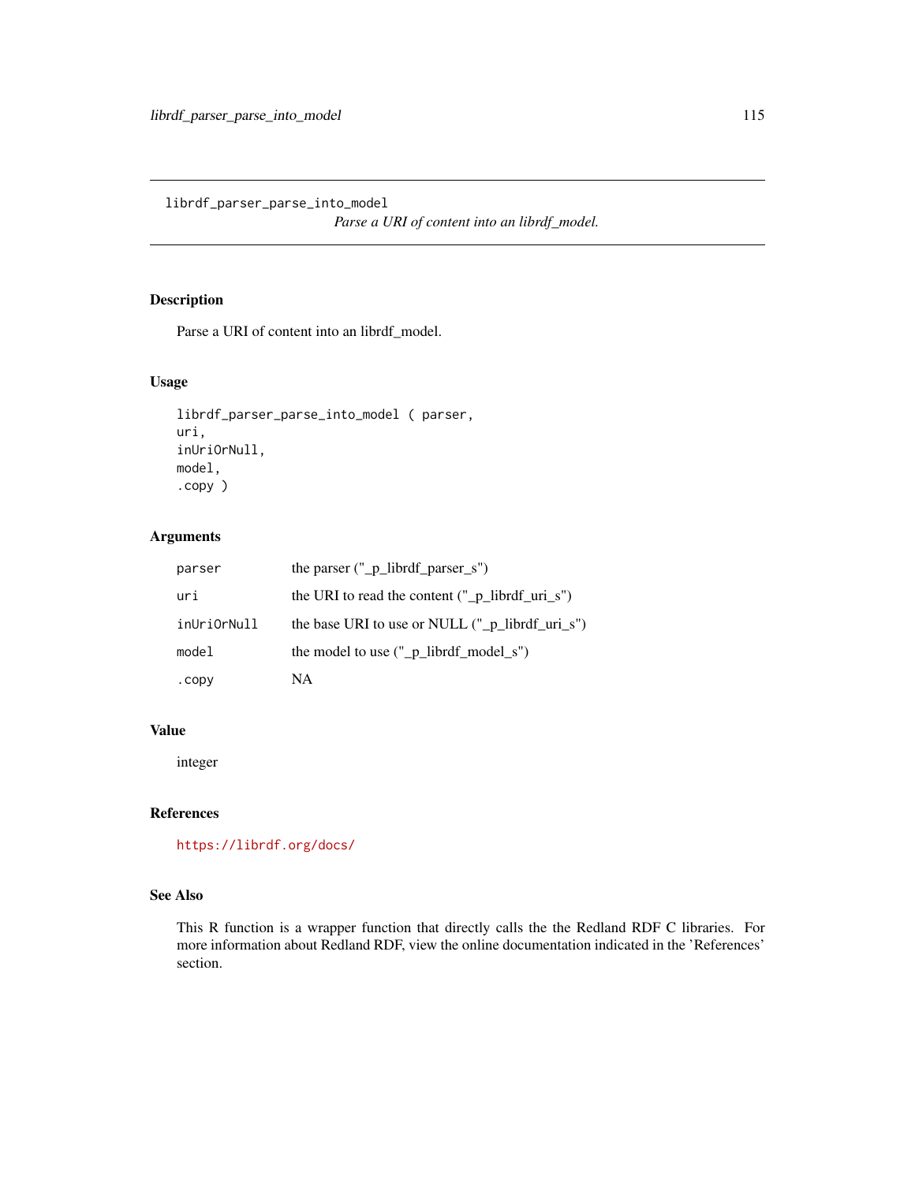# librdf_parser_parse_into_model

*Parse a URI of content into an librdf_model.*

## Description

Parse a URI of content into an librdf_model.

## Usage

```
librdf_parser_parse_into_model ( parser,
uri,
inUriOrNull,
model,
.copy )
```

## Arguments

| | |
|---|---|
| parser | the parser ("_p_librdf_parser_s") |
| uri | the URI to read the content ("_p_librdf_uri_s") |
| inUriOrNull | the base URI to use or NULL ("_p_librdf_uri_s") |
| model | the model to use ("_p_librdf_model_s") |
| .copy | NA |

## Value

integer

## References

https://librdf.org/docs/

## See Also

This R function is a wrapper function that directly calls the the Redland RDF C libraries. For more information about Redland RDF, view the online documentation indicated in the 'References' section.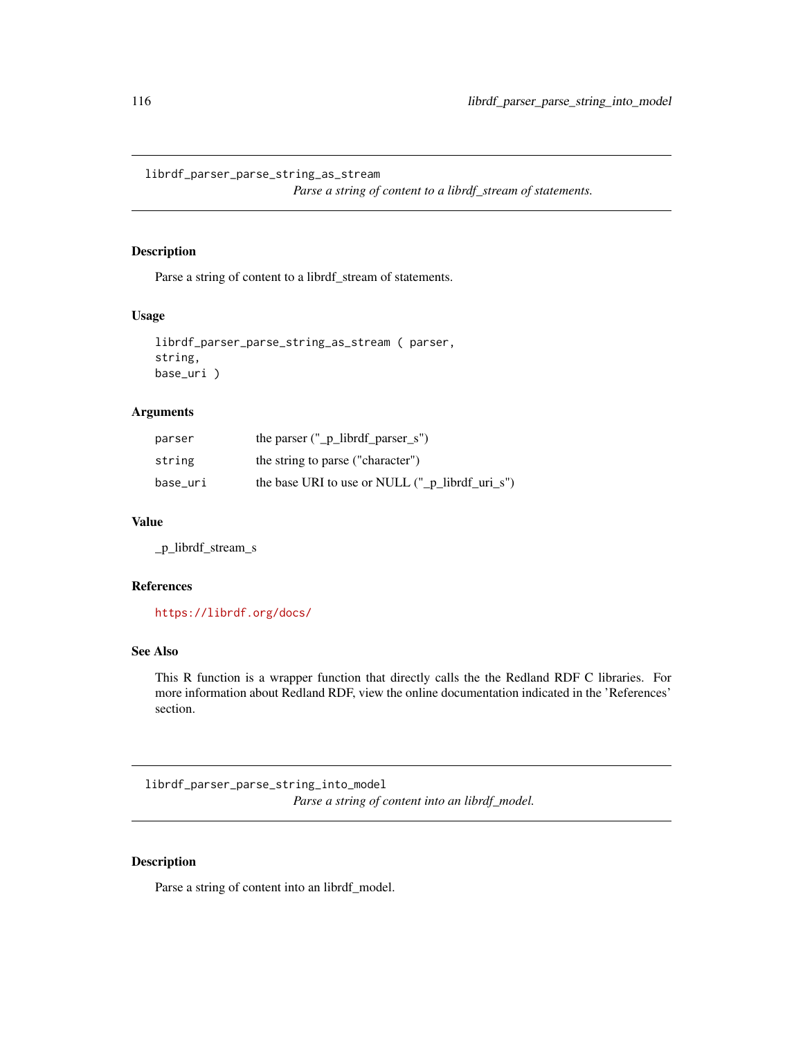## librdf_parser_parse_string_as_stream

*Parse a string of content to a librdf_stream of statements.*

### Description

Parse a string of content to a librdf_stream of statements.

### Usage

```
librdf_parser_parse_string_as_stream ( parser,
string,
base_uri )
```

### Arguments

| | |
|---|---|
| parser | the parser ("_p_librdf_parser_s") |
| string | the string to parse ("character") |
| base_uri | the base URI to use or NULL ("_p_librdf_uri_s") |

### Value

_p_librdf_stream_s

### References

https://librdf.org/docs/

### See Also

This R function is a wrapper function that directly calls the the Redland RDF C libraries. For more information about Redland RDF, view the online documentation indicated in the 'References' section.

## librdf_parser_parse_string_into_model

*Parse a string of content into an librdf_model.*

### Description

Parse a string of content into an librdf_model.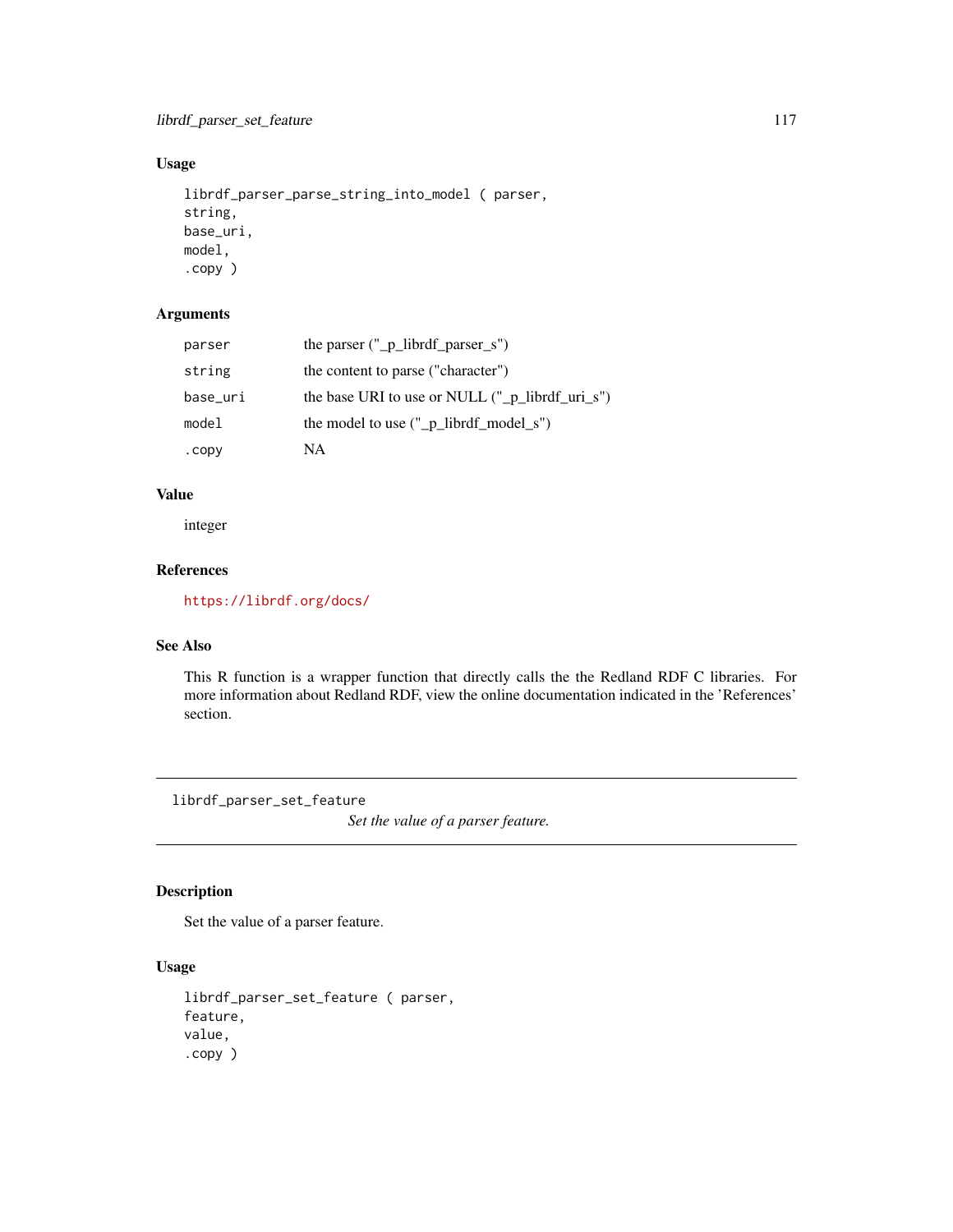## Usage

```
librdf_parser_parse_string_into_model ( parser,
string,
base_uri,
model,
.copy )
```

## Arguments

| | |
|---|---|
| parser | the parser ("_p_librdf_parser_s") |
| string | the content to parse ("character") |
| base_uri | the base URI to use or NULL ("_p_librdf_uri_s") |
| model | the model to use ("_p_librdf_model_s") |
| .copy | NA |

## Value

integer

## References

https://librdf.org/docs/

## See Also

This R function is a wrapper function that directly calls the the Redland RDF C libraries. For more information about Redland RDF, view the online documentation indicated in the 'References' section.

---

# librdf_parser_set_feature

*Set the value of a parser feature.*

## Description

Set the value of a parser feature.

## Usage

```
librdf_parser_set_feature ( parser,
feature,
value,
.copy )
```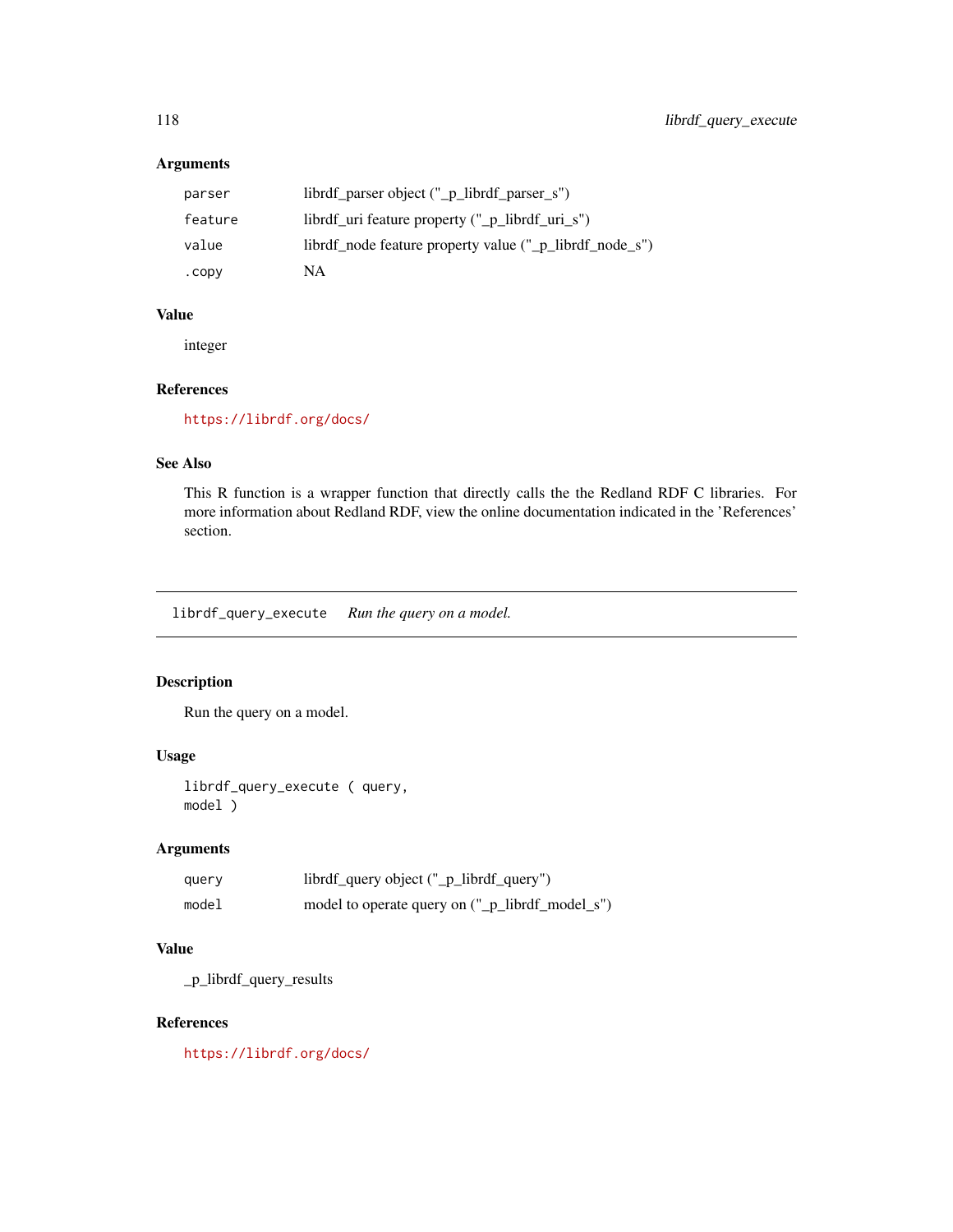### Arguments

| | |
|---|---|
| `parser` | librdf_parser object ("_p_librdf_parser_s") |
| `feature` | librdf_uri feature property ("_p_librdf_uri_s") |
| `value` | librdf_node feature property value ("_p_librdf_node_s") |
| `.copy` | NA |

### Value

integer

### References

https://librdf.org/docs/

### See Also

This R function is a wrapper function that directly calls the the Redland RDF C libraries. For more information about Redland RDF, view the online documentation indicated in the 'References' section.

---

## `librdf_query_execute` *Run the query on a model.*

---

### Description

Run the query on a model.

### Usage

```
librdf_query_execute ( query,
model )
```

### Arguments

| | |
|---|---|
| `query` | librdf_query object ("_p_librdf_query") |
| `model` | model to operate query on ("_p_librdf_model_s") |

### Value

_p_librdf_query_results

### References

https://librdf.org/docs/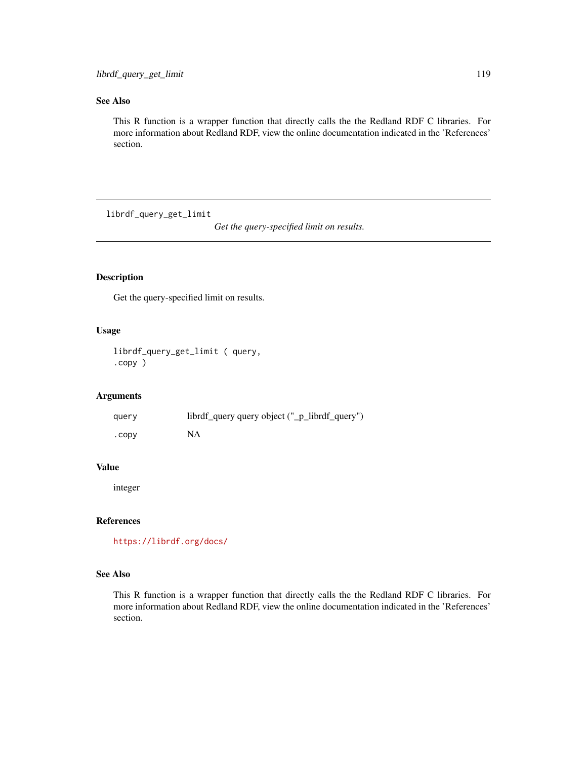## See Also

This R function is a wrapper function that directly calls the the Redland RDF C libraries. For more information about Redland RDF, view the online documentation indicated in the 'References' section.

---

# librdf_query_get_limit

*Get the query-specified limit on results.*

---

### Description

Get the query-specified limit on results.

### Usage

```
librdf_query_get_limit ( query,
.copy )
```

### Arguments

| | |
|---|---|
| query | librdf_query query object ("_p_librdf_query") |
| .copy | NA |

### Value

integer

### References

https://librdf.org/docs/

### See Also

This R function is a wrapper function that directly calls the the Redland RDF C libraries. For more information about Redland RDF, view the online documentation indicated in the 'References' section.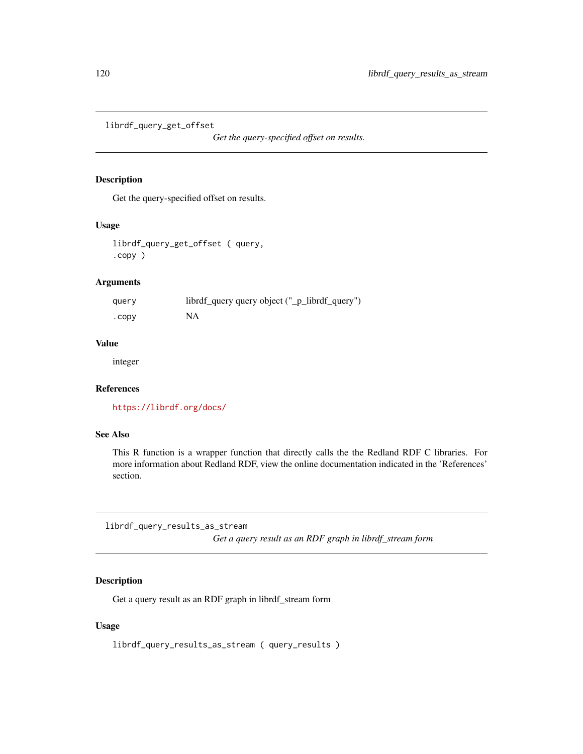## librdf_query_get_offset

*Get the query-specified offset on results.*

### Description

Get the query-specified offset on results.

### Usage

```
librdf_query_get_offset ( query,
.copy )
```

### Arguments

| | |
|---|---|
| query | librdf_query query object ("_p_librdf_query") |
| .copy | NA |

### Value

integer

### References

https://librdf.org/docs/

### See Also

This R function is a wrapper function that directly calls the the Redland RDF C libraries. For more information about Redland RDF, view the online documentation indicated in the 'References' section.

## librdf_query_results_as_stream

*Get a query result as an RDF graph in librdf_stream form*

### Description

Get a query result as an RDF graph in librdf_stream form

### Usage

```
librdf_query_results_as_stream ( query_results )
```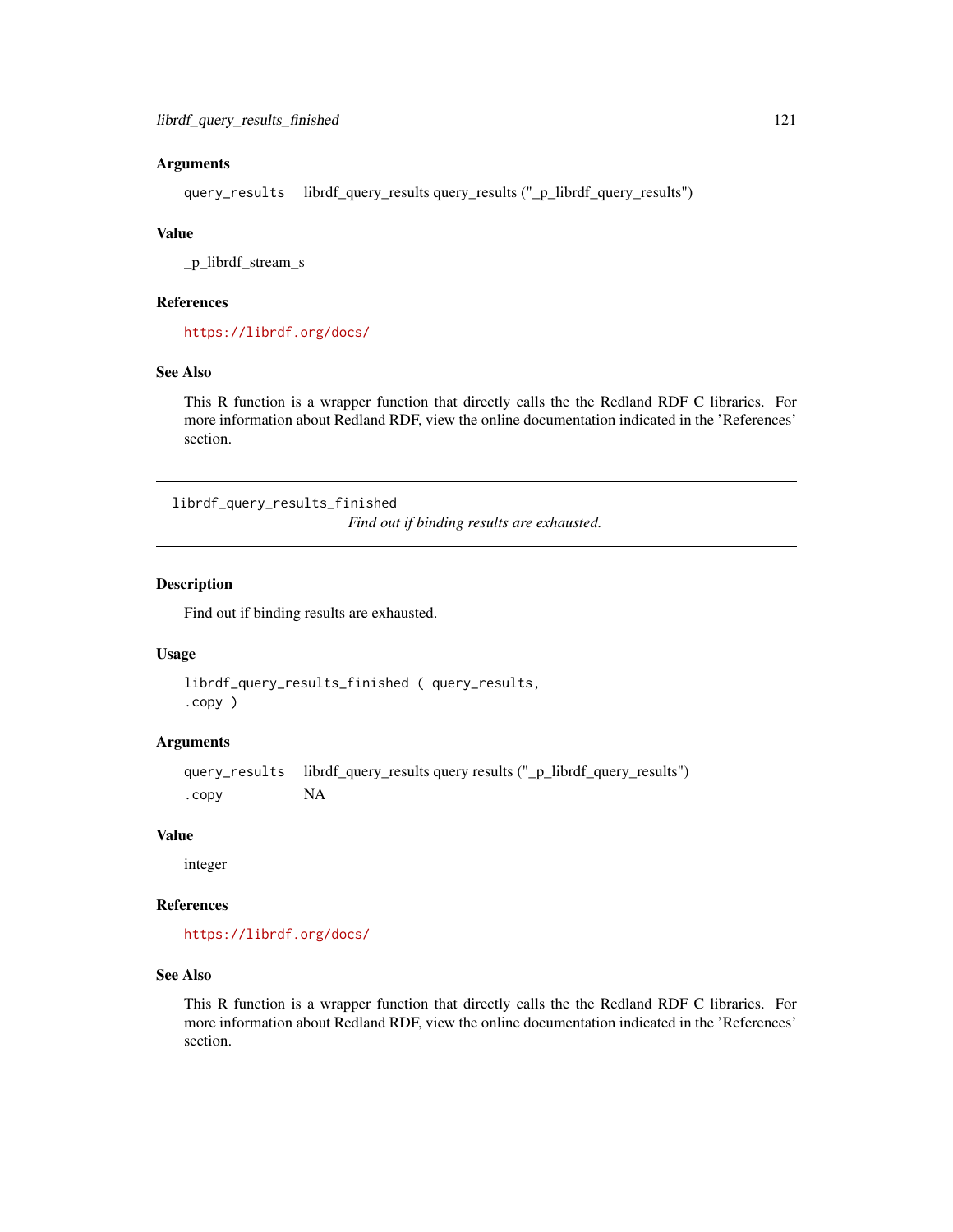### Arguments

| | |
|---|---|
| `query_results` | librdf_query_results query_results ("_p_librdf_query_results") |

### Value

_p_librdf_stream_s

### References

https://librdf.org/docs/

### See Also

This R function is a wrapper function that directly calls the the Redland RDF C libraries. For more information about Redland RDF, view the online documentation indicated in the 'References' section.

---

## librdf_query_results_finished

*Find out if binding results are exhausted.*

---

### Description

Find out if binding results are exhausted.

### Usage

```
librdf_query_results_finished ( query_results,
.copy )
```

### Arguments

| | |
|---|---|
| `query_results` | librdf_query_results query results ("_p_librdf_query_results") |
| `.copy` | NA |

### Value

integer

### References

https://librdf.org/docs/

### See Also

This R function is a wrapper function that directly calls the the Redland RDF C libraries. For more information about Redland RDF, view the online documentation indicated in the 'References' section.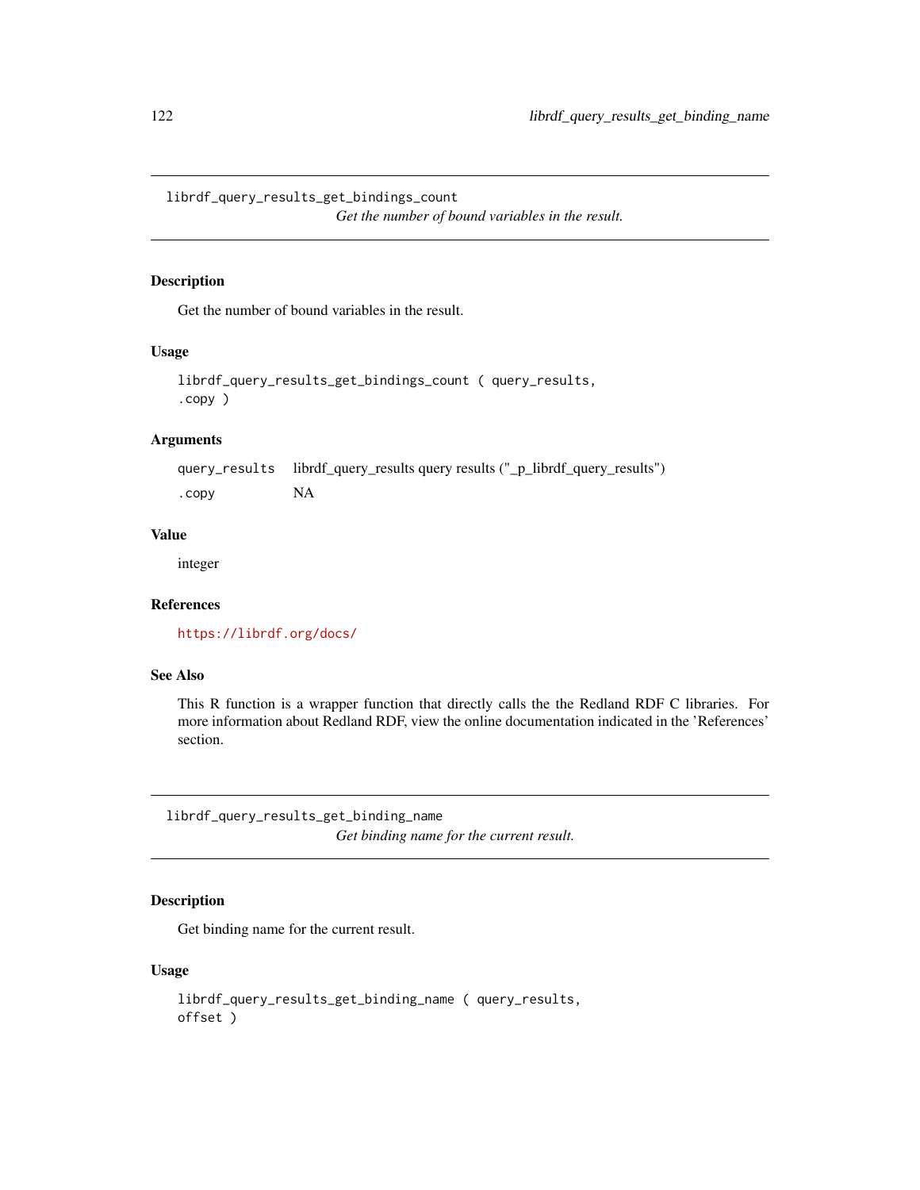## librdf_query_results_get_bindings_count

*Get the number of bound variables in the result.*

### Description

Get the number of bound variables in the result.

### Usage

```
librdf_query_results_get_bindings_count ( query_results,
.copy )
```

### Arguments

| | |
|---|---|
| query_results | librdf_query_results query results ("_p_librdf_query_results") |
| .copy | NA |

### Value

integer

### References

https://librdf.org/docs/

### See Also

This R function is a wrapper function that directly calls the the Redland RDF C libraries. For more information about Redland RDF, view the online documentation indicated in the 'References' section.

## librdf_query_results_get_binding_name

*Get binding name for the current result.*

### Description

Get binding name for the current result.

### Usage

```
librdf_query_results_get_binding_name ( query_results,
offset )
```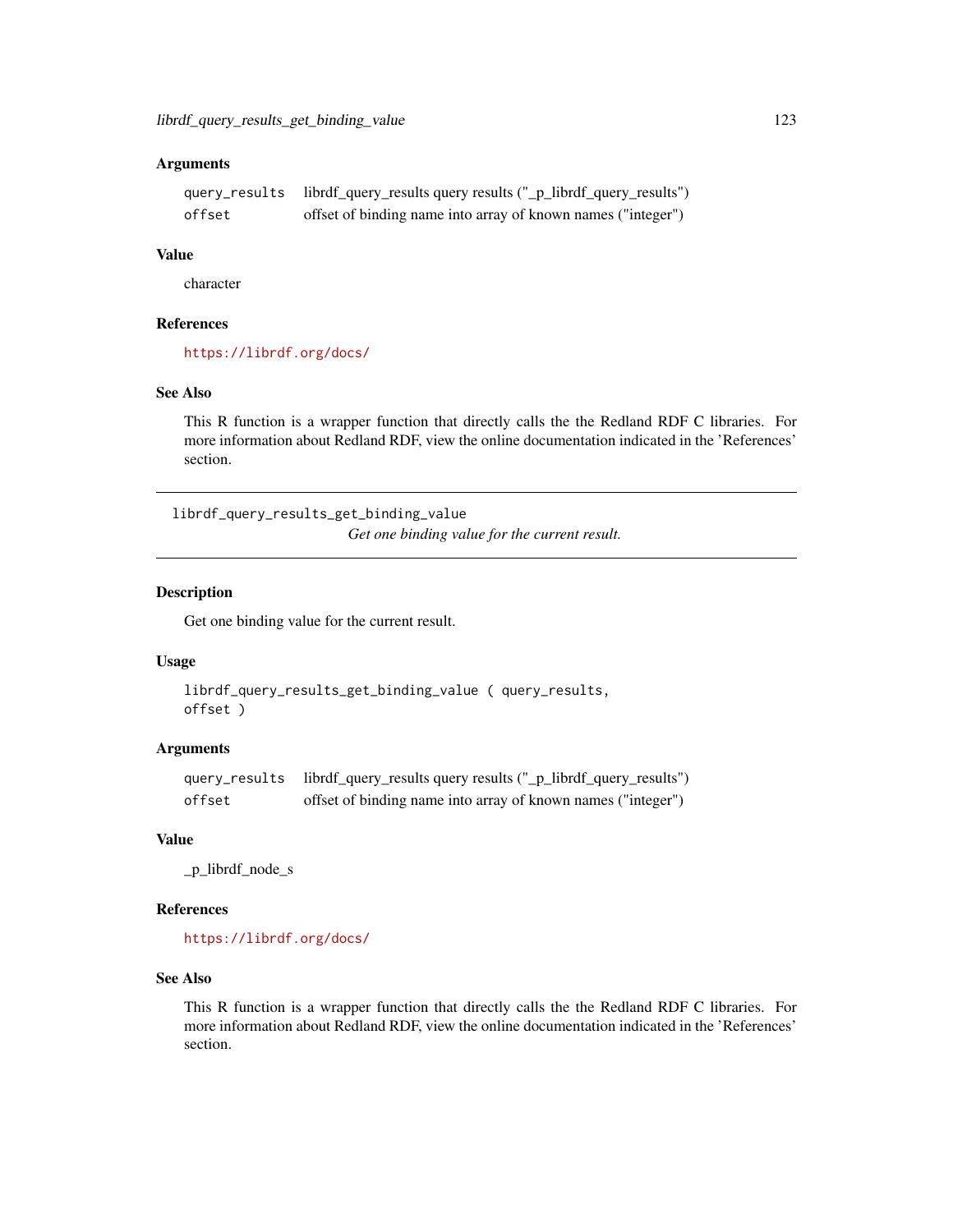### Arguments

| | |
|---|---|
| query_results | librdf_query_results query results ("_p_librdf_query_results") |
| offset | offset of binding name into array of known names ("integer") |

### Value

character

### References

https://librdf.org/docs/

### See Also

This R function is a wrapper function that directly calls the the Redland RDF C libraries. For more information about Redland RDF, view the online documentation indicated in the 'References' section.

---

## librdf_query_results_get_binding_value

*Get one binding value for the current result.*

---

### Description

Get one binding value for the current result.

### Usage

```
librdf_query_results_get_binding_value ( query_results,
offset )
```

### Arguments

| | |
|---|---|
| query_results | librdf_query_results query results ("_p_librdf_query_results") |
| offset | offset of binding name into array of known names ("integer") |

### Value

_p_librdf_node_s

### References

https://librdf.org/docs/

### See Also

This R function is a wrapper function that directly calls the the Redland RDF C libraries. For more information about Redland RDF, view the online documentation indicated in the 'References' section.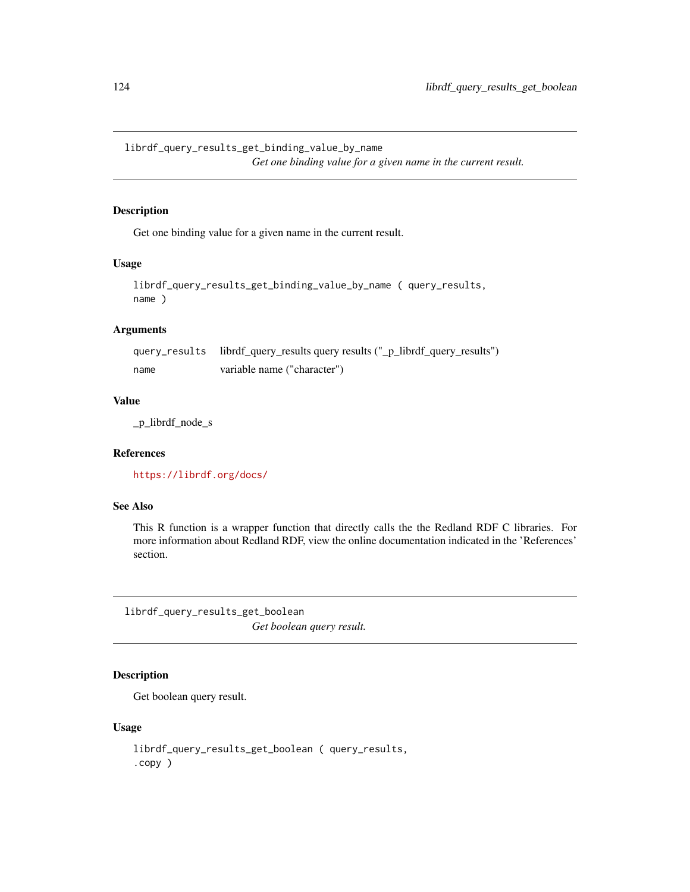## librdf_query_results_get_binding_value_by_name

*Get one binding value for a given name in the current result.*

### Description

Get one binding value for a given name in the current result.

### Usage

```
librdf_query_results_get_binding_value_by_name ( query_results,
name )
```

### Arguments

| | |
|---|---|
| query_results | librdf_query_results query results ("_p_librdf_query_results") |
| name | variable name ("character") |

### Value

_p_librdf_node_s

### References

https://librdf.org/docs/

### See Also

This R function is a wrapper function that directly calls the the Redland RDF C libraries. For more information about Redland RDF, view the online documentation indicated in the 'References' section.

## librdf_query_results_get_boolean

*Get boolean query result.*

### Description

Get boolean query result.

### Usage

```
librdf_query_results_get_boolean ( query_results,
.copy )
```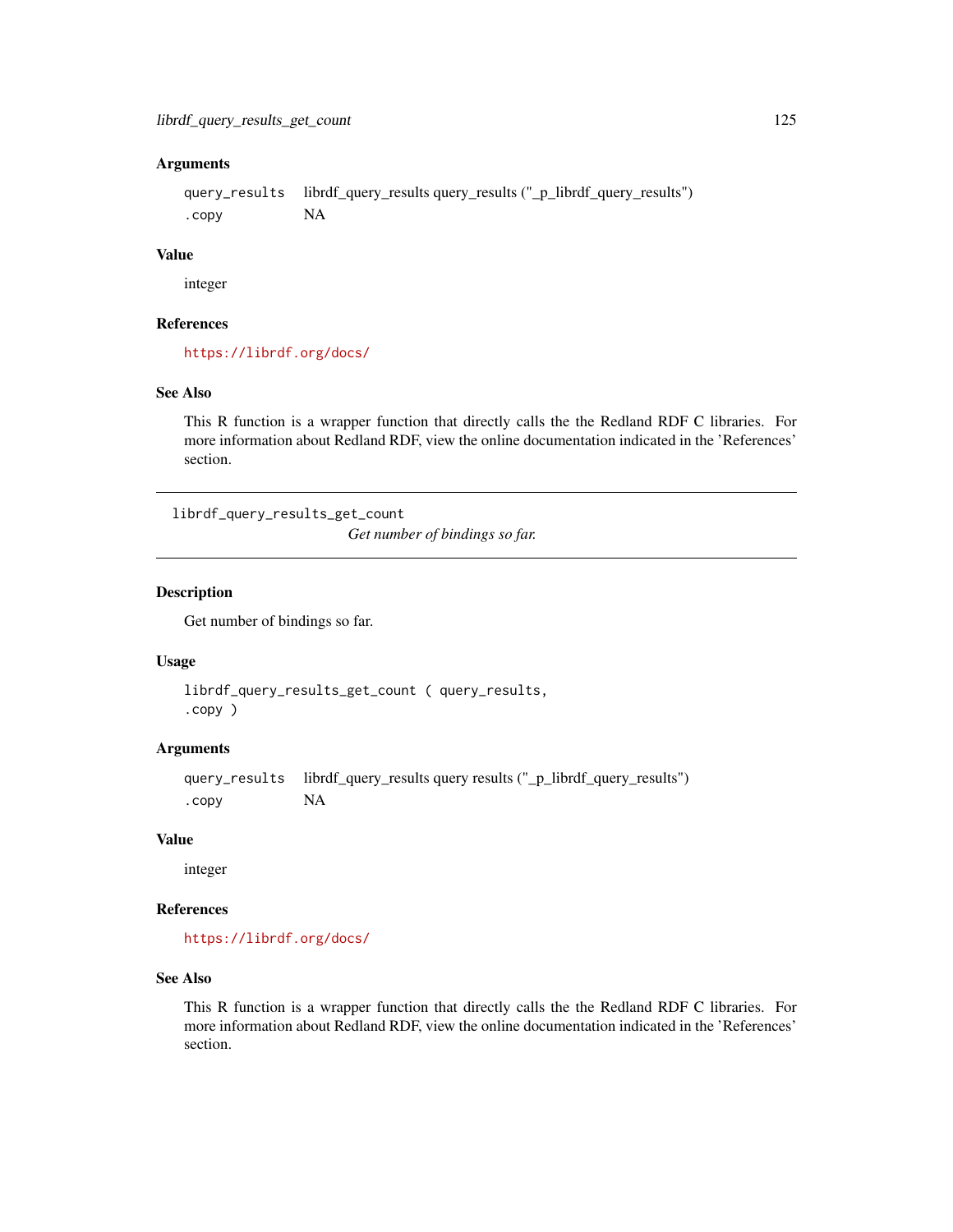### Arguments

| | |
|---|---|
| `query_results` | librdf_query_results query_results ("_p_librdf_query_results") |
| `.copy` | NA |

### Value

integer

### References

https://librdf.org/docs/

### See Also

This R function is a wrapper function that directly calls the the Redland RDF C libraries. For more information about Redland RDF, view the online documentation indicated in the 'References' section.

---

## librdf_query_results_get_count

*Get number of bindings so far.*

---

### Description

Get number of bindings so far.

### Usage

```
librdf_query_results_get_count ( query_results,
.copy )
```

### Arguments

| | |
|---|---|
| `query_results` | librdf_query_results query results ("_p_librdf_query_results") |
| `.copy` | NA |

### Value

integer

### References

https://librdf.org/docs/

### See Also

This R function is a wrapper function that directly calls the the Redland RDF C libraries. For more information about Redland RDF, view the online documentation indicated in the 'References' section.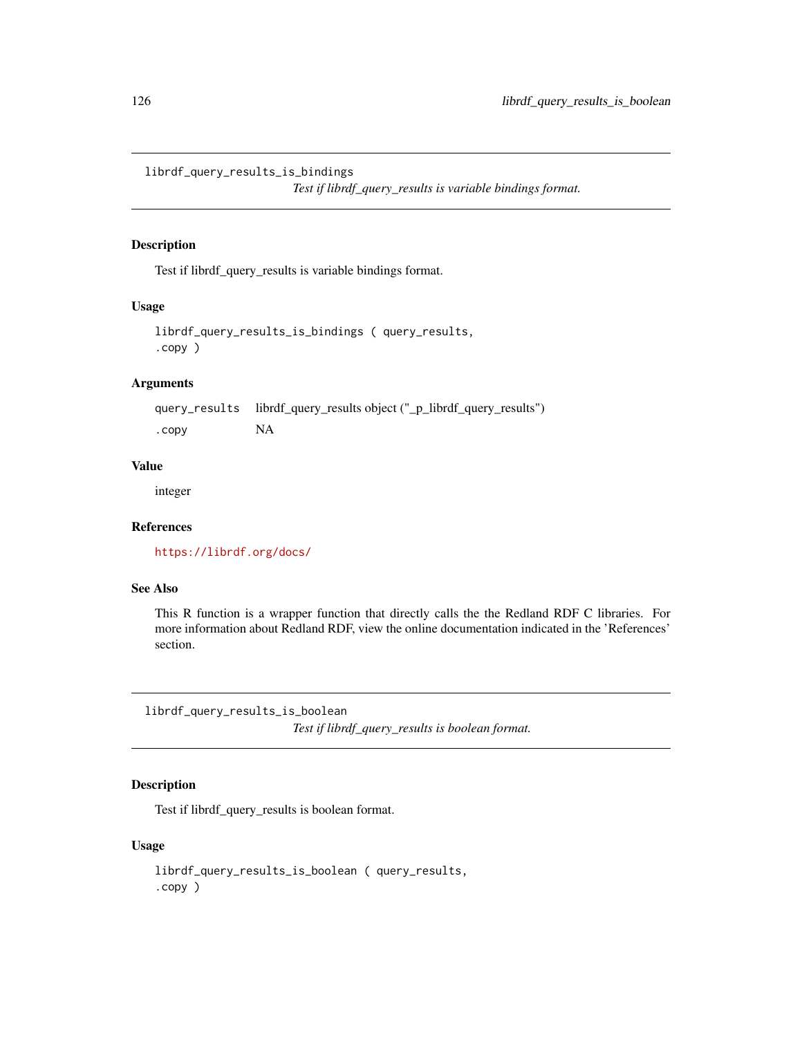## librdf_query_results_is_bindings

*Test if librdf_query_results is variable bindings format.*

### Description

Test if librdf_query_results is variable bindings format.

### Usage

```
librdf_query_results_is_bindings ( query_results,
.copy )
```

### Arguments

| | |
|---|---|
| query_results | librdf_query_results object ("_p_librdf_query_results") |
| .copy | NA |

### Value

integer

### References

https://librdf.org/docs/

### See Also

This R function is a wrapper function that directly calls the the Redland RDF C libraries. For more information about Redland RDF, view the online documentation indicated in the 'References' section.

## librdf_query_results_is_boolean

*Test if librdf_query_results is boolean format.*

### Description

Test if librdf_query_results is boolean format.

### Usage

```
librdf_query_results_is_boolean ( query_results,
.copy )
```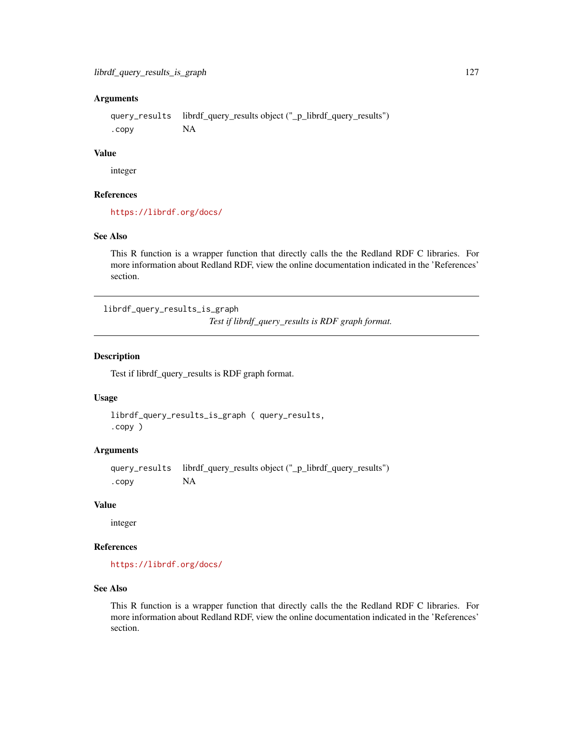### Arguments

| | |
|---|---|
| `query_results` | librdf_query_results object ("_p_librdf_query_results") |
| `.copy` | NA |

### Value

integer

### References

https://librdf.org/docs/

### See Also

This R function is a wrapper function that directly calls the the Redland RDF C libraries. For more information about Redland RDF, view the online documentation indicated in the 'References' section.

---

## librdf_query_results_is_graph

*Test if librdf_query_results is RDF graph format.*

---

### Description

Test if librdf_query_results is RDF graph format.

### Usage

```
librdf_query_results_is_graph ( query_results,
.copy )
```

### Arguments

| | |
|---|---|
| `query_results` | librdf_query_results object ("_p_librdf_query_results") |
| `.copy` | NA |

### Value

integer

### References

https://librdf.org/docs/

### See Also

This R function is a wrapper function that directly calls the the Redland RDF C libraries. For more information about Redland RDF, view the online documentation indicated in the 'References' section.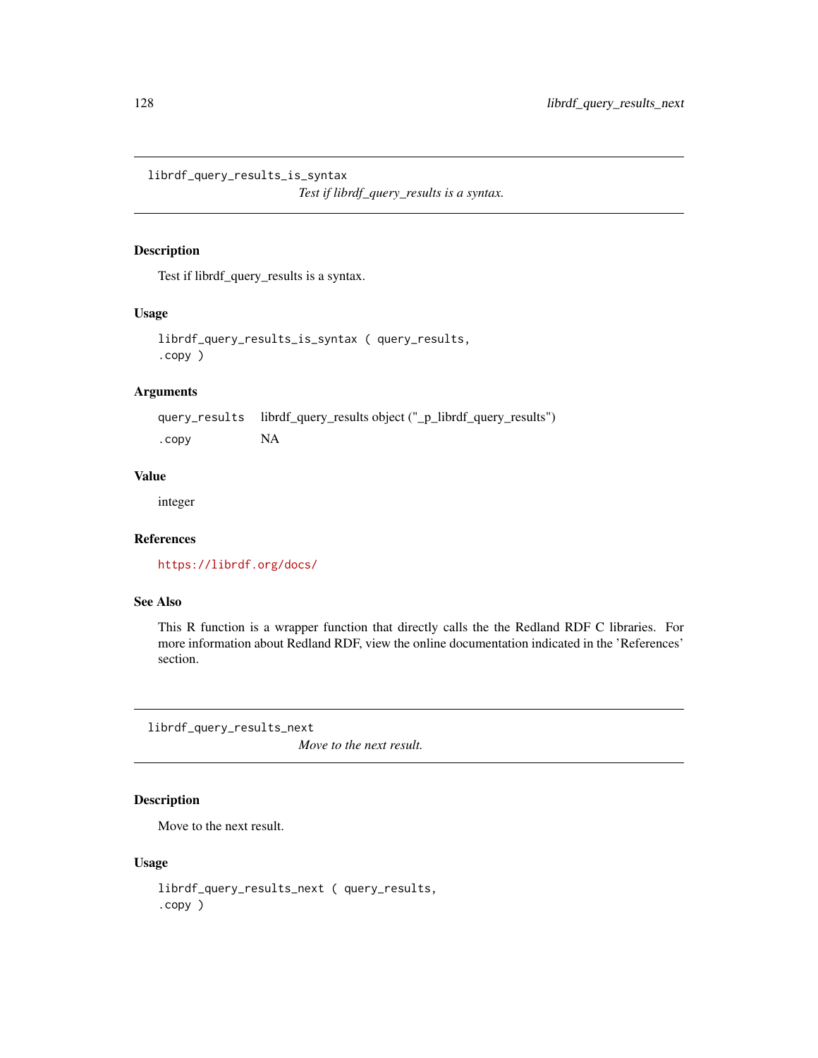## librdf_query_results_is_syntax

*Test if librdf_query_results is a syntax.*

### Description

Test if librdf_query_results is a syntax.

### Usage

```
librdf_query_results_is_syntax ( query_results,
.copy )
```

### Arguments

| | |
|---|---|
| query_results | librdf_query_results object ("_p_librdf_query_results") |
| .copy | NA |

### Value

integer

### References

https://librdf.org/docs/

### See Also

This R function is a wrapper function that directly calls the the Redland RDF C libraries. For more information about Redland RDF, view the online documentation indicated in the 'References' section.

## librdf_query_results_next

*Move to the next result.*

### Description

Move to the next result.

### Usage

```
librdf_query_results_next ( query_results,
.copy )
```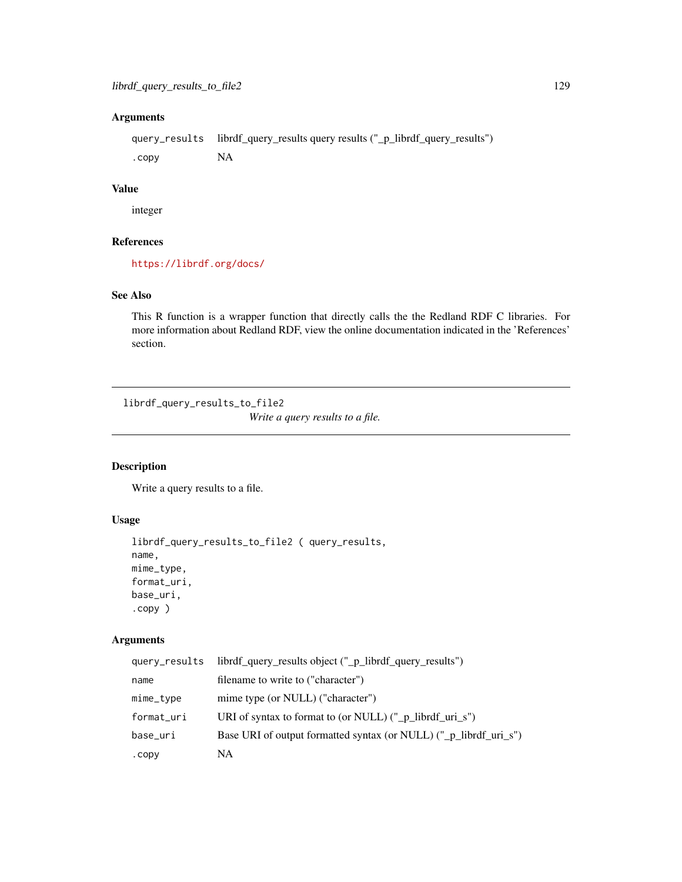### Arguments

| | |
|---|---|
| `query_results` | librdf_query_results query results ("_p_librdf_query_results") |
| `.copy` | NA |

### Value

integer

### References

https://librdf.org/docs/

### See Also

This R function is a wrapper function that directly calls the the Redland RDF C libraries. For more information about Redland RDF, view the online documentation indicated in the 'References' section.

---

## librdf_query_results_to_file2

*Write a query results to a file.*

---

### Description

Write a query results to a file.

### Usage

```
librdf_query_results_to_file2 ( query_results,
name,
mime_type,
format_uri,
base_uri,
.copy )
```

### Arguments

| | |
|---|---|
| `query_results` | librdf_query_results object ("_p_librdf_query_results") |
| `name` | filename to write to ("character") |
| `mime_type` | mime type (or NULL) ("character") |
| `format_uri` | URI of syntax to format to (or NULL) ("_p_librdf_uri_s") |
| `base_uri` | Base URI of output formatted syntax (or NULL) ("_p_librdf_uri_s") |
| `.copy` | NA |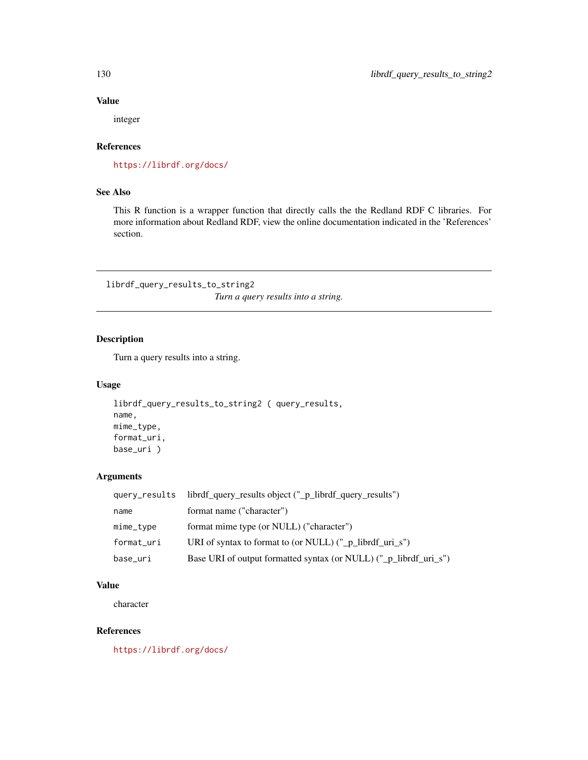## Value

integer

## References

https://librdf.org/docs/

## See Also

This R function is a wrapper function that directly calls the the Redland RDF C libraries. For more information about Redland RDF, view the online documentation indicated in the 'References' section.

---

# librdf_query_results_to_string2

*Turn a query results into a string.*

---

## Description

Turn a query results into a string.

## Usage

```
librdf_query_results_to_string2 ( query_results,
name,
mime_type,
format_uri,
base_uri )
```

## Arguments

| | |
|---|---|
| query_results | librdf_query_results object ("_p_librdf_query_results") |
| name | format name ("character") |
| mime_type | format mime type (or NULL) ("character") |
| format_uri | URI of syntax to format to (or NULL) ("_p_librdf_uri_s") |
| base_uri | Base URI of output formatted syntax (or NULL) ("_p_librdf_uri_s") |

## Value

character

## References

https://librdf.org/docs/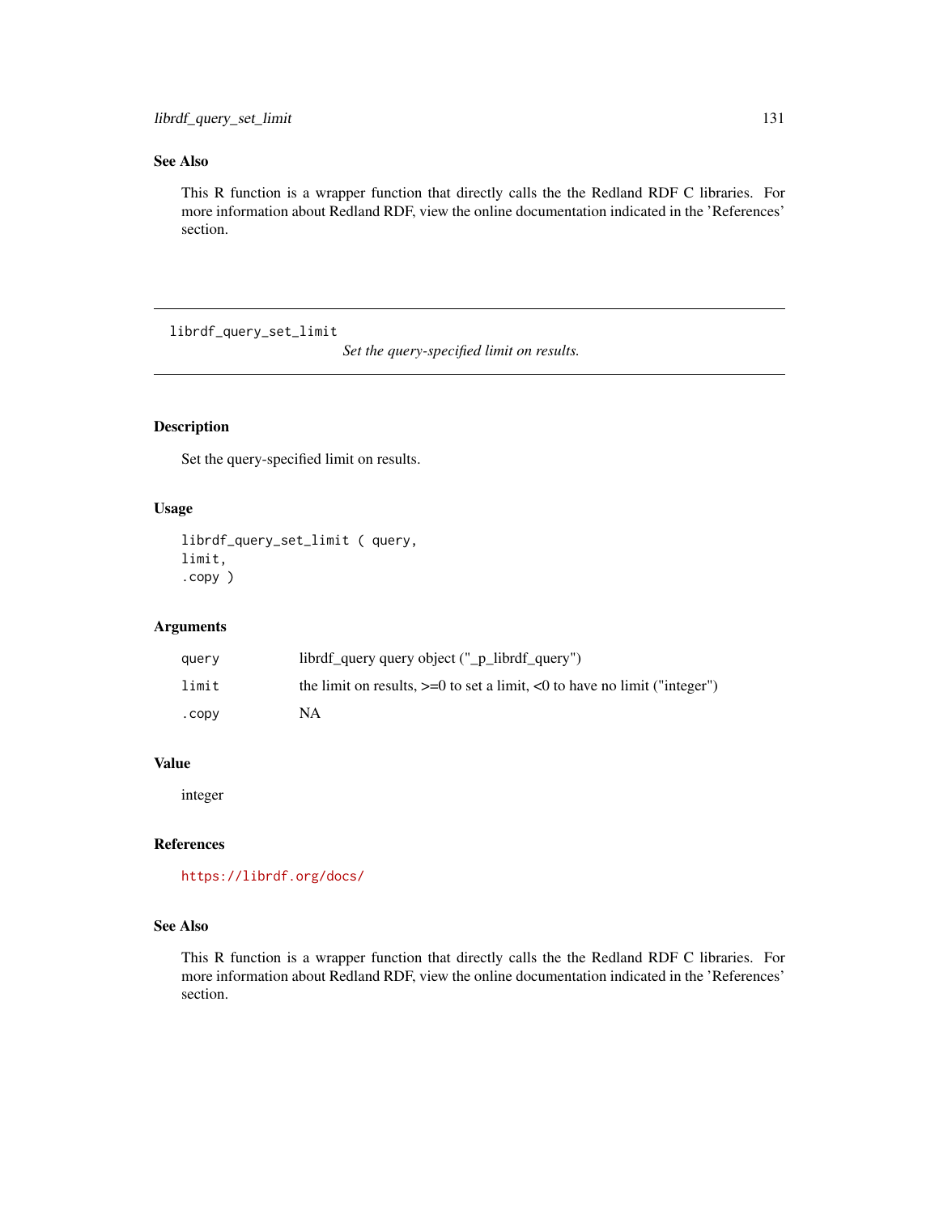## See Also

This R function is a wrapper function that directly calls the the Redland RDF C libraries. For more information about Redland RDF, view the online documentation indicated in the 'References' section.

---

# librdf_query_set_limit

*Set the query-specified limit on results.*

---

## Description

Set the query-specified limit on results.

## Usage

```
librdf_query_set_limit ( query,
limit,
.copy )
```

## Arguments

| | |
|---|---|
| query | librdf_query query object ("_p_librdf_query") |
| limit | the limit on results, >=0 to set a limit, <0 to have no limit ("integer") |
| .copy | NA |

## Value

integer

## References

https://librdf.org/docs/

## See Also

This R function is a wrapper function that directly calls the the Redland RDF C libraries. For more information about Redland RDF, view the online documentation indicated in the 'References' section.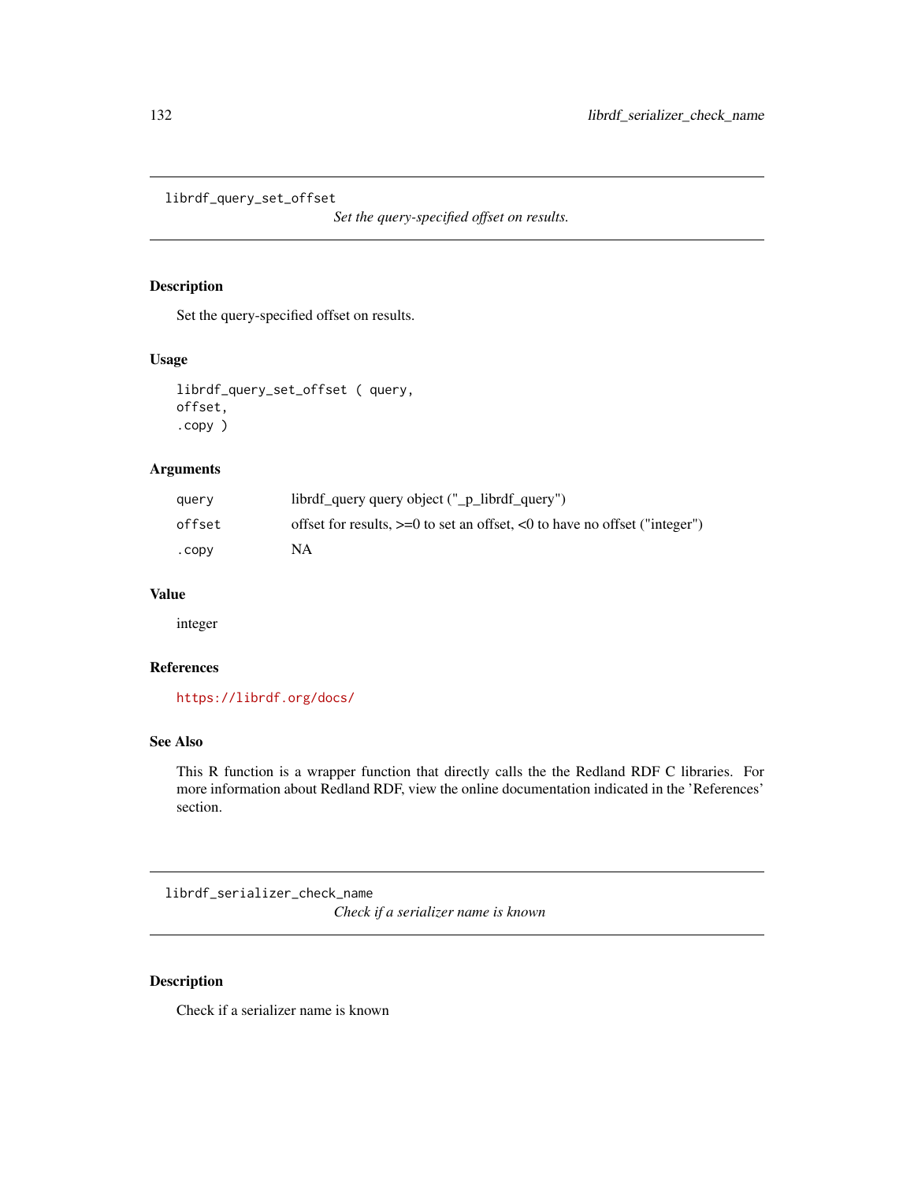## librdf_query_set_offset

*Set the query-specified offset on results.*

### Description

Set the query-specified offset on results.

### Usage

```
librdf_query_set_offset ( query,
offset,
.copy )
```

### Arguments

| | |
|---|---|
| query | librdf_query query object ("_p_librdf_query") |
| offset | offset for results, >=0 to set an offset, <0 to have no offset ("integer") |
| .copy | NA |

### Value

integer

### References

https://librdf.org/docs/

### See Also

This R function is a wrapper function that directly calls the the Redland RDF C libraries. For more information about Redland RDF, view the online documentation indicated in the 'References' section.

## librdf_serializer_check_name

*Check if a serializer name is known*

### Description

Check if a serializer name is known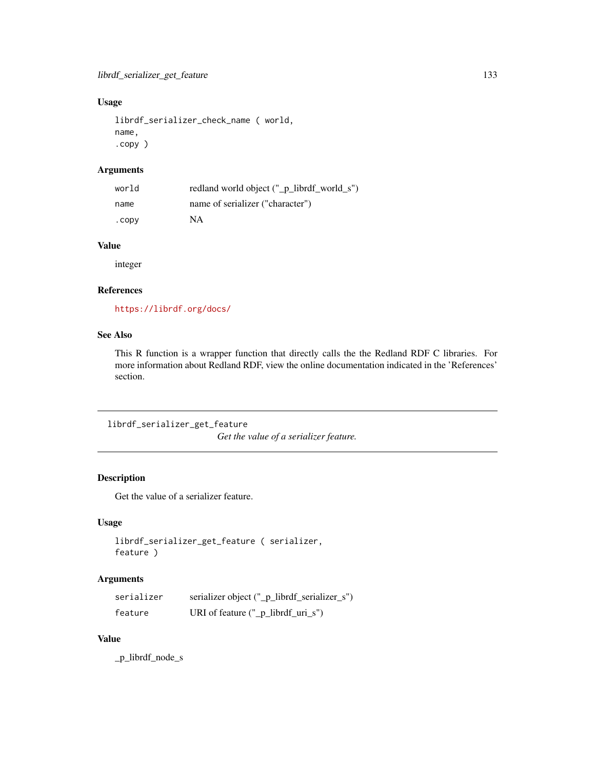### Usage

```
librdf_serializer_check_name ( world,
name,
.copy )
```

### Arguments

| | |
|---|---|
| world | redland world object ("_p_librdf_world_s") |
| name | name of serializer ("character") |
| .copy | NA |

### Value

integer

### References

https://librdf.org/docs/

### See Also

This R function is a wrapper function that directly calls the the Redland RDF C libraries. For more information about Redland RDF, view the online documentation indicated in the 'References' section.

---

## librdf_serializer_get_feature

*Get the value of a serializer feature.*

---

### Description

Get the value of a serializer feature.

### Usage

```
librdf_serializer_get_feature ( serializer,
feature )
```

### Arguments

| | |
|---|---|
| serializer | serializer object ("_p_librdf_serializer_s") |
| feature | URI of feature ("_p_librdf_uri_s") |

### Value

_p_librdf_node_s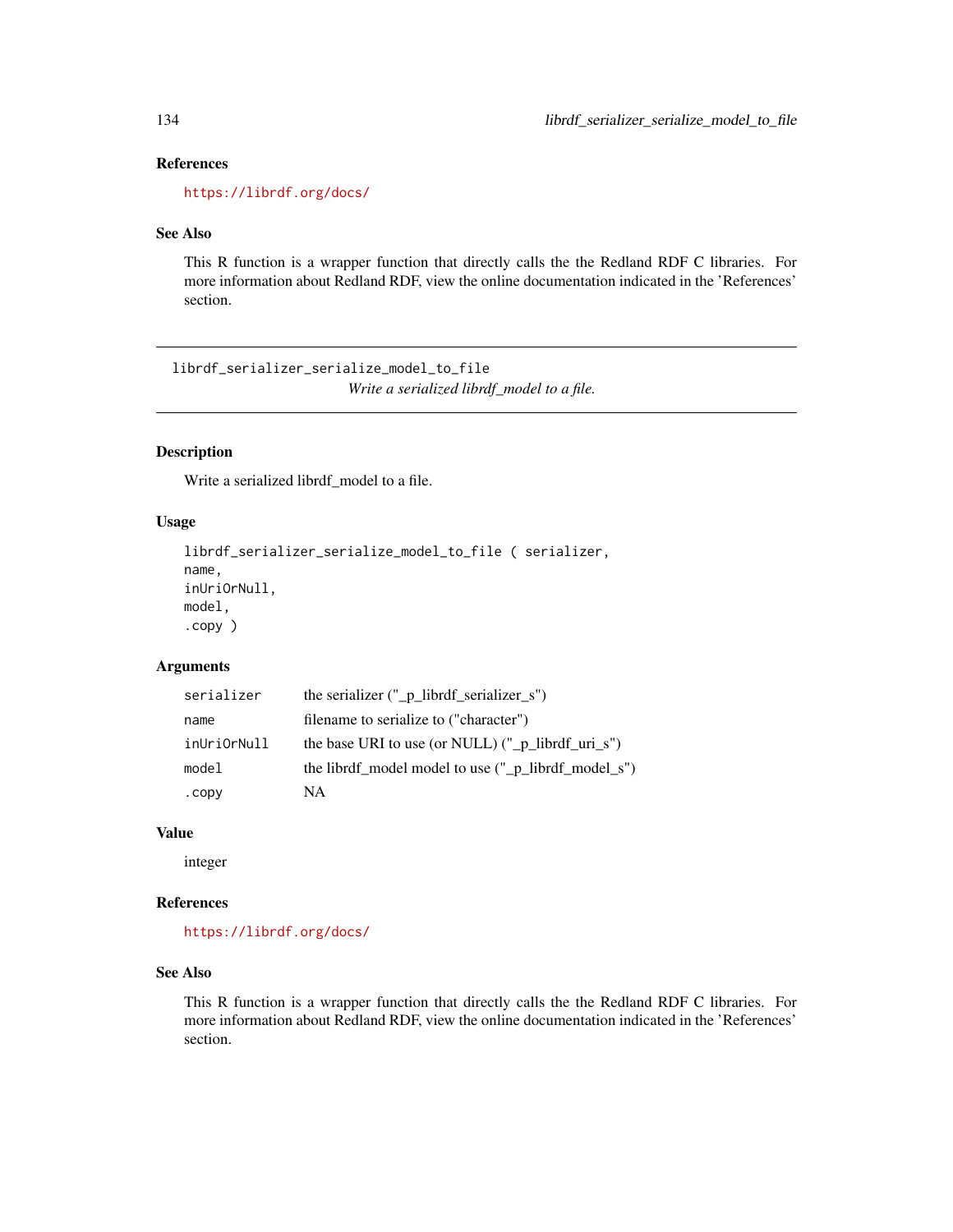### References

https://librdf.org/docs/

### See Also

This R function is a wrapper function that directly calls the the Redland RDF C libraries. For more information about Redland RDF, view the online documentation indicated in the 'References' section.

---

## librdf_serializer_serialize_model_to_file

*Write a serialized librdf_model to a file.*

---

### Description

Write a serialized librdf_model to a file.

### Usage

```
librdf_serializer_serialize_model_to_file ( serializer,
name,
inUriOrNull,
model,
.copy )
```

### Arguments

| | |
|---|---|
| serializer | the serializer ("_p_librdf_serializer_s") |
| name | filename to serialize to ("character") |
| inUriOrNull | the base URI to use (or NULL) ("_p_librdf_uri_s") |
| model | the librdf_model model to use ("_p_librdf_model_s") |
| .copy | NA |

### Value

integer

### References

https://librdf.org/docs/

### See Also

This R function is a wrapper function that directly calls the the Redland RDF C libraries. For more information about Redland RDF, view the online documentation indicated in the 'References' section.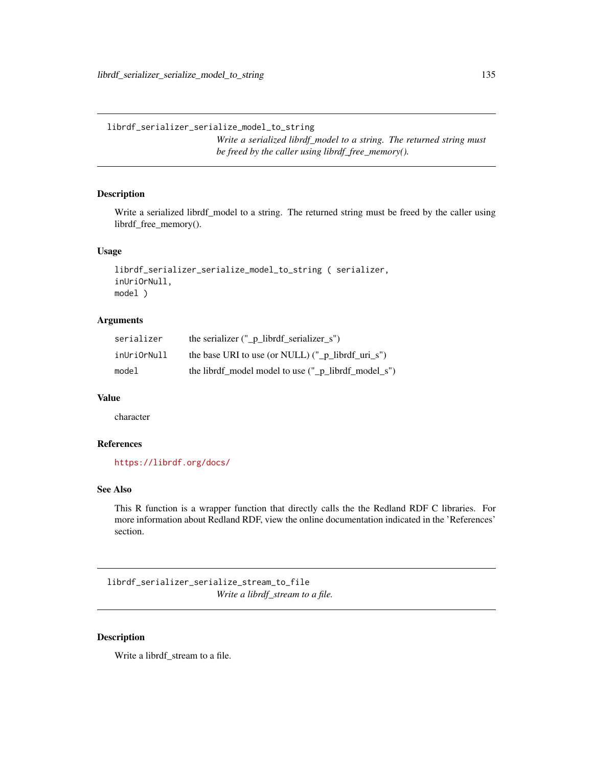## librdf_serializer_serialize_model_to_string

*Write a serialized librdf_model to a string. The returned string must be freed by the caller using librdf_free_memory().*

### Description

Write a serialized librdf_model to a string. The returned string must be freed by the caller using librdf_free_memory().

### Usage

```
librdf_serializer_serialize_model_to_string ( serializer,
inUriOrNull,
model )
```

### Arguments

| | |
|---|---|
| serializer | the serializer ("_p_librdf_serializer_s") |
| inUriOrNull | the base URI to use (or NULL) ("_p_librdf_uri_s") |
| model | the librdf_model model to use ("_p_librdf_model_s") |

### Value

character

### References

https://librdf.org/docs/

### See Also

This R function is a wrapper function that directly calls the the Redland RDF C libraries. For more information about Redland RDF, view the online documentation indicated in the 'References' section.

## librdf_serializer_serialize_stream_to_file

*Write a librdf_stream to a file.*

### Description

Write a librdf_stream to a file.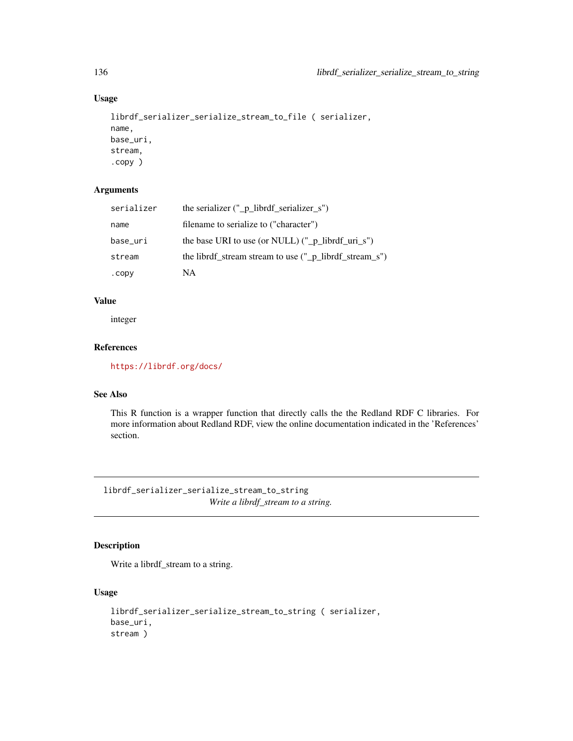### Usage

```
librdf_serializer_serialize_stream_to_file ( serializer,
name,
base_uri,
stream,
.copy )
```

### Arguments

| | |
|---|---|
| serializer | the serializer ("_p_librdf_serializer_s") |
| name | filename to serialize to ("character") |
| base_uri | the base URI to use (or NULL) ("_p_librdf_uri_s") |
| stream | the librdf_stream stream to use ("_p_librdf_stream_s") |
| .copy | NA |

### Value

integer

### References

https://librdf.org/docs/

### See Also

This R function is a wrapper function that directly calls the the Redland RDF C libraries. For more information about Redland RDF, view the online documentation indicated in the 'References' section.

---

## librdf_serializer_serialize_stream_to_string

*Write a librdf_stream to a string.*

---

### Description

Write a librdf_stream to a string.

### Usage

```
librdf_serializer_serialize_stream_to_string ( serializer,
base_uri,
stream )
```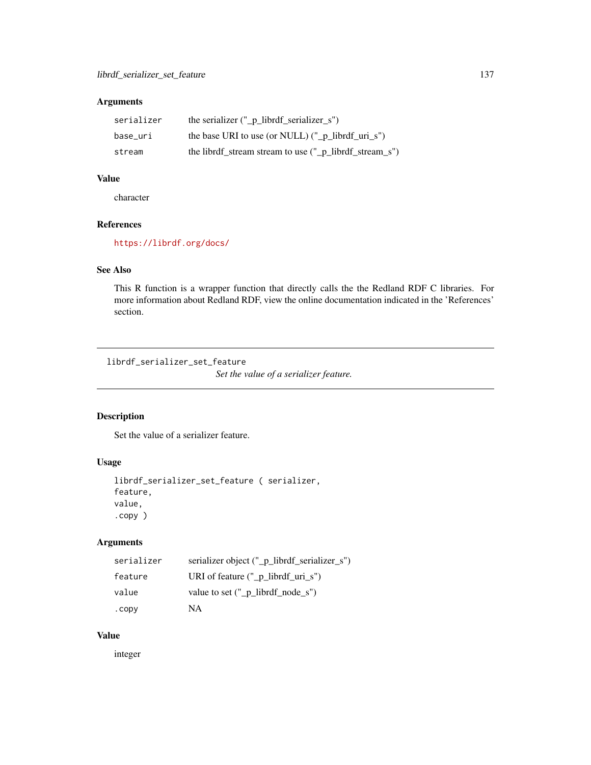### Arguments

| | |
|---|---|
| `serializer` | the serializer ("_p_librdf_serializer_s") |
| `base_uri` | the base URI to use (or NULL) ("_p_librdf_uri_s") |
| `stream` | the librdf_stream stream to use ("_p_librdf_stream_s") |

### Value

character

### References

https://librdf.org/docs/

### See Also

This R function is a wrapper function that directly calls the the Redland RDF C libraries. For more information about Redland RDF, view the online documentation indicated in the 'References' section.

---

## librdf_serializer_set_feature

*Set the value of a serializer feature.*

---

### Description

Set the value of a serializer feature.

### Usage

```
librdf_serializer_set_feature ( serializer,
feature,
value,
.copy )
```

### Arguments

| | |
|---|---|
| `serializer` | serializer object ("_p_librdf_serializer_s") |
| `feature` | URI of feature ("_p_librdf_uri_s") |
| `value` | value to set ("_p_librdf_node_s") |
| `.copy` | NA |

### Value

integer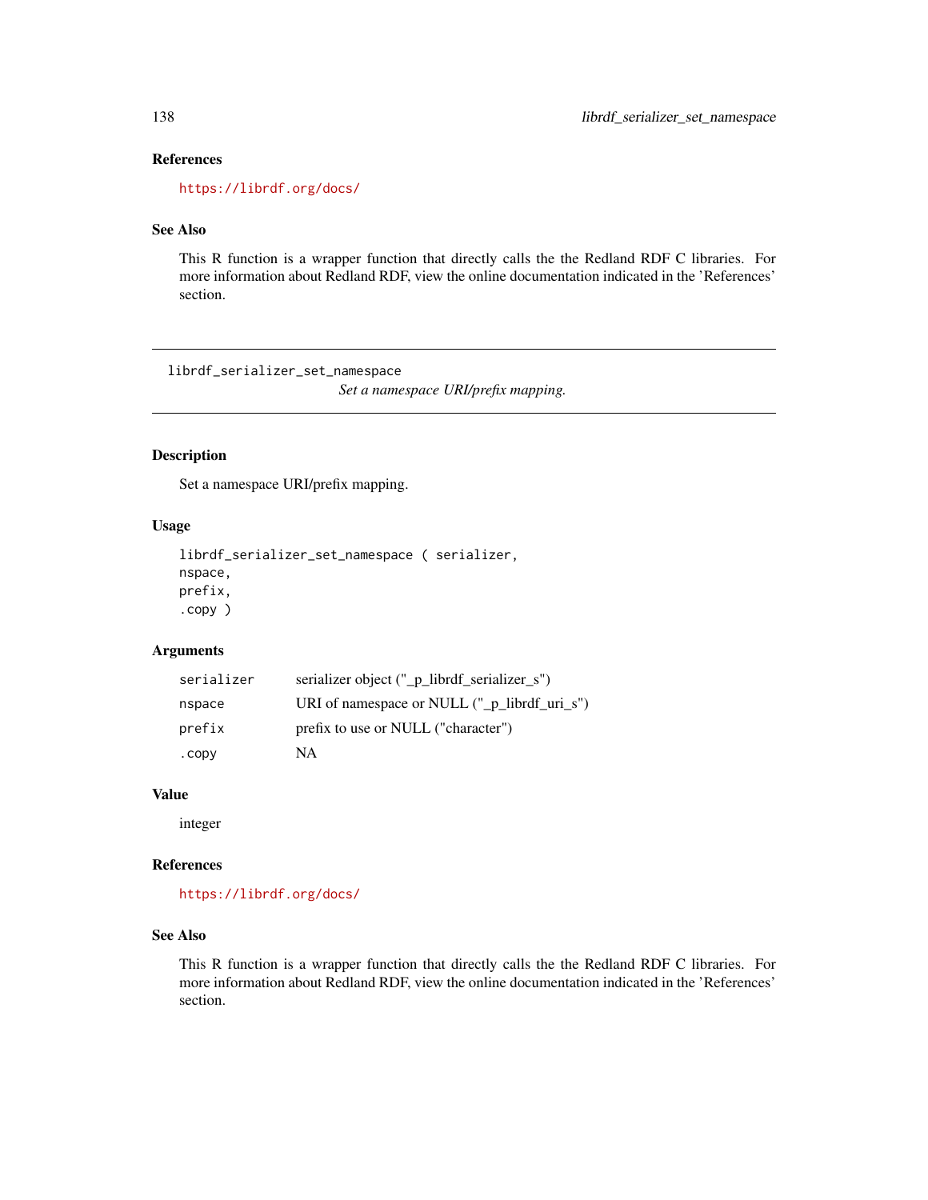### References

https://librdf.org/docs/

### See Also

This R function is a wrapper function that directly calls the the Redland RDF C libraries. For more information about Redland RDF, view the online documentation indicated in the 'References' section.

---

## librdf_serializer_set_namespace

*Set a namespace URI/prefix mapping.*

---

### Description

Set a namespace URI/prefix mapping.

### Usage

```
librdf_serializer_set_namespace ( serializer,
nspace,
prefix,
.copy )
```

### Arguments

| | |
|---|---|
| serializer | serializer object ("_p_librdf_serializer_s") |
| nspace | URI of namespace or NULL ("_p_librdf_uri_s") |
| prefix | prefix to use or NULL ("character") |
| .copy | NA |

### Value

integer

### References

https://librdf.org/docs/

### See Also

This R function is a wrapper function that directly calls the the Redland RDF C libraries. For more information about Redland RDF, view the online documentation indicated in the 'References' section.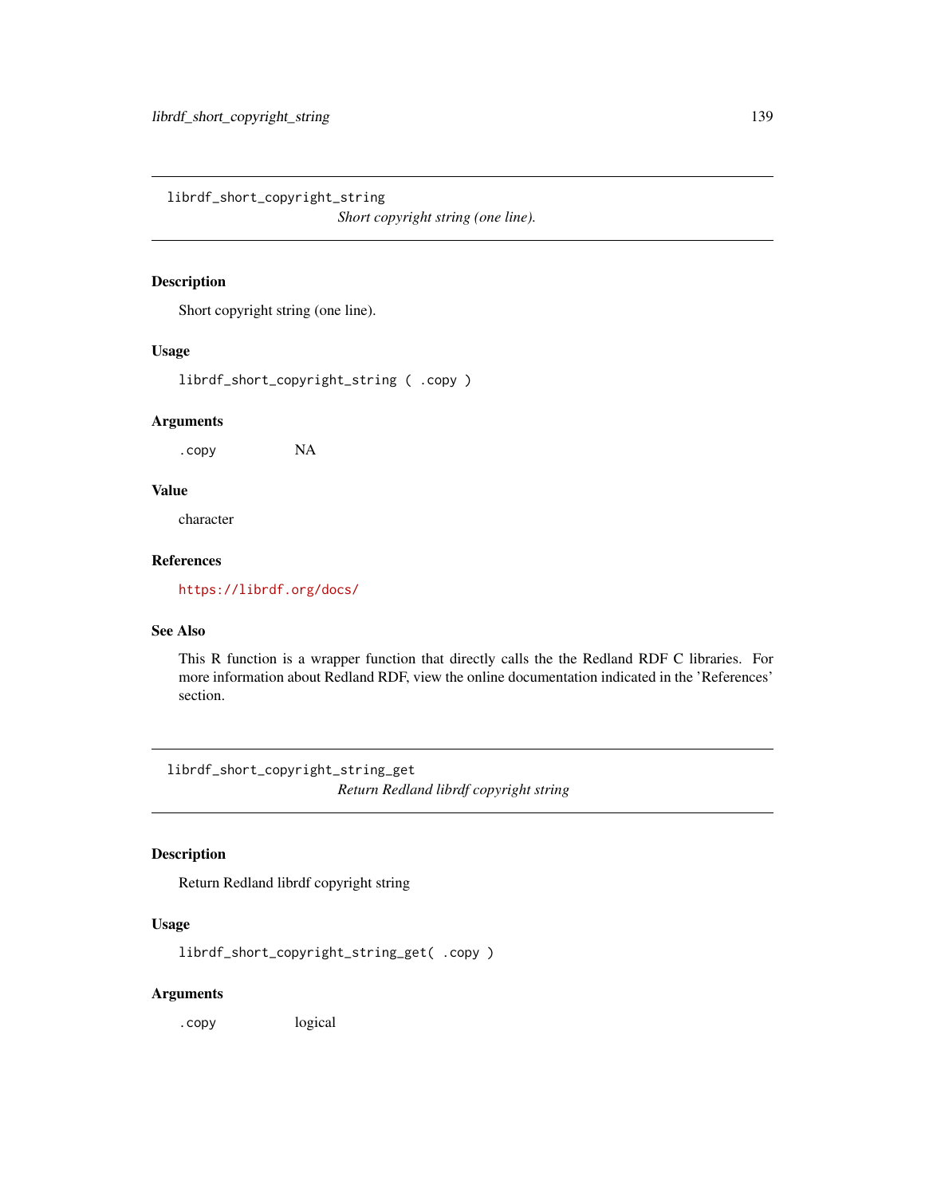## librdf_short_copyright_string

*Short copyright string (one line).*

### Description

Short copyright string (one line).

### Usage

```
librdf_short_copyright_string ( .copy )
```

### Arguments

| | |
|---|---|
| `.copy` | NA |

### Value

character

### References

https://librdf.org/docs/

### See Also

This R function is a wrapper function that directly calls the the Redland RDF C libraries. For more information about Redland RDF, view the online documentation indicated in the 'References' section.

## librdf_short_copyright_string_get

*Return Redland librdf copyright string*

### Description

Return Redland librdf copyright string

### Usage

```
librdf_short_copyright_string_get( .copy )
```

### Arguments

| | |
|---|---|
| `.copy` | logical |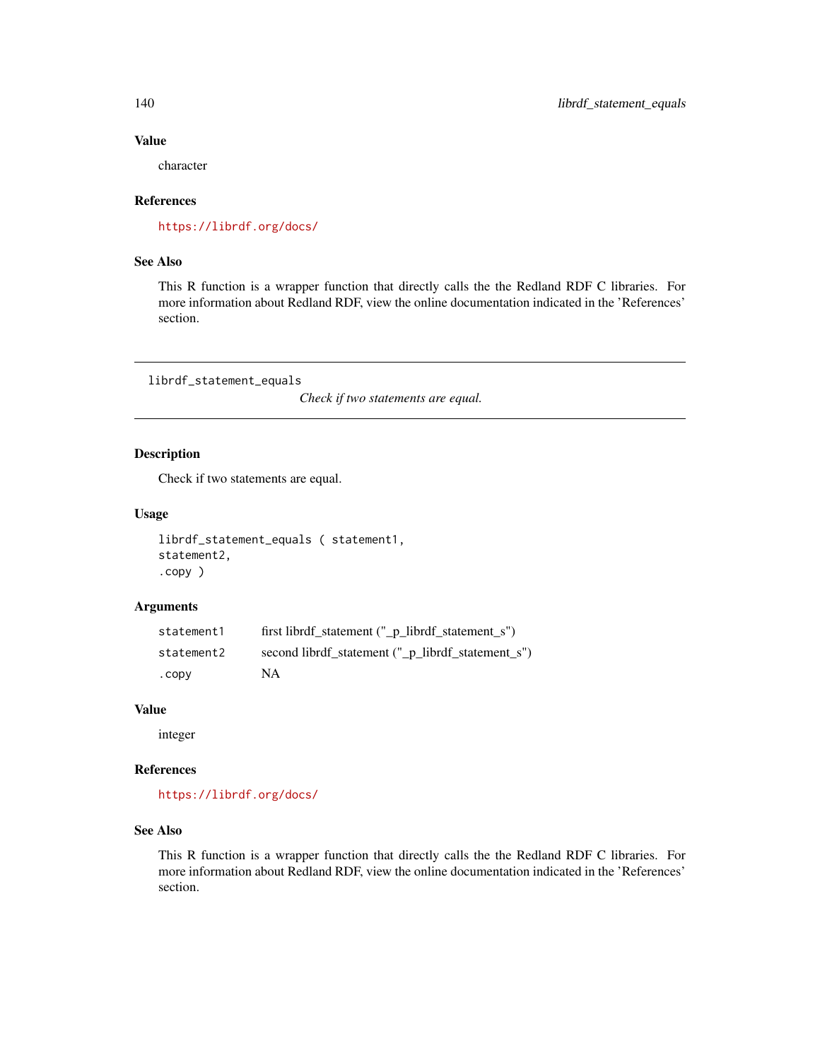### Value

character

### References

https://librdf.org/docs/

### See Also

This R function is a wrapper function that directly calls the the Redland RDF C libraries. For more information about Redland RDF, view the online documentation indicated in the 'References' section.

---

## librdf_statement_equals

*Check if two statements are equal.*

---

### Description

Check if two statements are equal.

### Usage

```
librdf_statement_equals ( statement1,
statement2,
.copy )
```

### Arguments

| | |
|---|---|
| statement1 | first librdf_statement ("_p_librdf_statement_s") |
| statement2 | second librdf_statement ("_p_librdf_statement_s") |
| .copy | NA |

### Value

integer

### References

https://librdf.org/docs/

### See Also

This R function is a wrapper function that directly calls the the Redland RDF C libraries. For more information about Redland RDF, view the online documentation indicated in the 'References' section.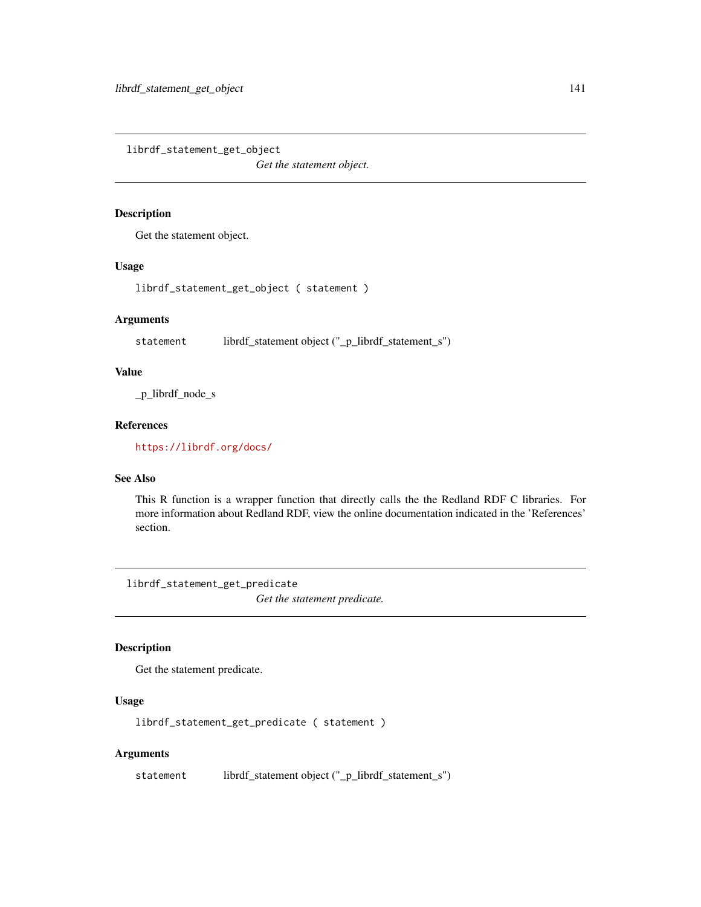## librdf_statement_get_object

*Get the statement object.*

### Description

Get the statement object.

### Usage

```
librdf_statement_get_object ( statement )
```

### Arguments

| | |
|---|---|
| `statement` | librdf_statement object ("_p_librdf_statement_s") |

### Value

_p_librdf_node_s

### References

https://librdf.org/docs/

### See Also

This R function is a wrapper function that directly calls the the Redland RDF C libraries. For more information about Redland RDF, view the online documentation indicated in the 'References' section.

## librdf_statement_get_predicate

*Get the statement predicate.*

### Description

Get the statement predicate.

### Usage

```
librdf_statement_get_predicate ( statement )
```

### Arguments

| | |
|---|---|
| `statement` | librdf_statement object ("_p_librdf_statement_s") |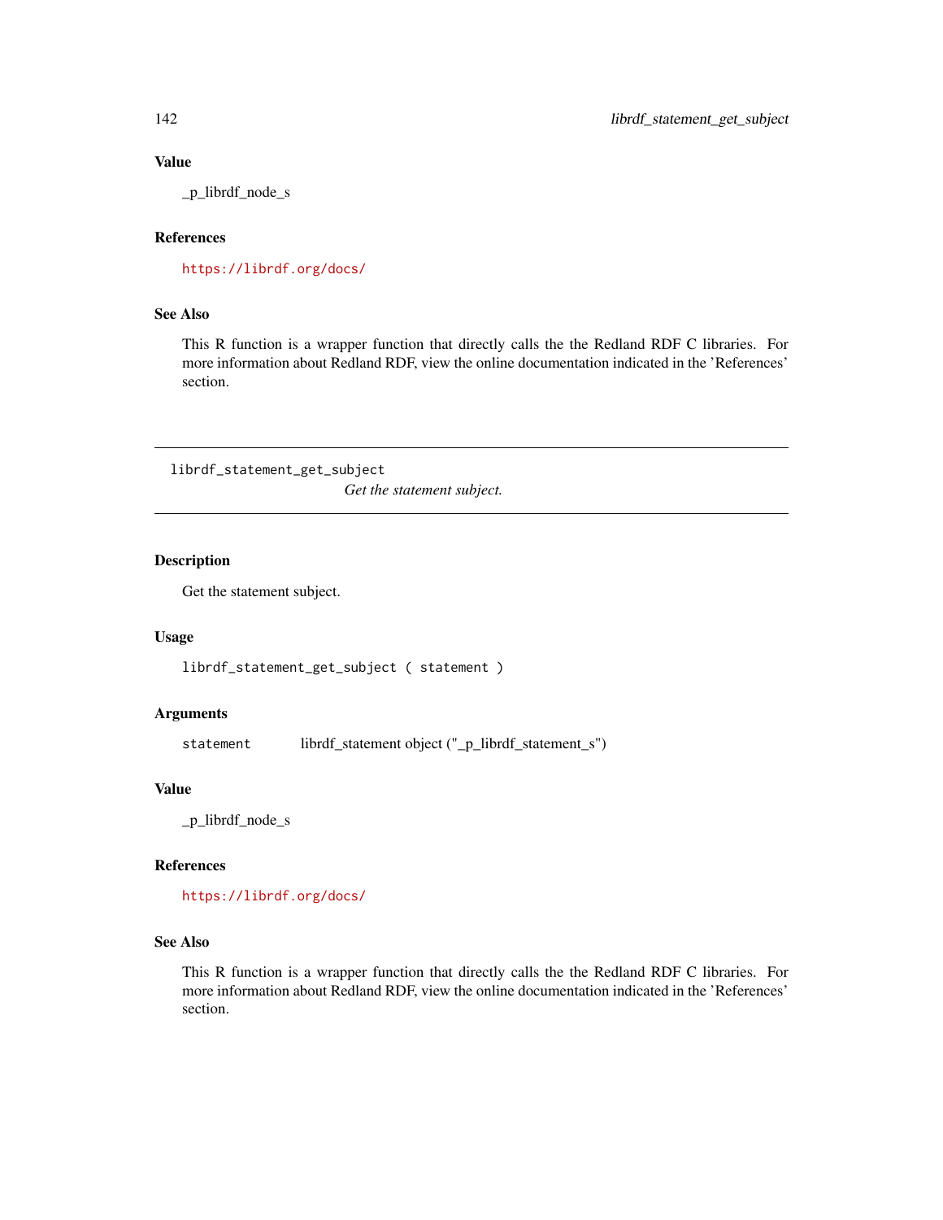## Value

_p_librdf_node_s

## References

https://librdf.org/docs/

## See Also

This R function is a wrapper function that directly calls the the Redland RDF C libraries. For more information about Redland RDF, view the online documentation indicated in the 'References' section.

---

# librdf_statement_get_subject

*Get the statement subject.*

---

## Description

Get the statement subject.

## Usage

```
librdf_statement_get_subject ( statement )
```

## Arguments

| | |
|---|---|
| `statement` | librdf_statement object ("_p_librdf_statement_s") |

## Value

_p_librdf_node_s

## References

https://librdf.org/docs/

## See Also

This R function is a wrapper function that directly calls the the Redland RDF C libraries. For more information about Redland RDF, view the online documentation indicated in the 'References' section.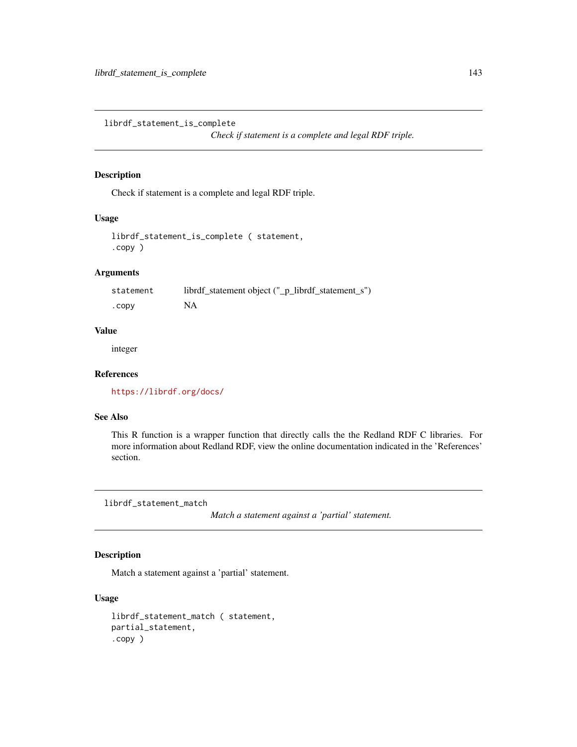## librdf_statement_is_complete

*Check if statement is a complete and legal RDF triple.*

### Description

Check if statement is a complete and legal RDF triple.

### Usage

```
librdf_statement_is_complete ( statement,
.copy )
```

### Arguments

| | |
|---|---|
| statement | librdf_statement object ("_p_librdf_statement_s") |
| .copy | NA |

### Value

integer

### References

https://librdf.org/docs/

### See Also

This R function is a wrapper function that directly calls the the Redland RDF C libraries. For more information about Redland RDF, view the online documentation indicated in the 'References' section.

## librdf_statement_match

*Match a statement against a 'partial' statement.*

### Description

Match a statement against a 'partial' statement.

### Usage

```
librdf_statement_match ( statement,
partial_statement,
.copy )
```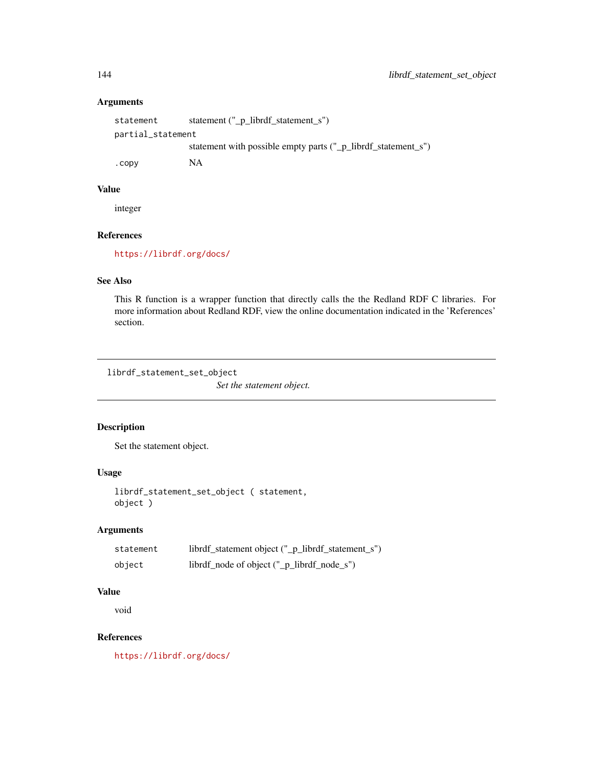### Arguments

| | |
|---|---|
| `statement` | statement ("_p_librdf_statement_s") |
| `partial_statement` | statement with possible empty parts ("_p_librdf_statement_s") |
| `.copy` | NA |

### Value

integer

### References

https://librdf.org/docs/

### See Also

This R function is a wrapper function that directly calls the the Redland RDF C libraries. For more information about Redland RDF, view the online documentation indicated in the 'References' section.

---

## librdf_statement_set_object

*Set the statement object.*

---

### Description

Set the statement object.

### Usage

```
librdf_statement_set_object ( statement,
object )
```

### Arguments

| | |
|---|---|
| `statement` | librdf_statement object ("_p_librdf_statement_s") |
| `object` | librdf_node of object ("_p_librdf_node_s") |

### Value

void

### References

https://librdf.org/docs/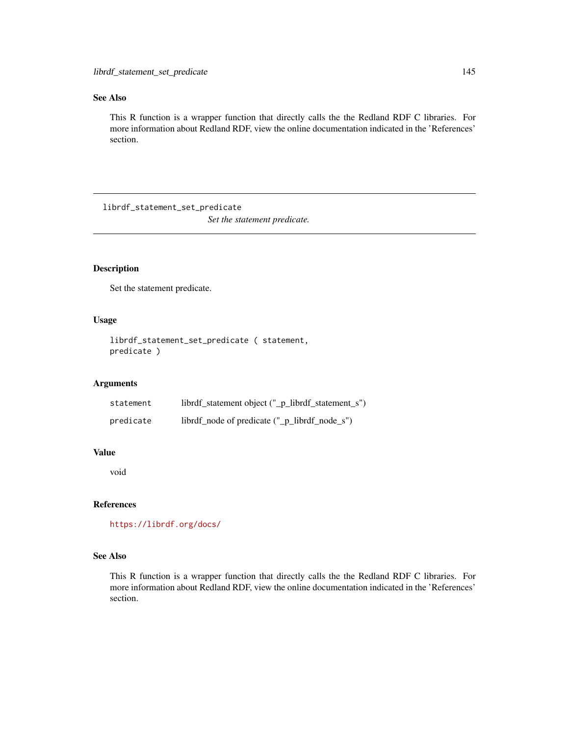## See Also

This R function is a wrapper function that directly calls the the Redland RDF C libraries. For more information about Redland RDF, view the online documentation indicated in the 'References' section.

---

# librdf_statement_set_predicate

*Set the statement predicate.*

---

## Description

Set the statement predicate.

## Usage

```
librdf_statement_set_predicate ( statement,
predicate )
```

## Arguments

| | |
|---|---|
| statement | librdf_statement object ("_p_librdf_statement_s") |
| predicate | librdf_node of predicate ("_p_librdf_node_s") |

## Value

void

## References

https://librdf.org/docs/

## See Also

This R function is a wrapper function that directly calls the the Redland RDF C libraries. For more information about Redland RDF, view the online documentation indicated in the 'References' section.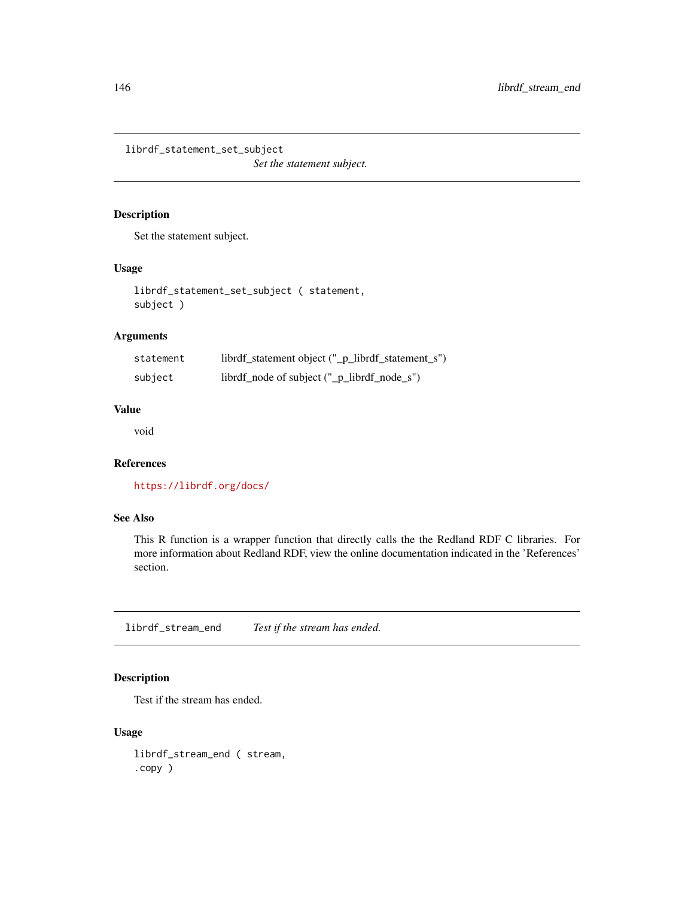## librdf_statement_set_subject

*Set the statement subject.*

### Description

Set the statement subject.

### Usage

```
librdf_statement_set_subject ( statement,
subject )
```

### Arguments

| | |
|---|---|
| statement | librdf_statement object ("_p_librdf_statement_s") |
| subject | librdf_node of subject ("_p_librdf_node_s") |

### Value

void

### References

https://librdf.org/docs/

### See Also

This R function is a wrapper function that directly calls the the Redland RDF C libraries. For more information about Redland RDF, view the online documentation indicated in the 'References' section.

## librdf_stream_end

*Test if the stream has ended.*

### Description

Test if the stream has ended.

### Usage

```
librdf_stream_end ( stream,
.copy )
```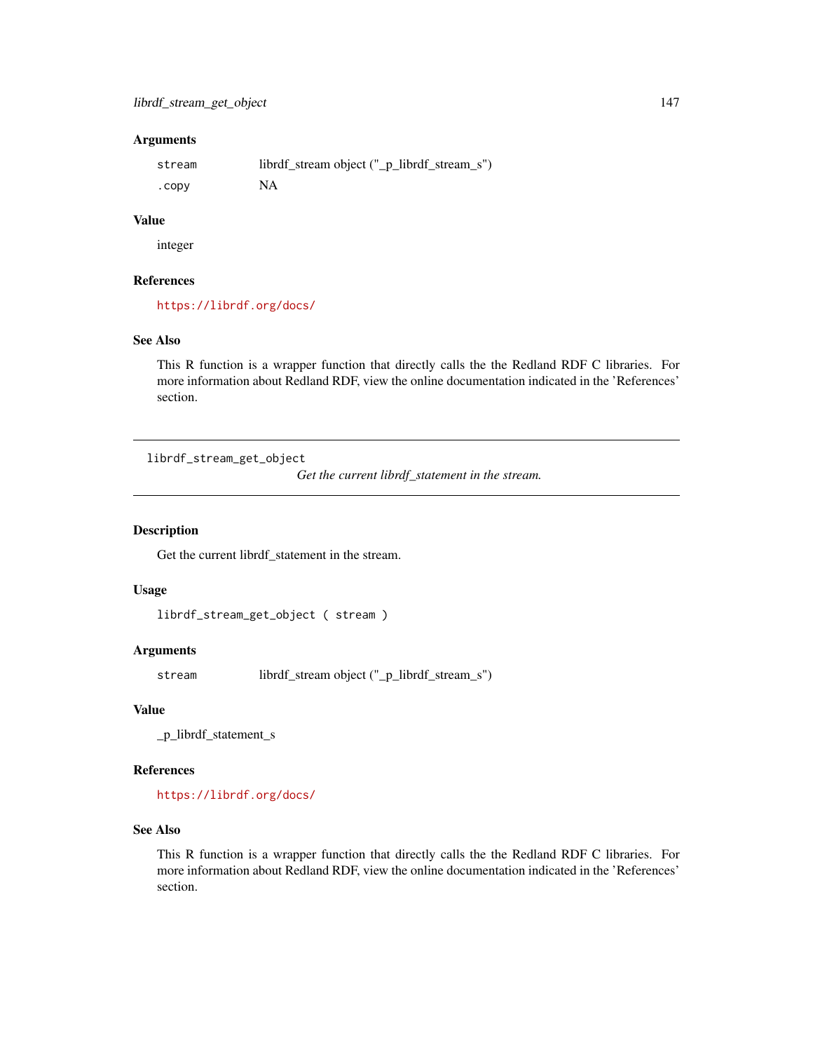### Arguments

| | |
|---|---|
| stream | librdf_stream object ("_p_librdf_stream_s") |
| .copy | NA |

### Value

integer

### References

https://librdf.org/docs/

### See Also

This R function is a wrapper function that directly calls the the Redland RDF C libraries. For more information about Redland RDF, view the online documentation indicated in the 'References' section.

---

## librdf_stream_get_object

*Get the current librdf_statement in the stream.*

---

### Description

Get the current librdf_statement in the stream.

### Usage

```
librdf_stream_get_object ( stream )
```

### Arguments

| | |
|---|---|
| stream | librdf_stream object ("_p_librdf_stream_s") |

### Value

_p_librdf_statement_s

### References

https://librdf.org/docs/

### See Also

This R function is a wrapper function that directly calls the the Redland RDF C libraries. For more information about Redland RDF, view the online documentation indicated in the 'References' section.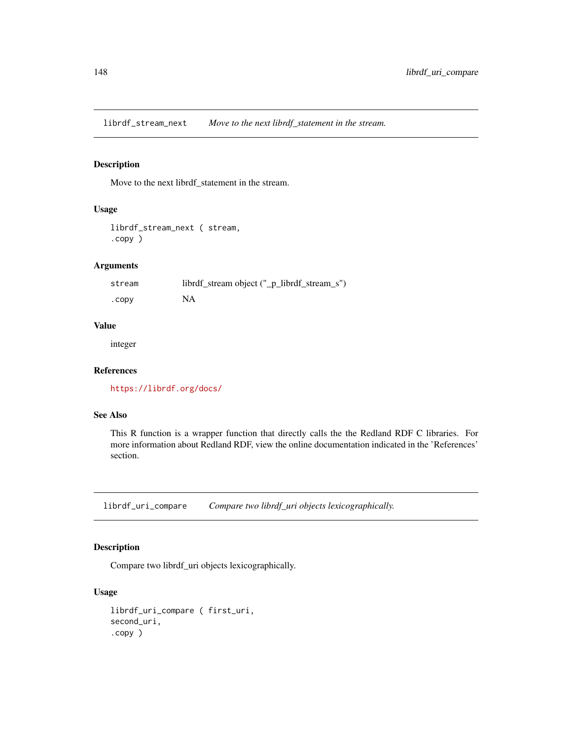## librdf_stream_next *Move to the next librdf_statement in the stream.*

### Description

Move to the next librdf_statement in the stream.

### Usage

```
librdf_stream_next ( stream,
.copy )
```

### Arguments

| | |
|---|---|
| stream | librdf_stream object ("_p_librdf_stream_s") |
| .copy | NA |

### Value

integer

### References

https://librdf.org/docs/

### See Also

This R function is a wrapper function that directly calls the the Redland RDF C libraries. For more information about Redland RDF, view the online documentation indicated in the 'References' section.

## librdf_uri_compare *Compare two librdf_uri objects lexicographically.*

### Description

Compare two librdf_uri objects lexicographically.

### Usage

```
librdf_uri_compare ( first_uri,
second_uri,
.copy )
```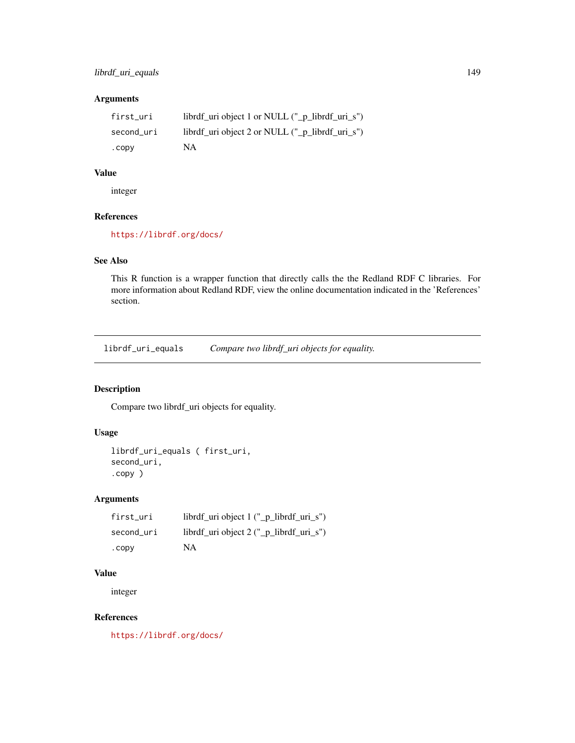### Arguments

| | |
|---|---|
| first_uri | librdf_uri object 1 or NULL ("_p_librdf_uri_s") |
| second_uri | librdf_uri object 2 or NULL ("_p_librdf_uri_s") |
| .copy | NA |

### Value

integer

### References

https://librdf.org/docs/

### See Also

This R function is a wrapper function that directly calls the the Redland RDF C libraries. For more information about Redland RDF, view the online documentation indicated in the 'References' section.

---

## librdf_uri_equals    *Compare two librdf_uri objects for equality.*

---

### Description

Compare two librdf_uri objects for equality.

### Usage

```
librdf_uri_equals ( first_uri,
second_uri,
.copy )
```

### Arguments

| | |
|---|---|
| first_uri | librdf_uri object 1 ("_p_librdf_uri_s") |
| second_uri | librdf_uri object 2 ("_p_librdf_uri_s") |
| .copy | NA |

### Value

integer

### References

https://librdf.org/docs/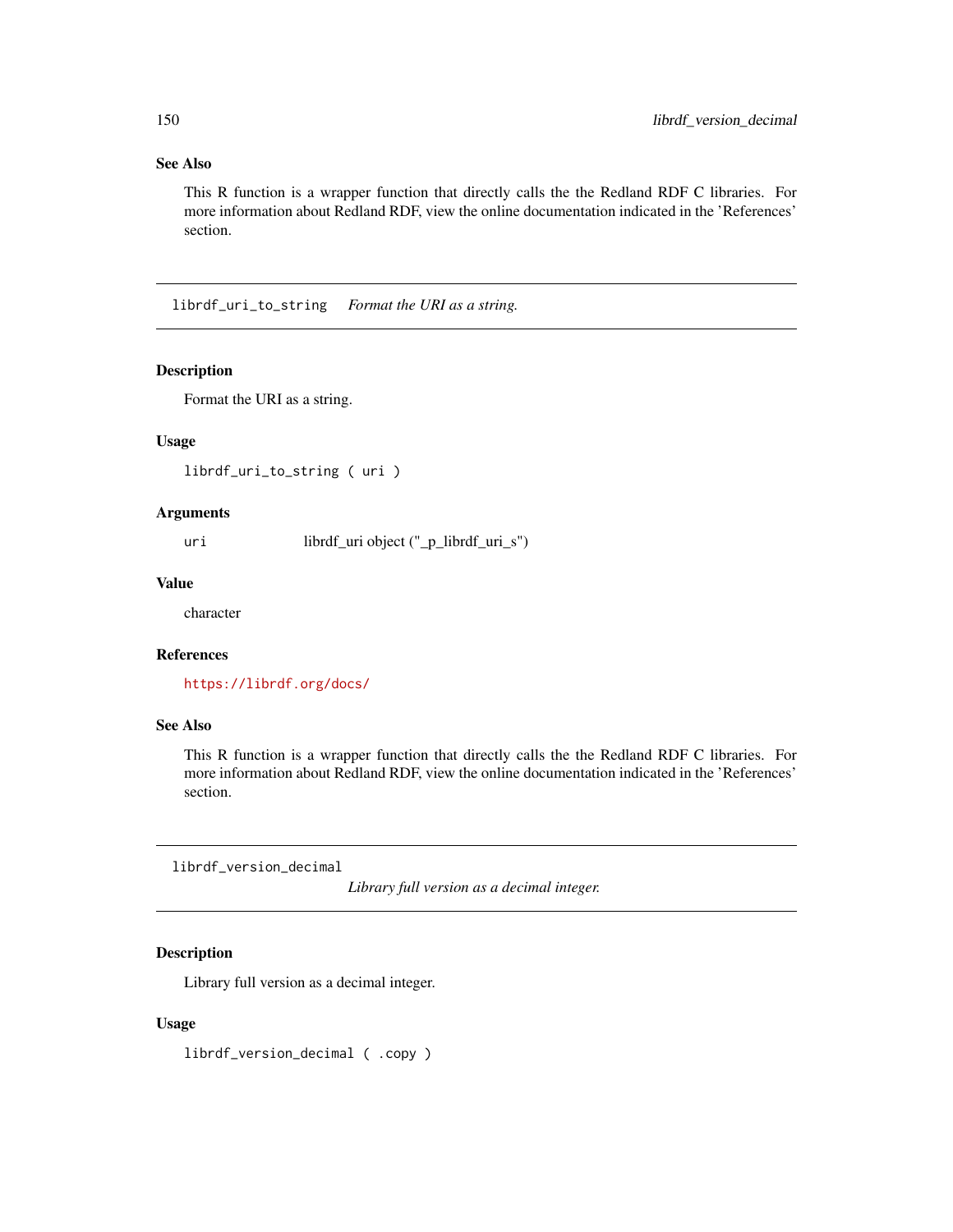### See Also

This R function is a wrapper function that directly calls the the Redland RDF C libraries. For more information about Redland RDF, view the online documentation indicated in the 'References' section.

---

## librdf_uri_to_string    *Format the URI as a string.*

---

### Description

Format the URI as a string.

### Usage

```
librdf_uri_to_string ( uri )
```

### Arguments

| | |
|---|---|
| uri | librdf_uri object ("_p_librdf_uri_s") |

### Value

character

### References

https://librdf.org/docs/

### See Also

This R function is a wrapper function that directly calls the the Redland RDF C libraries. For more information about Redland RDF, view the online documentation indicated in the 'References' section.

---

## librdf_version_decimal    *Library full version as a decimal integer.*

---

### Description

Library full version as a decimal integer.

### Usage

```
librdf_version_decimal ( .copy )
```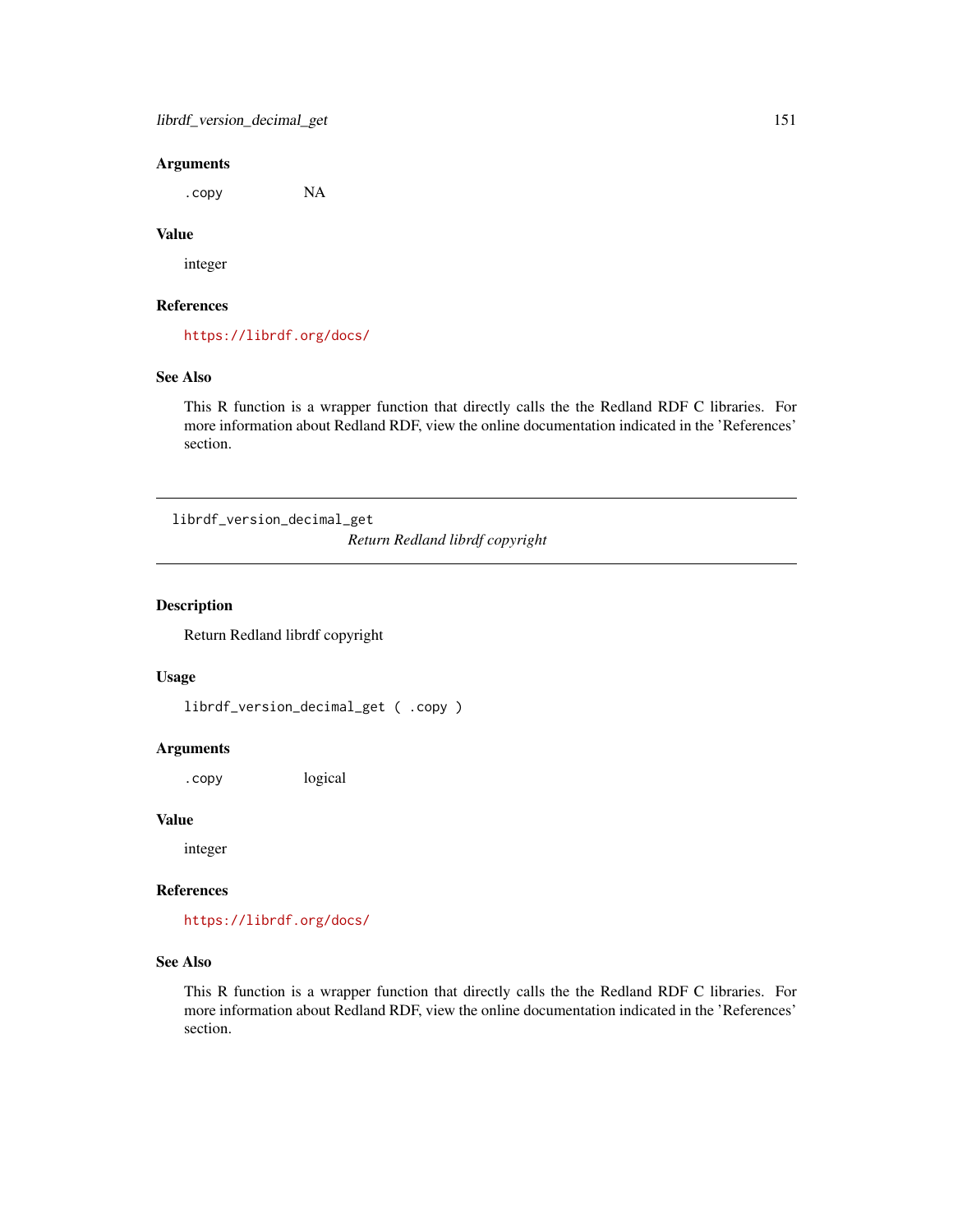### Arguments

| | |
|---|---|
| .copy | NA |

### Value

integer

### References

https://librdf.org/docs/

### See Also

This R function is a wrapper function that directly calls the the Redland RDF C libraries. For more information about Redland RDF, view the online documentation indicated in the 'References' section.

---

## librdf_version_decimal_get

*Return Redland librdf copyright*

---

### Description

Return Redland librdf copyright

### Usage

```
librdf_version_decimal_get ( .copy )
```

### Arguments

| | |
|---|---|
| .copy | logical |

### Value

integer

### References

https://librdf.org/docs/

### See Also

This R function is a wrapper function that directly calls the the Redland RDF C libraries. For more information about Redland RDF, view the online documentation indicated in the 'References' section.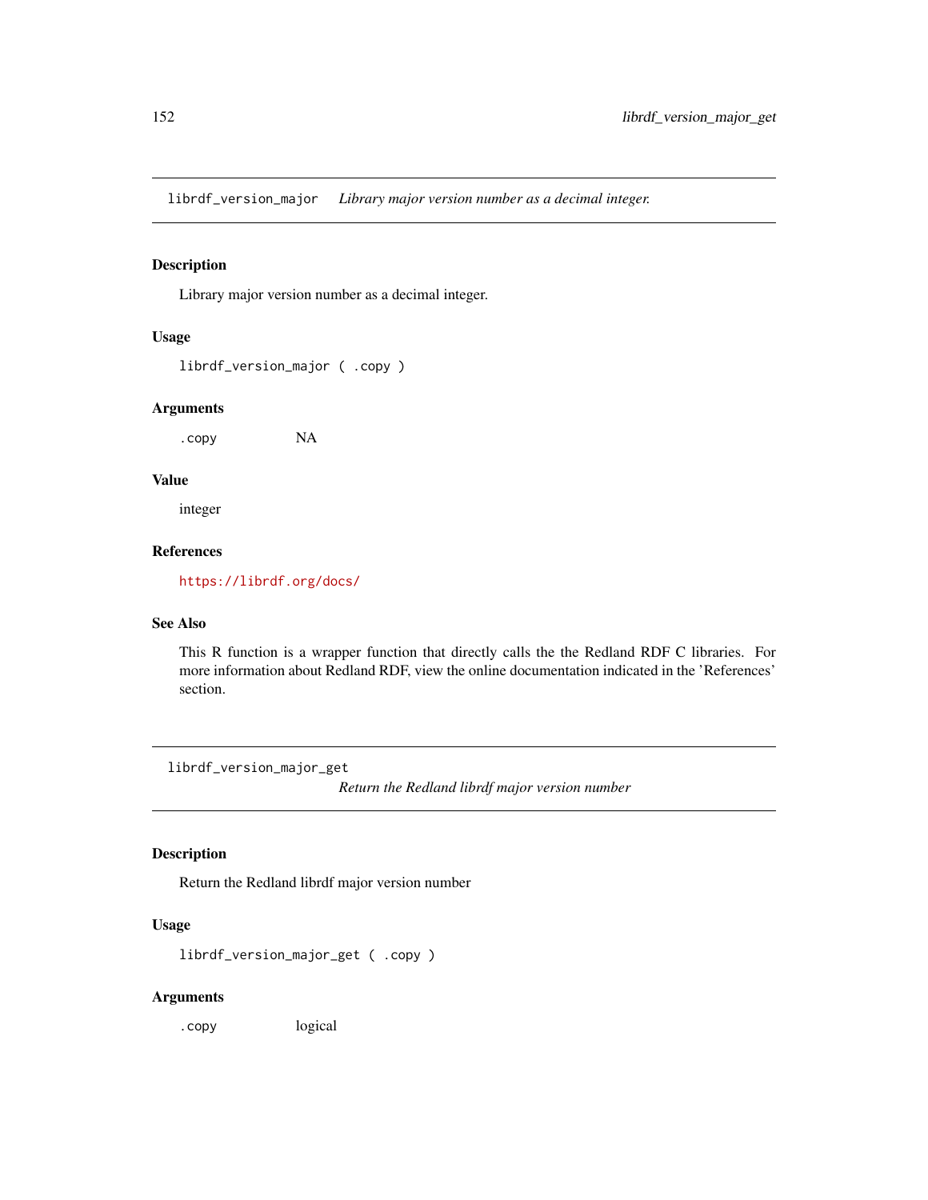## librdf_version_major — *Library major version number as a decimal integer.*

### Description

Library major version number as a decimal integer.

### Usage

```
librdf_version_major ( .copy )
```

### Arguments

| | |
|---|---|
| .copy | NA |

### Value

integer

### References

https://librdf.org/docs/

### See Also

This R function is a wrapper function that directly calls the the Redland RDF C libraries. For more information about Redland RDF, view the online documentation indicated in the 'References' section.

## librdf_version_major_get — *Return the Redland librdf major version number*

### Description

Return the Redland librdf major version number

### Usage

```
librdf_version_major_get ( .copy )
```

### Arguments

| | |
|---|---|
| .copy | logical |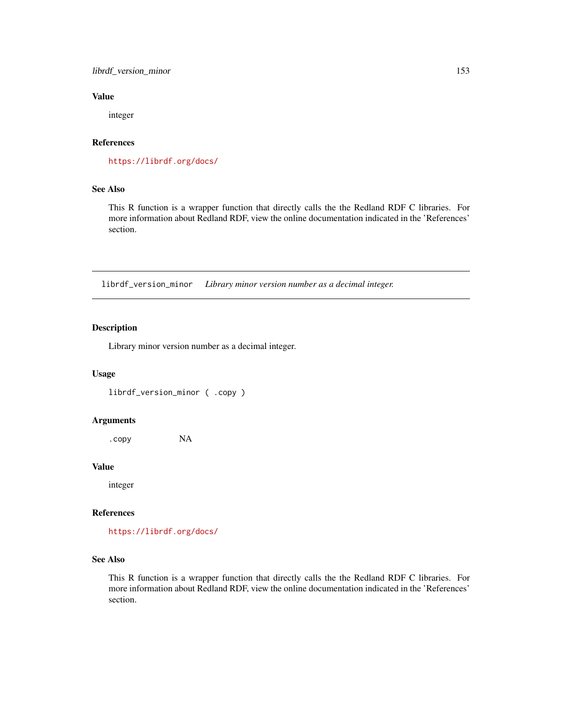### Value

integer

### References

https://librdf.org/docs/

### See Also

This R function is a wrapper function that directly calls the the Redland RDF C libraries. For more information about Redland RDF, view the online documentation indicated in the 'References' section.

---

## librdf_version_minor    *Library minor version number as a decimal integer.*

---

### Description

Library minor version number as a decimal integer.

### Usage

```
librdf_version_minor ( .copy )
```

### Arguments

| | |
|---|---|
| .copy | NA |

### Value

integer

### References

https://librdf.org/docs/

### See Also

This R function is a wrapper function that directly calls the the Redland RDF C libraries. For more information about Redland RDF, view the online documentation indicated in the 'References' section.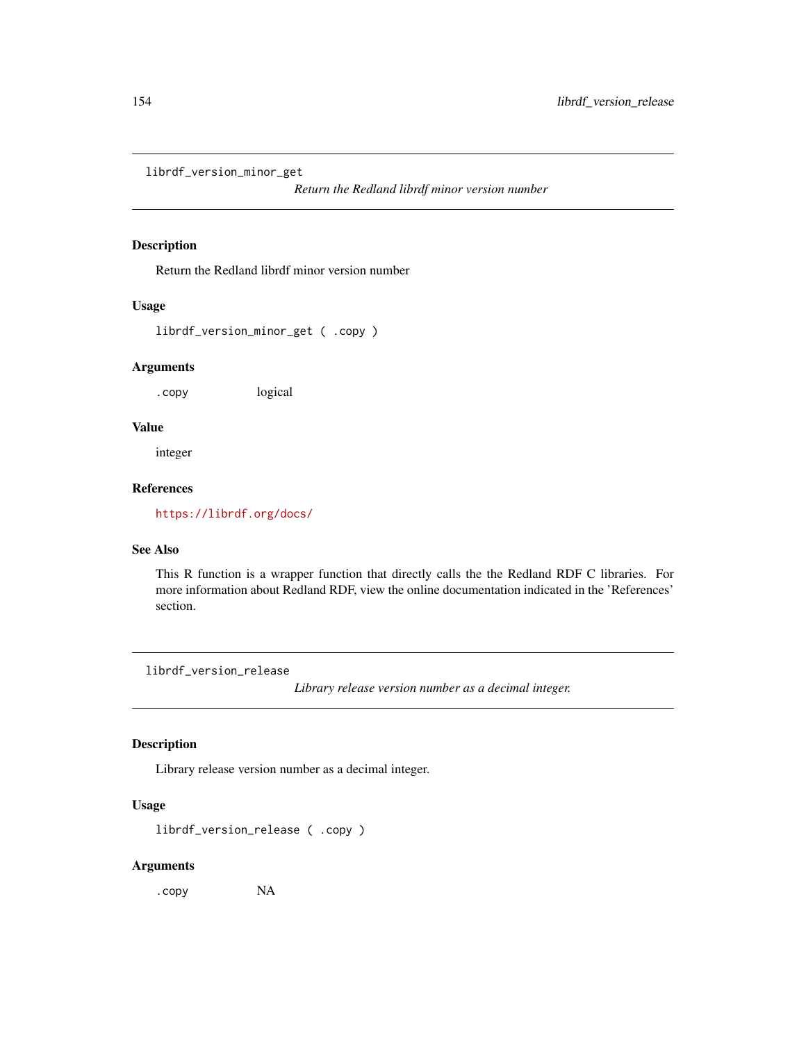## librdf_version_minor_get

*Return the Redland librdf minor version number*

### Description

Return the Redland librdf minor version number

### Usage

```
librdf_version_minor_get ( .copy )
```

### Arguments

| | |
|---|---|
| .copy | logical |

### Value

integer

### References

https://librdf.org/docs/

### See Also

This R function is a wrapper function that directly calls the the Redland RDF C libraries. For more information about Redland RDF, view the online documentation indicated in the 'References' section.

## librdf_version_release

*Library release version number as a decimal integer.*

### Description

Library release version number as a decimal integer.

### Usage

```
librdf_version_release ( .copy )
```

### Arguments

| | |
|---|---|
| .copy | NA |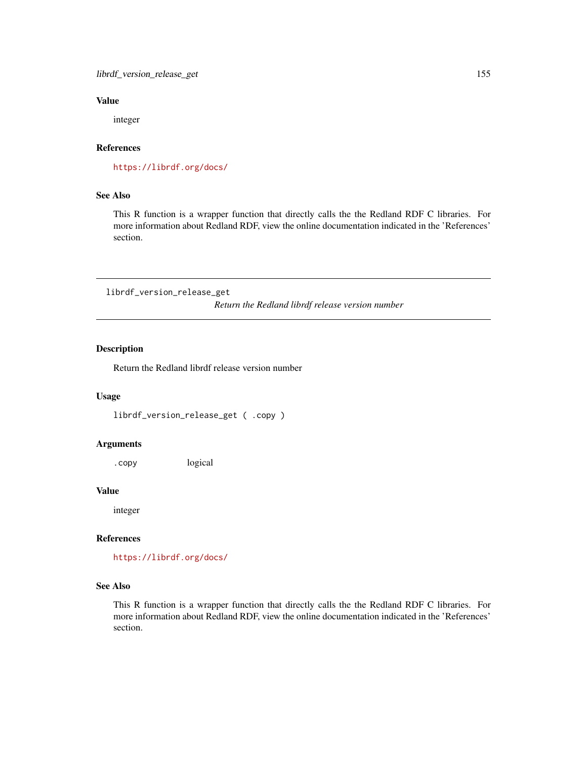### Value

integer

### References

https://librdf.org/docs/

### See Also

This R function is a wrapper function that directly calls the the Redland RDF C libraries. For more information about Redland RDF, view the online documentation indicated in the 'References' section.

---

## librdf_version_release_get

*Return the Redland librdf release version number*

---

### Description

Return the Redland librdf release version number

### Usage

```
librdf_version_release_get ( .copy )
```

### Arguments

| | |
|---|---|
| .copy | logical |

### Value

integer

### References

https://librdf.org/docs/

### See Also

This R function is a wrapper function that directly calls the the Redland RDF C libraries. For more information about Redland RDF, view the online documentation indicated in the 'References' section.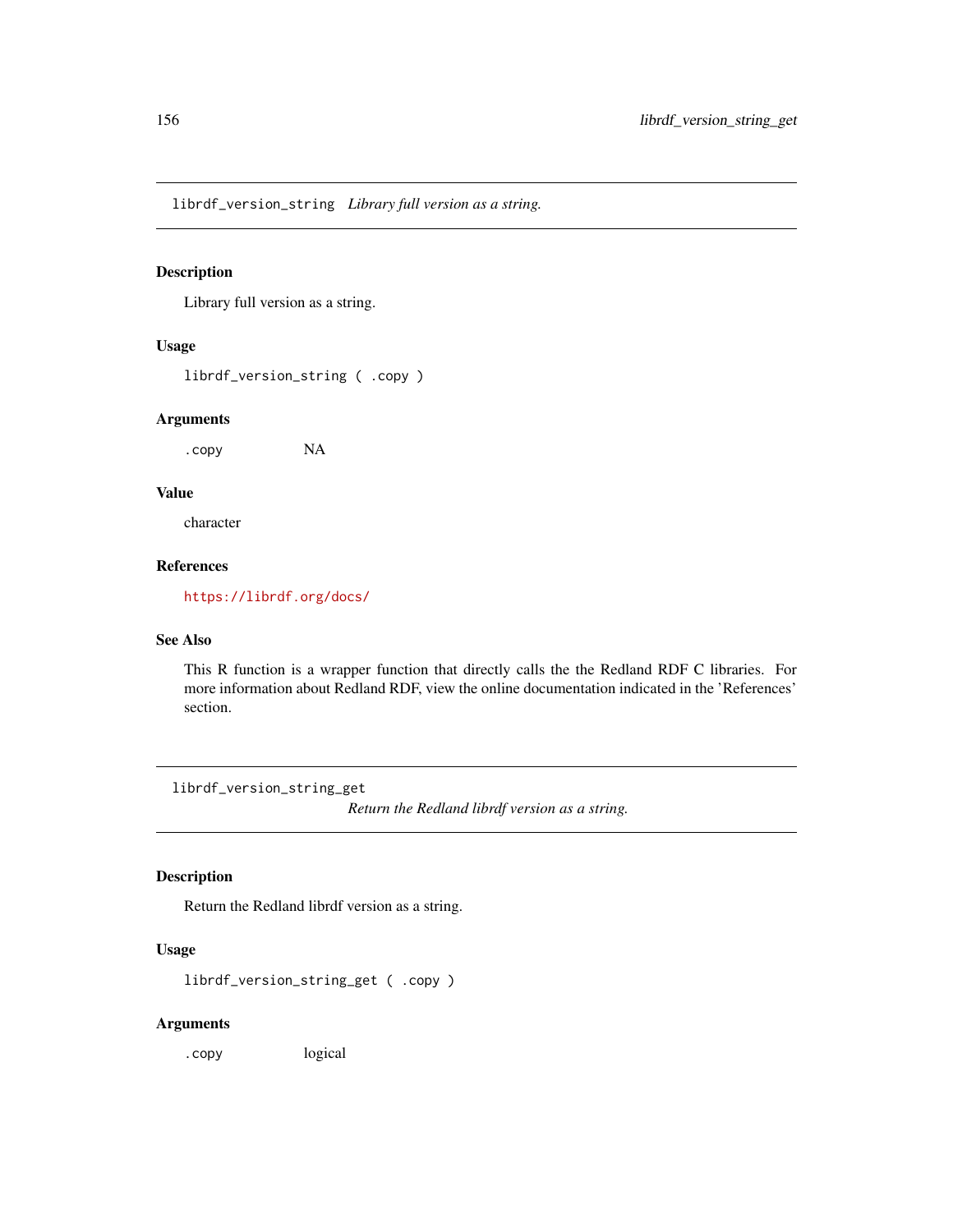## librdf_version_string *Library full version as a string.*

### Description

Library full version as a string.

### Usage

```
librdf_version_string ( .copy )
```

### Arguments

| | |
|---|---|
| .copy | NA |

### Value

character

### References

https://librdf.org/docs/

### See Also

This R function is a wrapper function that directly calls the the Redland RDF C libraries. For more information about Redland RDF, view the online documentation indicated in the 'References' section.

## librdf_version_string_get *Return the Redland librdf version as a string.*

### Description

Return the Redland librdf version as a string.

### Usage

```
librdf_version_string_get ( .copy )
```

### Arguments

| | |
|---|---|
| .copy | logical |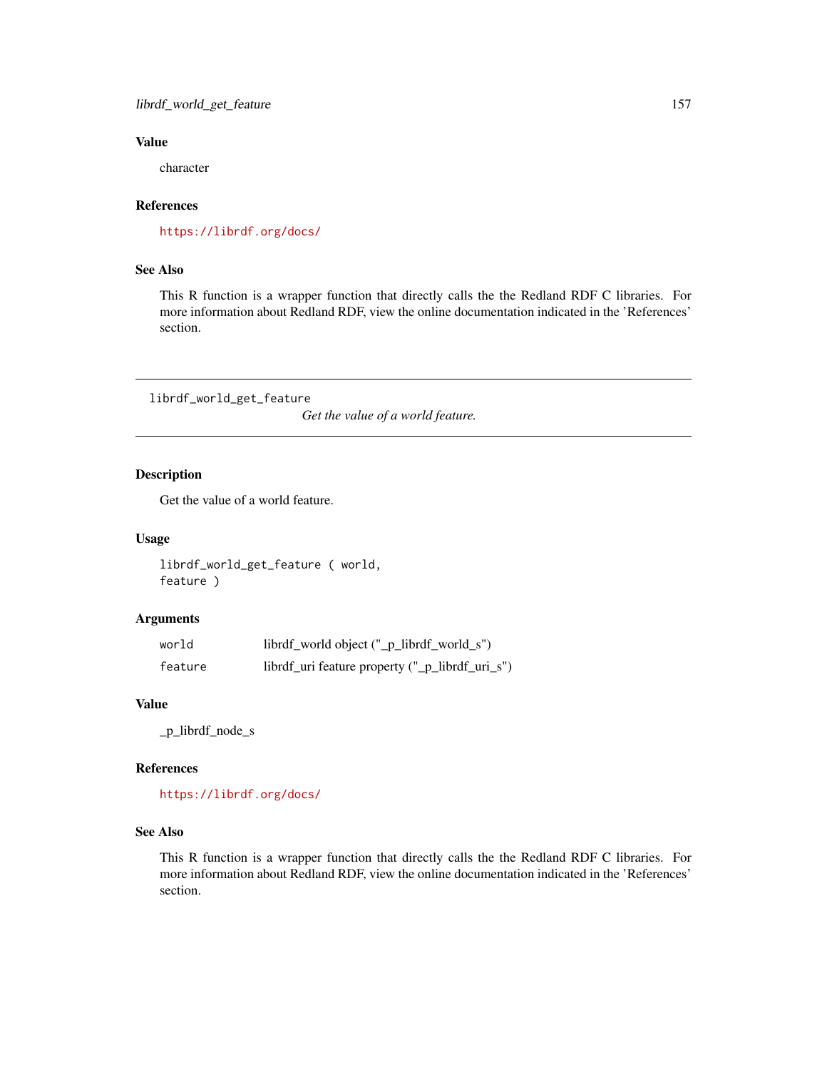## Value

character

## References

https://librdf.org/docs/

## See Also

This R function is a wrapper function that directly calls the the Redland RDF C libraries. For more information about Redland RDF, view the online documentation indicated in the 'References' section.

---

# librdf_world_get_feature

*Get the value of a world feature.*

---

## Description

Get the value of a world feature.

## Usage

```
librdf_world_get_feature ( world,
feature )
```

## Arguments

| | |
|---|---|
| `world` | librdf_world object ("_p_librdf_world_s") |
| `feature` | librdf_uri feature property ("_p_librdf_uri_s") |

## Value

_p_librdf_node_s

## References

https://librdf.org/docs/

## See Also

This R function is a wrapper function that directly calls the the Redland RDF C libraries. For more information about Redland RDF, view the online documentation indicated in the 'References' section.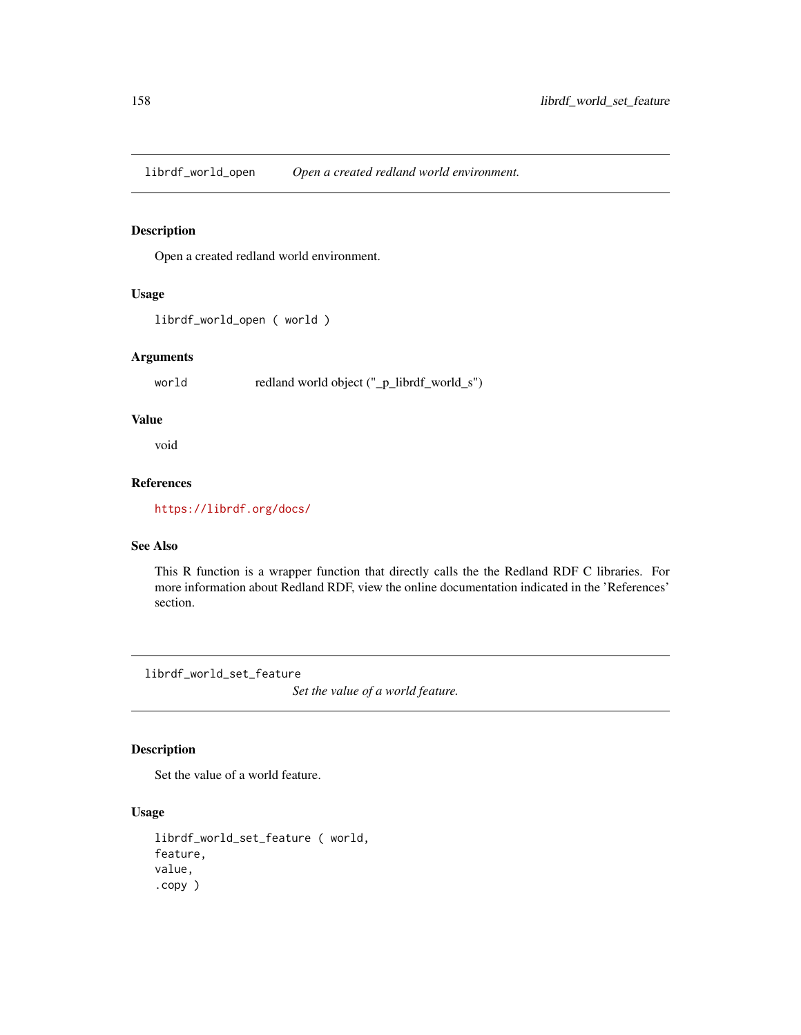## librdf_world_open — *Open a created redland world environment.*

### Description

Open a created redland world environment.

### Usage

```
librdf_world_open ( world )
```

### Arguments

| | |
|---|---|
| world | redland world object ("_p_librdf_world_s") |

### Value

void

### References

https://librdf.org/docs/

### See Also

This R function is a wrapper function that directly calls the the Redland RDF C libraries. For more information about Redland RDF, view the online documentation indicated in the 'References' section.

## librdf_world_set_feature — *Set the value of a world feature.*

### Description

Set the value of a world feature.

### Usage

```
librdf_world_set_feature ( world,
feature,
value,
.copy )
```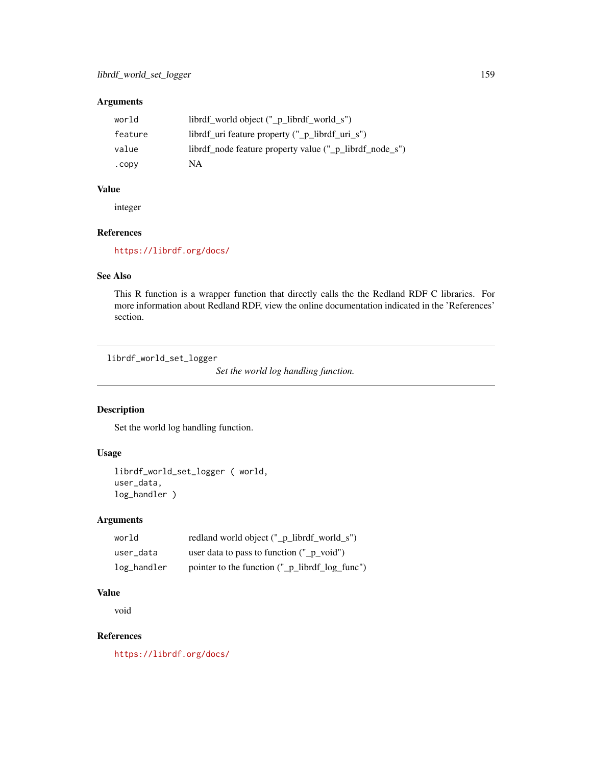## Arguments

| | |
|---|---|
| `world` | librdf_world object ("_p_librdf_world_s") |
| `feature` | librdf_uri feature property ("_p_librdf_uri_s") |
| `value` | librdf_node feature property value ("_p_librdf_node_s") |
| `.copy` | NA |

## Value

integer

## References

https://librdf.org/docs/

## See Also

This R function is a wrapper function that directly calls the the Redland RDF C libraries. For more information about Redland RDF, view the online documentation indicated in the 'References' section.

---

# librdf_world_set_logger

*Set the world log handling function.*

## Description

Set the world log handling function.

## Usage

```
librdf_world_set_logger ( world,
user_data,
log_handler )
```

## Arguments

| | |
|---|---|
| `world` | redland world object ("_p_librdf_world_s") |
| `user_data` | user data to pass to function ("_p_void") |
| `log_handler` | pointer to the function ("_p_librdf_log_func") |

## Value

void

## References

https://librdf.org/docs/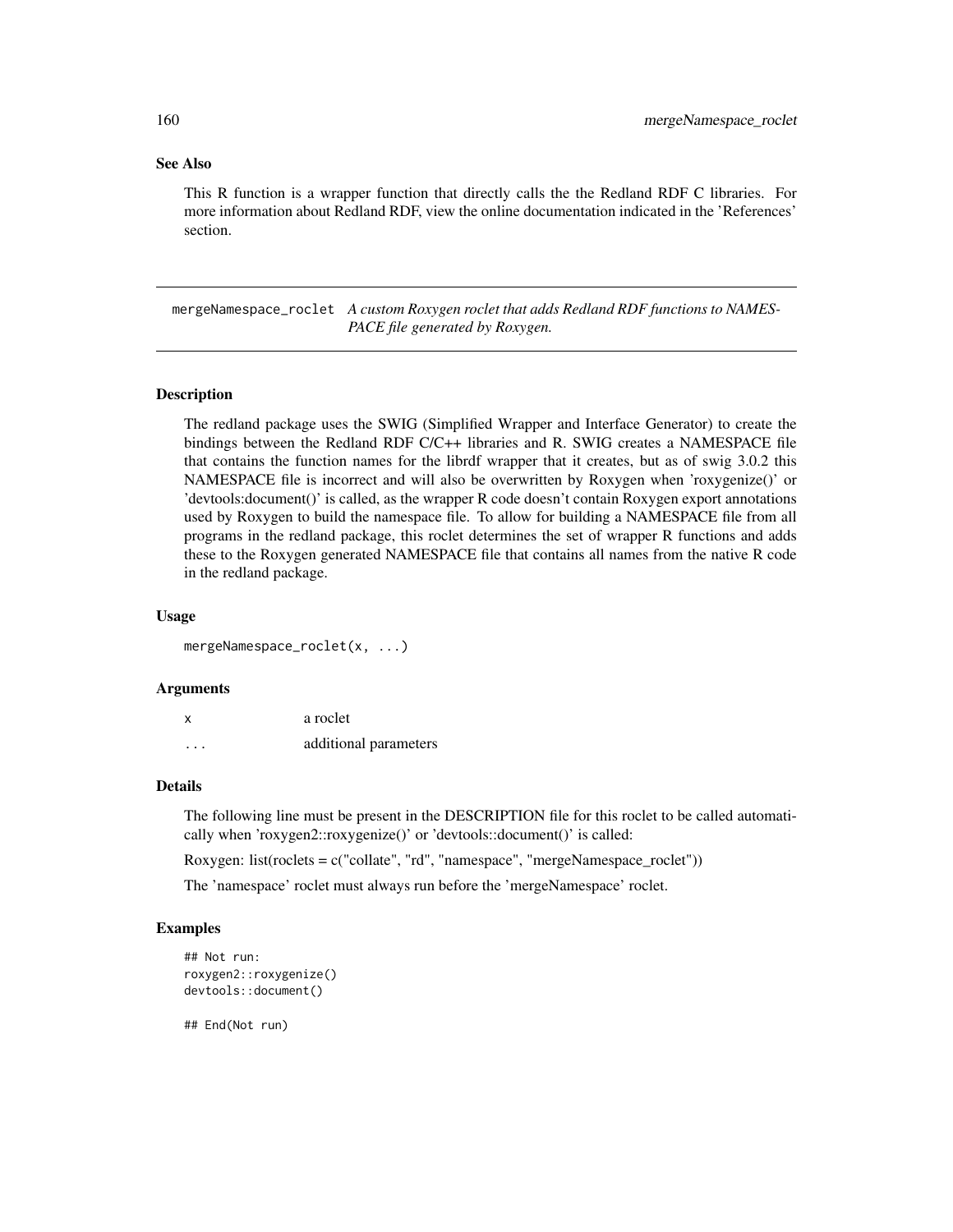## See Also

This R function is a wrapper function that directly calls the the Redland RDF C libraries. For more information about Redland RDF, view the online documentation indicated in the 'References' section.

---

## mergeNamespace_roclet

*A custom Roxygen roclet that adds Redland RDF functions to NAMESPACE file generated by Roxygen.*

---

### Description

The redland package uses the SWIG (Simplified Wrapper and Interface Generator) to create the bindings between the Redland RDF C/C++ libraries and R. SWIG creates a NAMESPACE file that contains the function names for the librdf wrapper that it creates, but as of swig 3.0.2 this NAMESPACE file is incorrect and will also be overwritten by Roxygen when 'roxygenize()' or 'devtools:document()' is called, as the wrapper R code doesn't contain Roxygen export annotations used by Roxygen to build the namespace file. To allow for building a NAMESPACE file from all programs in the redland package, this roclet determines the set of wrapper R functions and adds these to the Roxygen generated NAMESPACE file that contains all names from the native R code in the redland package.

### Usage

```
mergeNamespace_roclet(x, ...)
```

### Arguments

| | |
|---|---|
| `x` | a roclet |
| `...` | additional parameters |

### Details

The following line must be present in the DESCRIPTION file for this roclet to be called automatically when 'roxygen2::roxygenize()' or 'devtools::document()' is called:

Roxygen: list(roclets = c("collate", "rd", "namespace", "mergeNamespace_roclet"))

The 'namespace' roclet must always run before the 'mergeNamespace' roclet.

### Examples

```
## Not run:
roxygen2::roxygenize()
devtools::document()

## End(Not run)
```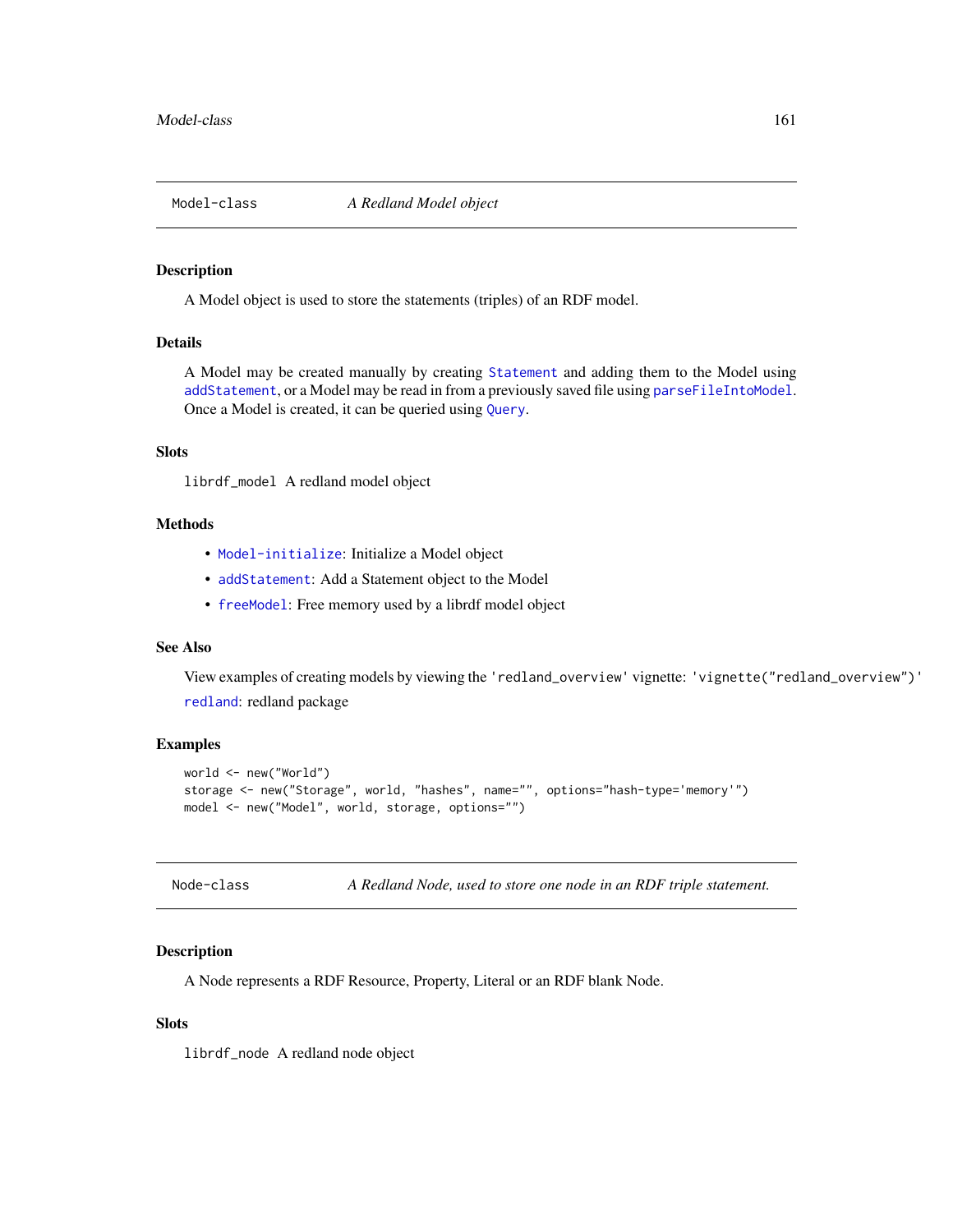## Model-class — *A Redland Model object*

### Description

A Model object is used to store the statements (triples) of an RDF model.

### Details

A Model may be created manually by creating Statement and adding them to the Model using addStatement, or a Model may be read in from a previously saved file using parseFileIntoModel. Once a Model is created, it can be queried using Query.

### Slots

librdf_model A redland model object

### Methods

- Model-initialize: Initialize a Model object
- addStatement: Add a Statement object to the Model
- freeModel: Free memory used by a librdf model object

### See Also

View examples of creating models by viewing the 'redland_overview' vignette: 'vignette("redland_overview")'

redland: redland package

### Examples

```
world <- new("World")
storage <- new("Storage", world, "hashes", name="", options="hash-type='memory'")
model <- new("Model", world, storage, options="")
```

## Node-class — *A Redland Node, used to store one node in an RDF triple statement.*

### Description

A Node represents a RDF Resource, Property, Literal or an RDF blank Node.

### Slots

librdf_node A redland node object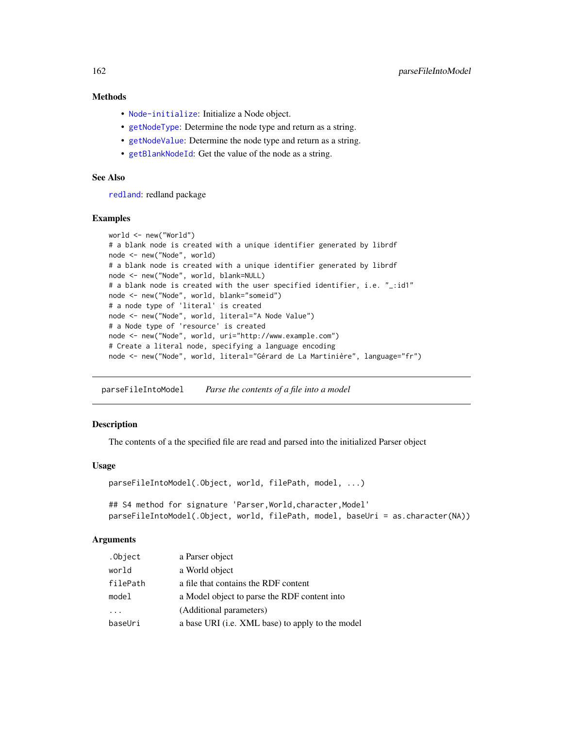### Methods

- `Node-initialize`: Initialize a Node object.
- `getNodeType`: Determine the node type and return as a string.
- `getNodeValue`: Determine the node type and return as a string.
- `getBlankNodeId`: Get the value of the node as a string.

### See Also

`redland`: redland package

### Examples

```
world <- new("World")
# a blank node is created with a unique identifier generated by librdf
node <- new("Node", world)
# a blank node is created with a unique identifier generated by librdf
node <- new("Node", world, blank=NULL)
# a blank node is created with the user specified identifier, i.e. "_:id1"
node <- new("Node", world, blank="someid")
# a node type of 'literal' is created
node <- new("Node", world, literal="A Node Value")
# a Node type of 'resource' is created
node <- new("Node", world, uri="http://www.example.com")
# Create a literal node, specifying a language encoding
node <- new("Node", world, literal="Gérard de La Martinière", language="fr")
```

---

## parseFileIntoModel    *Parse the contents of a file into a model*

---

### Description

The contents of a the specified file are read and parsed into the initialized Parser object

### Usage

```
parseFileIntoModel(.Object, world, filePath, model, ...)

## S4 method for signature 'Parser,World,character,Model'
parseFileIntoModel(.Object, world, filePath, model, baseUri = as.character(NA))
```

### Arguments

| | |
|---|---|
| `.Object` | a Parser object |
| `world` | a World object |
| `filePath` | a file that contains the RDF content |
| `model` | a Model object to parse the RDF content into |
| `...` | (Additional parameters) |
| `baseUri` | a base URI (i.e. XML base) to apply to the model |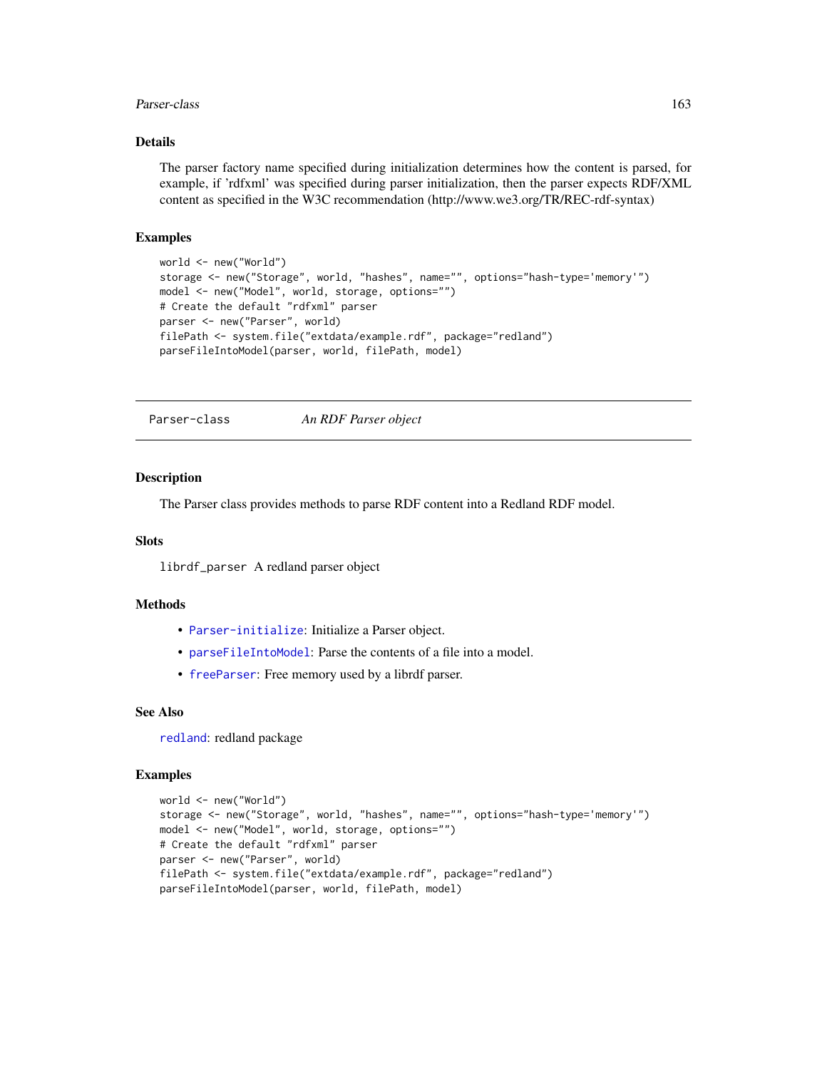## Details

The parser factory name specified during initialization determines how the content is parsed, for example, if 'rdfxml' was specified during parser initialization, then the parser expects RDF/XML content as specified in the W3C recommendation (http://www.we3.org/TR/REC-rdf-syntax)

## Examples

```
world <- new("World")
storage <- new("Storage", world, "hashes", name="", options="hash-type='memory'")
model <- new("Model", world, storage, options="")
# Create the default "rdfxml" parser
parser <- new("Parser", world)
filePath <- system.file("extdata/example.rdf", package="redland")
parseFileIntoModel(parser, world, filePath, model)
```

---

# Parser-class *An RDF Parser object*

---

## Description

The Parser class provides methods to parse RDF content into a Redland RDF model.

## Slots

`librdf_parser` A redland parser object

## Methods

- `Parser-initialize`: Initialize a Parser object.
- `parseFileIntoModel`: Parse the contents of a file into a model.
- `freeParser`: Free memory used by a librdf parser.

## See Also

`redland`: redland package

## Examples

```
world <- new("World")
storage <- new("Storage", world, "hashes", name="", options="hash-type='memory'")
model <- new("Model", world, storage, options="")
# Create the default "rdfxml" parser
parser <- new("Parser", world)
filePath <- system.file("extdata/example.rdf", package="redland")
parseFileIntoModel(parser, world, filePath, model)
```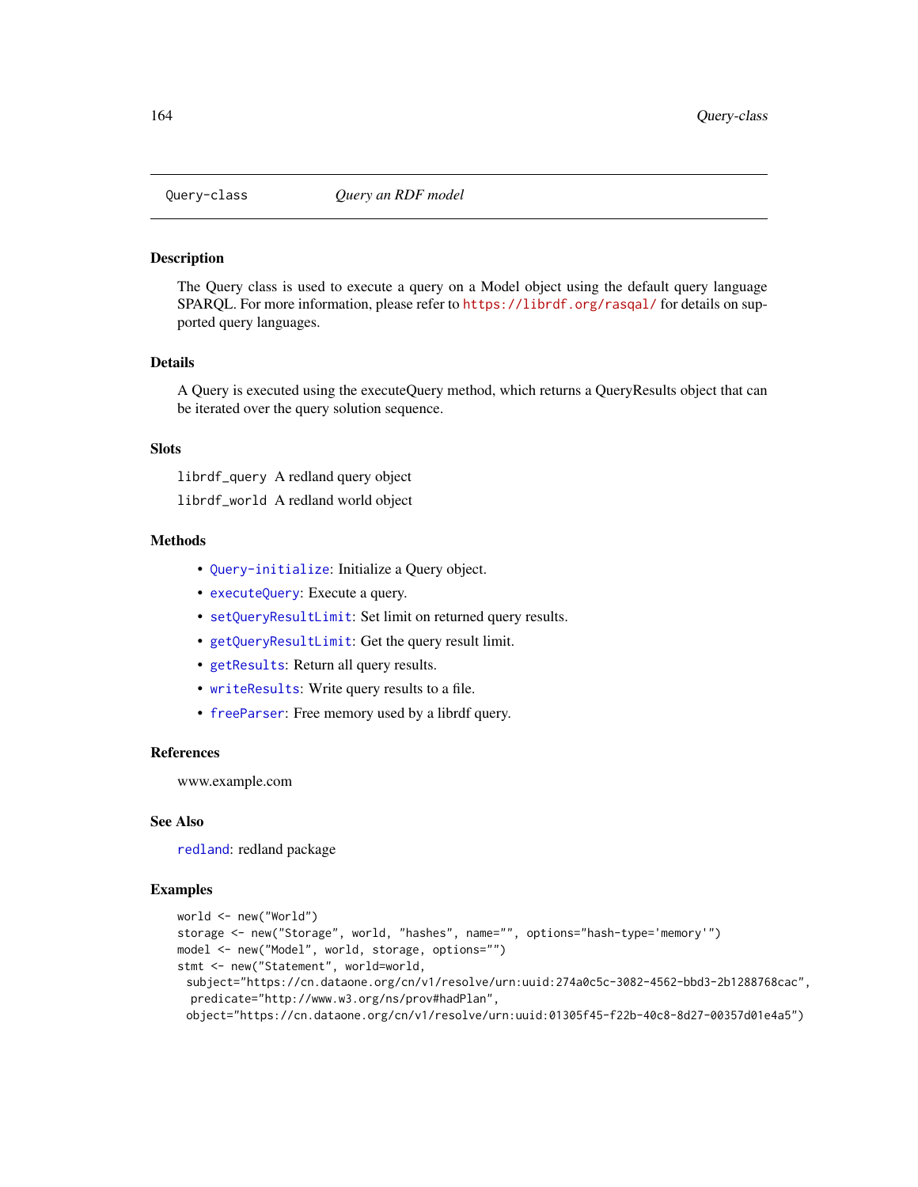Query-class *Query an RDF model*

## Description

The Query class is used to execute a query on a Model object using the default query language SPARQL. For more information, please refer to https://librdf.org/rasqal/ for details on supported query languages.

## Details

A Query is executed using the executeQuery method, which returns a QueryResults object that can be iterated over the query solution sequence.

## Slots

`librdf_query` A redland query object

`librdf_world` A redland world object

## Methods

- `Query-initialize`: Initialize a Query object.
- `executeQuery`: Execute a query.
- `setQueryResultLimit`: Set limit on returned query results.
- `getQueryResultLimit`: Get the query result limit.
- `getResults`: Return all query results.
- `writeResults`: Write query results to a file.
- `freeParser`: Free memory used by a librdf query.

## References

www.example.com

## See Also

`redland`: redland package

## Examples

```
world <- new("World")
storage <- new("Storage", world, "hashes", name="", options="hash-type='memory'")
model <- new("Model", world, storage, options="")
stmt <- new("Statement", world=world,
  subject="https://cn.dataone.org/cn/v1/resolve/urn:uuid:274a0c5c-3082-4562-bbd3-2b1288768cac",
   predicate="http://www.w3.org/ns/prov#hadPlan",
  object="https://cn.dataone.org/cn/v1/resolve/urn:uuid:01305f45-f22b-40c8-8d27-00357d01e4a5")
```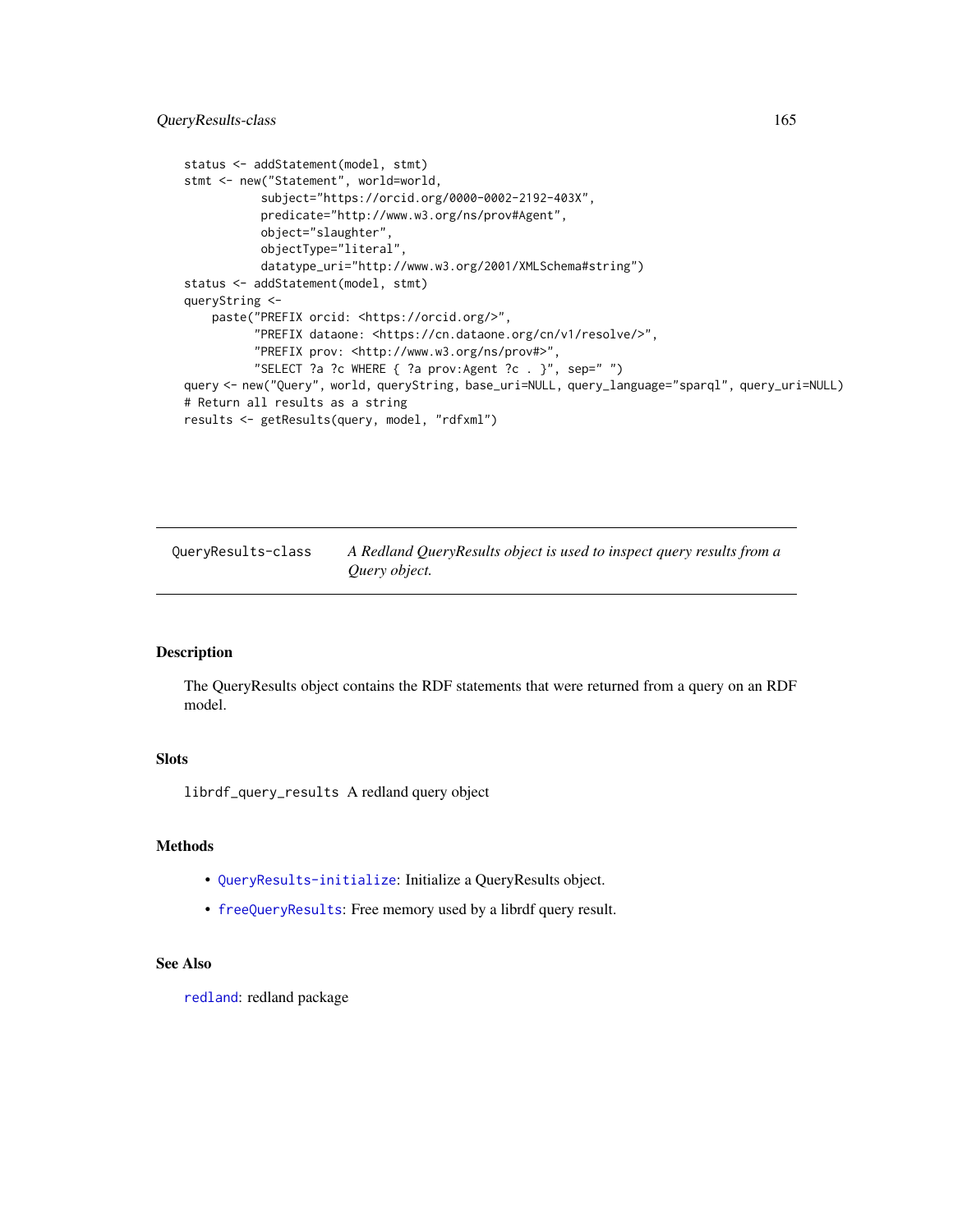```
status <- addStatement(model, stmt)
stmt <- new("Statement", world=world,
            subject="https://orcid.org/0000-0002-2192-403X",
            predicate="http://www.w3.org/ns/prov#Agent",
            object="slaughter",
            objectType="literal",
            datatype_uri="http://www.w3.org/2001/XMLSchema#string")
status <- addStatement(model, stmt)
queryString <-
    paste("PREFIX orcid: <https://orcid.org/>",
          "PREFIX dataone: <https://cn.dataone.org/cn/v1/resolve/>",
          "PREFIX prov: <http://www.w3.org/ns/prov#>",
          "SELECT ?a ?c WHERE { ?a prov:Agent ?c . }", sep=" ")
query <- new("Query", world, queryString, base_uri=NULL, query_language="sparql", query_uri=NULL)
# Return all results as a string
results <- getResults(query, model, "rdfxml")
```

---

## QueryResults-class

*A Redland QueryResults object is used to inspect query results from a Query object.*

---

### Description

The QueryResults object contains the RDF statements that were returned from a query on an RDF model.

### Slots

`librdf_query_results` A redland query object

### Methods

- `QueryResults-initialize`: Initialize a QueryResults object.
- `freeQueryResults`: Free memory used by a librdf query result.

### See Also

`redland`: redland package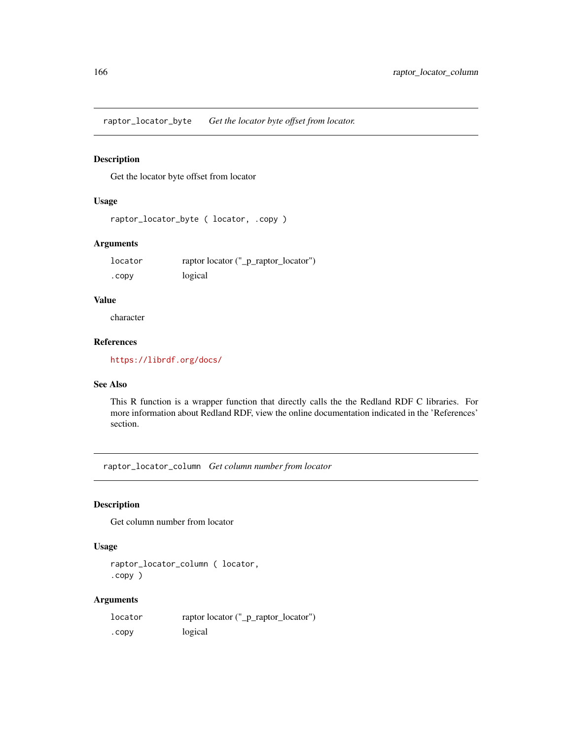## raptor_locator_byte    *Get the locator byte offset from locator.*

### Description

Get the locator byte offset from locator

### Usage

```
raptor_locator_byte ( locator, .copy )
```

### Arguments

| | |
|---|---|
| `locator` | raptor locator ("_p_raptor_locator") |
| `.copy` | logical |

### Value

character

### References

https://librdf.org/docs/

### See Also

This R function is a wrapper function that directly calls the the Redland RDF C libraries. For more information about Redland RDF, view the online documentation indicated in the 'References' section.

## raptor_locator_column    *Get column number from locator*

### Description

Get column number from locator

### Usage

```
raptor_locator_column ( locator,
.copy )
```

### Arguments

| | |
|---|---|
| `locator` | raptor locator ("_p_raptor_locator") |
| `.copy` | logical |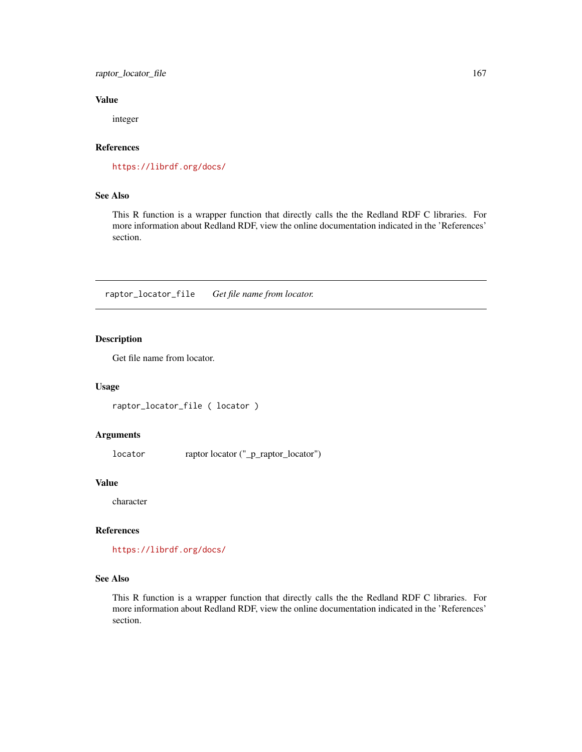## Value

integer

## References

https://librdf.org/docs/

## See Also

This R function is a wrapper function that directly calls the the Redland RDF C libraries. For more information about Redland RDF, view the online documentation indicated in the 'References' section.

---

# raptor_locator_file — *Get file name from locator.*

---

## Description

Get file name from locator.

## Usage

```
raptor_locator_file ( locator )
```

## Arguments

| | |
|---|---|
| locator | raptor locator ("_p_raptor_locator") |

## Value

character

## References

https://librdf.org/docs/

## See Also

This R function is a wrapper function that directly calls the the Redland RDF C libraries. For more information about Redland RDF, view the online documentation indicated in the 'References' section.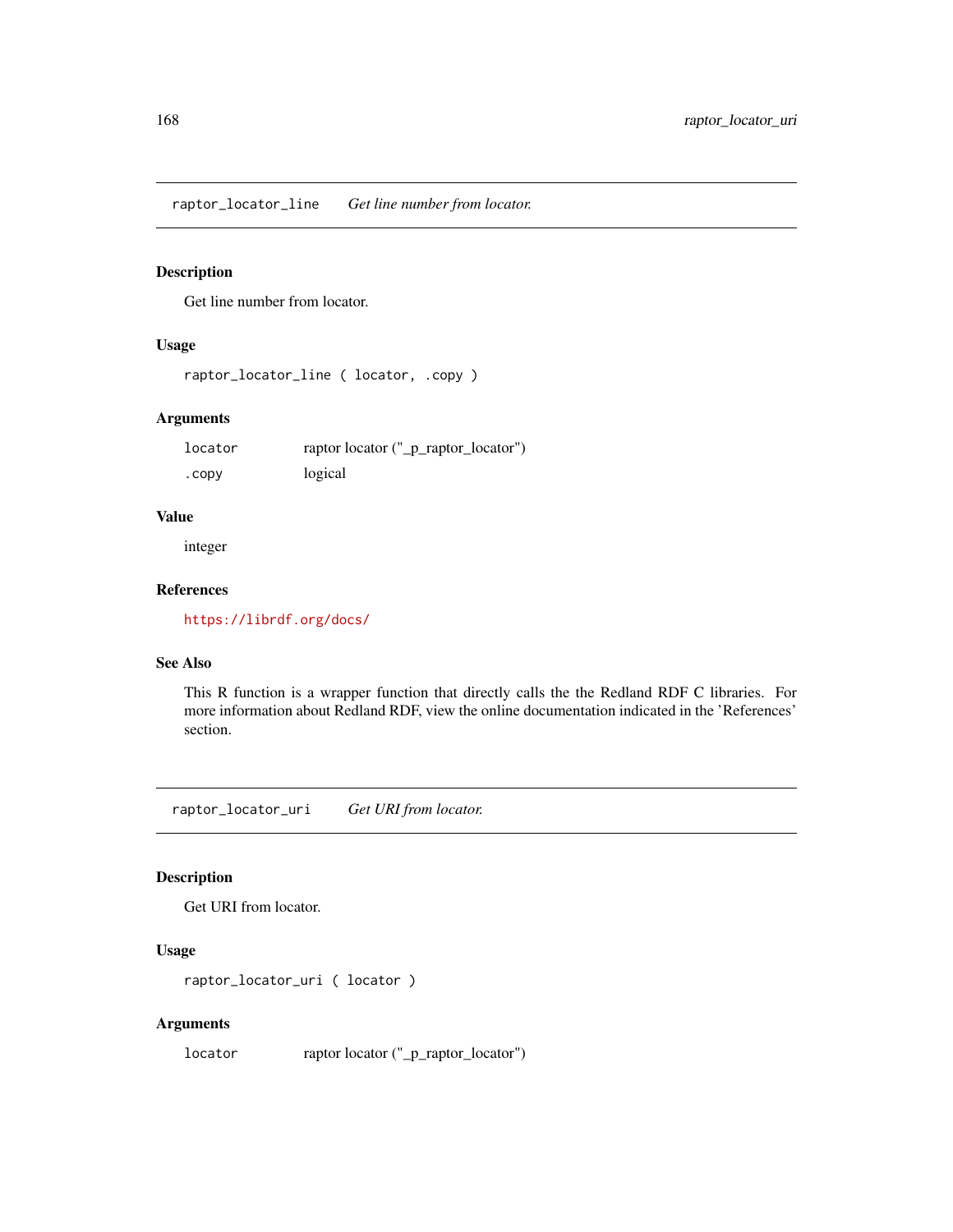## raptor_locator_line *Get line number from locator.*

### Description

Get line number from locator.

### Usage

```
raptor_locator_line ( locator, .copy )
```

### Arguments

| | |
|---|---|
| locator | raptor locator ("_p_raptor_locator") |
| .copy | logical |

### Value

integer

### References

https://librdf.org/docs/

### See Also

This R function is a wrapper function that directly calls the the Redland RDF C libraries. For more information about Redland RDF, view the online documentation indicated in the 'References' section.

## raptor_locator_uri *Get URI from locator.*

### Description

Get URI from locator.

### Usage

```
raptor_locator_uri ( locator )
```

### Arguments

| | |
|---|---|
| locator | raptor locator ("_p_raptor_locator") |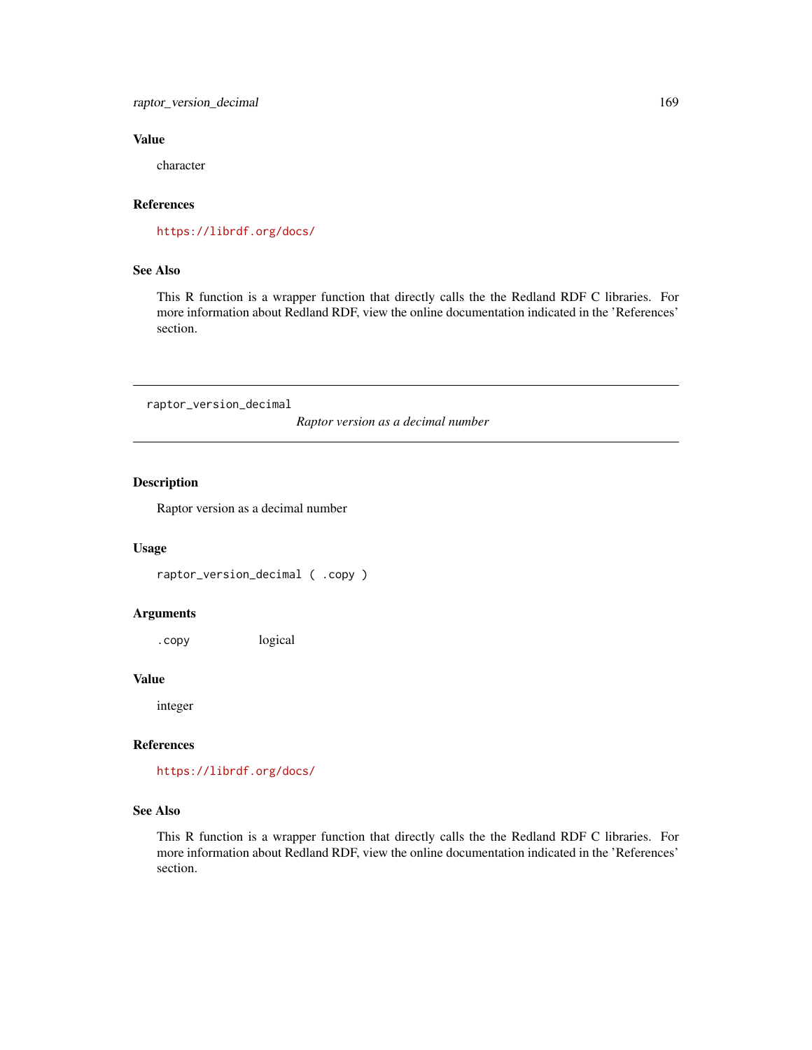### Value

character

### References

https://librdf.org/docs/

### See Also

This R function is a wrapper function that directly calls the the Redland RDF C libraries. For more information about Redland RDF, view the online documentation indicated in the 'References' section.

---

## raptor_version_decimal

*Raptor version as a decimal number*

---

### Description

Raptor version as a decimal number

### Usage

```
raptor_version_decimal ( .copy )
```

### Arguments

| | |
|---|---|
| .copy | logical |

### Value

integer

### References

https://librdf.org/docs/

### See Also

This R function is a wrapper function that directly calls the the Redland RDF C libraries. For more information about Redland RDF, view the online documentation indicated in the 'References' section.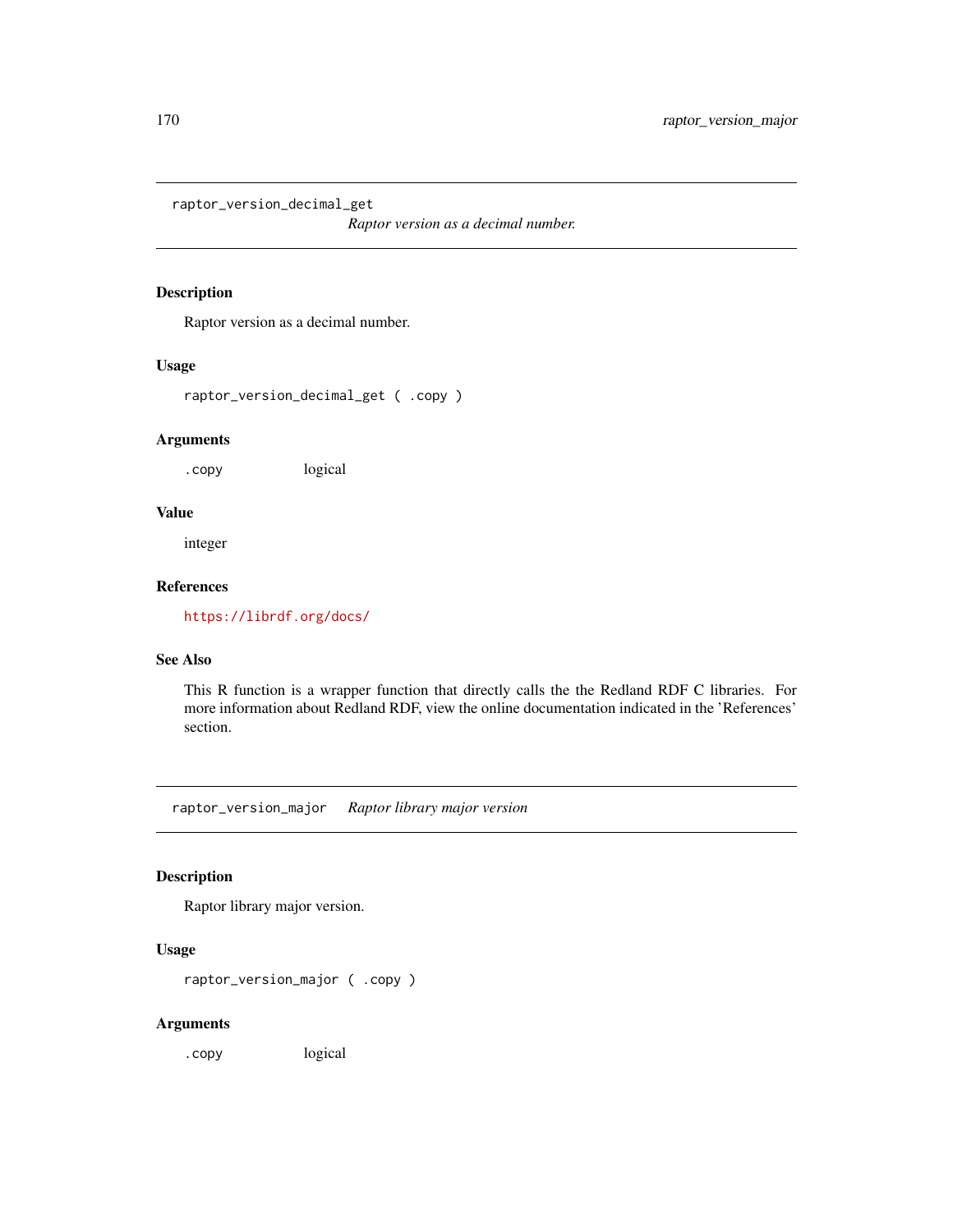## raptor_version_decimal_get

*Raptor version as a decimal number.*

### Description

Raptor version as a decimal number.

### Usage

```
raptor_version_decimal_get ( .copy )
```

### Arguments

| | |
|---|---|
| .copy | logical |

### Value

integer

### References

https://librdf.org/docs/

### See Also

This R function is a wrapper function that directly calls the the Redland RDF C libraries. For more information about Redland RDF, view the online documentation indicated in the 'References' section.

## raptor_version_major

*Raptor library major version*

### Description

Raptor library major version.

### Usage

```
raptor_version_major ( .copy )
```

### Arguments

| | |
|---|---|
| .copy | logical |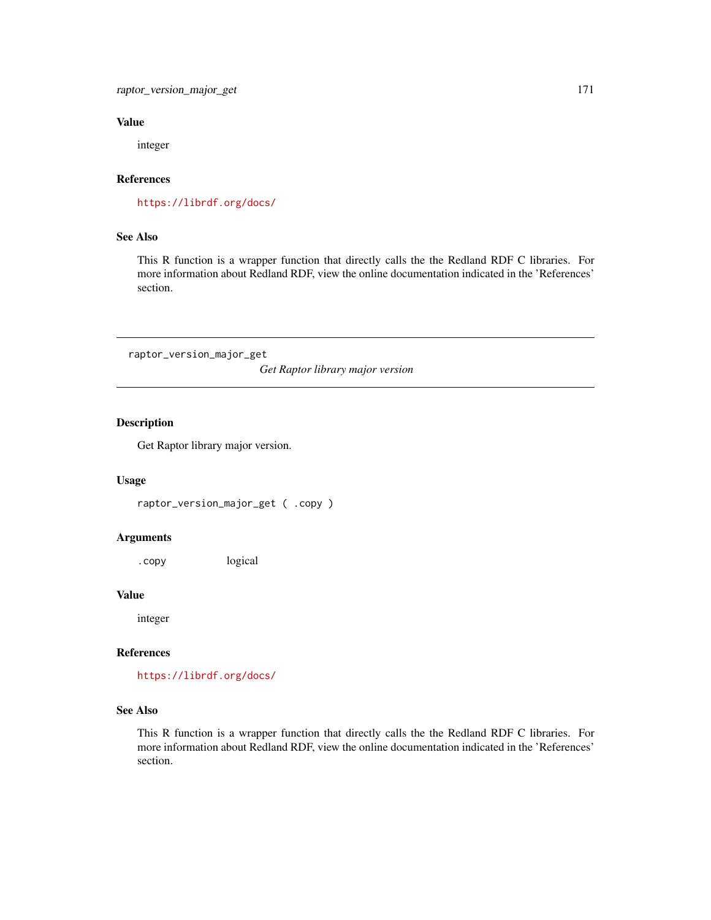## Value

integer

## References

https://librdf.org/docs/

## See Also

This R function is a wrapper function that directly calls the the Redland RDF C libraries. For more information about Redland RDF, view the online documentation indicated in the 'References' section.

---

# raptor_version_major_get

*Get Raptor library major version*

## Description

Get Raptor library major version.

## Usage

```
raptor_version_major_get ( .copy )
```

## Arguments

| | |
|---|---|
| `.copy` | logical |

## Value

integer

## References

https://librdf.org/docs/

## See Also

This R function is a wrapper function that directly calls the the Redland RDF C libraries. For more information about Redland RDF, view the online documentation indicated in the 'References' section.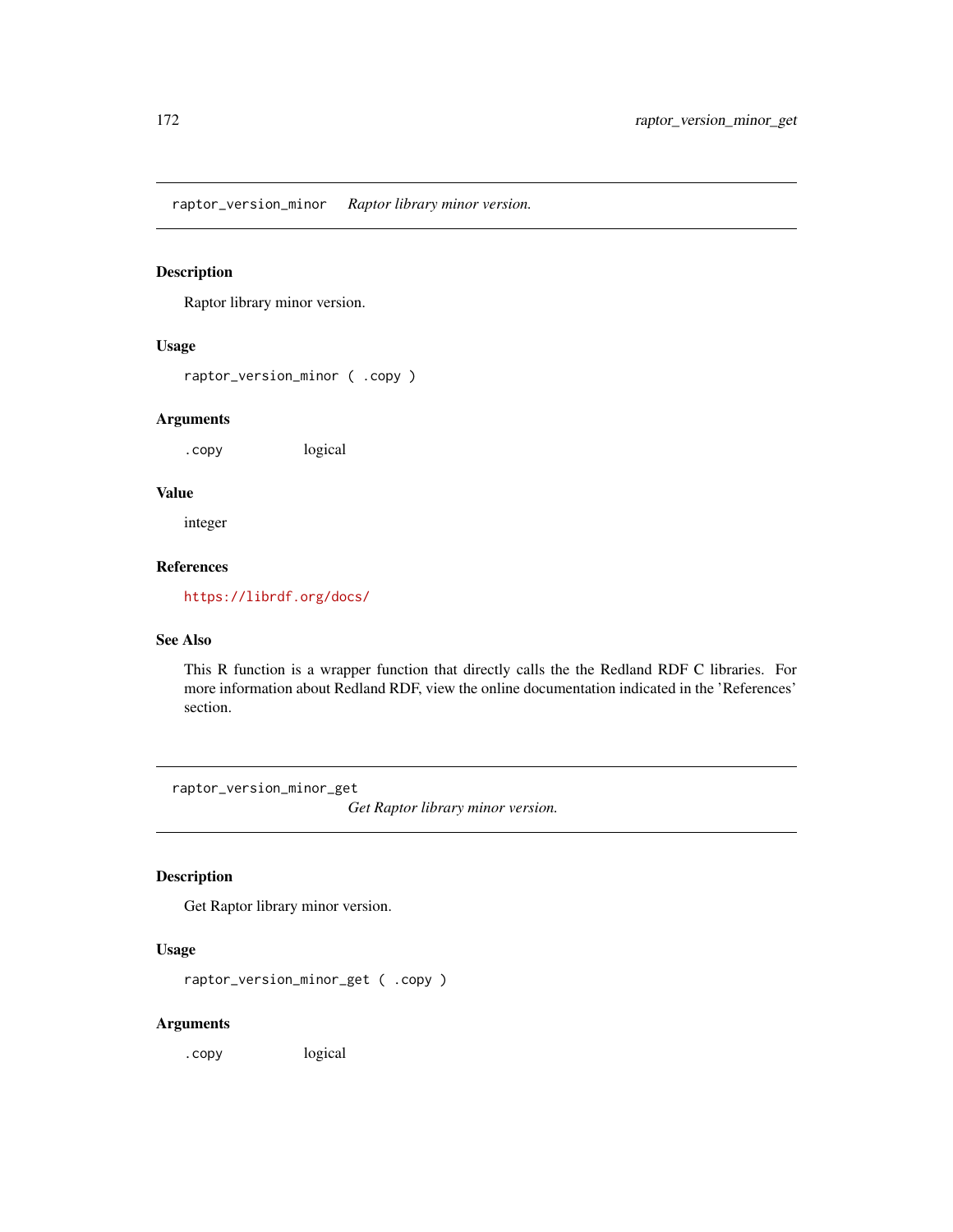## raptor_version_minor *Raptor library minor version.*

### Description

Raptor library minor version.

### Usage

```
raptor_version_minor ( .copy )
```

### Arguments

| | |
|---|---|
| .copy | logical |

### Value

integer

### References

https://librdf.org/docs/

### See Also

This R function is a wrapper function that directly calls the the Redland RDF C libraries. For more information about Redland RDF, view the online documentation indicated in the 'References' section.

## raptor_version_minor_get *Get Raptor library minor version.*

### Description

Get Raptor library minor version.

### Usage

```
raptor_version_minor_get ( .copy )
```

### Arguments

| | |
|---|---|
| .copy | logical |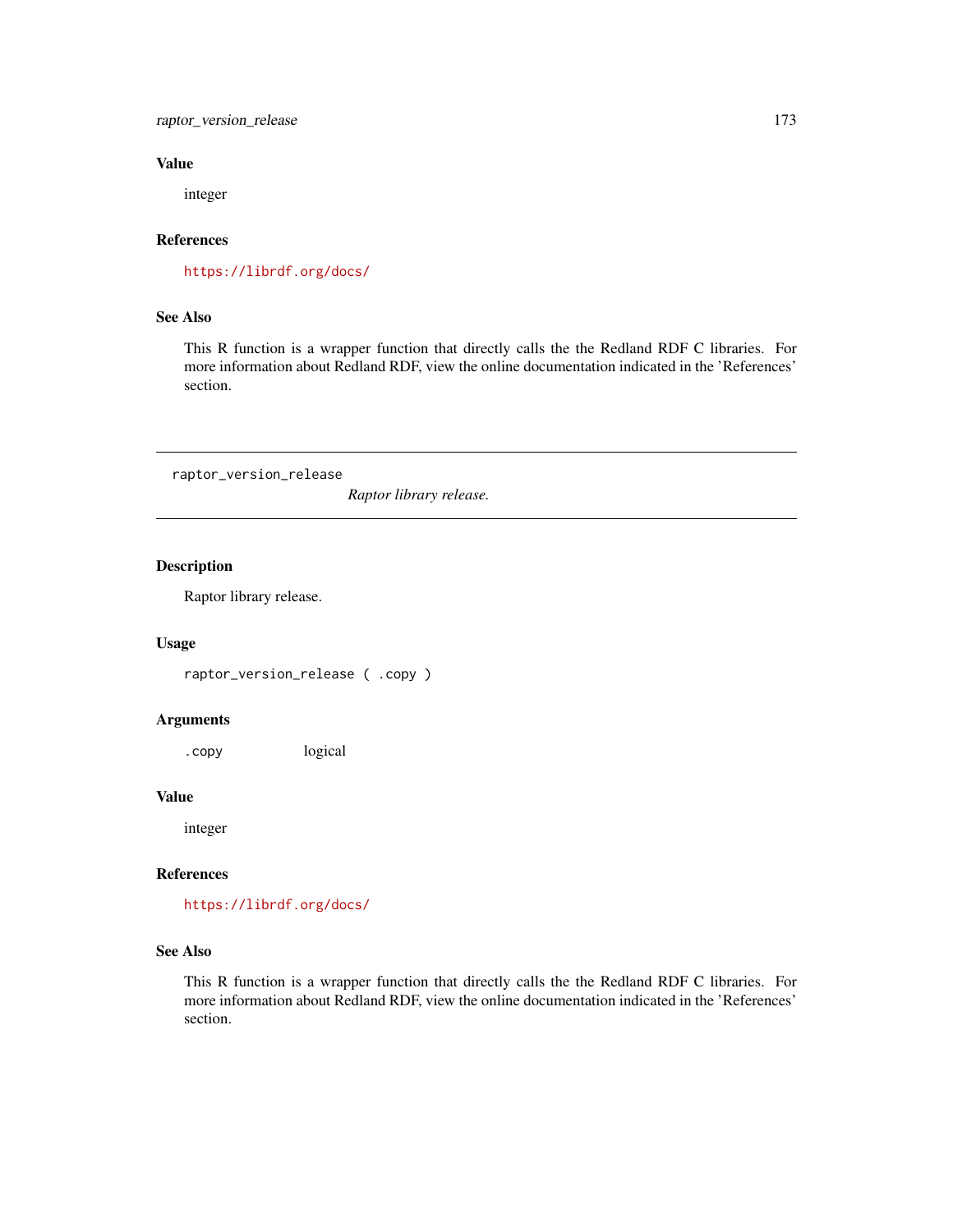## Value

integer

## References

https://librdf.org/docs/

## See Also

This R function is a wrapper function that directly calls the the Redland RDF C libraries. For more information about Redland RDF, view the online documentation indicated in the 'References' section.

---

raptor_version_release — *Raptor library release.*

---

## Description

Raptor library release.

## Usage

```
raptor_version_release ( .copy )
```

## Arguments

| | |
|---|---|
| .copy | logical |

## Value

integer

## References

https://librdf.org/docs/

## See Also

This R function is a wrapper function that directly calls the the Redland RDF C libraries. For more information about Redland RDF, view the online documentation indicated in the 'References' section.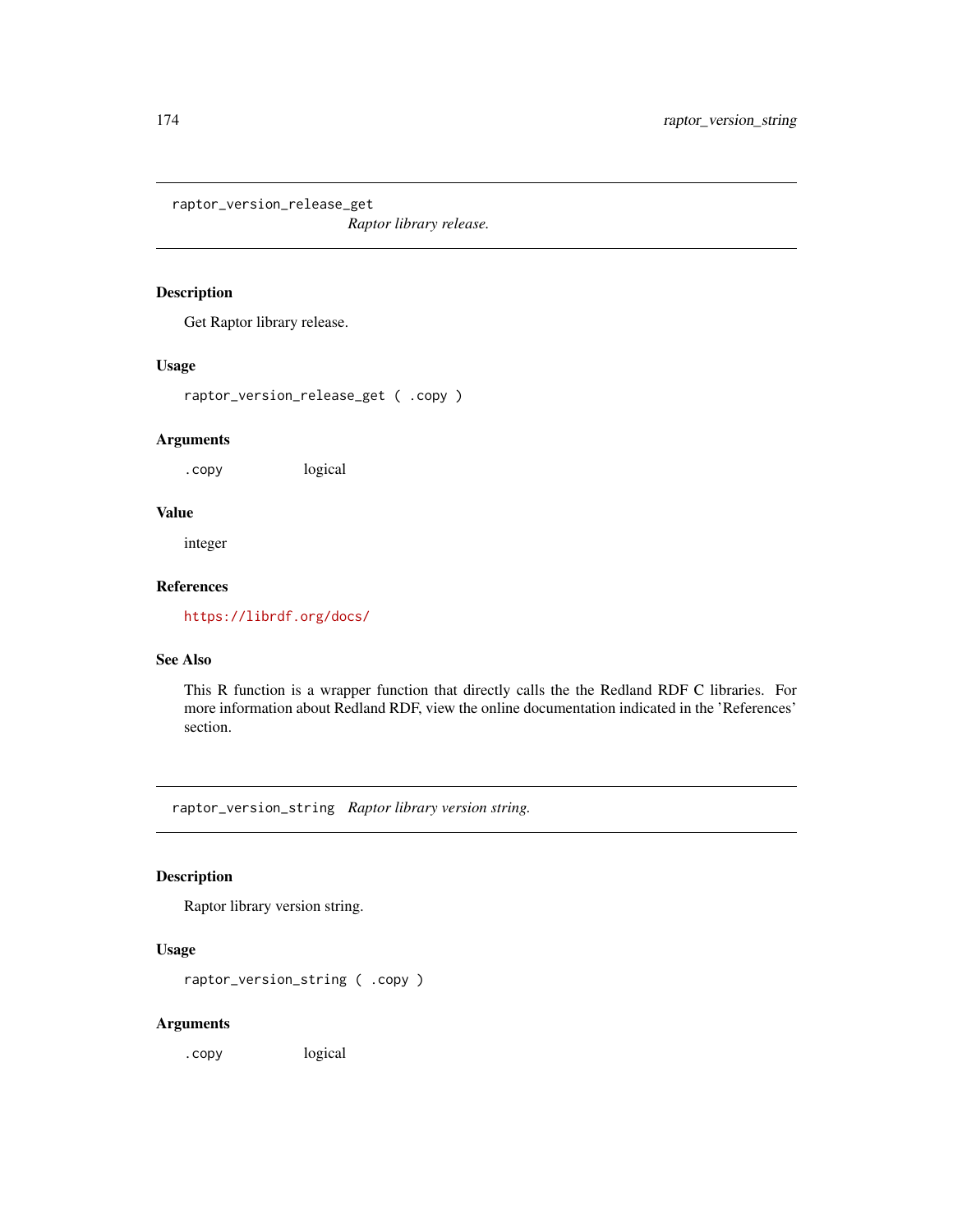## raptor_version_release_get    *Raptor library release.*

### Description

Get Raptor library release.

### Usage

```
raptor_version_release_get ( .copy )
```

### Arguments

| | |
|---|---|
| .copy | logical |

### Value

integer

### References

https://librdf.org/docs/

### See Also

This R function is a wrapper function that directly calls the the Redland RDF C libraries. For more information about Redland RDF, view the online documentation indicated in the 'References' section.

## raptor_version_string    *Raptor library version string.*

### Description

Raptor library version string.

### Usage

```
raptor_version_string ( .copy )
```

### Arguments

| | |
|---|---|
| .copy | logical |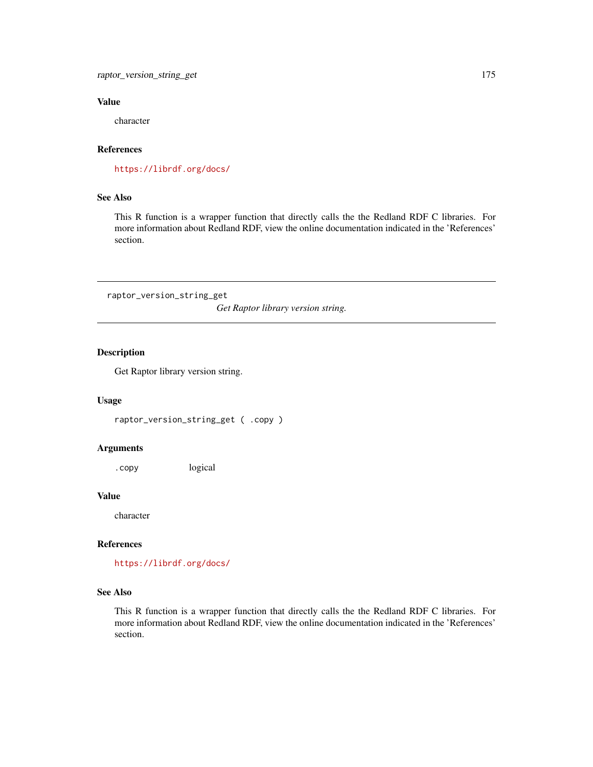### Value

character

### References

https://librdf.org/docs/

### See Also

This R function is a wrapper function that directly calls the the Redland RDF C libraries. For more information about Redland RDF, view the online documentation indicated in the 'References' section.

---

## raptor_version_string_get

*Get Raptor library version string.*

---

### Description

Get Raptor library version string.

### Usage

```
raptor_version_string_get ( .copy )
```

### Arguments

| | |
|---|---|
| .copy | logical |

### Value

character

### References

https://librdf.org/docs/

### See Also

This R function is a wrapper function that directly calls the the Redland RDF C libraries. For more information about Redland RDF, view the online documentation indicated in the 'References' section.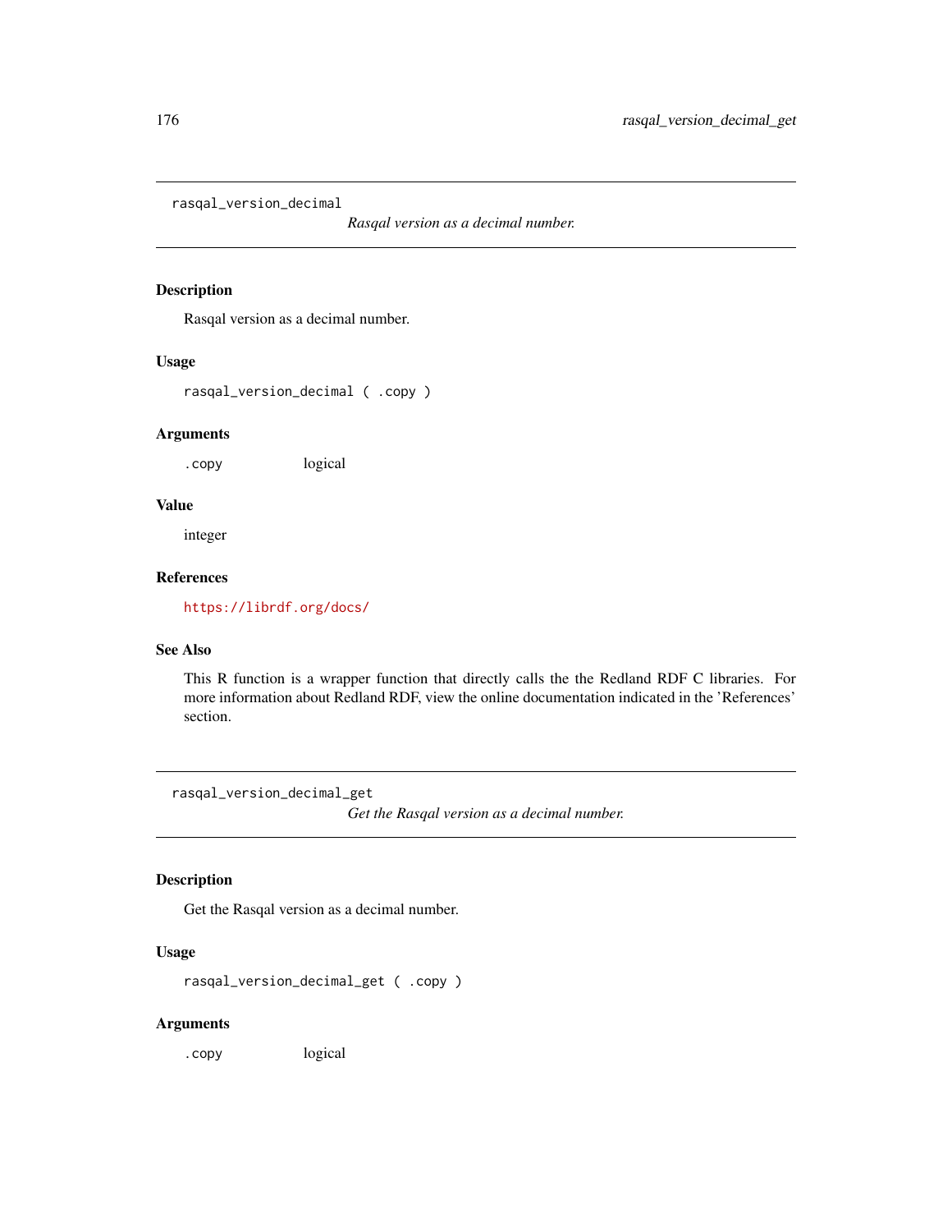## rasqal_version_decimal

*Rasqal version as a decimal number.*

### Description

Rasqal version as a decimal number.

### Usage

```
rasqal_version_decimal ( .copy )
```

### Arguments

| | |
|---|---|
| .copy | logical |

### Value

integer

### References

https://librdf.org/docs/

### See Also

This R function is a wrapper function that directly calls the the Redland RDF C libraries. For more information about Redland RDF, view the online documentation indicated in the 'References' section.

## rasqal_version_decimal_get

*Get the Rasqal version as a decimal number.*

### Description

Get the Rasqal version as a decimal number.

### Usage

```
rasqal_version_decimal_get ( .copy )
```

### Arguments

| | |
|---|---|
| .copy | logical |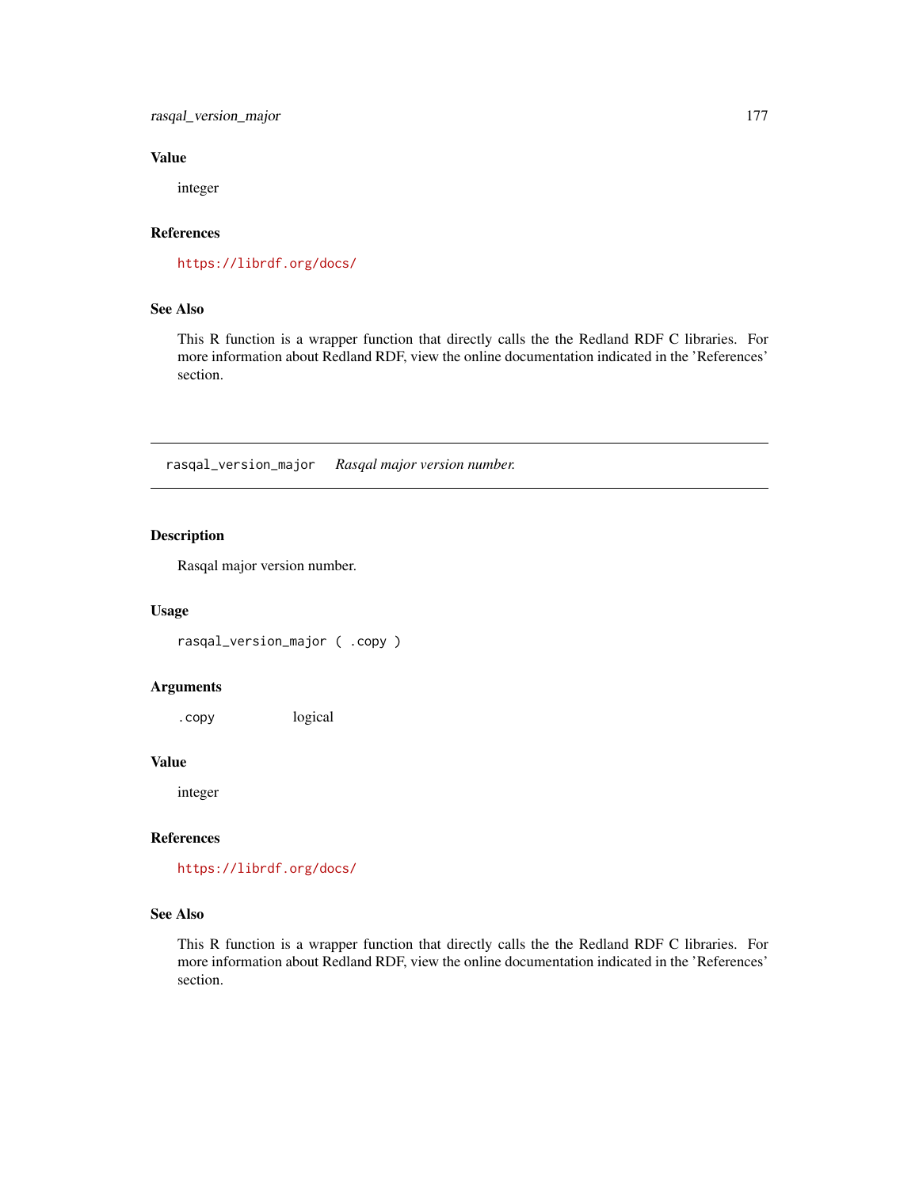### Value

integer

### References

https://librdf.org/docs/

### See Also

This R function is a wrapper function that directly calls the the Redland RDF C libraries. For more information about Redland RDF, view the online documentation indicated in the 'References' section.

---

## rasqal_version_major *Rasqal major version number.*

---

### Description

Rasqal major version number.

### Usage

```
rasqal_version_major ( .copy )
```

### Arguments

| | |
|---|---|
| .copy | logical |

### Value

integer

### References

https://librdf.org/docs/

### See Also

This R function is a wrapper function that directly calls the the Redland RDF C libraries. For more information about Redland RDF, view the online documentation indicated in the 'References' section.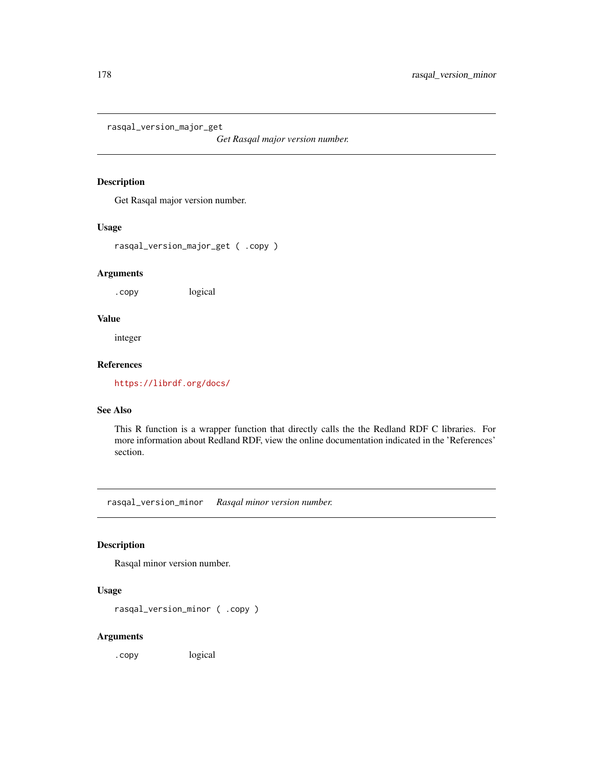## rasqal_version_major_get

*Get Rasqal major version number.*

### Description

Get Rasqal major version number.

### Usage

```
rasqal_version_major_get ( .copy )
```

### Arguments

| | |
|---|---|
| .copy | logical |

### Value

integer

### References

https://librdf.org/docs/

### See Also

This R function is a wrapper function that directly calls the the Redland RDF C libraries. For more information about Redland RDF, view the online documentation indicated in the 'References' section.

## rasqal_version_minor

*Rasqal minor version number.*

### Description

Rasqal minor version number.

### Usage

```
rasqal_version_minor ( .copy )
```

### Arguments

| | |
|---|---|
| .copy | logical |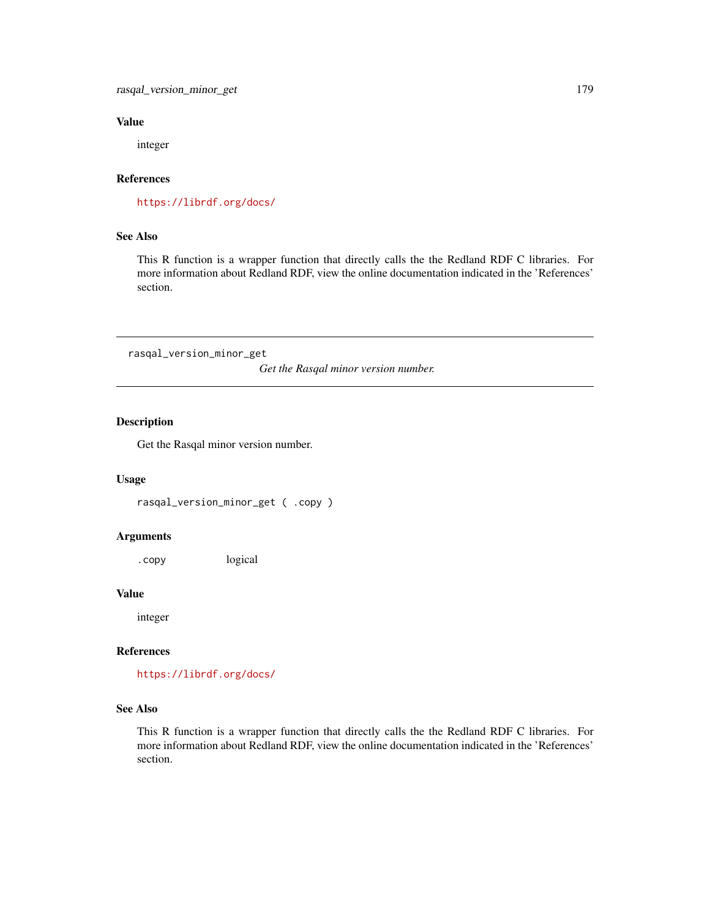## Value

integer

## References

https://librdf.org/docs/

## See Also

This R function is a wrapper function that directly calls the the Redland RDF C libraries. For more information about Redland RDF, view the online documentation indicated in the 'References' section.

---

# rasqal_version_minor_get

*Get the Rasqal minor version number.*

---

## Description

Get the Rasqal minor version number.

## Usage

```
rasqal_version_minor_get ( .copy )
```

## Arguments

| | |
|---|---|
| `.copy` | logical |

## Value

integer

## References

https://librdf.org/docs/

## See Also

This R function is a wrapper function that directly calls the the Redland RDF C libraries. For more information about Redland RDF, view the online documentation indicated in the 'References' section.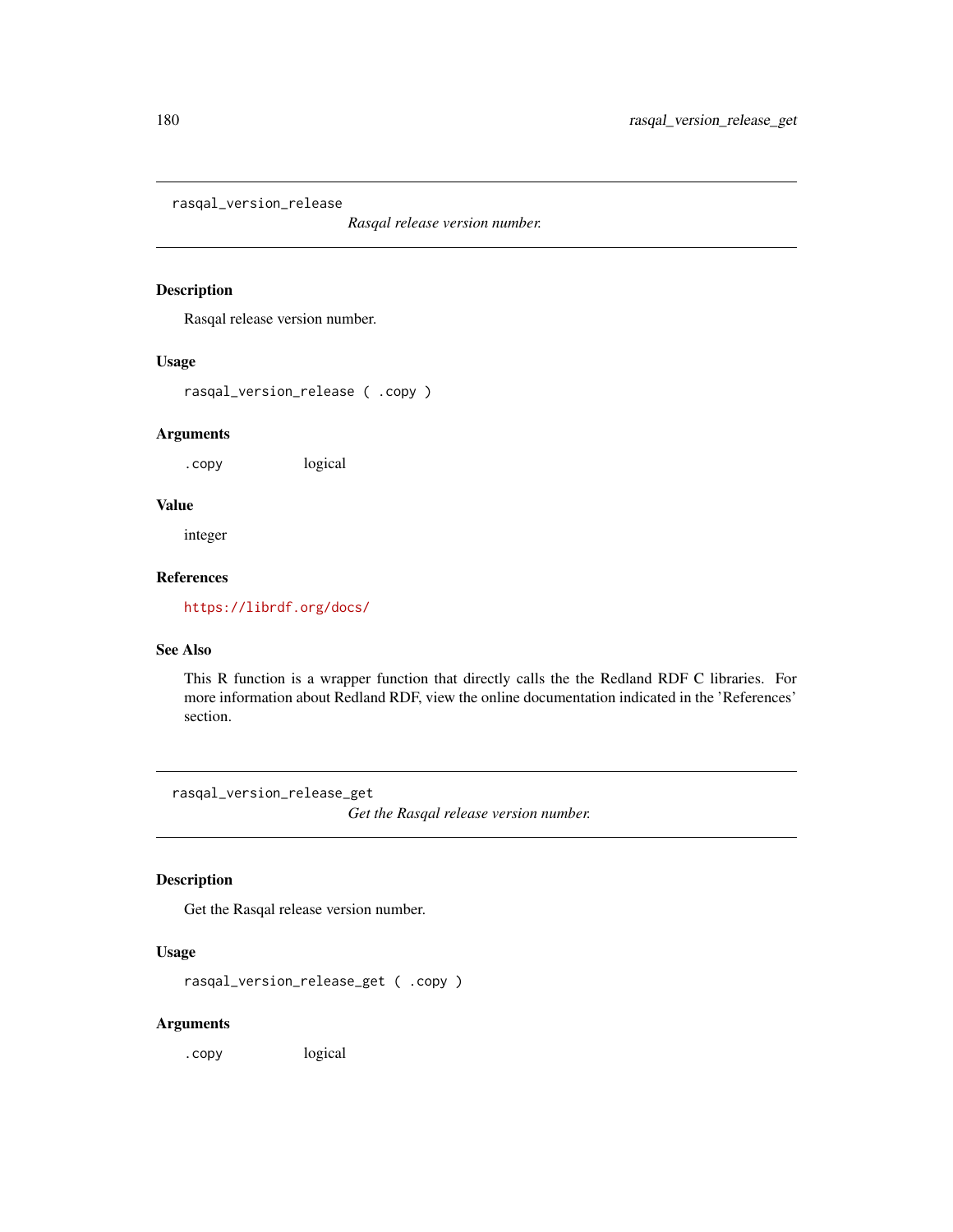## rasqal_version_release

*Rasqal release version number.*

### Description

Rasqal release version number.

### Usage

```
rasqal_version_release ( .copy )
```

### Arguments

| | |
|---|---|
| .copy | logical |

### Value

integer

### References

https://librdf.org/docs/

### See Also

This R function is a wrapper function that directly calls the the Redland RDF C libraries. For more information about Redland RDF, view the online documentation indicated in the 'References' section.

## rasqal_version_release_get

*Get the Rasqal release version number.*

### Description

Get the Rasqal release version number.

### Usage

```
rasqal_version_release_get ( .copy )
```

### Arguments

| | |
|---|---|
| .copy | logical |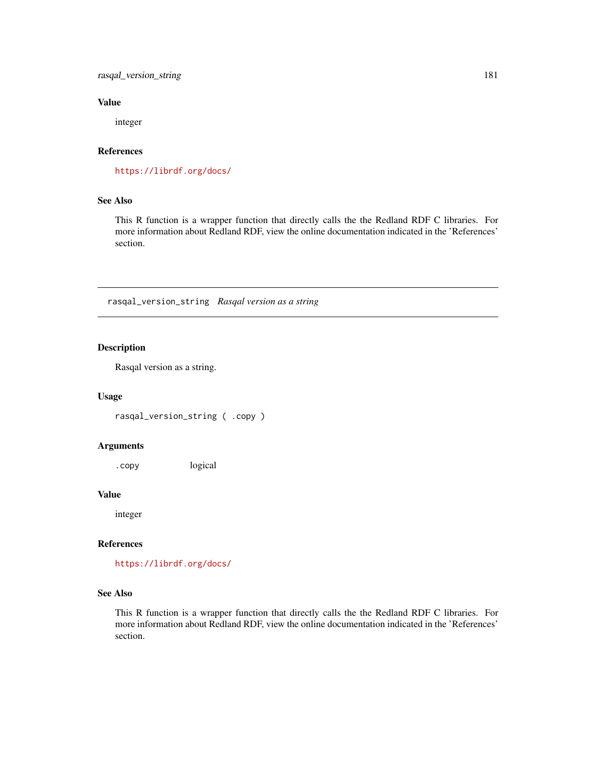### Value

integer

### References

https://librdf.org/docs/

### See Also

This R function is a wrapper function that directly calls the the Redland RDF C libraries. For more information about Redland RDF, view the online documentation indicated in the 'References' section.

---

## rasqal_version_string *Rasqal version as a string*

---

### Description

Rasqal version as a string.

### Usage

```
rasqal_version_string ( .copy )
```

### Arguments

| | |
|---|---|
| .copy | logical |

### Value

integer

### References

https://librdf.org/docs/

### See Also

This R function is a wrapper function that directly calls the the Redland RDF C libraries. For more information about Redland RDF, view the online documentation indicated in the 'References' section.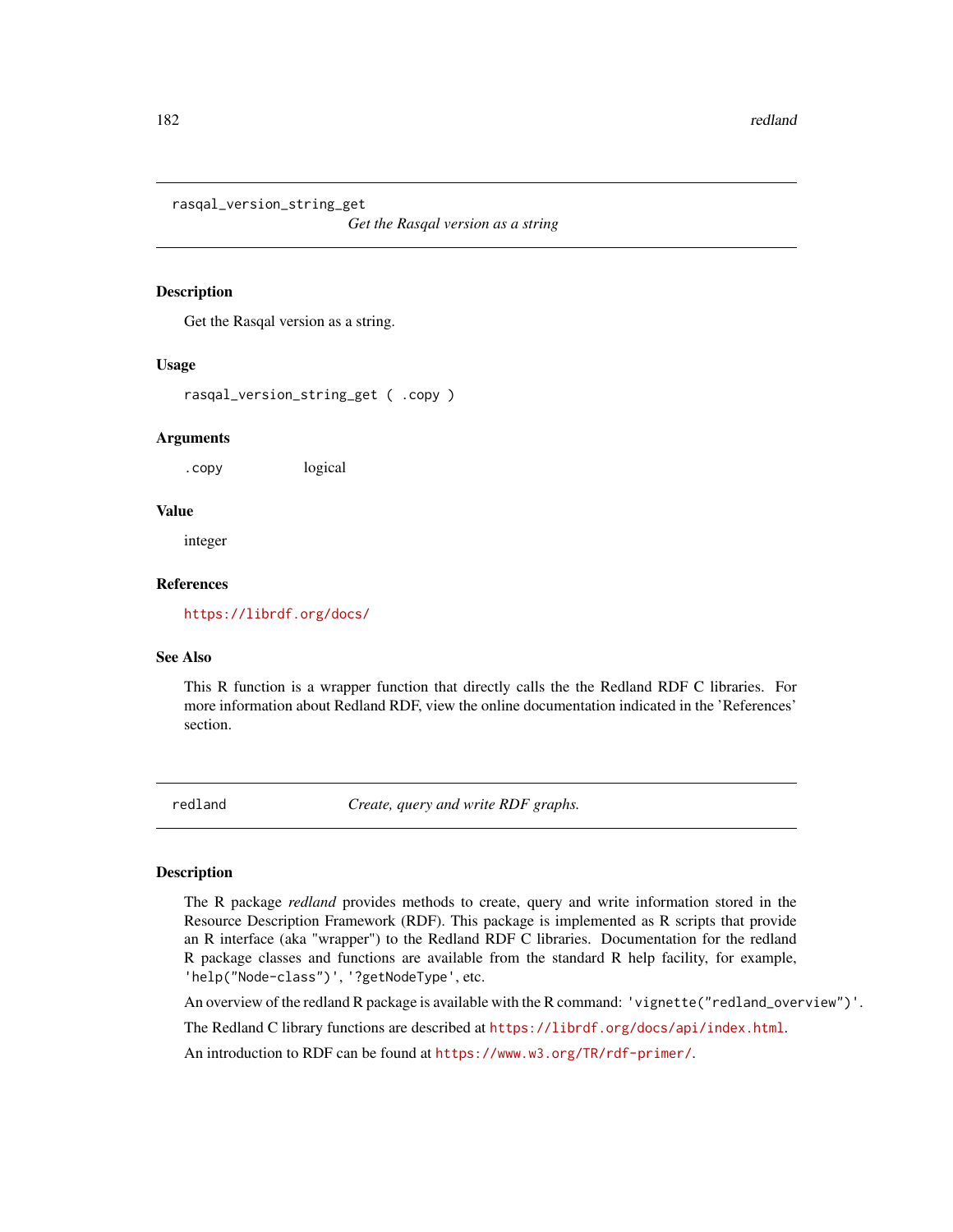## rasqal_version_string_get

*Get the Rasqal version as a string*

### Description

Get the Rasqal version as a string.

### Usage

```
rasqal_version_string_get ( .copy )
```

### Arguments

| | |
|---|---|
| .copy | logical |

### Value

integer

### References

https://librdf.org/docs/

### See Also

This R function is a wrapper function that directly calls the the Redland RDF C libraries. For more information about Redland RDF, view the online documentation indicated in the 'References' section.

## redland

*Create, query and write RDF graphs.*

### Description

The R package *redland* provides methods to create, query and write information stored in the Resource Description Framework (RDF). This package is implemented as R scripts that provide an R interface (aka "wrapper") to the Redland RDF C libraries. Documentation for the redland R package classes and functions are available from the standard R help facility, for example, `'help("Node-class")'`, `'?getNodeType'`, etc.

An overview of the redland R package is available with the R command: `'vignette("redland_overview")'`.

The Redland C library functions are described at https://librdf.org/docs/api/index.html.

An introduction to RDF can be found at https://www.w3.org/TR/rdf-primer/.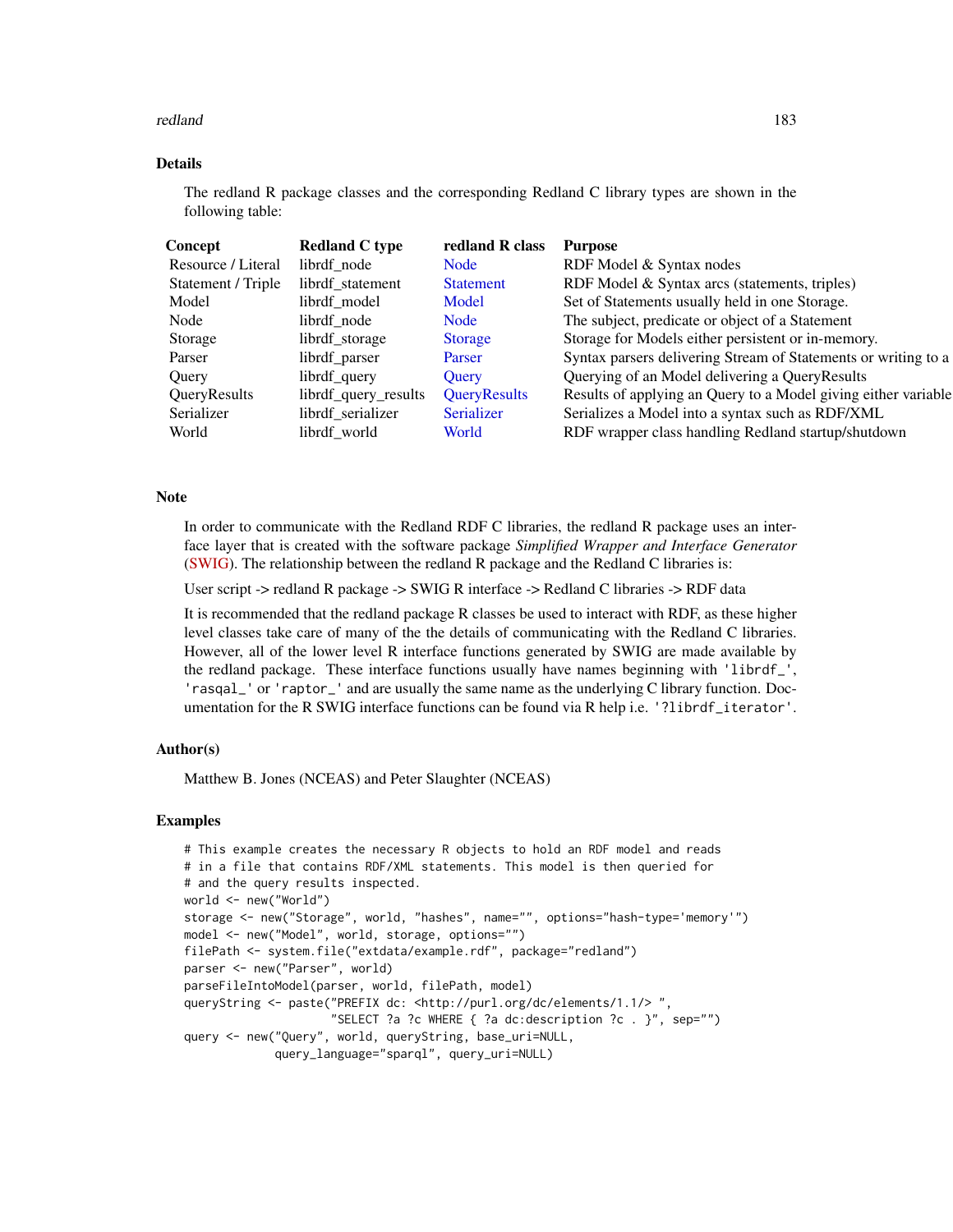## Details

The redland R package classes and the corresponding Redland C library types are shown in the following table:

| Concept | Redland C type | redland R class | Purpose |
|---|---|---|---|
| Resource / Literal | librdf_node | Node | RDF Model & Syntax nodes |
| Statement / Triple | librdf_statement | Statement | RDF Model & Syntax arcs (statements, triples) |
| Model | librdf_model | Model | Set of Statements usually held in one Storage. |
| Node | librdf_node | Node | The subject, predicate or object of a Statement |
| Storage | librdf_storage | Storage | Storage for Models either persistent or in-memory. |
| Parser | librdf_parser | Parser | Syntax parsers delivering Stream of Statements or writing to a |
| Query | librdf_query | Query | Querying of an Model delivering a QueryResults |
| QueryResults | librdf_query_results | QueryResults | Results of applying an Query to a Model giving either variable |
| Serializer | librdf_serializer | Serializer | Serializes a Model into a syntax such as RDF/XML |
| World | librdf_world | World | RDF wrapper class handling Redland startup/shutdown |

## Note

In order to communicate with the Redland RDF C libraries, the redland R package uses an interface layer that is created with the software package *Simplified Wrapper and Interface Generator* (SWIG). The relationship between the redland R package and the Redland C libraries is:

User script -> redland R package -> SWIG R interface -> Redland C libraries -> RDF data

It is recommended that the redland package R classes be used to interact with RDF, as these higher level classes take care of many of the the details of communicating with the Redland C libraries. However, all of the lower level R interface functions generated by SWIG are made available by the redland package. These interface functions usually have names beginning with 'librdf_', 'rasqal_' or 'raptor_' and are usually the same name as the underlying C library function. Documentation for the R SWIG interface functions can be found via R help i.e. '?librdf_iterator'.

## Author(s)

Matthew B. Jones (NCEAS) and Peter Slaughter (NCEAS)

## Examples

```
# This example creates the necessary R objects to hold an RDF model and reads
# in a file that contains RDF/XML statements. This model is then queried for
# and the query results inspected.
world <- new("World")
storage <- new("Storage", world, "hashes", name="", options="hash-type='memory'")
model <- new("Model", world, storage, options="")
filePath <- system.file("extdata/example.rdf", package="redland")
parser <- new("Parser", world)
parseFileIntoModel(parser, world, filePath, model)
queryString <- paste("PREFIX dc: <http://purl.org/dc/elements/1.1/> ",
                     "SELECT ?a ?c WHERE { ?a dc:description ?c . }", sep="")
query <- new("Query", world, queryString, base_uri=NULL,
             query_language="sparql", query_uri=NULL)
```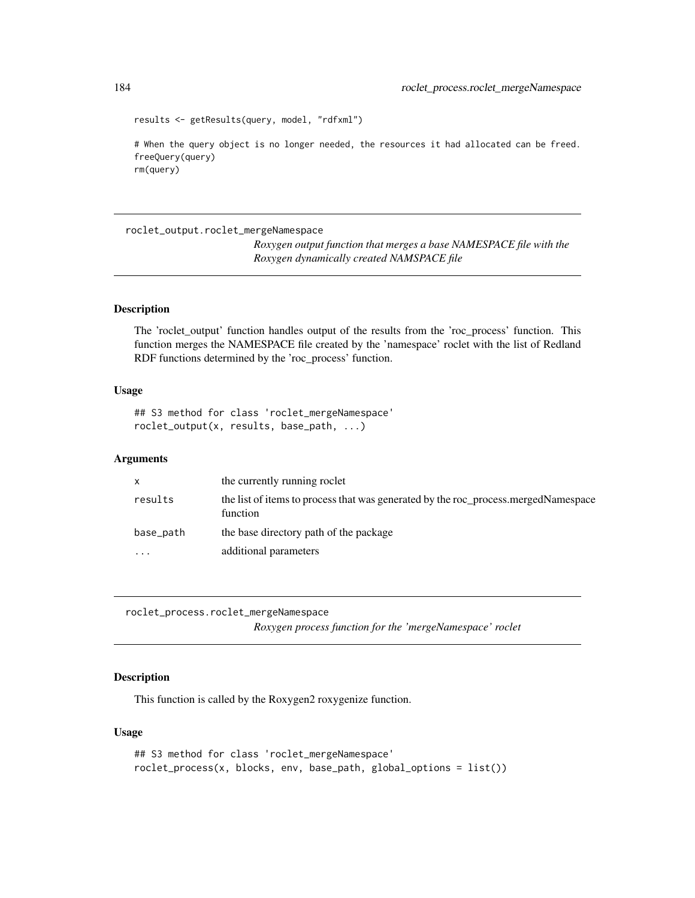```
results <- getResults(query, model, "rdfxml")

# When the query object is no longer needed, the resources it had allocated can be freed.
freeQuery(query)
rm(query)
```

---

## roclet_output.roclet_mergeNamespace

*Roxygen output function that merges a base NAMESPACE file with the Roxygen dynamically created NAMSPACE file*

---

### Description

The 'roclet_output' function handles output of the results from the 'roc_process' function. This function merges the NAMESPACE file created by the 'namespace' roclet with the list of Redland RDF functions determined by the 'roc_process' function.

### Usage

```
## S3 method for class 'roclet_mergeNamespace'
roclet_output(x, results, base_path, ...)
```

### Arguments

| | |
|---|---|
| x | the currently running roclet |
| results | the list of items to process that was generated by the roc_process.mergedNamespace function |
| base_path | the base directory path of the package |
| ... | additional parameters |

---

## roclet_process.roclet_mergeNamespace

*Roxygen process function for the 'mergeNamespace' roclet*

---

### Description

This function is called by the Roxygen2 roxygenize function.

### Usage

```
## S3 method for class 'roclet_mergeNamespace'
roclet_process(x, blocks, env, base_path, global_options = list())
```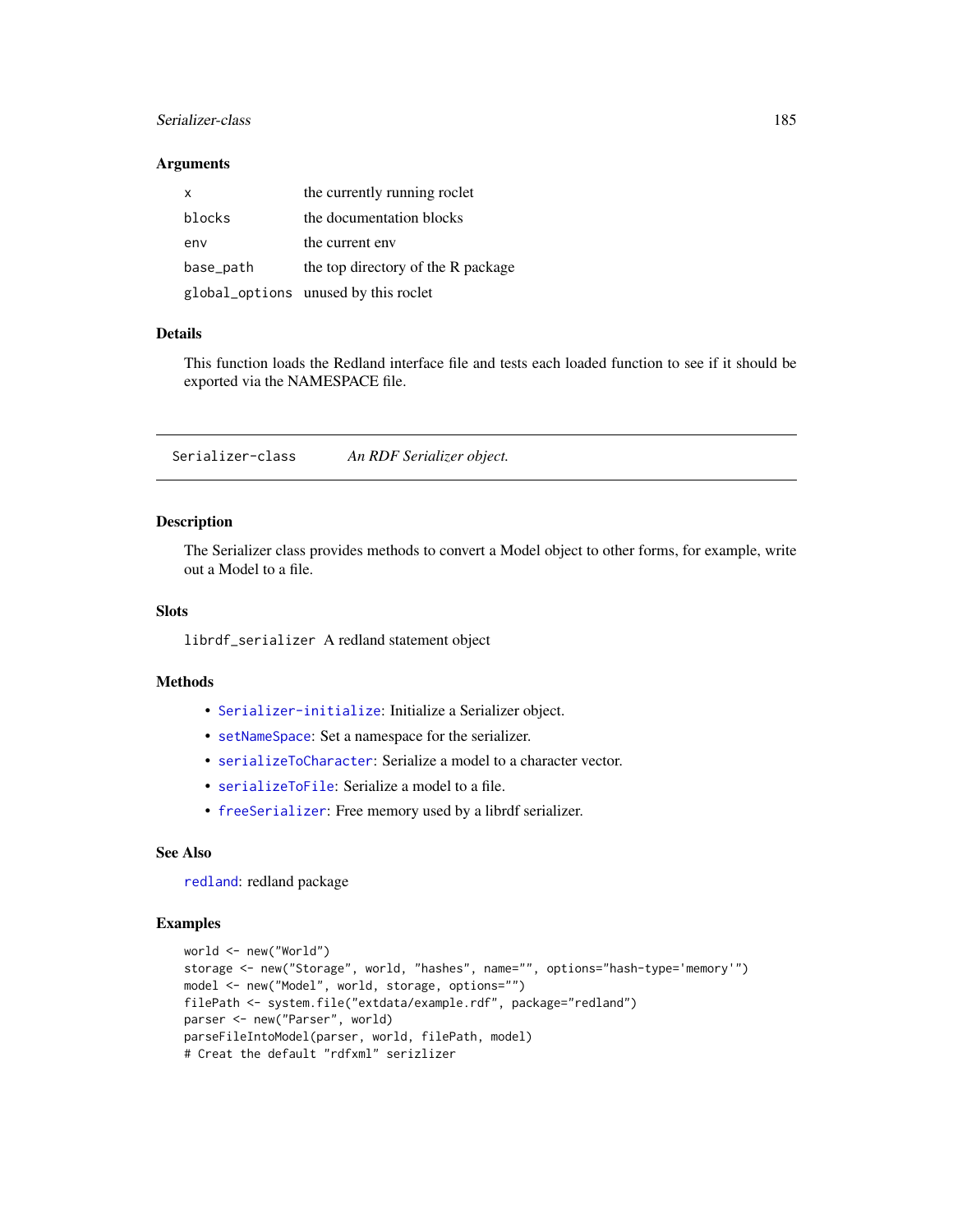### Arguments

| | |
|---|---|
| x | the currently running roclet |
| blocks | the documentation blocks |
| env | the current env |
| base_path | the top directory of the R package |
| global_options | unused by this roclet |

### Details

This function loads the Redland interface file and tests each loaded function to see if it should be exported via the NAMESPACE file.

---

## Serializer-class *An RDF Serializer object.*

---

### Description

The Serializer class provides methods to convert a Model object to other forms, for example, write out a Model to a file.

### Slots

`librdf_serializer` A redland statement object

### Methods

- `Serializer-initialize`: Initialize a Serializer object.
- `setNameSpace`: Set a namespace for the serializer.
- `serializeToCharacter`: Serialize a model to a character vector.
- `serializeToFile`: Serialize a model to a file.
- `freeSerializer`: Free memory used by a librdf serializer.

### See Also

`redland`: redland package

### Examples

```
world <- new("World")
storage <- new("Storage", world, "hashes", name="", options="hash-type='memory'")
model <- new("Model", world, storage, options="")
filePath <- system.file("extdata/example.rdf", package="redland")
parser <- new("Parser", world)
parseFileIntoModel(parser, world, filePath, model)
# Creat the default "rdfxml" serizlizer
```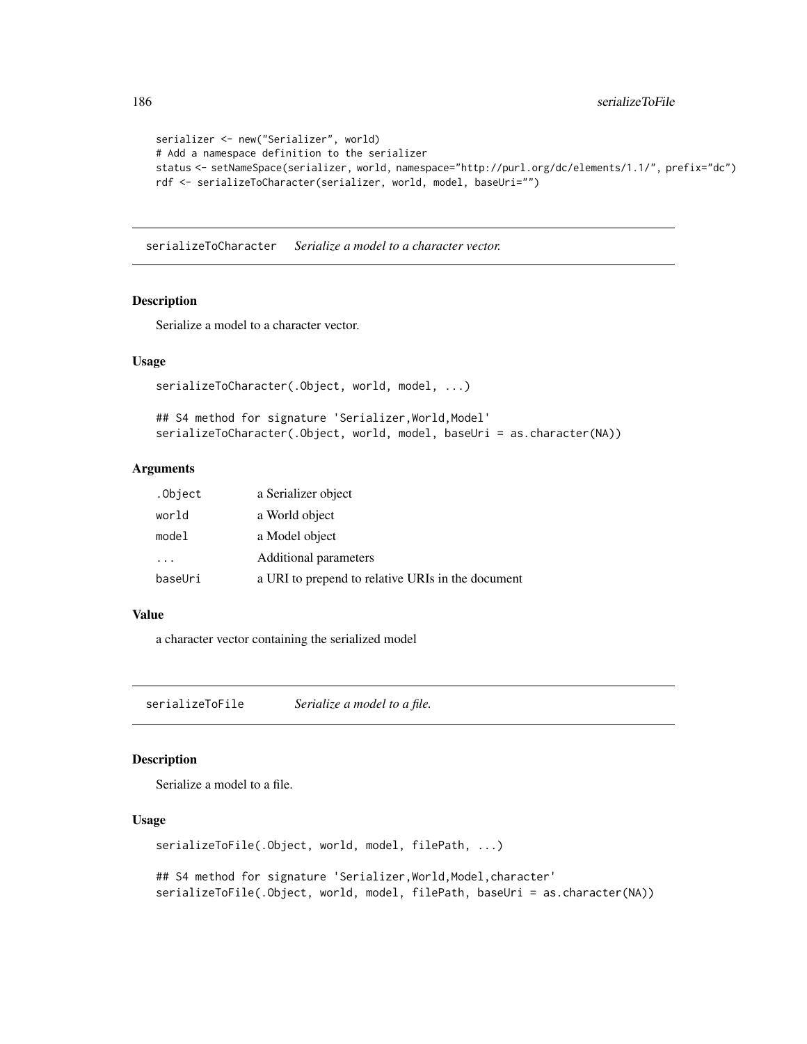```
serializer <- new("Serializer", world)
# Add a namespace definition to the serializer
status <- setNameSpace(serializer, world, namespace="http://purl.org/dc/elements/1.1/", prefix="dc")
rdf <- serializeToCharacter(serializer, world, model, baseUri="")
```

## serializeToCharacter *Serialize a model to a character vector.*

### Description

Serialize a model to a character vector.

### Usage

```
serializeToCharacter(.Object, world, model, ...)

## S4 method for signature 'Serializer,World,Model'
serializeToCharacter(.Object, world, model, baseUri = as.character(NA))
```

### Arguments

| | |
|---|---|
| .Object | a Serializer object |
| world | a World object |
| model | a Model object |
| ... | Additional parameters |
| baseUri | a URI to prepend to relative URIs in the document |

### Value

a character vector containing the serialized model

## serializeToFile *Serialize a model to a file.*

### Description

Serialize a model to a file.

### Usage

```
serializeToFile(.Object, world, model, filePath, ...)

## S4 method for signature 'Serializer,World,Model,character'
serializeToFile(.Object, world, model, filePath, baseUri = as.character(NA))
```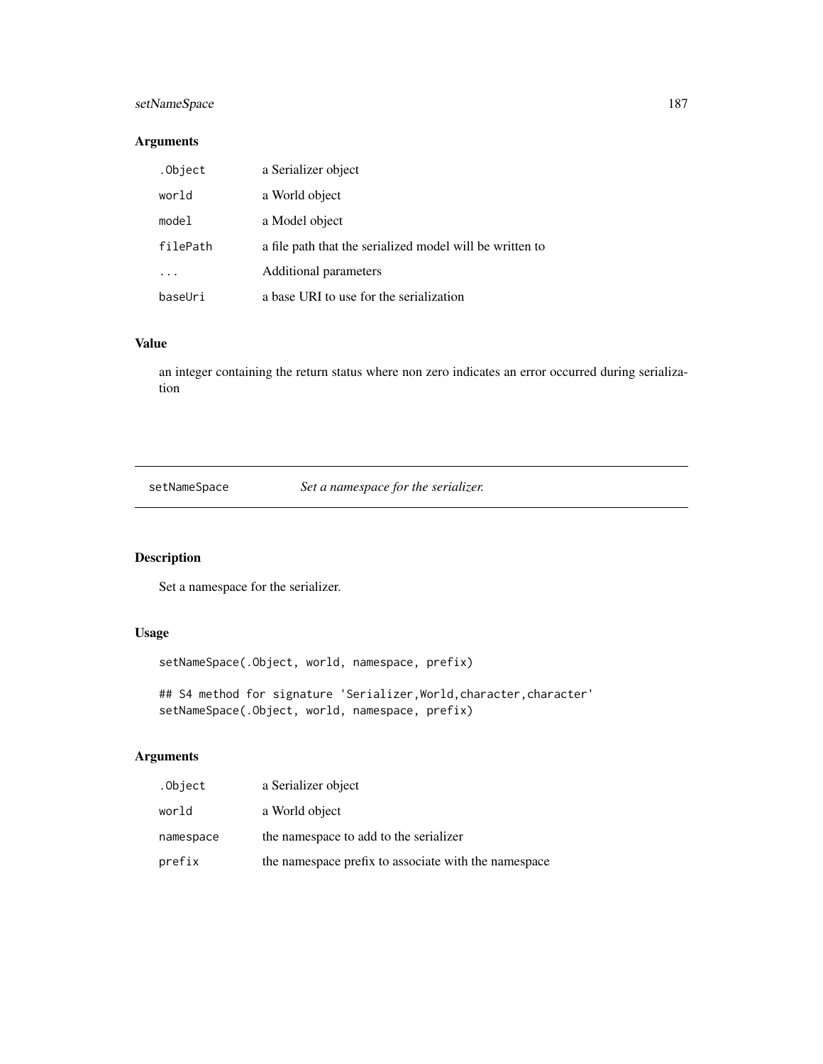## Arguments

| | |
|---|---|
| .Object | a Serializer object |
| world | a World object |
| model | a Model object |
| filePath | a file path that the serialized model will be written to |
| ... | Additional parameters |
| baseUri | a base URI to use for the serialization |

## Value

an integer containing the return status where non zero indicates an error occurred during serialization

---

# setNameSpace — *Set a namespace for the serializer.*

## Description

Set a namespace for the serializer.

## Usage

```
setNameSpace(.Object, world, namespace, prefix)

## S4 method for signature 'Serializer,World,character,character'
setNameSpace(.Object, world, namespace, prefix)
```

## Arguments

| | |
|---|---|
| .Object | a Serializer object |
| world | a World object |
| namespace | the namespace to add to the serializer |
| prefix | the namespace prefix to associate with the namespace |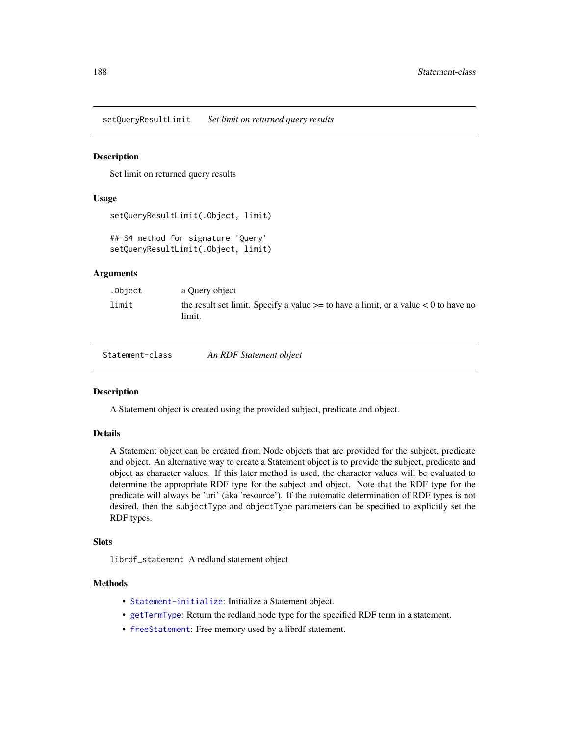## setQueryResultLimit *Set limit on returned query results*

### Description

Set limit on returned query results

### Usage

```
setQueryResultLimit(.Object, limit)

## S4 method for signature 'Query'
setQueryResultLimit(.Object, limit)
```

### Arguments

| | |
|---|---|
| .Object | a Query object |
| limit | the result set limit. Specify a value >= to have a limit, or a value < 0 to have no limit. |

## Statement-class *An RDF Statement object*

### Description

A Statement object is created using the provided subject, predicate and object.

### Details

A Statement object can be created from Node objects that are provided for the subject, predicate and object. An alternative way to create a Statement object is to provide the subject, predicate and object as character values. If this later method is used, the character values will be evaluated to determine the appropriate RDF type for the subject and object. Note that the RDF type for the predicate will always be 'uri' (aka 'resource'). If the automatic determination of RDF types is not desired, then the `subjectType` and `objectType` parameters can be specified to explicitly set the RDF types.

### Slots

`librdf_statement` A redland statement object

### Methods

- `Statement-initialize`: Initialize a Statement object.
- `getTermType`: Return the redland node type for the specified RDF term in a statement.
- `freeStatement`: Free memory used by a librdf statement.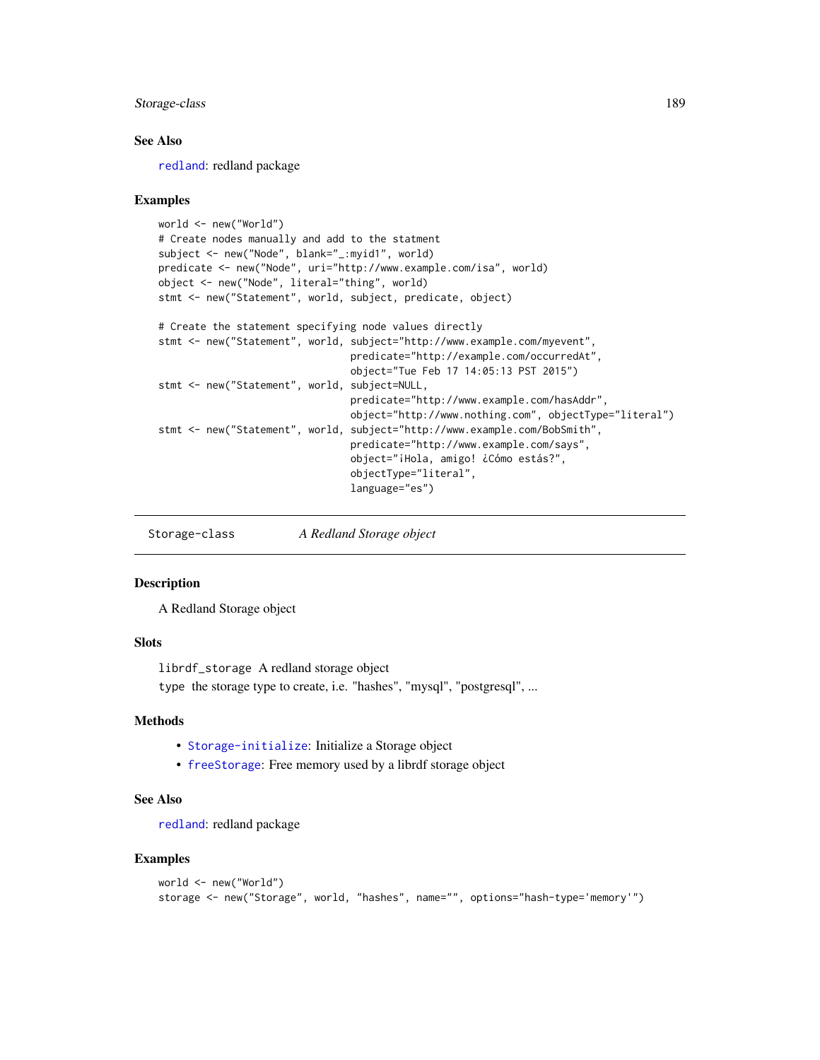## See Also

redland: redland package

## Examples

```
world <- new("World")
# Create nodes manually and add to the statment
subject <- new("Node", blank="_:myid1", world)
predicate <- new("Node", uri="http://www.example.com/isa", world)
object <- new("Node", literal="thing", world)
stmt <- new("Statement", world, subject, predicate, object)

# Create the statement specifying node values directly
stmt <- new("Statement", world, subject="http://www.example.com/myevent",
                                predicate="http://example.com/occurredAt",
                                object="Tue Feb 17 14:05:13 PST 2015")
stmt <- new("Statement", world, subject=NULL,
                                predicate="http://www.example.com/hasAddr",
                                object="http://www.nothing.com", objectType="literal")
stmt <- new("Statement", world, subject="http://www.example.com/BobSmith",
                                predicate="http://www.example.com/says",
                                object="¡Hola, amigo! ¿Cómo estás?",
                                objectType="literal",
                                language="es")
```

---

# Storage-class *A Redland Storage object*

## Description

A Redland Storage object

## Slots

`librdf_storage` A redland storage object

`type` the storage type to create, i.e. "hashes", "mysql", "postgresql", ...

## Methods

- Storage-initialize: Initialize a Storage object
- freeStorage: Free memory used by a librdf storage object

## See Also

redland: redland package

## Examples

```
world <- new("World")
storage <- new("Storage", world, "hashes", name="", options="hash-type='memory'")
```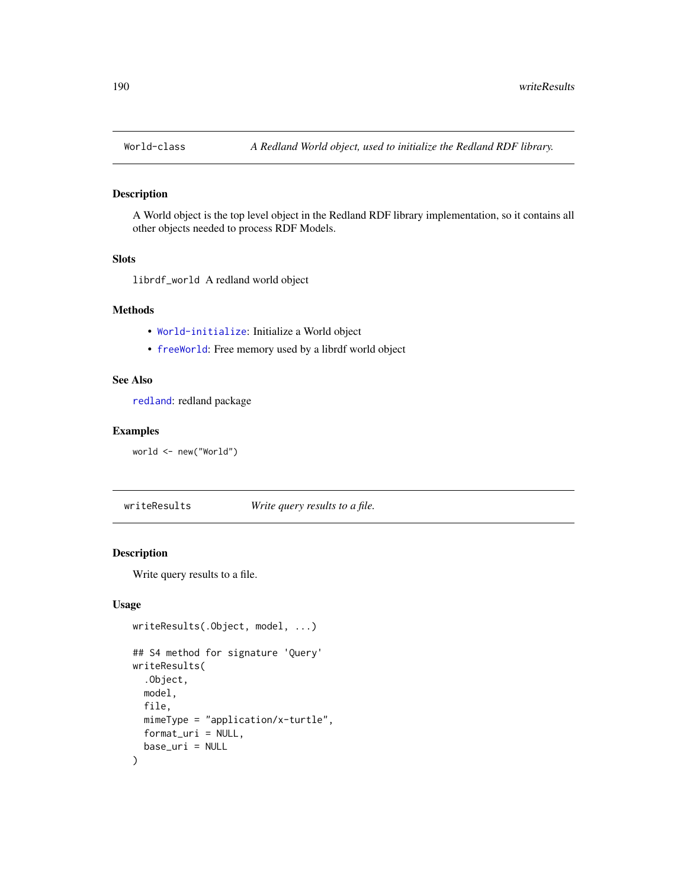## World-class — *A Redland World object, used to initialize the Redland RDF library.*

### Description

A World object is the top level object in the Redland RDF library implementation, so it contains all other objects needed to process RDF Models.

### Slots

`librdf_world` A redland world object

### Methods

- `World-initialize`: Initialize a World object
- `freeWorld`: Free memory used by a librdf world object

### See Also

`redland`: redland package

### Examples

```
world <- new("World")
```

## writeResults — *Write query results to a file.*

### Description

Write query results to a file.

### Usage

```
writeResults(.Object, model, ...)

## S4 method for signature 'Query'
writeResults(
  .Object,
  model,
  file,
  mimeType = "application/x-turtle",
  format_uri = NULL,
  base_uri = NULL
)
```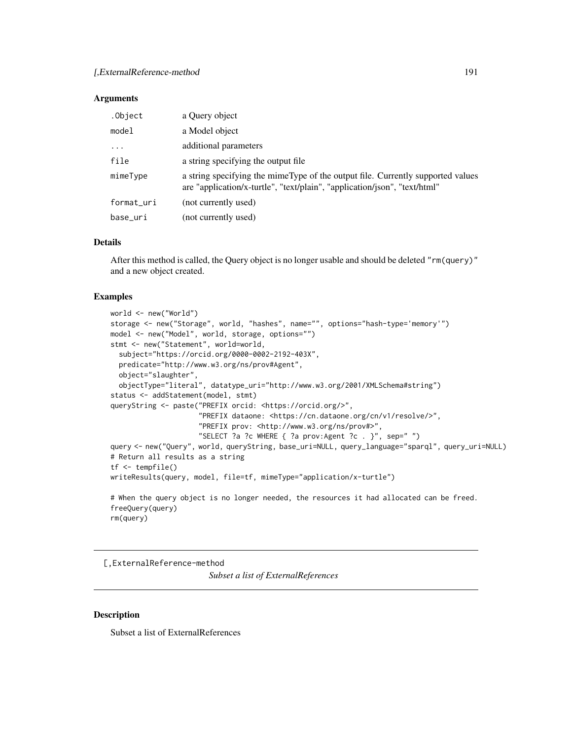### Arguments

| | |
|---|---|
| .Object | a Query object |
| model | a Model object |
| ... | additional parameters |
| file | a string specifying the output file |
| mimeType | a string specifying the mimeType of the output file. Currently supported values are "application/x-turtle", "text/plain", "application/json", "text/html" |
| format_uri | (not currently used) |
| base_uri | (not currently used) |

### Details

After this method is called, the Query object is no longer usable and should be deleted "rm(query)" and a new object created.

### Examples

```
world <- new("World")
storage <- new("Storage", world, "hashes", name="", options="hash-type='memory'")
model <- new("Model", world, storage, options="")
stmt <- new("Statement", world=world,
  subject="https://orcid.org/0000-0002-2192-403X",
  predicate="http://www.w3.org/ns/prov#Agent",
  object="slaughter",
  objectType="literal", datatype_uri="http://www.w3.org/2001/XMLSchema#string")
status <- addStatement(model, stmt)
queryString <- paste("PREFIX orcid: <https://orcid.org/>",
                     "PREFIX dataone: <https://cn.dataone.org/cn/v1/resolve/>",
                     "PREFIX prov: <http://www.w3.org/ns/prov#>",
                     "SELECT ?a ?c WHERE { ?a prov:Agent ?c . }", sep=" ")
query <- new("Query", world, queryString, base_uri=NULL, query_language="sparql", query_uri=NULL)
# Return all results as a string
tf <- tempfile()
writeResults(query, model, file=tf, mimeType="application/x-turtle")

# When the query object is no longer needed, the resources it had allocated can be freed.
freeQuery(query)
rm(query)
```

---

## [,ExternalReference-method    *Subset a list of ExternalReferences*

### Description

Subset a list of ExternalReferences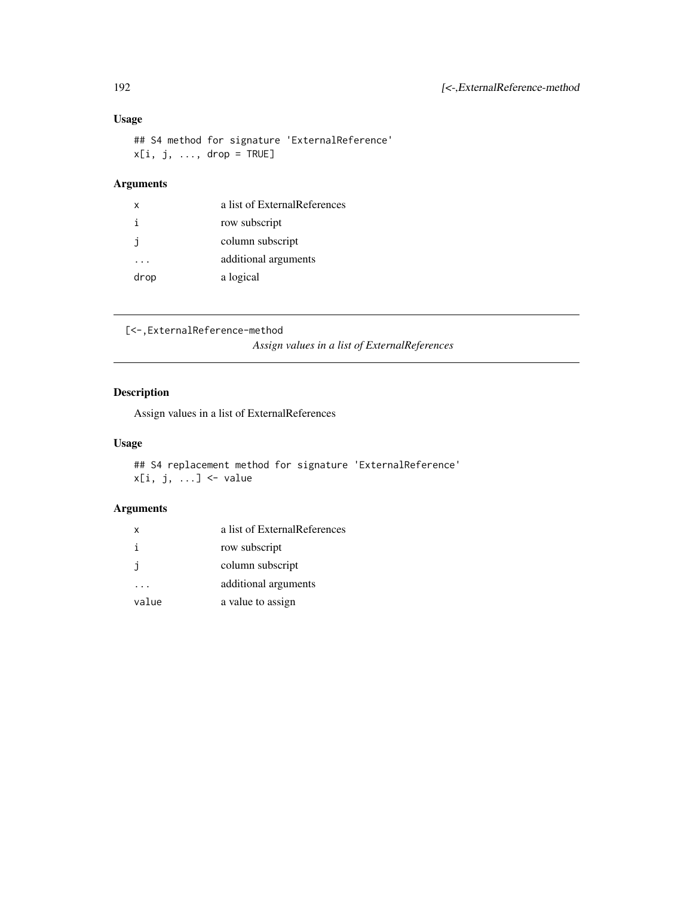## Usage

```
## S4 method for signature 'ExternalReference'
x[i, j, ..., drop = TRUE]
```

## Arguments

| | |
|---|---|
| x | a list of ExternalReferences |
| i | row subscript |
| j | column subscript |
| ... | additional arguments |
| drop | a logical |

---

`[<-,ExternalReference-method`

*Assign values in a list of ExternalReferences*

---

## Description

Assign values in a list of ExternalReferences

## Usage

```
## S4 replacement method for signature 'ExternalReference'
x[i, j, ...] <- value
```

## Arguments

| | |
|---|---|
| x | a list of ExternalReferences |
| i | row subscript |
| j | column subscript |
| ... | additional arguments |
| value | a value to assign |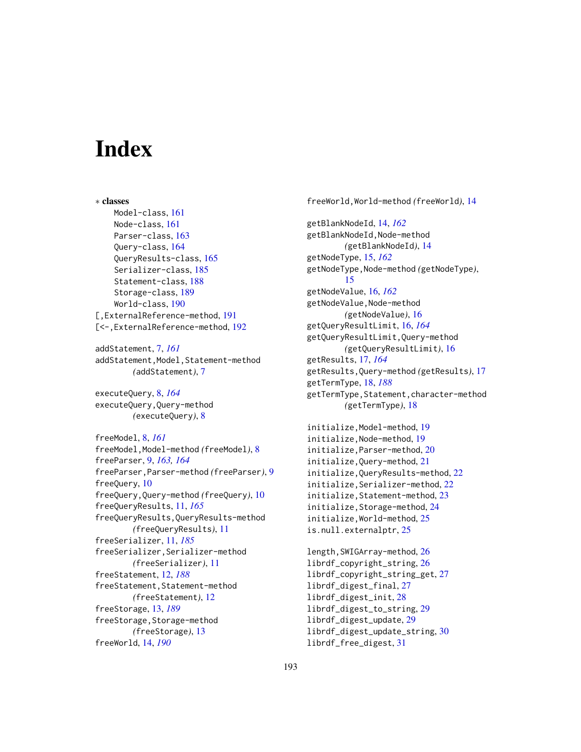# Index

∗ **classes**

Model-class, 161
Node-class, 161
Parser-class, 163
Query-class, 164
QueryResults-class, 165
Serializer-class, 185
Statement-class, 188
Storage-class, 189
World-class, 190

[,ExternalReference-method, 191
[<-,ExternalReference-method, 192

addStatement, 7, *161*
addStatement,Model,Statement-method *(addStatement)*, 7

executeQuery, 8, *164*
executeQuery,Query-method *(executeQuery)*, 8

freeModel, 8, *161*
freeModel,Model-method *(freeModel)*, 8
freeParser, 9, *163, 164*
freeParser,Parser-method *(freeParser)*, 9
freeQuery, 10
freeQuery,Query-method *(freeQuery)*, 10
freeQueryResults, 11, *165*
freeQueryResults,QueryResults-method *(freeQueryResults)*, 11
freeSerializer, 11, *185*
freeSerializer,Serializer-method *(freeSerializer)*, 11
freeStatement, 12, *188*
freeStatement,Statement-method *(freeStatement)*, 12
freeStorage, 13, *189*
freeStorage,Storage-method *(freeStorage)*, 13
freeWorld, 14, *190*
freeWorld,World-method *(freeWorld)*, 14

getBlankNodeId, 14, *162*
getBlankNodeId,Node-method *(getBlankNodeId)*, 14
getNodeType, 15, *162*
getNodeType,Node-method *(getNodeType)*, 15
getNodeValue, 16, *162*
getNodeValue,Node-method *(getNodeValue)*, 16
getQueryResultLimit, 16, *164*
getQueryResultLimit,Query-method *(getQueryResultLimit)*, 16
getResults, 17, *164*
getResults,Query-method *(getResults)*, 17
getTermType, 18, *188*
getTermType,Statement,character-method *(getTermType)*, 18

initialize,Model-method, 19
initialize,Node-method, 19
initialize,Parser-method, 20
initialize,Query-method, 21
initialize,QueryResults-method, 22
initialize,Serializer-method, 22
initialize,Statement-method, 23
initialize,Storage-method, 24
initialize,World-method, 25
is.null.externalptr, 25

length,SWIGArray-method, 26
librdf_copyright_string, 26
librdf_copyright_string_get, 27
librdf_digest_final, 27
librdf_digest_init, 28
librdf_digest_to_string, 29
librdf_digest_update, 29
librdf_digest_update_string, 30
librdf_free_digest, 31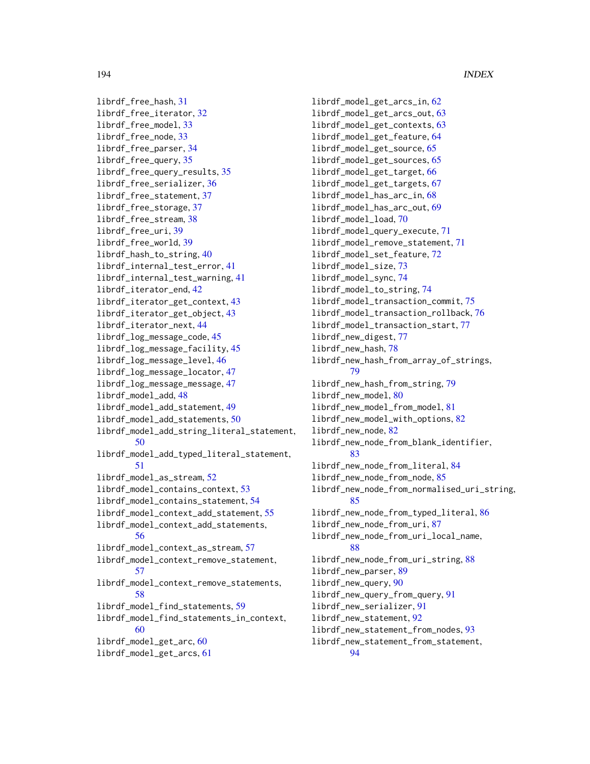librdf_free_hash, 31
librdf_free_iterator, 32
librdf_free_model, 33
librdf_free_node, 33
librdf_free_parser, 34
librdf_free_query, 35
librdf_free_query_results, 35
librdf_free_serializer, 36
librdf_free_statement, 37
librdf_free_storage, 37
librdf_free_stream, 38
librdf_free_uri, 39
librdf_free_world, 39
librdf_hash_to_string, 40
librdf_internal_test_error, 41
librdf_internal_test_warning, 41
librdf_iterator_end, 42
librdf_iterator_get_context, 43
librdf_iterator_get_object, 43
librdf_iterator_next, 44
librdf_log_message_code, 45
librdf_log_message_facility, 45
librdf_log_message_level, 46
librdf_log_message_locator, 47
librdf_log_message_message, 47
librdf_model_add, 48
librdf_model_add_statement, 49
librdf_model_add_statements, 50
librdf_model_add_string_literal_statement, 50
librdf_model_add_typed_literal_statement, 51
librdf_model_as_stream, 52
librdf_model_contains_context, 53
librdf_model_contains_statement, 54
librdf_model_context_add_statement, 55
librdf_model_context_add_statements, 56
librdf_model_context_as_stream, 57
librdf_model_context_remove_statement, 57
librdf_model_context_remove_statements, 58
librdf_model_find_statements, 59
librdf_model_find_statements_in_context, 60
librdf_model_get_arc, 60
librdf_model_get_arcs, 61
librdf_model_get_arcs_in, 62
librdf_model_get_arcs_out, 63
librdf_model_get_contexts, 63
librdf_model_get_feature, 64
librdf_model_get_source, 65
librdf_model_get_sources, 65
librdf_model_get_target, 66
librdf_model_get_targets, 67
librdf_model_has_arc_in, 68
librdf_model_has_arc_out, 69
librdf_model_load, 70
librdf_model_query_execute, 71
librdf_model_remove_statement, 71
librdf_model_set_feature, 72
librdf_model_size, 73
librdf_model_sync, 74
librdf_model_to_string, 74
librdf_model_transaction_commit, 75
librdf_model_transaction_rollback, 76
librdf_model_transaction_start, 77
librdf_new_digest, 77
librdf_new_hash, 78
librdf_new_hash_from_array_of_strings, 79
librdf_new_hash_from_string, 79
librdf_new_model, 80
librdf_new_model_from_model, 81
librdf_new_model_with_options, 82
librdf_new_node, 82
librdf_new_node_from_blank_identifier, 83
librdf_new_node_from_literal, 84
librdf_new_node_from_node, 85
librdf_new_node_from_normalised_uri_string, 85
librdf_new_node_from_typed_literal, 86
librdf_new_node_from_uri, 87
librdf_new_node_from_uri_local_name, 88
librdf_new_node_from_uri_string, 88
librdf_new_parser, 89
librdf_new_query, 90
librdf_new_query_from_query, 91
librdf_new_serializer, 91
librdf_new_statement, 92
librdf_new_statement_from_nodes, 93
librdf_new_statement_from_statement, 94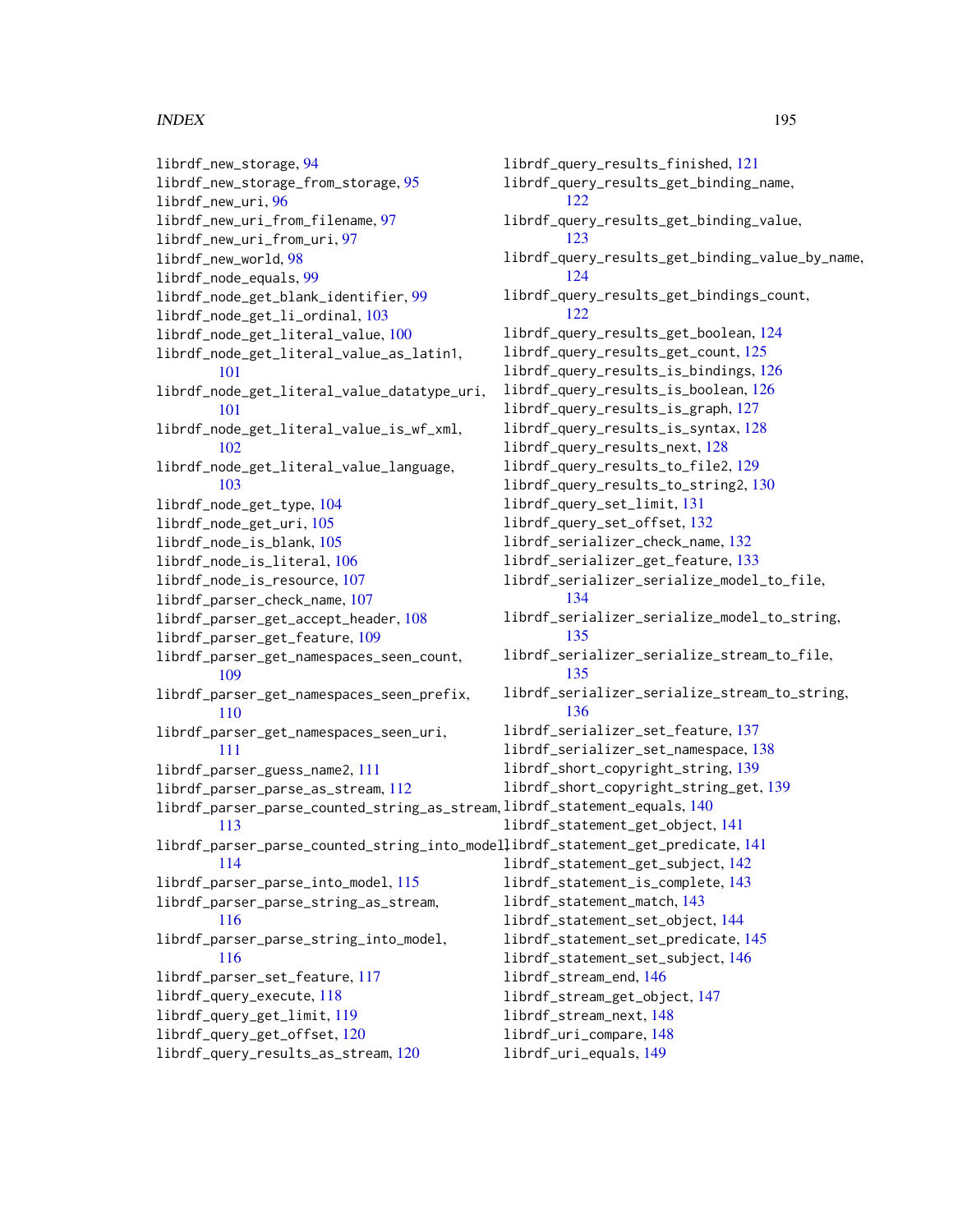librdf_new_storage, 94
librdf_new_storage_from_storage, 95
librdf_new_uri, 96
librdf_new_uri_from_filename, 97
librdf_new_uri_from_uri, 97
librdf_new_world, 98
librdf_node_equals, 99
librdf_node_get_blank_identifier, 99
librdf_node_get_li_ordinal, 103
librdf_node_get_literal_value, 100
librdf_node_get_literal_value_as_latin1, 101
librdf_node_get_literal_value_datatype_uri, 101
librdf_node_get_literal_value_is_wf_xml, 102
librdf_node_get_literal_value_language, 103
librdf_node_get_type, 104
librdf_node_get_uri, 105
librdf_node_is_blank, 105
librdf_node_is_literal, 106
librdf_node_is_resource, 107
librdf_parser_check_name, 107
librdf_parser_get_accept_header, 108
librdf_parser_get_feature, 109
librdf_parser_get_namespaces_seen_count, 109
librdf_parser_get_namespaces_seen_prefix, 110
librdf_parser_get_namespaces_seen_uri, 111
librdf_parser_guess_name2, 111
librdf_parser_parse_as_stream, 112
librdf_parser_parse_counted_string_as_stream, 113
librdf_parser_parse_counted_string_into_model, 114
librdf_parser_parse_into_model, 115
librdf_parser_parse_string_as_stream, 116
librdf_parser_parse_string_into_model, 116
librdf_parser_set_feature, 117
librdf_query_execute, 118
librdf_query_get_limit, 119
librdf_query_get_offset, 120
librdf_query_results_as_stream, 120
librdf_query_results_finished, 121
librdf_query_results_get_binding_name, 122
librdf_query_results_get_binding_value, 123
librdf_query_results_get_binding_value_by_name, 124
librdf_query_results_get_bindings_count, 122
librdf_query_results_get_boolean, 124
librdf_query_results_get_count, 125
librdf_query_results_is_bindings, 126
librdf_query_results_is_boolean, 126
librdf_query_results_is_graph, 127
librdf_query_results_is_syntax, 128
librdf_query_results_next, 128
librdf_query_results_to_file2, 129
librdf_query_results_to_string2, 130
librdf_query_set_limit, 131
librdf_query_set_offset, 132
librdf_serializer_check_name, 132
librdf_serializer_get_feature, 133
librdf_serializer_serialize_model_to_file, 134
librdf_serializer_serialize_model_to_string, 135
librdf_serializer_serialize_stream_to_file, 135
librdf_serializer_serialize_stream_to_string, 136
librdf_serializer_set_feature, 137
librdf_serializer_set_namespace, 138
librdf_short_copyright_string, 139
librdf_short_copyright_string_get, 139
librdf_statement_equals, 140
librdf_statement_get_object, 141
librdf_statement_get_predicate, 141
librdf_statement_get_subject, 142
librdf_statement_is_complete, 143
librdf_statement_match, 143
librdf_statement_set_object, 144
librdf_statement_set_predicate, 145
librdf_statement_set_subject, 146
librdf_stream_end, 146
librdf_stream_get_object, 147
librdf_stream_next, 148
librdf_uri_compare, 148
librdf_uri_equals, 149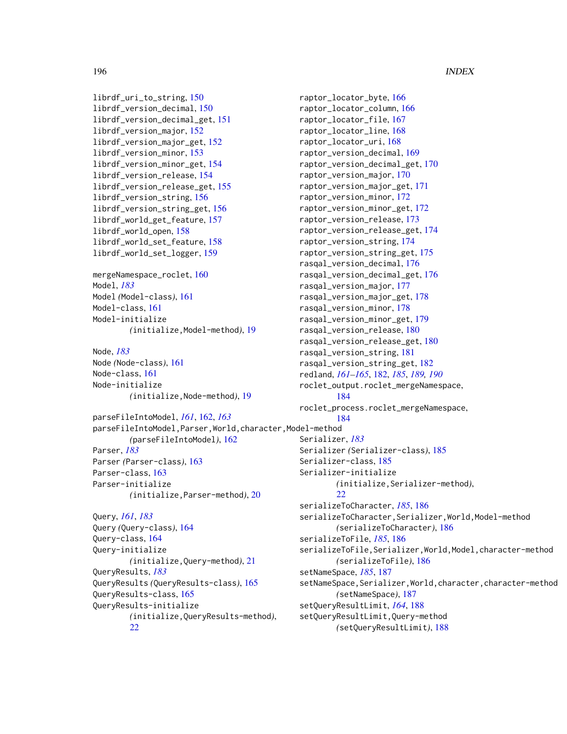librdf_uri_to_string, 150
librdf_version_decimal, 150
librdf_version_decimal_get, 151
librdf_version_major, 152
librdf_version_major_get, 152
librdf_version_minor, 153
librdf_version_minor_get, 154
librdf_version_release, 154
librdf_version_release_get, 155
librdf_version_string, 156
librdf_version_string_get, 156
librdf_world_get_feature, 157
librdf_world_open, 158
librdf_world_set_feature, 158
librdf_world_set_logger, 159

mergeNamespace_roclet, 160
Model, *183*
Model (Model-class), 161
Model-class, 161
Model-initialize
    (initialize,Model-method), 19

Node, *183*
Node (Node-class), 161
Node-class, 161
Node-initialize
    (initialize,Node-method), 19

parseFileIntoModel, *161*, 162, *163*
parseFileIntoModel,Parser,World,character,Model-method
    (parseFileIntoModel), 162
Parser, *183*
Parser (Parser-class), 163
Parser-class, 163
Parser-initialize
    (initialize,Parser-method), 20

Query, *161*, *183*
Query (Query-class), 164
Query-class, 164
Query-initialize
    (initialize,Query-method), 21
QueryResults, *183*
QueryResults (QueryResults-class), 165
QueryResults-class, 165
QueryResults-initialize
    (initialize,QueryResults-method),
    22

raptor_locator_byte, 166
raptor_locator_column, 166
raptor_locator_file, 167
raptor_locator_line, 168
raptor_locator_uri, 168
raptor_version_decimal, 169
raptor_version_decimal_get, 170
raptor_version_major, 170
raptor_version_major_get, 171
raptor_version_minor, 172
raptor_version_minor_get, 172
raptor_version_release, 173
raptor_version_release_get, 174
raptor_version_string, 174
raptor_version_string_get, 175
rasqal_version_decimal, 176
rasqal_version_decimal_get, 176
rasqal_version_major, 177
rasqal_version_major_get, 178
rasqal_version_minor, 178
rasqal_version_minor_get, 179
rasqal_version_release, 180
rasqal_version_release_get, 180
rasqal_version_string, 181
rasqal_version_string_get, 182
redland, *161–165*, 182, *185*, *189*, *190*
roclet_output.roclet_mergeNamespace,
    184
roclet_process.roclet_mergeNamespace,
    184

Serializer, *183*
Serializer (Serializer-class), 185
Serializer-class, 185
Serializer-initialize
    (initialize,Serializer-method),
    22
serializeToCharacter, *185*, 186
serializeToCharacter,Serializer,World,Model-method
    (serializeToCharacter), 186
serializeToFile, *185*, 186
serializeToFile,Serializer,World,Model,character-method
    (serializeToFile), 186
setNameSpace, *185*, 187
setNameSpace,Serializer,World,character,character-method
    (setNameSpace), 187
setQueryResultLimit, *164*, 188
setQueryResultLimit,Query-method
    (setQueryResultLimit), 188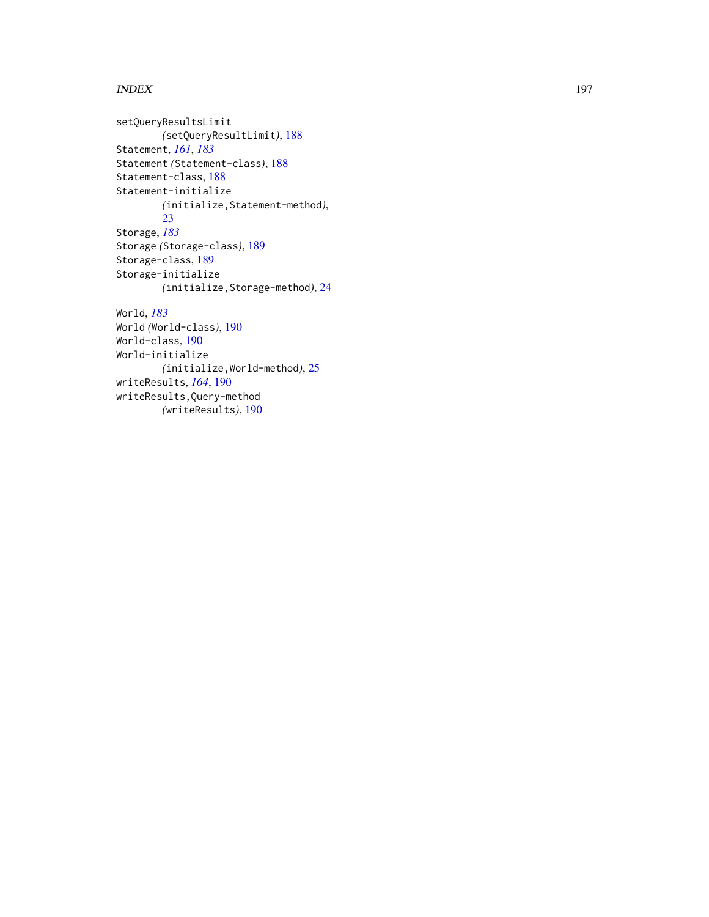setQueryResultsLimit
  (setQueryResultLimit), 188
Statement, *161*, *183*
Statement (Statement-class), 188
Statement-class, 188
Statement-initialize
  (initialize,Statement-method),
  23
Storage, *183*
Storage (Storage-class), 189
Storage-class, 189
Storage-initialize
  (initialize,Storage-method), 24

World, *183*
World (World-class), 190
World-class, 190
World-initialize
  (initialize,World-method), 25
writeResults, *164*, 190
writeResults,Query-method
  (writeResults), 190